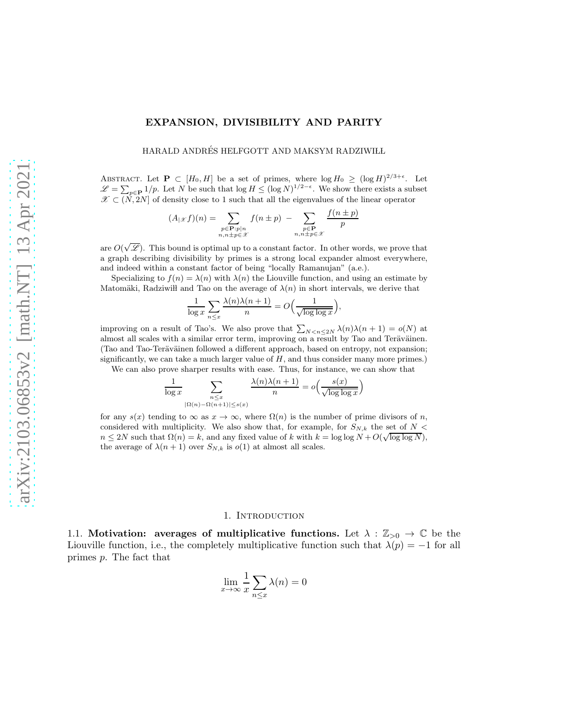# EXPANSION, DIVISIBILITY AND PARITY

HARALD ANDRÉS HELFGOTT AND MAKSYM RADZIWIŁŁ

Abstract. Let $\mathbf{P} \subset [H_0, H]$ be a set of primes, where $\log H_0 \geq (\log H)^{2/3+\epsilon}$. Let $\mathscr{L} = \sum_{p\in\mathbf{P}} 1/p$. Let $N$ be such that $\log H \leq (\log N)^{1/2-\epsilon}$. We show there exists a subset $\mathscr{X} \subset (N, 2N]$ of density close to 1 such that all the eigenvalues of the linear operator

$$(A_{|\mathscr{X}} f)(n) = \sum_{\substack{p\in\mathbf{P}:p|n\\ n,n\pm p\in\mathscr{X}}} f(n\pm p) \; - \sum_{\substack{p\in\mathbf{P}\\ n,n\pm p\in\mathscr{X}}} \frac{f(n\pm p)}{p}$$

are $O(\sqrt{\mathscr{L}})$. This bound is optimal up to a constant factor. In other words, we prove that a graph describing divisibility by primes is a strong local expander almost everywhere, and indeed within a constant factor of being "locally Ramanujan" (a.e.).

Specializing to $f(n) = \lambda(n)$ with $\lambda(n)$ the Liouville function, and using an estimate by Matomäki, Radziwiłł and Tao on the average of $\lambda(n)$ in short intervals, we derive that

$$\frac{1}{\log x}\sum_{n\leq x}\frac{\lambda(n)\lambda(n+1)}{n} = O\Big(\frac{1}{\sqrt{\log\log x}}\Big),$$

improving on a result of Tao's. We also prove that $\sum_{N<n\leq 2N}\lambda(n)\lambda(n+1) = o(N)$ at almost all scales with a similar error term, improving on a result by Tao and Teräväinen. (Tao and Tao-Teräväinen followed a different approach, based on entropy, not expansion; significantly, we can take a much larger value of $H$, and thus consider many more primes.)

We can also prove sharper results with ease. Thus, for instance, we can show that

$$\frac{1}{\log x}\sum_{\substack{n\leq x\\ |\Omega(n)-\Omega(n+1)|\leq s(x)}}\frac{\lambda(n)\lambda(n+1)}{n} = o\Big(\frac{s(x)}{\sqrt{\log\log x}}\Big)$$

for any $s(x)$ tending to $\infty$ as $x\to\infty$, where $\Omega(n)$ is the number of prime divisors of $n$, considered with multiplicity. We also show that, for example, for $S_{N,k}$ the set of $N < n \leq 2N$ such that $\Omega(n) = k$, and any fixed value of $k$ with $k = \log\log N + O(\sqrt{\log\log N})$, the average of $\lambda(n+1)$ over $S_{N,k}$ is $o(1)$ at almost all scales.

## 1. Introduction

### 1.1. Motivation: averages of multiplicative functions.

Let $\lambda : \mathbb{Z}_{>0} \to \mathbb{C}$ be the Liouville function, i.e., the completely multiplicative function such that $\lambda(p) = -1$ for all primes $p$. The fact that

$$\lim_{x\to\infty}\frac{1}{x}\sum_{n\leq x}\lambda(n) = 0$$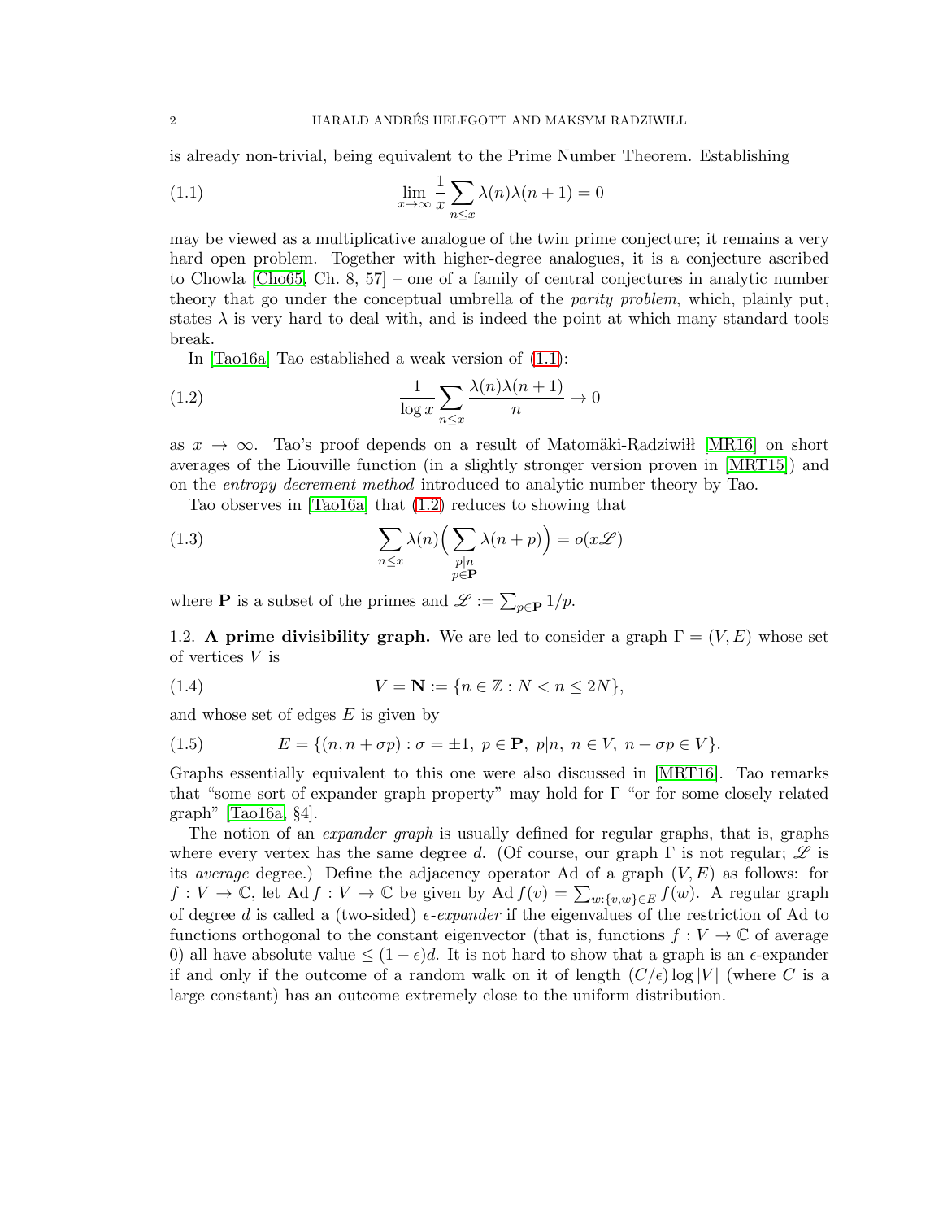is already non-trivial, being equivalent to the Prime Number Theorem. Establishing

$$\lim_{x\to\infty} \frac{1}{x}\sum_{n\leq x} \lambda(n)\lambda(n+1) = 0 \tag{1.1}$$

may be viewed as a multiplicative analogue of the twin prime conjecture; it remains a very hard open problem. Together with higher-degree analogues, it is a conjecture ascribed to Chowla [Cho65, Ch. 8, 57] – one of a family of central conjectures in analytic number theory that go under the conceptual umbrella of the *parity problem*, which, plainly put, states $\lambda$ is very hard to deal with, and is indeed the point at which many standard tools break.

In [Tao16a] Tao established a weak version of (1.1):

$$\frac{1}{\log x}\sum_{n\leq x} \frac{\lambda(n)\lambda(n+1)}{n} \to 0 \tag{1.2}$$

as $x \to \infty$. Tao's proof depends on a result of Matomäki-Radziwiłł [MR16] on short averages of the Liouville function (in a slightly stronger version proven in [MRT15]) and on the *entropy decrement method* introduced to analytic number theory by Tao.

Tao observes in [Tao16a] that (1.2) reduces to showing that

$$\sum_{n\leq x} \lambda(n)\Big(\sum_{\substack{p|n \\ p\in \mathbf{P}}} \lambda(n+p)\Big) = o(x\mathscr{L}) \tag{1.3}$$

where $\mathbf{P}$ is a subset of the primes and $\mathscr{L} := \sum_{p\in\mathbf{P}} 1/p$.

1.2. **A prime divisibility graph.** We are led to consider a graph $\Gamma = (V, E)$ whose set of vertices $V$ is

$$V = \mathbf{N} := \{n \in \mathbb{Z} : N < n \leq 2N\}, \tag{1.4}$$

and whose set of edges $E$ is given by

$$E = \{(n, n+\sigma p) : \sigma = \pm 1,\ p \in \mathbf{P},\ p|n,\ n\in V,\ n+\sigma p \in V\}. \tag{1.5}$$

Graphs essentially equivalent to this one were also discussed in [MRT16]. Tao remarks that "some sort of expander graph property" may hold for $\Gamma$ "or for some closely related graph" [Tao16a, §4].

The notion of an *expander graph* is usually defined for regular graphs, that is, graphs where every vertex has the same degree $d$. (Of course, our graph $\Gamma$ is not regular; $\mathscr{L}$ is its *average* degree.) Define the adjacency operator $\mathrm{Ad}$ of a graph $(V, E)$ as follows: for $f : V \to \mathbb{C}$, let $\mathrm{Ad}\, f : V \to \mathbb{C}$ be given by $\mathrm{Ad}\, f(v) = \sum_{w:\{v,w\}\in E} f(w)$. A regular graph of degree $d$ is called a (two-sided) $\epsilon$-*expander* if the eigenvalues of the restriction of $\mathrm{Ad}$ to functions orthogonal to the constant eigenvector (that is, functions $f : V \to \mathbb{C}$ of average 0) all have absolute value $\leq (1-\epsilon)d$. It is not hard to show that a graph is an $\epsilon$-expander if and only if the outcome of a random walk on it of length $(C/\epsilon)\log|V|$ (where $C$ is a large constant) has an outcome extremely close to the uniform distribution.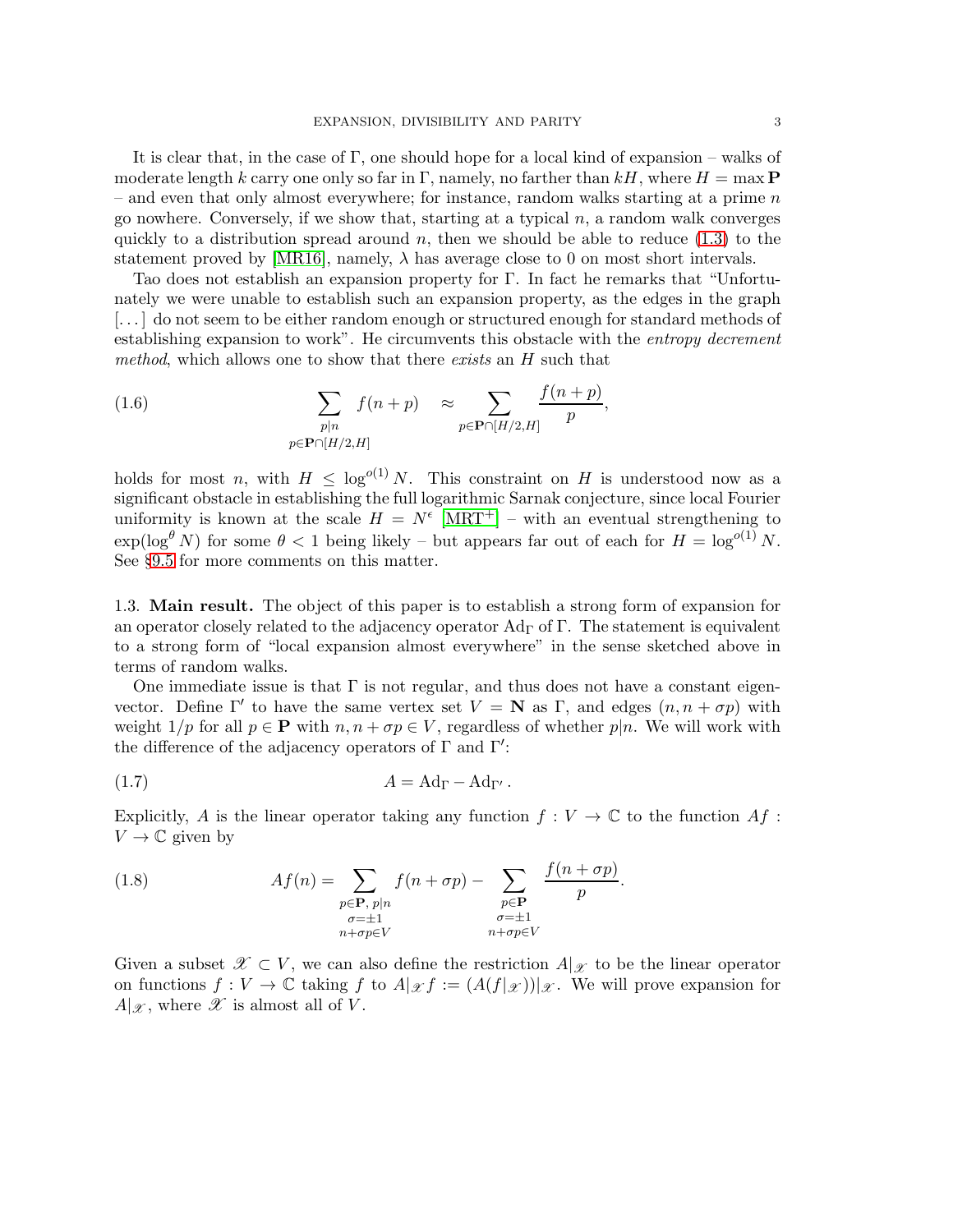It is clear that, in the case of $\Gamma$, one should hope for a local kind of expansion – walks of moderate length $k$ carry one only so far in $\Gamma$, namely, no farther than $kH$, where $H = \max \mathbf{P}$ – and even that only almost everywhere; for instance, random walks starting at a prime $n$ go nowhere. Conversely, if we show that, starting at a typical $n$, a random walk converges quickly to a distribution spread around $n$, then we should be able to reduce (1.3) to the statement proved by [MR16], namely, $\lambda$ has average close to 0 on most short intervals.

Tao does not establish an expansion property for $\Gamma$. In fact he remarks that "Unfortunately we were unable to establish such an expansion property, as the edges in the graph [...] do not seem to be either random enough or structured enough for standard methods of establishing expansion to work". He circumvents this obstacle with the *entropy decrement method*, which allows one to show that there *exists* an $H$ such that

$$\sum_{\substack{p|n \\ p\in\mathbf{P}\cap[H/2,H]}} f(n+p) \quad \approx \sum_{p\in\mathbf{P}\cap[H/2,H]} \frac{f(n+p)}{p}, \tag{1.6}$$

holds for most $n$, with $H \leq \log^{o(1)} N$. This constraint on $H$ is understood now as a significant obstacle in establishing the full logarithmic Sarnak conjecture, since local Fourier uniformity is known at the scale $H = N^{\epsilon}$ [MRT+] – with an eventual strengthening to $\exp(\log^{\theta} N)$ for some $\theta < 1$ being likely – but appears far out of each for $H = \log^{o(1)} N$. See §9.5 for more comments on this matter.

### 1.3. Main result.

The object of this paper is to establish a strong form of expansion for an operator closely related to the adjacency operator $\mathrm{Ad}_\Gamma$ of $\Gamma$. The statement is equivalent to a strong form of "local expansion almost everywhere" in the sense sketched above in terms of random walks.

One immediate issue is that $\Gamma$ is not regular, and thus does not have a constant eigenvector. Define $\Gamma'$ to have the same vertex set $V = \mathbf{N}$ as $\Gamma$, and edges $(n, n+\sigma p)$ with weight $1/p$ for all $p \in \mathbf{P}$ with $n, n+\sigma p \in V$, regardless of whether $p|n$. We will work with the difference of the adjacency operators of $\Gamma$ and $\Gamma'$:

$$A = \mathrm{Ad}_\Gamma - \mathrm{Ad}_{\Gamma'}. \tag{1.7}$$

Explicitly, $A$ is the linear operator taking any function $f : V \to \mathbb{C}$ to the function $Af : V \to \mathbb{C}$ given by

$$Af(n) = \sum_{\substack{p\in\mathbf{P},\, p|n \\ \sigma=\pm1 \\ n+\sigma p\in V}} f(n+\sigma p) - \sum_{\substack{p\in\mathbf{P} \\ \sigma=\pm1 \\ n+\sigma p\in V}} \frac{f(n+\sigma p)}{p}. \tag{1.8}$$

Given a subset $\mathscr{X} \subset V$, we can also define the restriction $A|_{\mathscr{X}}$ to be the linear operator on functions $f : V \to \mathbb{C}$ taking $f$ to $A|_{\mathscr{X}} f := (A(f|_{\mathscr{X}}))|_{\mathscr{X}}$. We will prove expansion for $A|_{\mathscr{X}}$, where $\mathscr{X}$ is almost all of $V$.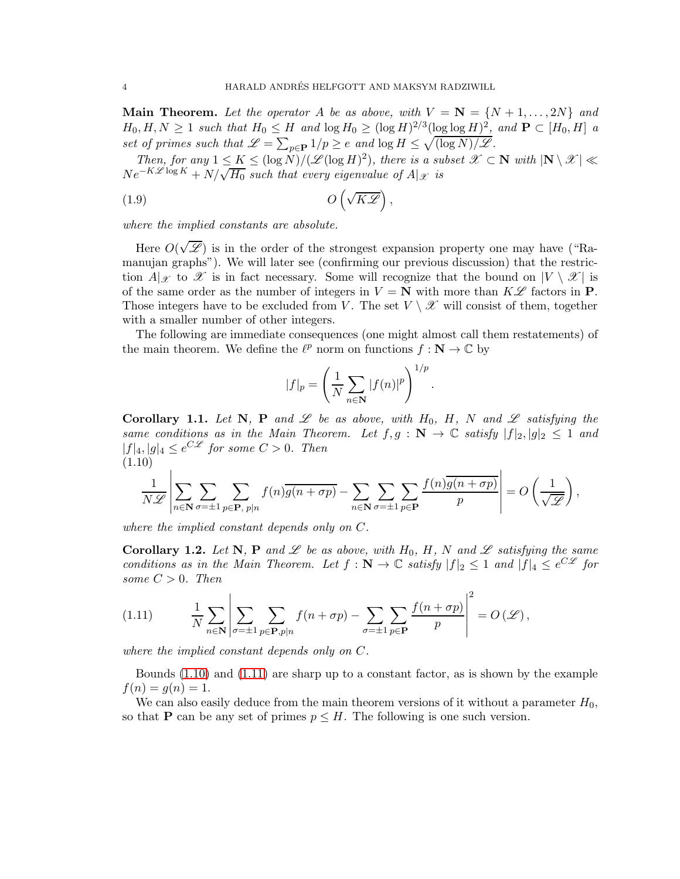**Main Theorem.** *Let the operator $A$ be as above, with $V = \mathbf{N} = \{N+1, \ldots, 2N\}$ and $H_0, H, N \geq 1$ such that $H_0 \leq H$ and $\log H_0 \geq (\log H)^{2/3} (\log \log H)^2$, and $\mathbf{P} \subset [H_0, H]$ a set of primes such that $\mathscr{L} = \sum_{p \in \mathbf{P}} 1/p \geq e$ and $\log H \leq \sqrt{(\log N)/\mathscr{L}}$.*

*Then, for any $1 \leq K \leq (\log N)/(\mathscr{L}(\log H)^2)$, there is a subset $\mathscr{X} \subset \mathbf{N}$ with $|\mathbf{N} \setminus \mathscr{X}| \ll N e^{-K\mathscr{L} \log K} + N/\sqrt{H_0}$ such that every eigenvalue of $A|_{\mathscr{X}}$ is*

$$O\left(\sqrt{K\mathscr{L}}\right), \tag{1.9}$$

*where the implied constants are absolute.*

Here $O(\sqrt{\mathscr{L}})$ is in the order of the strongest expansion property one may have ("Ramanujan graphs"). We will later see (confirming our previous discussion) that the restriction $A|_{\mathscr{X}}$ to $\mathscr{X}$ is in fact necessary. Some will recognize that the bound on $|V \setminus \mathscr{X}|$ is of the same order as the number of integers in $V = \mathbf{N}$ with more than $K\mathscr{L}$ factors in $\mathbf{P}$. Those integers have to be excluded from $V$. The set $V \setminus \mathscr{X}$ will consist of them, together with a smaller number of other integers.

The following are immediate consequences (one might almost call them restatements) of the main theorem. We define the $\ell^p$ norm on functions $f : \mathbf{N} \to \mathbb{C}$ by

$$|f|_p = \left( \frac{1}{N} \sum_{n \in \mathbf{N}} |f(n)|^p \right)^{1/p}.$$

**Corollary 1.1.** *Let $\mathbf{N}$, $\mathbf{P}$ and $\mathscr{L}$ be as above, with $H_0$, $H$, $N$ and $\mathscr{L}$ satisfying the same conditions as in the Main Theorem. Let $f, g : \mathbf{N} \to \mathbb{C}$ satisfy $|f|_2, |g|_2 \leq 1$ and $|f|_4, |g|_4 \leq e^{C\mathscr{L}}$ for some $C > 0$. Then*

$$\frac{1}{N\mathscr{L}} \left| \sum_{n \in \mathbf{N}} \sum_{\sigma = \pm 1} \sum_{p \in \mathbf{P},\, p|n} f(n) \overline{g(n + \sigma p)} - \sum_{n \in \mathbf{N}} \sum_{\sigma = \pm 1} \sum_{p \in \mathbf{P}} \frac{f(n)\overline{g(n + \sigma p)}}{p} \right| = O\left( \frac{1}{\sqrt{\mathscr{L}}} \right), \tag{1.10}$$

*where the implied constant depends only on $C$.*

**Corollary 1.2.** *Let $\mathbf{N}$, $\mathbf{P}$ and $\mathscr{L}$ be as above, with $H_0$, $H$, $N$ and $\mathscr{L}$ satisfying the same conditions as in the Main Theorem. Let $f : \mathbf{N} \to \mathbb{C}$ satisfy $|f|_2 \leq 1$ and $|f|_4 \leq e^{C\mathscr{L}}$ for some $C > 0$. Then*

$$\frac{1}{N} \sum_{n \in \mathbf{N}} \left| \sum_{\sigma = \pm 1} \sum_{p \in \mathbf{P}, p|n} f(n + \sigma p) - \sum_{\sigma = \pm 1} \sum_{p \in \mathbf{P}} \frac{f(n + \sigma p)}{p} \right|^2 = O\left(\mathscr{L}\right), \tag{1.11}$$

*where the implied constant depends only on $C$.*

Bounds (1.10) and (1.11) are sharp up to a constant factor, as is shown by the example $f(n) = g(n) = 1$.

We can also easily deduce from the main theorem versions of it without a parameter $H_0$, so that $\mathbf{P}$ can be any set of primes $p \leq H$. The following is one such version.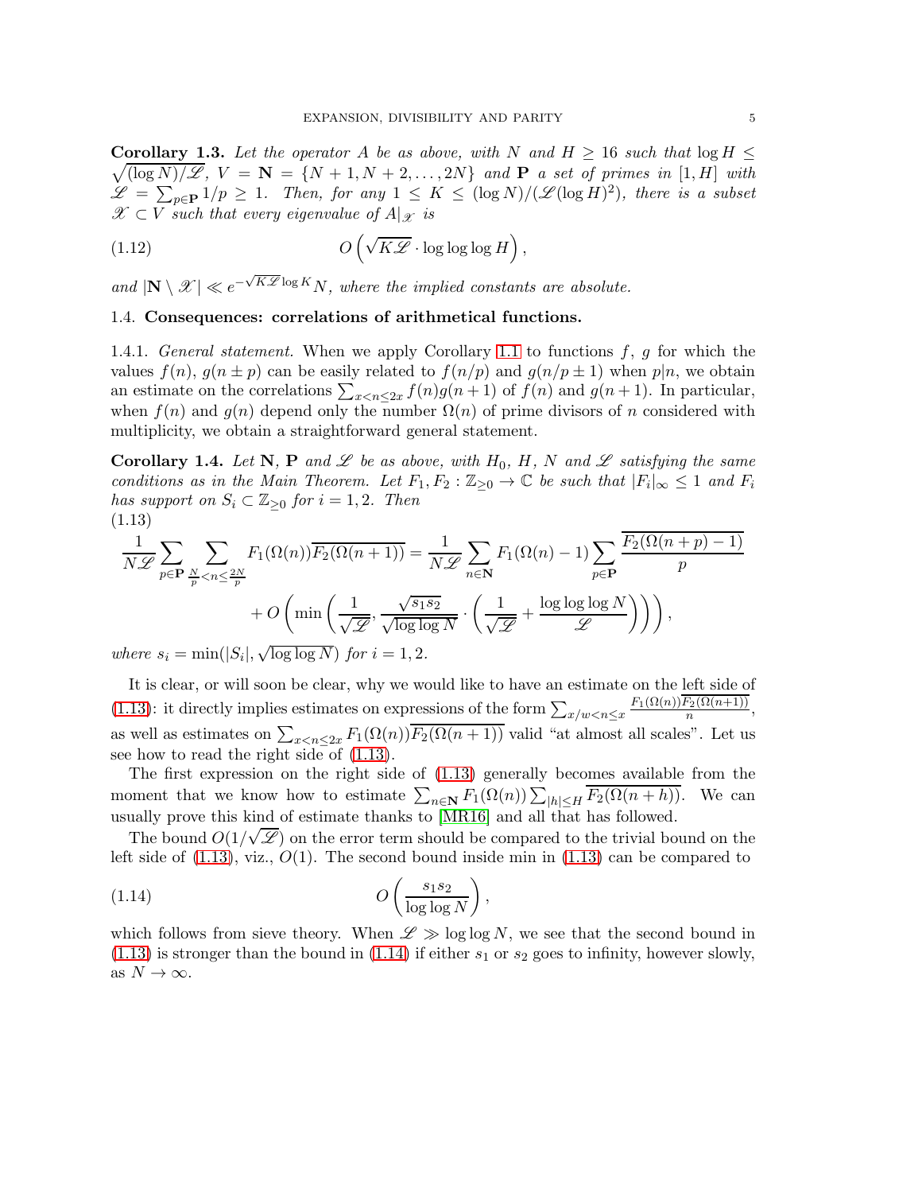**Corollary 1.3.** *Let the operator $A$ be as above, with $N$ and $H \geq 16$ such that $\log H \leq \sqrt{(\log N)/\mathscr{L}}$, $V = \mathbf{N} = \{N+1, N+2, \ldots, 2N\}$ and $\mathbf{P}$ a set of primes in $[1, H]$ with $\mathscr{L} = \sum_{p \in \mathbf{P}} 1/p \geq 1$. Then, for any $1 \leq K \leq (\log N)/(\mathscr{L}(\log H)^2)$, there is a subset $\mathscr{X} \subset V$ such that every eigenvalue of $A|_{\mathscr{X}}$ is*

$$O\left(\sqrt{K\mathscr{L}} \cdot \log\log\log H\right), \tag{1.12}$$

*and $|\mathbf{N} \setminus \mathscr{X}| \ll e^{-\sqrt{K\mathscr{L}}\log K} N$, where the implied constants are absolute.*

### 1.4. Consequences: correlations of arithmetical functions.

1.4.1. *General statement.* When we apply Corollary 1.1 to functions $f$, $g$ for which the values $f(n)$, $g(n \pm p)$ can be easily related to $f(n/p)$ and $g(n/p \pm 1)$ when $p|n$, we obtain an estimate on the correlations $\sum_{x<n\leq 2x} f(n)g(n+1)$ of $f(n)$ and $g(n+1)$. In particular, when $f(n)$ and $g(n)$ depend only the number $\Omega(n)$ of prime divisors of $n$ considered with multiplicity, we obtain a straightforward general statement.

**Corollary 1.4.** *Let $\mathbf{N}$, $\mathbf{P}$ and $\mathscr{L}$ be as above, with $H_0$, $H$, $N$ and $\mathscr{L}$ satisfying the same conditions as in the Main Theorem. Let $F_1, F_2 : \mathbb{Z}_{\geq 0} \to \mathbb{C}$ be such that $|F_i|_\infty \leq 1$ and $F_i$ has support on $S_i \subset \mathbb{Z}_{\geq 0}$ for $i = 1, 2$. Then*

$$\begin{aligned}\frac{1}{N\mathscr{L}} \sum_{p \in \mathbf{P}} \sum_{\frac{N}{p} < n \leq \frac{2N}{p}} F_1(\Omega(n))\overline{F_2(\Omega(n+1))} &= \frac{1}{N\mathscr{L}} \sum_{n \in \mathbf{N}} F_1(\Omega(n) - 1) \sum_{p \in \mathbf{P}} \frac{\overline{F_2(\Omega(n+p) - 1)}}{p} \\ &\quad + O\left(\min\left(\frac{1}{\sqrt{\mathscr{L}}}, \frac{\sqrt{s_1 s_2}}{\sqrt{\log\log N}} \cdot \left(\frac{1}{\sqrt{\mathscr{L}}} + \frac{\log\log\log N}{\mathscr{L}}\right)\right)\right),\end{aligned} \tag{1.13}$$

*where $s_i = \min(|S_i|, \sqrt{\log\log N})$ for $i = 1, 2$.*

It is clear, or will soon be clear, why we would like to have an estimate on the left side of (1.13): it directly implies estimates on expressions of the form $\sum_{x/w<n\leq x} \frac{F_1(\Omega(n))\overline{F_2(\Omega(n+1))}}{n}$, as well as estimates on $\sum_{x<n\leq 2x} F_1(\Omega(n))\overline{F_2(\Omega(n+1))}$ valid "at almost all scales". Let us see how to read the right side of (1.13).

The first expression on the right side of (1.13) generally becomes available from the moment that we know how to estimate $\sum_{n\in\mathbf{N}} F_1(\Omega(n)) \sum_{|h|\leq H} \overline{F_2(\Omega(n+h))}$. We can usually prove this kind of estimate thanks to [MR16] and all that has followed.

The bound $O(1/\sqrt{\mathscr{L}})$ on the error term should be compared to the trivial bound on the left side of (1.13), viz., $O(1)$. The second bound inside min in (1.13) can be compared to

$$O\left(\frac{s_1 s_2}{\log\log N}\right), \tag{1.14}$$

which follows from sieve theory. When $\mathscr{L} \gg \log\log N$, we see that the second bound in (1.13) is stronger than the bound in (1.14) if either $s_1$ or $s_2$ goes to infinity, however slowly, as $N \to \infty$.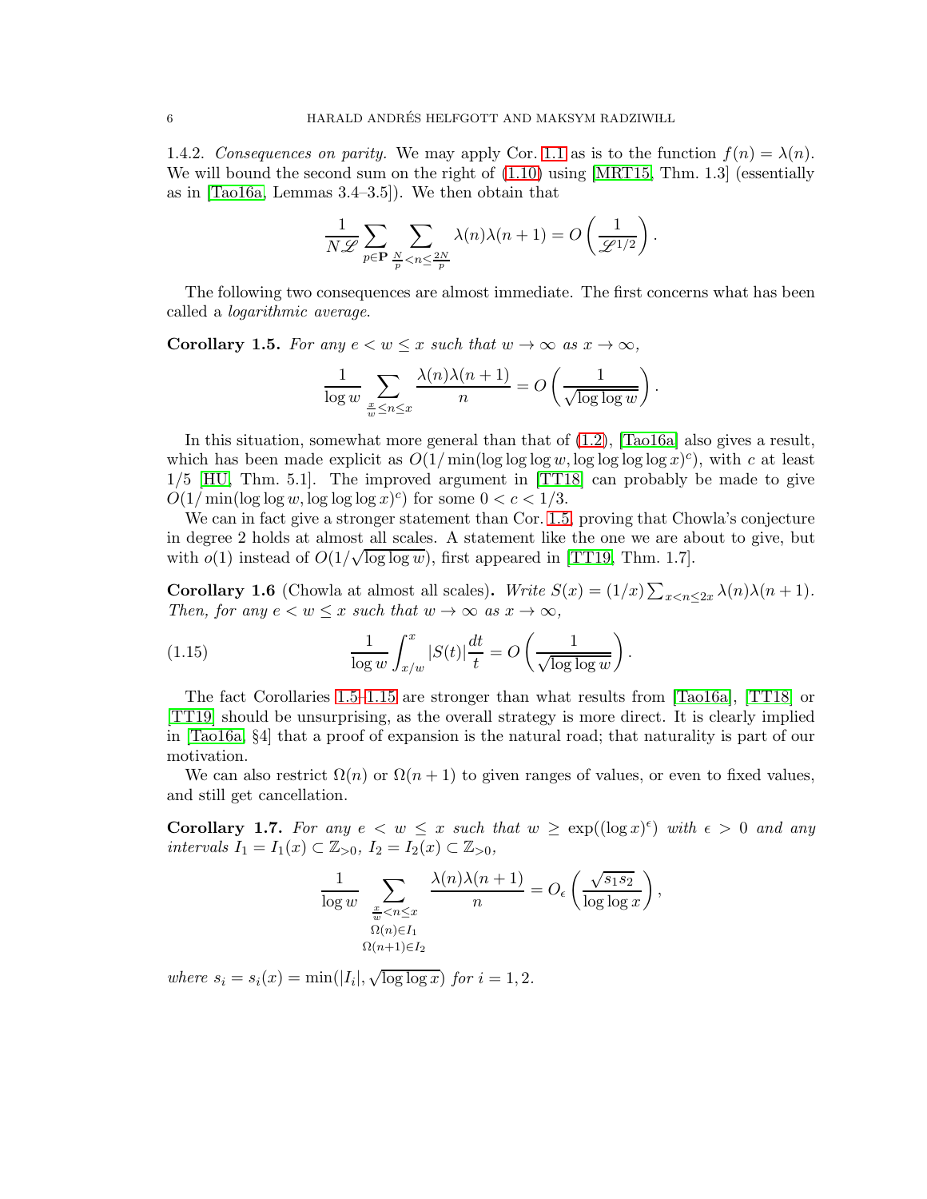1.4.2. *Consequences on parity.* We may apply Cor. 1.1 as is to the function $f(n) = \lambda(n)$. We will bound the second sum on the right of (1.10) using [MRT15, Thm. 1.3] (essentially as in [Tao16a, Lemmas 3.4–3.5]). We then obtain that

$$\frac{1}{N\mathscr{L}} \sum_{p\in\mathbf{P}} \sum_{\frac{N}{p}<n\leq\frac{2N}{p}} \lambda(n)\lambda(n+1) = O\left(\frac{1}{\mathscr{L}^{1/2}}\right).$$

The following two consequences are almost immediate. The first concerns what has been called a *logarithmic average*.

**Corollary 1.5.** *For any $e < w \leq x$ such that $w \to \infty$ as $x \to \infty$,*

$$\frac{1}{\log w} \sum_{\frac{x}{w}\leq n\leq x} \frac{\lambda(n)\lambda(n+1)}{n} = O\left(\frac{1}{\sqrt{\log\log w}}\right).$$

In this situation, somewhat more general than that of (1.2), [Tao16a] also gives a result, which has been made explicit as $O(1/\min(\log\log\log w, \log\log\log\log x)^c)$, with $c$ at least $1/5$ [HU, Thm. 5.1]. The improved argument in [TT18] can probably be made to give $O(1/\min(\log\log w, \log\log\log x)^c)$ for some $0 < c < 1/3$.

We can in fact give a stronger statement than Cor. 1.5, proving that Chowla's conjecture in degree 2 holds at almost all scales. A statement like the one we are about to give, but with $o(1)$ instead of $O(1/\sqrt{\log\log w})$, first appeared in [TT19, Thm. 1.7].

**Corollary 1.6** (Chowla at almost all scales)**.** *Write $S(x) = (1/x)\sum_{x<n\leq 2x} \lambda(n)\lambda(n+1)$. Then, for any $e < w \leq x$ such that $w \to \infty$ as $x \to \infty$,*

$$\frac{1}{\log w} \int_{x/w}^{x} |S(t)| \frac{dt}{t} = O\left(\frac{1}{\sqrt{\log\log w}}\right). \tag{1.15}$$

The fact Corollaries 1.5–1.15 are stronger than what results from [Tao16a], [TT18] or [TT19] should be unsurprising, as the overall strategy is more direct. It is clearly implied in [Tao16a, §4] that a proof of expansion is the natural road; that naturality is part of our motivation.

We can also restrict $\Omega(n)$ or $\Omega(n+1)$ to given ranges of values, or even to fixed values, and still get cancellation.

**Corollary 1.7.** *For any $e < w \leq x$ such that $w \geq \exp((\log x)^\epsilon)$ with $\epsilon > 0$ and any intervals $I_1 = I_1(x) \subset \mathbb{Z}_{>0}$, $I_2 = I_2(x) \subset \mathbb{Z}_{>0}$,*

$$\frac{1}{\log w} \sum_{\substack{\frac{x}{w}<n\leq x \\ \Omega(n)\in I_1 \\ \Omega(n+1)\in I_2}} \frac{\lambda(n)\lambda(n+1)}{n} = O_\epsilon\left(\frac{\sqrt{s_1 s_2}}{\log\log x}\right),$$

*where $s_i = s_i(x) = \min(|I_i|, \sqrt{\log\log x})$ for $i = 1, 2$.*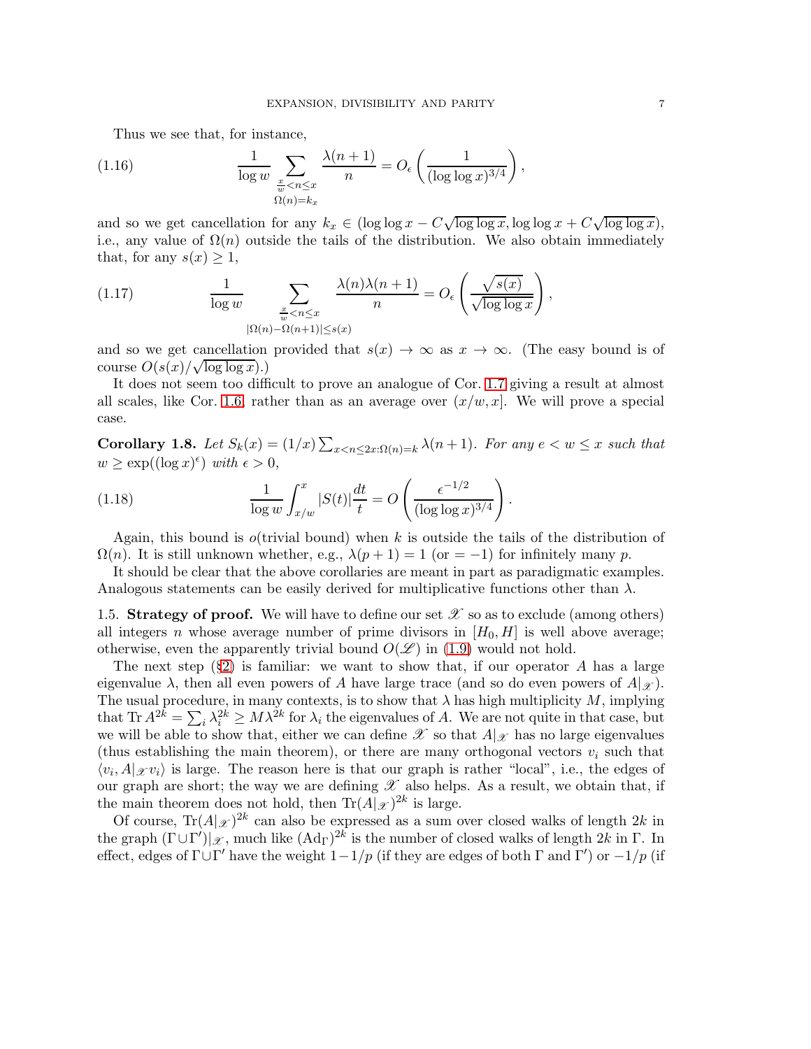Thus we see that, for instance,

$$\frac{1}{\log w} \sum_{\substack{\frac{x}{w} < n \leq x \\ \Omega(n) = k_x}} \frac{\lambda(n+1)}{n} = O_\epsilon\left(\frac{1}{(\log\log x)^{3/4}}\right), \tag{1.16}$$

and so we get cancellation for any $k_x \in (\log\log x - C\sqrt{\log\log x}, \log\log x + C\sqrt{\log\log x})$, i.e., any value of $\Omega(n)$ outside the tails of the distribution. We also obtain immediately that, for any $s(x) \geq 1$,

$$\frac{1}{\log w} \sum_{\substack{\frac{x}{w} < n \leq x \\ |\Omega(n) - \Omega(n+1)| \leq s(x)}} \frac{\lambda(n)\lambda(n+1)}{n} = O_\epsilon\left(\frac{\sqrt{s(x)}}{\sqrt{\log\log x}}\right), \tag{1.17}$$

and so we get cancellation provided that $s(x) \to \infty$ as $x \to \infty$. (The easy bound is of course $O(s(x)/\sqrt{\log\log x})$.)

It does not seem too difficult to prove an analogue of Cor. 1.7 giving a result at almost all scales, like Cor. 1.6, rather than as an average over $(x/w, x]$. We will prove a special case.

**Corollary 1.8.** *Let $S_k(x) = (1/x) \sum_{x < n \leq 2x : \Omega(n) = k} \lambda(n+1)$. For any $e < w \leq x$ such that $w \geq \exp((\log x)^\epsilon)$ with $\epsilon > 0$,*

$$\frac{1}{\log w} \int_{x/w}^{x} |S(t)| \frac{dt}{t} = O\left(\frac{\epsilon^{-1/2}}{(\log\log x)^{3/4}}\right). \tag{1.18}$$

Again, this bound is $o$(trivial bound) when $k$ is outside the tails of the distribution of $\Omega(n)$. It is still unknown whether, e.g., $\lambda(p+1) = 1$ (or $= -1$) for infinitely many $p$.

It should be clear that the above corollaries are meant in part as paradigmatic examples. Analogous statements can be easily derived for multiplicative functions other than $\lambda$.

1.5. **Strategy of proof.** We will have to define our set $\mathscr{X}$ so as to exclude (among others) all integers $n$ whose average number of prime divisors in $[H_0, H]$ is well above average; otherwise, even the apparently trivial bound $O(\mathscr{L})$ in (1.9) would not hold.

The next step (§2) is familiar: we want to show that, if our operator $A$ has a large eigenvalue $\lambda$, then all even powers of $A$ have large trace (and so do even powers of $A|_{\mathscr{X}}$). The usual procedure, in many contexts, is to show that $\lambda$ has high multiplicity $M$, implying that $\operatorname{Tr} A^{2k} = \sum_i \lambda_i^{2k} \geq M\lambda^{2k}$ for $\lambda_i$ the eigenvalues of $A$. We are not quite in that case, but we will be able to show that, either we can define $\mathscr{X}$ so that $A|_{\mathscr{X}}$ has no large eigenvalues (thus establishing the main theorem), or there are many orthogonal vectors $v_i$ such that $\langle v_i, A|_{\mathscr{X}} v_i\rangle$ is large. The reason here is that our graph is rather "local", i.e., the edges of our graph are short; the way we are defining $\mathscr{X}$ also helps. As a result, we obtain that, if the main theorem does not hold, then $\operatorname{Tr}(A|_{\mathscr{X}})^{2k}$ is large.

Of course, $\operatorname{Tr}(A|_{\mathscr{X}})^{2k}$ can also be expressed as a sum over closed walks of length $2k$ in the graph $(\Gamma \cup \Gamma')|_{\mathscr{X}}$, much like $(\mathrm{Ad}_\Gamma)^{2k}$ is the number of closed walks of length $2k$ in $\Gamma$. In effect, edges of $\Gamma \cup \Gamma'$ have the weight $1 - 1/p$ (if they are edges of both $\Gamma$ and $\Gamma'$) or $-1/p$ (if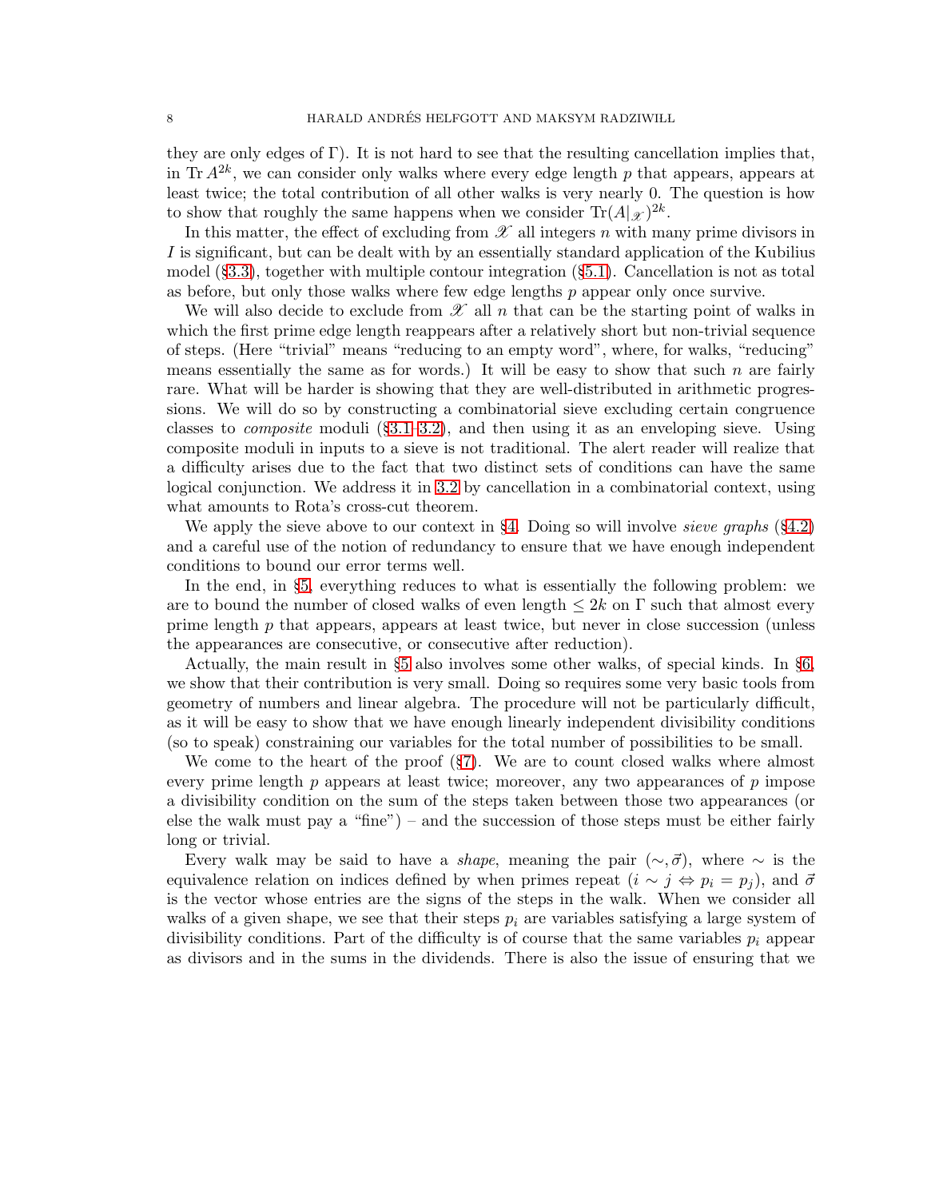they are only edges of $\Gamma$). It is not hard to see that the resulting cancellation implies that, in $\mathrm{Tr}\, A^{2k}$, we can consider only walks where every edge length $p$ that appears, appears at least twice; the total contribution of all other walks is very nearly 0. The question is how to show that roughly the same happens when we consider $\mathrm{Tr}(A|_{\mathscr{X}})^{2k}$.

In this matter, the effect of excluding from $\mathscr{X}$ all integers $n$ with many prime divisors in $I$ is significant, but can be dealt with by an essentially standard application of the Kubilius model (§3.3), together with multiple contour integration (§5.1). Cancellation is not as total as before, but only those walks where few edge lengths $p$ appear only once survive.

We will also decide to exclude from $\mathscr{X}$ all $n$ that can be the starting point of walks in which the first prime edge length reappears after a relatively short but non-trivial sequence of steps. (Here "trivial" means "reducing to an empty word", where, for walks, "reducing" means essentially the same as for words.) It will be easy to show that such $n$ are fairly rare. What will be harder is showing that they are well-distributed in arithmetic progressions. We will do so by constructing a combinatorial sieve excluding certain congruence classes to *composite* moduli (§3.1–3.2), and then using it as an enveloping sieve. Using composite moduli in inputs to a sieve is not traditional. The alert reader will realize that a difficulty arises due to the fact that two distinct sets of conditions can have the same logical conjunction. We address it in 3.2 by cancellation in a combinatorial context, using what amounts to Rota's cross-cut theorem.

We apply the sieve above to our context in §4. Doing so will involve *sieve graphs* (§4.2) and a careful use of the notion of redundancy to ensure that we have enough independent conditions to bound our error terms well.

In the end, in §5, everything reduces to what is essentially the following problem: we are to bound the number of closed walks of even length $\leq 2k$ on $\Gamma$ such that almost every prime length $p$ that appears, appears at least twice, but never in close succession (unless the appearances are consecutive, or consecutive after reduction).

Actually, the main result in §5 also involves some other walks, of special kinds. In §6, we show that their contribution is very small. Doing so requires some very basic tools from geometry of numbers and linear algebra. The procedure will not be particularly difficult, as it will be easy to show that we have enough linearly independent divisibility conditions (so to speak) constraining our variables for the total number of possibilities to be small.

We come to the heart of the proof (§7). We are to count closed walks where almost every prime length $p$ appears at least twice; moreover, any two appearances of $p$ impose a divisibility condition on the sum of the steps taken between those two appearances (or else the walk must pay a "fine") – and the succession of those steps must be either fairly long or trivial.

Every walk may be said to have a *shape*, meaning the pair $(\sim, \vec{\sigma})$, where $\sim$ is the equivalence relation on indices defined by when primes repeat ($i \sim j \Leftrightarrow p_i = p_j$), and $\vec{\sigma}$ is the vector whose entries are the signs of the steps in the walk. When we consider all walks of a given shape, we see that their steps $p_i$ are variables satisfying a large system of divisibility conditions. Part of the difficulty is of course that the same variables $p_i$ appear as divisors and in the sums in the dividends. There is also the issue of ensuring that we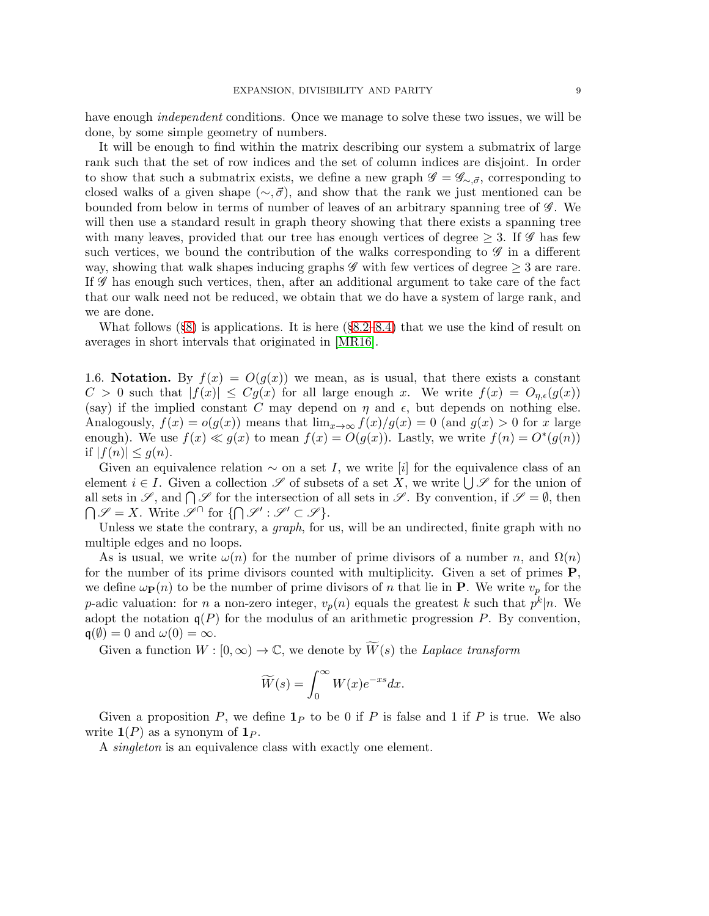have enough *independent* conditions. Once we manage to solve these two issues, we will be done, by some simple geometry of numbers.

It will be enough to find within the matrix describing our system a submatrix of large rank such that the set of row indices and the set of column indices are disjoint. In order to show that such a submatrix exists, we define a new graph $\mathscr{G} = \mathscr{G}_{\sim,\vec{\sigma}}$, corresponding to closed walks of a given shape $(\sim, \vec{\sigma})$, and show that the rank we just mentioned can be bounded from below in terms of number of leaves of an arbitrary spanning tree of $\mathscr{G}$. We will then use a standard result in graph theory showing that there exists a spanning tree with many leaves, provided that our tree has enough vertices of degree $\geq 3$. If $\mathscr{G}$ has few such vertices, we bound the contribution of the walks corresponding to $\mathscr{G}$ in a different way, showing that walk shapes inducing graphs $\mathscr{G}$ with few vertices of degree $\geq 3$ are rare. If $\mathscr{G}$ has enough such vertices, then, after an additional argument to take care of the fact that our walk need not be reduced, we obtain that we do have a system of large rank, and we are done.

What follows (§8) is applications. It is here (§8.2–8.4) that we use the kind of result on averages in short intervals that originated in [MR16].

## 1.6. Notation.

By $f(x) = O(g(x))$ we mean, as is usual, that there exists a constant $C > 0$ such that $|f(x)| \leq Cg(x)$ for all large enough $x$. We write $f(x) = O_{\eta,\epsilon}(g(x))$ (say) if the implied constant $C$ may depend on $\eta$ and $\epsilon$, but depends on nothing else. Analogously, $f(x) = o(g(x))$ means that $\lim_{x\to\infty} f(x)/g(x) = 0$ (and $g(x) > 0$ for $x$ large enough). We use $f(x) \ll g(x)$ to mean $f(x) = O(g(x))$. Lastly, we write $f(n) = O^*(g(n))$ if $|f(n)| \leq g(n)$.

Given an equivalence relation $\sim$ on a set $I$, we write $[i]$ for the equivalence class of an element $i \in I$. Given a collection $\mathscr{S}$ of subsets of a set $X$, we write $\bigcup \mathscr{S}$ for the union of all sets in $\mathscr{S}$, and $\bigcap \mathscr{S}$ for the intersection of all sets in $\mathscr{S}$. By convention, if $\mathscr{S} = \emptyset$, then $\bigcap \mathscr{S} = X$. Write $\mathscr{S}^\cap$ for $\{\bigcap \mathscr{S}' : \mathscr{S}' \subset \mathscr{S}\}$.

Unless we state the contrary, a *graph*, for us, will be an undirected, finite graph with no multiple edges and no loops.

As is usual, we write $\omega(n)$ for the number of prime divisors of a number $n$, and $\Omega(n)$ for the number of its prime divisors counted with multiplicity. Given a set of primes $\mathbf{P}$, we define $\omega_{\mathbf{P}}(n)$ to be the number of prime divisors of $n$ that lie in $\mathbf{P}$. We write $v_p$ for the $p$-adic valuation: for $n$ a non-zero integer, $v_p(n)$ equals the greatest $k$ such that $p^k|n$. We adopt the notation $\mathfrak{q}(P)$ for the modulus of an arithmetic progression $P$. By convention, $\mathfrak{q}(\emptyset) = 0$ and $\omega(0) = \infty$.

Given a function $W : [0, \infty) \to \mathbb{C}$, we denote by $\widetilde{W}(s)$ the *Laplace transform*

$$\widetilde{W}(s) = \int_0^\infty W(x)e^{-xs}dx.$$

Given a proposition $P$, we define $\mathbf{1}_P$ to be 0 if $P$ is false and 1 if $P$ is true. We also write $\mathbf{1}(P)$ as a synonym of $\mathbf{1}_P$.

A *singleton* is an equivalence class with exactly one element.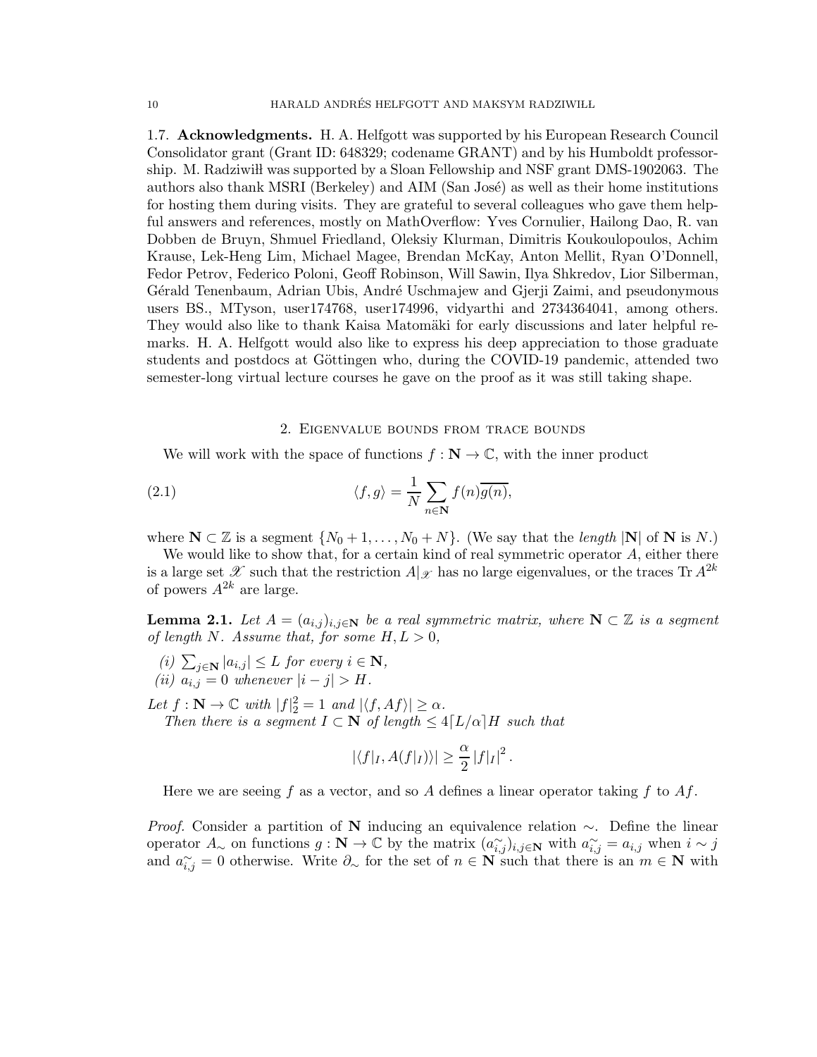### 1.7. Acknowledgments.

H. A. Helfgott was supported by his European Research Council Consolidator grant (Grant ID: 648329; codename GRANT) and by his Humboldt professorship. M. Radziwiłł was supported by a Sloan Fellowship and NSF grant DMS-1902063. The authors also thank MSRI (Berkeley) and AIM (San José) as well as their home institutions for hosting them during visits. They are grateful to several colleagues who gave them helpful answers and references, mostly on MathOverflow: Yves Cornulier, Hailong Dao, R. van Dobben de Bruyn, Shmuel Friedland, Oleksiy Klurman, Dimitris Koukoulopoulos, Achim Krause, Lek-Heng Lim, Michael Magee, Brendan McKay, Anton Mellit, Ryan O'Donnell, Fedor Petrov, Federico Poloni, Geoff Robinson, Will Sawin, Ilya Shkredov, Lior Silberman, Gérald Tenenbaum, Adrian Ubis, André Uschmajew and Gjerji Zaimi, and pseudonymous users BS., MTyson, user174768, user174996, vidyarthi and 2734364041, among others. They would also like to thank Kaisa Matomäki for early discussions and later helpful remarks. H. A. Helfgott would also like to express his deep appreciation to those graduate students and postdocs at Göttingen who, during the COVID-19 pandemic, attended two semester-long virtual lecture courses he gave on the proof as it was still taking shape.

## 2. Eigenvalue bounds from trace bounds

We will work with the space of functions $f : \mathbf{N} \to \mathbb{C}$, with the inner product

$$\langle f, g\rangle = \frac{1}{N} \sum_{n\in\mathbf{N}} f(n)\overline{g(n)}, \tag{2.1}$$

where $\mathbf{N} \subset \mathbb{Z}$ is a segment $\{N_0 + 1, \ldots, N_0 + N\}$. (We say that the *length* $|\mathbf{N}|$ of $\mathbf{N}$ is $N$.)

We would like to show that, for a certain kind of real symmetric operator $A$, either there is a large set $\mathscr{X}$ such that the restriction $A|_{\mathscr{X}}$ has no large eigenvalues, or the traces $\operatorname{Tr} A^{2k}$ of powers $A^{2k}$ are large.

**Lemma 2.1.** *Let $A = (a_{i,j})_{i,j\in\mathbf{N}}$ be a real symmetric matrix, where $\mathbf{N} \subset \mathbb{Z}$ is a segment of length $N$. Assume that, for some $H, L > 0$,*

*(i) $\sum_{j\in\mathbf{N}} |a_{i,j}| \leq L$ for every $i \in \mathbf{N}$,*
*(ii) $a_{i,j} = 0$ whenever $|i - j| > H$.*

*Let $f : \mathbf{N} \to \mathbb{C}$ with $|f|_2^2 = 1$ and $|\langle f, Af\rangle| \geq \alpha$.*

*Then there is a segment $I \subset \mathbf{N}$ of length $\leq 4\lceil L/\alpha\rceil H$ such that*

$$|\langle f|_I, A(f|_I)\rangle| \geq \frac{\alpha}{2} |f|_I|^2 .$$

Here we are seeing $f$ as a vector, and so $A$ defines a linear operator taking $f$ to $Af$.

*Proof.* Consider a partition of $\mathbf{N}$ inducing an equivalence relation $\sim$. Define the linear operator $A_\sim$ on functions $g : \mathbf{N} \to \mathbb{C}$ by the matrix $(a^\sim_{i,j})_{i,j\in\mathbf{N}}$ with $a^\sim_{i,j} = a_{i,j}$ when $i \sim j$ and $a^\sim_{i,j} = 0$ otherwise. Write $\partial_\sim$ for the set of $n \in \mathbf{N}$ such that there is an $m \in \mathbf{N}$ with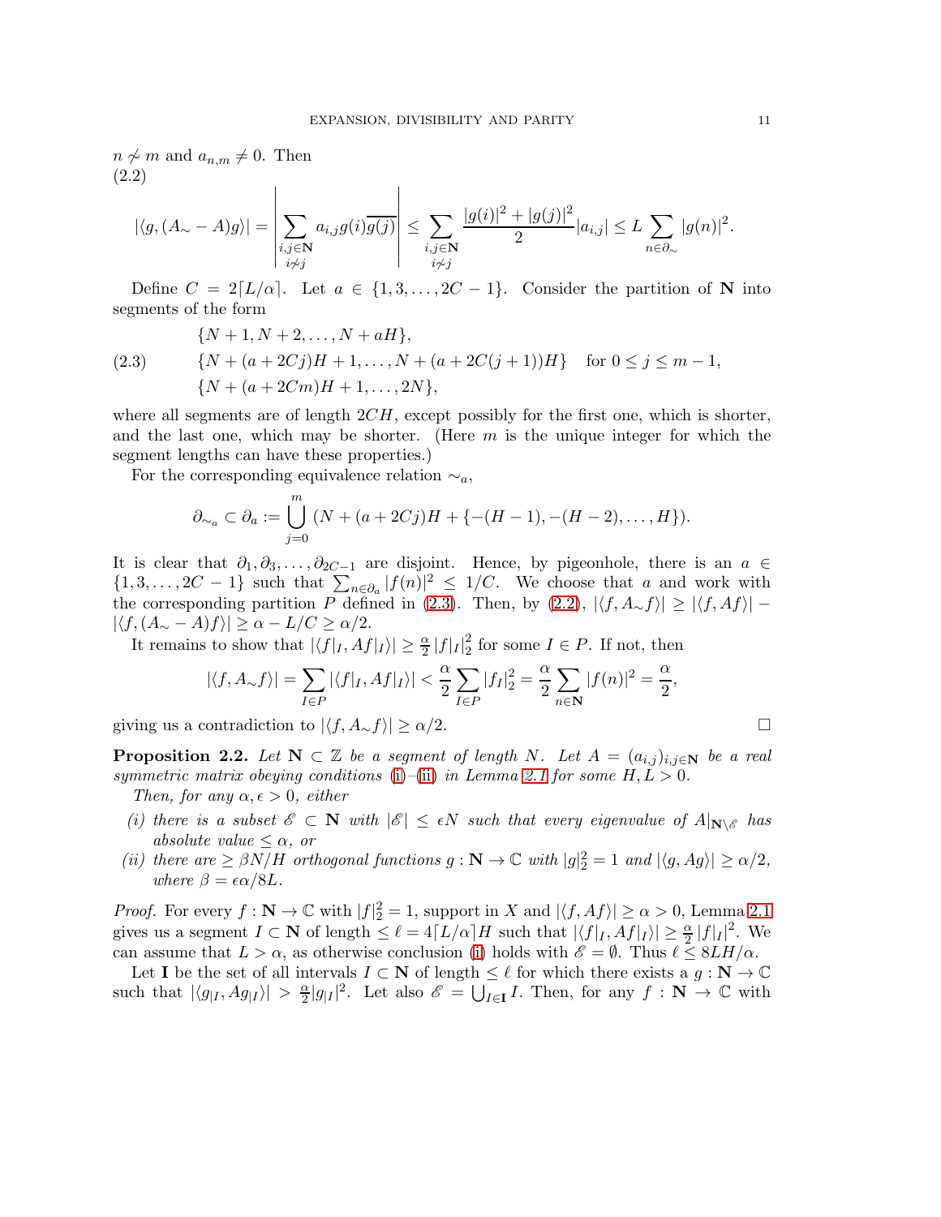$n \not\sim m$ and $a_{n,m} \neq 0$. Then
(2.2)

$$|\langle g, (A_\sim - A)g\rangle| = \left|\sum_{\substack{i,j\in\mathbf{N}\\ i\not\sim j}} a_{i,j} g(i)\overline{g(j)}\right| \leq \sum_{\substack{i,j\in\mathbf{N}\\ i\not\sim j}} \frac{|g(i)|^2 + |g(j)|^2}{2}|a_{i,j}| \leq L \sum_{n\in\partial_\sim} |g(n)|^2.$$

Define $C = 2\lceil L/\alpha\rceil$. Let $a \in \{1, 3, \ldots, 2C-1\}$. Consider the partition of $\mathbf{N}$ into segments of the form

$$\begin{aligned} &\{N+1, N+2, \ldots, N+aH\},\\ (2.3)\qquad &\{N+(a+2Cj)H+1, \ldots, N+(a+2C(j+1))H\} \quad \text{for } 0 \leq j \leq m-1,\\ &\{N+(a+2Cm)H+1, \ldots, 2N\}, \end{aligned}$$

where all segments are of length $2CH$, except possibly for the first one, which is shorter, and the last one, which may be shorter. (Here $m$ is the unique integer for which the segment lengths can have these properties.)

For the corresponding equivalence relation $\sim_a$,

$$\partial_{\sim_a} \subset \partial_a := \bigcup_{j=0}^{m} (N + (a+2Cj)H + \{-(H-1), -(H-2), \ldots, H\}).$$

It is clear that $\partial_1, \partial_3, \ldots, \partial_{2C-1}$ are disjoint. Hence, by pigeonhole, there is an $a \in \{1, 3, \ldots, 2C-1\}$ such that $\sum_{n\in\partial_a} |f(n)|^2 \leq 1/C$. We choose that $a$ and work with the corresponding partition $P$ defined in (2.3). Then, by (2.2), $|\langle f, A_\sim f\rangle| \geq |\langle f, Af\rangle| - |\langle f, (A_\sim - A)f\rangle| \geq \alpha - L/C \geq \alpha/2$.

It remains to show that $|\langle f|_I, Af|_I\rangle| \geq \frac{\alpha}{2}|f|_I|_2^2$ for some $I \in P$. If not, then

$$|\langle f, A_\sim f\rangle| = \sum_{I\in P} |\langle f|_I, Af|_I\rangle| < \frac{\alpha}{2}\sum_{I\in P} |f_I|_2^2 = \frac{\alpha}{2}\sum_{n\in\mathbf{N}} |f(n)|^2 = \frac{\alpha}{2},$$

giving us a contradiction to $|\langle f, A_\sim f\rangle| \geq \alpha/2$. □

**Proposition 2.2.** *Let $\mathbf{N} \subset \mathbb{Z}$ be a segment of length $N$. Let $A = (a_{i,j})_{i,j\in\mathbf{N}}$ be a real symmetric matrix obeying conditions (i)–(ii) in Lemma 2.1 for some $H, L > 0$.*

*Then, for any $\alpha, \epsilon > 0$, either*

*(i) there is a subset $\mathscr{E} \subset \mathbf{N}$ with $|\mathscr{E}| \leq \epsilon N$ such that every eigenvalue of $A|_{\mathbf{N}\setminus\mathscr{E}}$ has absolute value $\leq \alpha$, or*

*(ii) there are $\geq \beta N/H$ orthogonal functions $g : \mathbf{N} \to \mathbb{C}$ with $|g|_2^2 = 1$ and $|\langle g, Ag\rangle| \geq \alpha/2$, where $\beta = \epsilon\alpha/8L$.*

*Proof.* For every $f : \mathbf{N} \to \mathbb{C}$ with $|f|_2^2 = 1$, support in $X$ and $|\langle f, Af\rangle| \geq \alpha > 0$, Lemma 2.1 gives us a segment $I \subset \mathbf{N}$ of length $\leq \ell = 4\lceil L/\alpha\rceil H$ such that $|\langle f|_I, Af|_I\rangle| \geq \frac{\alpha}{2}|f|_I|^2$. We can assume that $L > \alpha$, as otherwise conclusion (i) holds with $\mathscr{E} = \emptyset$. Thus $\ell \leq 8LH/\alpha$.

Let $\mathbf{I}$ be the set of all intervals $I \subset \mathbf{N}$ of length $\leq \ell$ for which there exists a $g : \mathbf{N} \to \mathbb{C}$ such that $|\langle g_{|I}, Ag_{|I}\rangle| > \frac{\alpha}{2}|g_{|I}|^2$. Let also $\mathscr{E} = \bigcup_{I\in\mathbf{I}} I$. Then, for any $f : \mathbf{N} \to \mathbb{C}$ with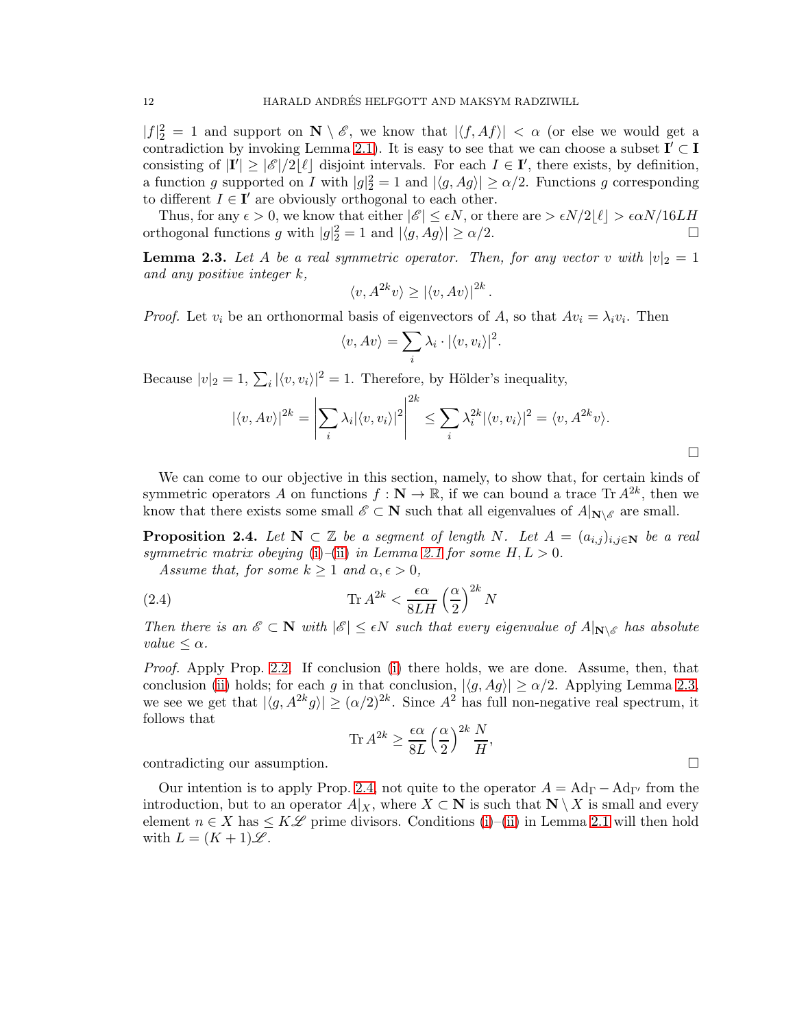$|f|_2^2 = 1$ and support on $\mathbf{N} \setminus \mathscr{E}$, we know that $|\langle f, Af\rangle| < \alpha$ (or else we would get a contradiction by invoking Lemma 2.1). It is easy to see that we can choose a subset $\mathbf{I}' \subset \mathbf{I}$ consisting of $|\mathbf{I}'| \geq |\mathscr{E}|/2\lfloor \ell \rfloor$ disjoint intervals. For each $I \in \mathbf{I}'$, there exists, by definition, a function $g$ supported on $I$ with $|g|_2^2 = 1$ and $|\langle g, Ag\rangle| \geq \alpha/2$. Functions $g$ corresponding to different $I \in \mathbf{I}'$ are obviously orthogonal to each other.

Thus, for any $\epsilon > 0$, we know that either $|\mathscr{E}| \leq \epsilon N$, or there are $> \epsilon N/2\lfloor \ell \rfloor > \epsilon\alpha N/16LH$ orthogonal functions $g$ with $|g|_2^2 = 1$ and $|\langle g, Ag\rangle| \geq \alpha/2$. □

**Lemma 2.3.** *Let $A$ be a real symmetric operator. Then, for any vector $v$ with $|v|_2 = 1$ and any positive integer $k$,*

$$\langle v, A^{2k} v\rangle \geq |\langle v, Av\rangle|^{2k}.$$

*Proof.* Let $v_i$ be an orthonormal basis of eigenvectors of $A$, so that $Av_i = \lambda_i v_i$. Then

$$\langle v, Av\rangle = \sum_i \lambda_i \cdot |\langle v, v_i\rangle|^2.$$

Because $|v|_2 = 1$, $\sum_i |\langle v, v_i\rangle|^2 = 1$. Therefore, by Hölder's inequality,

$$|\langle v, Av\rangle|^{2k} = \left|\sum_i \lambda_i |\langle v, v_i\rangle|^2\right|^{2k} \leq \sum_i \lambda_i^{2k} |\langle v, v_i\rangle|^2 = \langle v, A^{2k} v\rangle.$$

□

We can come to our objective in this section, namely, to show that, for certain kinds of symmetric operators $A$ on functions $f : \mathbf{N} \to \mathbb{R}$, if we can bound a trace $\operatorname{Tr} A^{2k}$, then we know that there exists some small $\mathscr{E} \subset \mathbf{N}$ such that all eigenvalues of $A|_{\mathbf{N}\setminus\mathscr{E}}$ are small.

**Proposition 2.4.** *Let $\mathbf{N} \subset \mathbb{Z}$ be a segment of length $N$. Let $A = (a_{i,j})_{i,j\in\mathbf{N}}$ be a real symmetric matrix obeying (i)–(ii) in Lemma 2.1 for some $H, L > 0$.*

*Assume that, for some $k \geq 1$ and $\alpha, \epsilon > 0$,*

$$\operatorname{Tr} A^{2k} < \frac{\epsilon\alpha}{8LH}\left(\frac{\alpha}{2}\right)^{2k} N \tag{2.4}$$

*Then there is an $\mathscr{E} \subset \mathbf{N}$ with $|\mathscr{E}| \leq \epsilon N$ such that every eigenvalue of $A|_{\mathbf{N}\setminus\mathscr{E}}$ has absolute value $\leq \alpha$.*

*Proof.* Apply Prop. 2.2. If conclusion (i) there holds, we are done. Assume, then, that conclusion (ii) holds; for each $g$ in that conclusion, $|\langle g, Ag\rangle| \geq \alpha/2$. Applying Lemma 2.3, we see we get that $|\langle g, A^{2k} g\rangle| \geq (\alpha/2)^{2k}$. Since $A^2$ has full non-negative real spectrum, it follows that

$$\operatorname{Tr} A^{2k} \geq \frac{\epsilon\alpha}{8L}\left(\frac{\alpha}{2}\right)^{2k} \frac{N}{H},$$

contradicting our assumption. □

Our intention is to apply Prop. 2.4, not quite to the operator $A = \mathrm{Ad}_\Gamma - \mathrm{Ad}_{\Gamma'}$ from the introduction, but to an operator $A|_X$, where $X \subset \mathbf{N}$ is such that $\mathbf{N} \setminus X$ is small and every element $n \in X$ has $\leq K\mathscr{L}$ prime divisors. Conditions (i)–(ii) in Lemma 2.1 will then hold with $L = (K + 1)\mathscr{L}$.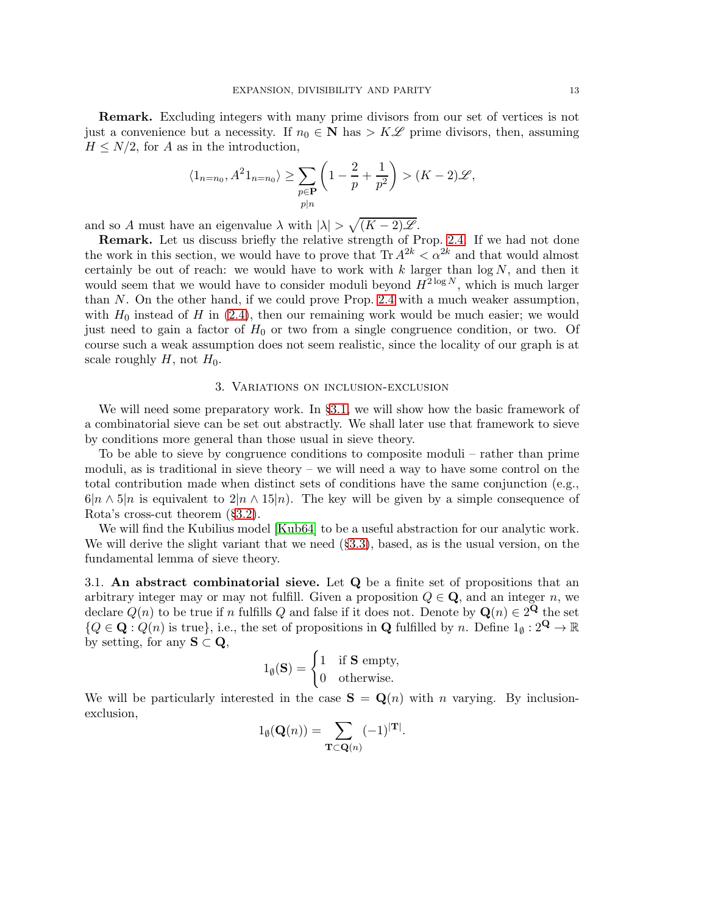**Remark.** Excluding integers with many prime divisors from our set of vertices is not just a convenience but a necessity. If $n_0 \in \mathbf{N}$ has $> K\mathscr{L}$ prime divisors, then, assuming $H \leq N/2$, for $A$ as in the introduction,

$$\langle 1_{n=n_0}, A^2 1_{n=n_0} \rangle \geq \sum_{\substack{p \in \mathbf{P} \\ p|n}} \left(1 - \frac{2}{p} + \frac{1}{p^2}\right) > (K-2)\mathscr{L},$$

and so $A$ must have an eigenvalue $\lambda$ with $|\lambda| > \sqrt{(K-2)\mathscr{L}}$.

**Remark.** Let us discuss briefly the relative strength of Prop. 2.4. If we had not done the work in this section, we would have to prove that $\operatorname{Tr} A^{2k} < \alpha^{2k}$ and that would almost certainly be out of reach: we would have to work with $k$ larger than $\log N$, and then it would seem that we would have to consider moduli beyond $H^{2 \log N}$, which is much larger than $N$. On the other hand, if we could prove Prop. 2.4 with a much weaker assumption, with $H_0$ instead of $H$ in (2.4), then our remaining work would be much easier; we would just need to gain a factor of $H_0$ or two from a single congruence condition, or two. Of course such a weak assumption does not seem realistic, since the locality of our graph is at scale roughly $H$, not $H_0$.

## 3. Variations on inclusion-exclusion

We will need some preparatory work. In §3.1, we will show how the basic framework of a combinatorial sieve can be set out abstractly. We shall later use that framework to sieve by conditions more general than those usual in sieve theory.

To be able to sieve by congruence conditions to composite moduli – rather than prime moduli, as is traditional in sieve theory – we will need a way to have some control on the total contribution made when distinct sets of conditions have the same conjunction (e.g., $6|n \wedge 5|n$ is equivalent to $2|n \wedge 15|n$). The key will be given by a simple consequence of Rota's cross-cut theorem (§3.2).

We will find the Kubilius model [Kub64] to be a useful abstraction for our analytic work. We will derive the slight variant that we need (§3.3), based, as is the usual version, on the fundamental lemma of sieve theory.

### 3.1. An abstract combinatorial sieve.

Let $\mathbf{Q}$ be a finite set of propositions that an arbitrary integer may or may not fulfill. Given a proposition $Q \in \mathbf{Q}$, and an integer $n$, we declare $Q(n)$ to be true if $n$ fulfills $Q$ and false if it does not. Denote by $\mathbf{Q}(n) \in 2^{\mathbf{Q}}$ the set $\{Q \in \mathbf{Q} : Q(n) \text{ is true}\}$, i.e., the set of propositions in $\mathbf{Q}$ fulfilled by $n$. Define $1_\emptyset : 2^{\mathbf{Q}} \to \mathbb{R}$ by setting, for any $\mathbf{S} \subset \mathbf{Q}$,

$$1_\emptyset(\mathbf{S}) = \begin{cases} 1 & \text{if } \mathbf{S} \text{ empty,} \\ 0 & \text{otherwise.} \end{cases}$$

We will be particularly interested in the case $\mathbf{S} = \mathbf{Q}(n)$ with $n$ varying. By inclusion-exclusion,

$$1_\emptyset(\mathbf{Q}(n)) = \sum_{\mathbf{T} \subset \mathbf{Q}(n)} (-1)^{|\mathbf{T}|}.$$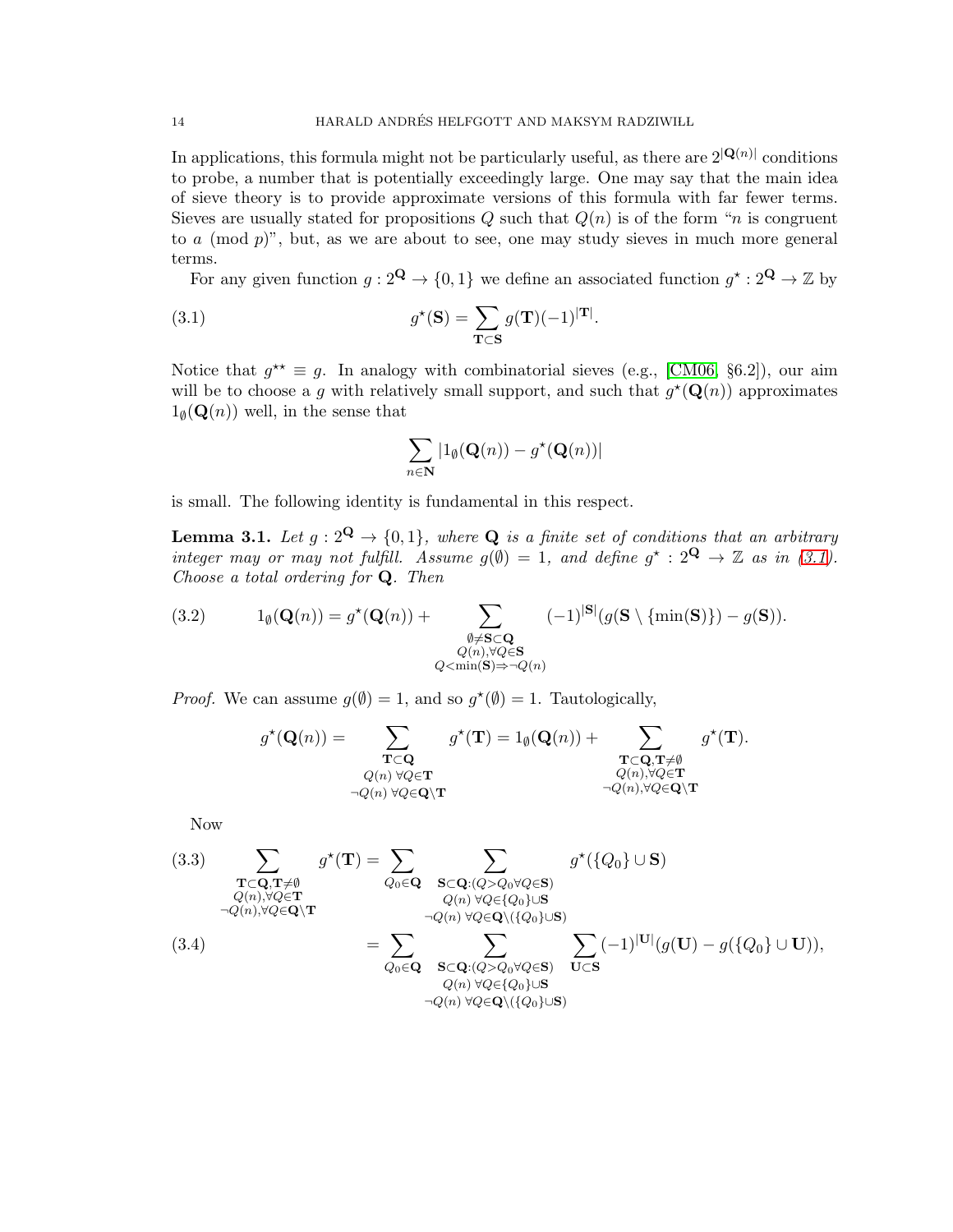In applications, this formula might not be particularly useful, as there are $2^{|\mathbf{Q}(n)|}$ conditions to probe, a number that is potentially exceedingly large. One may say that the main idea of sieve theory is to provide approximate versions of this formula with far fewer terms. Sieves are usually stated for propositions $Q$ such that $Q(n)$ is of the form "$n$ is congruent to $a \pmod p$", but, as we are about to see, one may study sieves in much more general terms.

For any given function $g : 2^{\mathbf{Q}} \to \{0,1\}$ we define an associated function $g^\star : 2^{\mathbf{Q}} \to \mathbb{Z}$ by

$$g^\star(\mathbf{S}) = \sum_{\mathbf{T} \subset \mathbf{S}} g(\mathbf{T})(-1)^{|\mathbf{T}|}. \tag{3.1}$$

Notice that $g^{\star\star} \equiv g$. In analogy with combinatorial sieves (e.g., [CM06, §6.2]), our aim will be to choose a $g$ with relatively small support, and such that $g^\star(\mathbf{Q}(n))$ approximates $1_\emptyset(\mathbf{Q}(n))$ well, in the sense that

$$\sum_{n \in \mathbf{N}} |1_\emptyset(\mathbf{Q}(n)) - g^\star(\mathbf{Q}(n))|$$

is small. The following identity is fundamental in this respect.

**Lemma 3.1.** *Let $g : 2^{\mathbf{Q}} \to \{0,1\}$, where $\mathbf{Q}$ is a finite set of conditions that an arbitrary integer may or may not fulfill. Assume $g(\emptyset) = 1$, and define $g^\star : 2^{\mathbf{Q}} \to \mathbb{Z}$ as in (3.1). Choose a total ordering for $\mathbf{Q}$. Then*

$$1_\emptyset(\mathbf{Q}(n)) = g^\star(\mathbf{Q}(n)) + \sum_{\substack{\emptyset \neq \mathbf{S} \subset \mathbf{Q} \\ Q(n), \forall Q \in \mathbf{S} \\ Q < \min(\mathbf{S}) \Rightarrow \neg Q(n)}} (-1)^{|\mathbf{S}|}(g(\mathbf{S} \setminus \{\min(\mathbf{S})\}) - g(\mathbf{S})). \tag{3.2}$$

*Proof.* We can assume $g(\emptyset) = 1$, and so $g^\star(\emptyset) = 1$. Tautologically,

$$g^\star(\mathbf{Q}(n)) = \sum_{\substack{\mathbf{T} \subset \mathbf{Q} \\ Q(n)\ \forall Q \in \mathbf{T} \\ \neg Q(n)\ \forall Q \in \mathbf{Q} \setminus \mathbf{T}}} g^\star(\mathbf{T}) = 1_\emptyset(\mathbf{Q}(n)) + \sum_{\substack{\mathbf{T} \subset \mathbf{Q}, \mathbf{T} \neq \emptyset \\ Q(n), \forall Q \in \mathbf{T} \\ \neg Q(n), \forall Q \in \mathbf{Q} \setminus \mathbf{T}}} g^\star(\mathbf{T}).$$

Now

$$\sum_{\substack{\mathbf{T} \subset \mathbf{Q}, \mathbf{T} \neq \emptyset \\ Q(n), \forall Q \in \mathbf{T} \\ \neg Q(n), \forall Q \in \mathbf{Q} \setminus \mathbf{T}}} g^\star(\mathbf{T}) = \sum_{Q_0 \in \mathbf{Q}} \sum_{\substack{\mathbf{S} \subset \mathbf{Q} : (Q > Q_0 \forall Q \in \mathbf{S}) \\ Q(n)\ \forall Q \in \{Q_0\} \cup \mathbf{S} \\ \neg Q(n)\ \forall Q \in \mathbf{Q} \setminus (\{Q_0\} \cup \mathbf{S})}} g^\star(\{Q_0\} \cup \mathbf{S}) \tag{3.3}$$

$$= \sum_{Q_0 \in \mathbf{Q}} \sum_{\substack{\mathbf{S} \subset \mathbf{Q} : (Q > Q_0 \forall Q \in \mathbf{S}) \\ Q(n)\ \forall Q \in \{Q_0\} \cup \mathbf{S} \\ \neg Q(n)\ \forall Q \in \mathbf{Q} \setminus (\{Q_0\} \cup \mathbf{S})}} \sum_{\mathbf{U} \subset \mathbf{S}} (-1)^{|\mathbf{U}|}(g(\mathbf{U}) - g(\{Q_0\} \cup \mathbf{U})), \tag{3.4}$$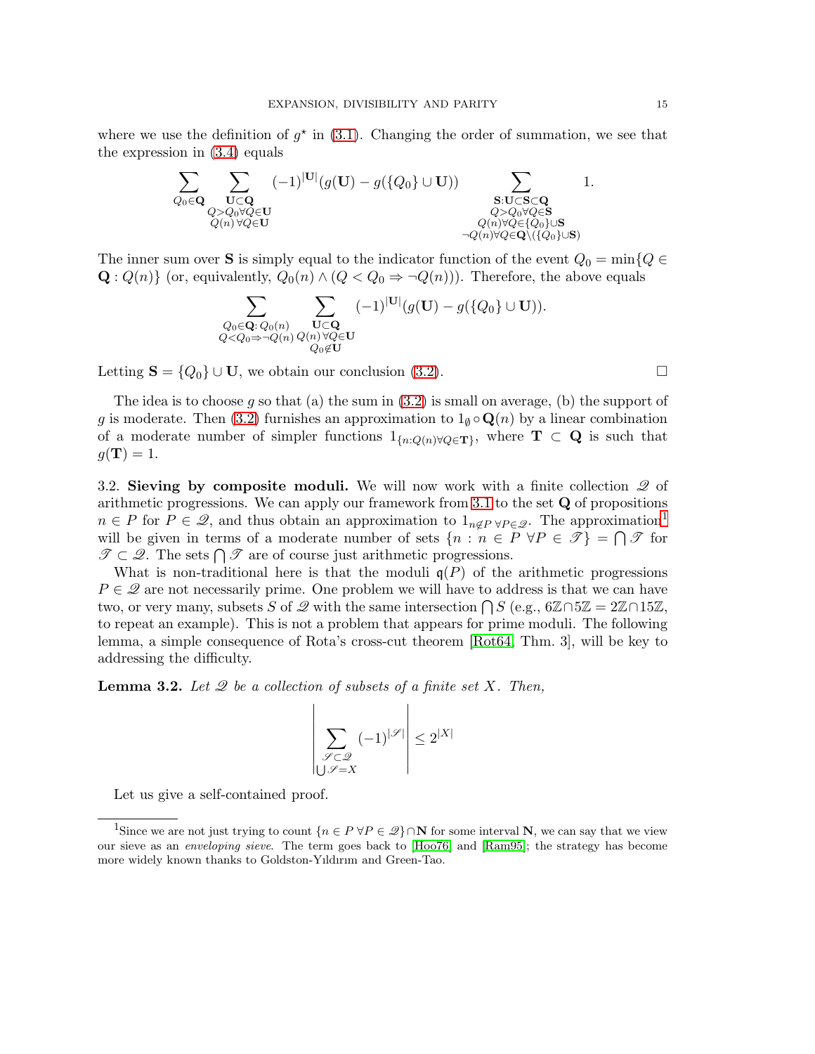where we use the definition of $g^\star$ in (3.1). Changing the order of summation, we see that the expression in (3.4) equals

$$\sum_{Q_0 \in \mathbf{Q}} \sum_{\substack{\mathbf{U} \subset \mathbf{Q} \\ Q > Q_0 \forall Q \in \mathbf{U} \\ Q(n)\, \forall Q \in \mathbf{U}}} (-1)^{|\mathbf{U}|} (g(\mathbf{U}) - g(\{Q_0\} \cup \mathbf{U})) \sum_{\substack{\mathbf{S}: \mathbf{U} \subset \mathbf{S} \subset \mathbf{Q} \\ Q > Q_0 \forall Q \in \mathbf{S} \\ Q(n) \forall Q \in \{Q_0\} \cup \mathbf{S} \\ \neg Q(n) \forall Q \in \mathbf{Q} \setminus (\{Q_0\} \cup \mathbf{S})}} 1.$$

The inner sum over $\mathbf{S}$ is simply equal to the indicator function of the event $Q_0 = \min\{Q \in \mathbf{Q} : Q(n)\}$ (or, equivalently, $Q_0(n) \wedge (Q < Q_0 \Rightarrow \neg Q(n))$). Therefore, the above equals

$$\sum_{\substack{Q_0 \in \mathbf{Q}:\, Q_0(n) \\ Q < Q_0 \Rightarrow \neg Q(n)}} \sum_{\substack{\mathbf{U} \subset \mathbf{Q} \\ Q(n)\, \forall Q \in \mathbf{U} \\ Q_0 \notin \mathbf{U}}} (-1)^{|\mathbf{U}|} (g(\mathbf{U}) - g(\{Q_0\} \cup \mathbf{U})).$$

Letting $\mathbf{S} = \{Q_0\} \cup \mathbf{U}$, we obtain our conclusion (3.2). $\square$

The idea is to choose $g$ so that (a) the sum in (3.2) is small on average, (b) the support of $g$ is moderate. Then (3.2) furnishes an approximation to $1_\emptyset \circ \mathbf{Q}(n)$ by a linear combination of a moderate number of simpler functions $1_{\{n: Q(n) \forall Q \in \mathbf{T}\}}$, where $\mathbf{T} \subset \mathbf{Q}$ is such that $g(\mathbf{T}) = 1$.

3.2. **Sieving by composite moduli.** We will now work with a finite collection $\mathscr{Q}$ of arithmetic progressions. We can apply our framework from 3.1 to the set $\mathbf{Q}$ of propositions $n \in P$ for $P \in \mathscr{Q}$, and thus obtain an approximation to $1_{n \notin P\, \forall P \in \mathscr{Q}}$. The approximation[1] will be given in terms of a moderate number of sets $\{n : n \in P\ \forall P \in \mathscr{T}\} = \bigcap \mathscr{T}$ for $\mathscr{T} \subset \mathscr{Q}$. The sets $\bigcap \mathscr{T}$ are of course just arithmetic progressions.

What is non-traditional here is that the moduli $\mathfrak{q}(P)$ of the arithmetic progressions $P \in \mathscr{Q}$ are not necessarily prime. One problem we will have to address is that we can have two, or very many, subsets $S$ of $\mathscr{Q}$ with the same intersection $\bigcap S$ (e.g., $6\mathbb{Z} \cap 5\mathbb{Z} = 2\mathbb{Z} \cap 15\mathbb{Z}$, to repeat an example). This is not a problem that appears for prime moduli. The following lemma, a simple consequence of Rota's cross-cut theorem [Rot64, Thm. 3], will be key to addressing the difficulty.

**Lemma 3.2.** *Let $\mathscr{Q}$ be a collection of subsets of a finite set $X$. Then,*

$$\left| \sum_{\substack{\mathscr{S} \subset \mathscr{Q} \\ \bigcup \mathscr{S} = X}} (-1)^{|\mathscr{S}|} \right| \leq 2^{|X|}$$

Let us give a self-contained proof.

[1] Since we are not just trying to count $\{n \in P\ \forall P \in \mathscr{Q}\} \cap \mathbf{N}$ for some interval $\mathbf{N}$, we can say that we view our sieve as an *enveloping sieve*. The term goes back to [Hoo76] and [Ram95]; the strategy has become more widely known thanks to Goldston-Yıldırım and Green-Tao.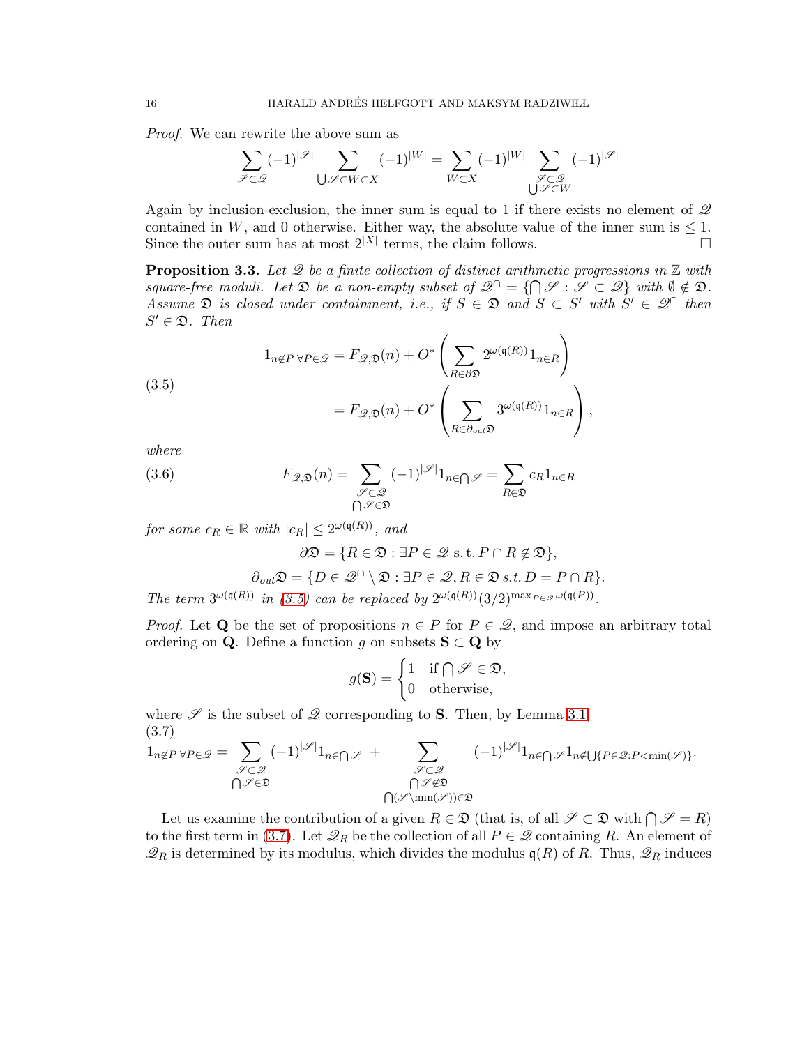*Proof.* We can rewrite the above sum as

$$\sum_{\mathscr{S}\subset\mathscr{Q}}(-1)^{|\mathscr{S}|}\sum_{\bigcup\mathscr{S}\subset W\subset X}(-1)^{|W|}=\sum_{W\subset X}(-1)^{|W|}\sum_{\substack{\mathscr{S}\subset\mathscr{Q}\\ \bigcup\mathscr{S}\subset W}}(-1)^{|\mathscr{S}|}$$

Again by inclusion-exclusion, the inner sum is equal to 1 if there exists no element of $\mathscr{Q}$ contained in $W$, and 0 otherwise. Either way, the absolute value of the inner sum is $\leq 1$. Since the outer sum has at most $2^{|X|}$ terms, the claim follows. □

**Proposition 3.3.** *Let $\mathscr{Q}$ be a finite collection of distinct arithmetic progressions in $\mathbb{Z}$ with square-free moduli. Let $\mathfrak{D}$ be a non-empty subset of $\mathscr{Q}^\cap=\{\bigcap\mathscr{S}:\mathscr{S}\subset\mathscr{Q}\}$ with $\emptyset\notin\mathfrak{D}$. Assume $\mathfrak{D}$ is closed under containment, i.e., if $S\in\mathfrak{D}$ and $S\subset S'$ with $S'\in\mathscr{Q}^\cap$ then $S'\in\mathfrak{D}$. Then*

$$\begin{aligned}1_{n\notin P\ \forall P\in\mathscr{Q}}&=F_{\mathscr{Q},\mathfrak{D}}(n)+O^*\left(\sum_{R\in\partial\mathfrak{D}}2^{\omega(\mathfrak{q}(R))}1_{n\in R}\right)\\ &=F_{\mathscr{Q},\mathfrak{D}}(n)+O^*\left(\sum_{R\in\partial_{out}\mathfrak{D}}3^{\omega(\mathfrak{q}(R))}1_{n\in R}\right),\end{aligned}\tag{3.5}$$

*where*

$$F_{\mathscr{Q},\mathfrak{D}}(n)=\sum_{\substack{\mathscr{S}\subset\mathscr{Q}\\ \bigcap\mathscr{S}\in\mathfrak{D}}}(-1)^{|\mathscr{S}|}1_{n\in\bigcap\mathscr{S}}=\sum_{R\in\mathfrak{D}}c_R1_{n\in R}\tag{3.6}$$

*for some $c_R\in\mathbb{R}$ with $|c_R|\leq 2^{\omega(\mathfrak{q}(R))}$, and*

$$\partial\mathfrak{D}=\{R\in\mathfrak{D}:\exists P\in\mathscr{Q}\text{ s.t. }P\cap R\notin\mathfrak{D}\},$$

$$\partial_{out}\mathfrak{D}=\{D\in\mathscr{Q}^\cap\setminus\mathfrak{D}:\exists P\in\mathscr{Q},R\in\mathfrak{D}\text{ s.t. }D=P\cap R\}.$$

*The term $3^{\omega(\mathfrak{q}(R))}$ in (3.5) can be replaced by $2^{\omega(\mathfrak{q}(R))}(3/2)^{\max_{P\in\mathscr{Q}}\omega(\mathfrak{q}(P))}$.*

*Proof.* Let $\mathbf{Q}$ be the set of propositions $n\in P$ for $P\in\mathscr{Q}$, and impose an arbitrary total ordering on $\mathbf{Q}$. Define a function $g$ on subsets $\mathbf{S}\subset\mathbf{Q}$ by

$$g(\mathbf{S})=\begin{cases}1 & \text{if }\bigcap\mathscr{S}\in\mathfrak{D},\\ 0 & \text{otherwise,}\end{cases}$$

where $\mathscr{S}$ is the subset of $\mathscr{Q}$ corresponding to $\mathbf{S}$. Then, by Lemma 3.1,

$$1_{n\notin P\ \forall P\in\mathscr{Q}}=\sum_{\substack{\mathscr{S}\subset\mathscr{Q}\\ \bigcap\mathscr{S}\in\mathfrak{D}}}(-1)^{|\mathscr{S}|}1_{n\in\bigcap\mathscr{S}}+\sum_{\substack{\mathscr{S}\subset\mathscr{Q}\\ \bigcap\mathscr{S}\notin\mathfrak{D}\\ \bigcap(\mathscr{S}\setminus\min(\mathscr{S}))\in\mathfrak{D}}}(-1)^{|\mathscr{S}|}1_{n\in\bigcap\mathscr{S}}1_{n\notin\bigcup\{P\in\mathscr{Q}:P<\min(\mathscr{S})\}}.\tag{3.7}$$

Let us examine the contribution of a given $R\in\mathfrak{D}$ (that is, of all $\mathscr{S}\subset\mathfrak{D}$ with $\bigcap\mathscr{S}=R$) to the first term in (3.7). Let $\mathscr{Q}_R$ be the collection of all $P\in\mathscr{Q}$ containing $R$. An element of $\mathscr{Q}_R$ is determined by its modulus, which divides the modulus $\mathfrak{q}(R)$ of $R$. Thus, $\mathscr{Q}_R$ induces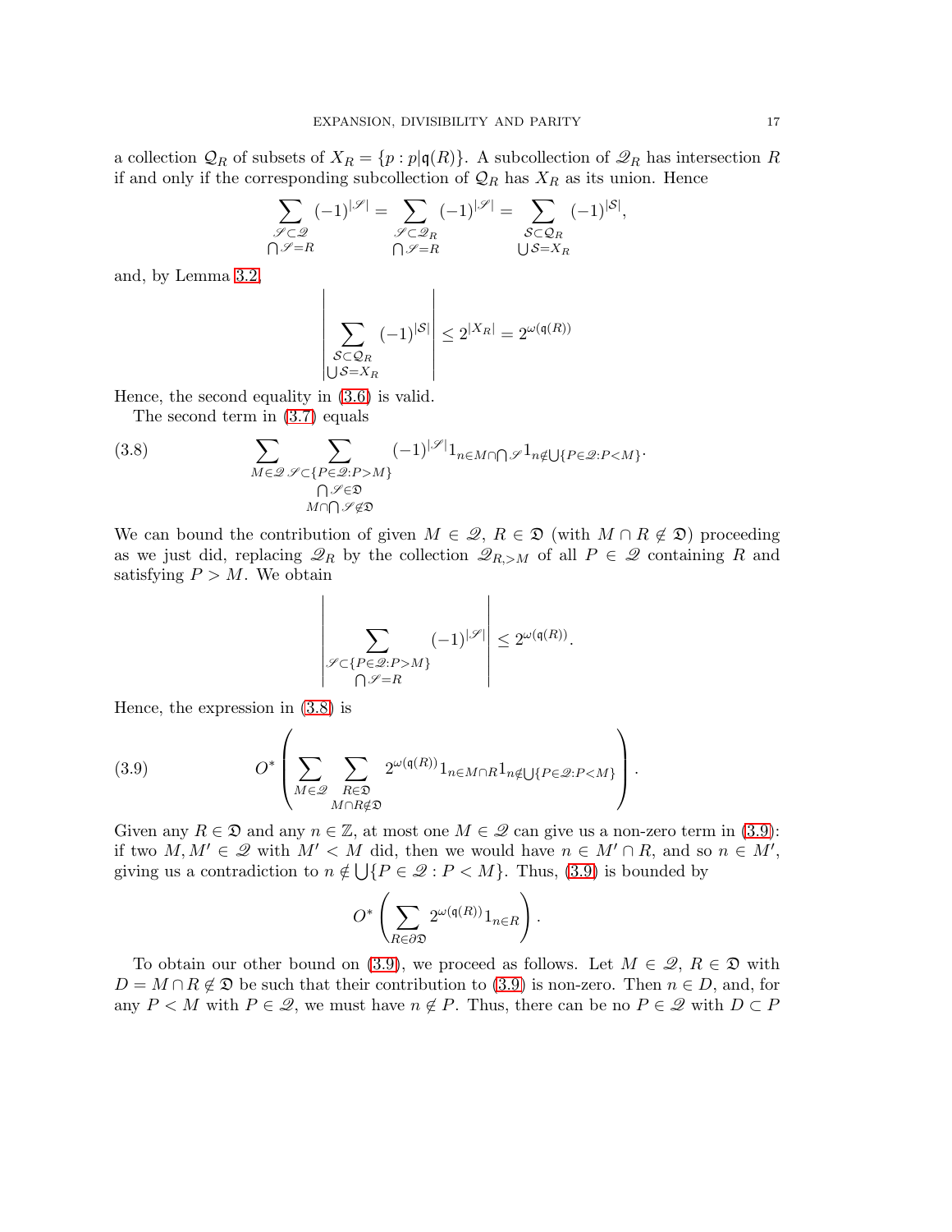a collection $\mathcal{Q}_R$ of subsets of $X_R = \{p : p|\mathfrak{q}(R)\}$. A subcollection of $\mathscr{Q}_R$ has intersection $R$ if and only if the corresponding subcollection of $\mathcal{Q}_R$ has $X_R$ as its union. Hence

$$\sum_{\substack{\mathscr{S}\subset\mathscr{Q}\\ \bigcap\mathscr{S}=R}} (-1)^{|\mathscr{S}|} = \sum_{\substack{\mathscr{S}\subset\mathscr{Q}_R\\ \bigcap\mathscr{S}=R}} (-1)^{|\mathscr{S}|} = \sum_{\substack{\mathcal{S}\subset\mathcal{Q}_R\\ \bigcup\mathcal{S}=X_R}} (-1)^{|\mathcal{S}|},$$

and, by Lemma 3.2,

$$\left|\sum_{\substack{\mathcal{S}\subset\mathcal{Q}_R\\ \bigcup\mathcal{S}=X_R}} (-1)^{|\mathcal{S}|}\right| \leq 2^{|X_R|} = 2^{\omega(\mathfrak{q}(R))}$$

Hence, the second equality in (3.6) is valid.

The second term in (3.7) equals

$$\sum_{M\in\mathscr{Q}} \sum_{\substack{\mathscr{S}\subset\{P\in\mathscr{Q}:P>M\}\\ \bigcap\mathscr{S}\in\mathfrak{D}\\ M\cap\bigcap\mathscr{S}\notin\mathfrak{D}}} (-1)^{|\mathscr{S}|} 1_{n\in M\cap\bigcap\mathscr{S}} 1_{n\notin\bigcup\{P\in\mathscr{Q}:P<M\}}. \tag{3.8}$$

We can bound the contribution of given $M \in \mathscr{Q}$, $R \in \mathfrak{D}$ (with $M \cap R \notin \mathfrak{D}$) proceeding as we just did, replacing $\mathscr{Q}_R$ by the collection $\mathscr{Q}_{R,>M}$ of all $P \in \mathscr{Q}$ containing $R$ and satisfying $P > M$. We obtain

$$\left|\sum_{\substack{\mathscr{S}\subset\{P\in\mathscr{Q}:P>M\}\\ \bigcap\mathscr{S}=R}} (-1)^{|\mathscr{S}|}\right| \leq 2^{\omega(\mathfrak{q}(R))}.$$

Hence, the expression in (3.8) is

$$O^*\left(\sum_{M\in\mathscr{Q}} \sum_{\substack{R\in\mathfrak{D}\\ M\cap R\notin\mathfrak{D}}} 2^{\omega(\mathfrak{q}(R))} 1_{n\in M\cap R} 1_{n\notin\bigcup\{P\in\mathscr{Q}:P<M\}}\right). \tag{3.9}$$

Given any $R \in \mathfrak{D}$ and any $n \in \mathbb{Z}$, at most one $M \in \mathscr{Q}$ can give us a non-zero term in (3.9): if two $M, M' \in \mathscr{Q}$ with $M' < M$ did, then we would have $n \in M' \cap R$, and so $n \in M'$, giving us a contradiction to $n \notin \bigcup\{P \in \mathscr{Q} : P < M\}$. Thus, (3.9) is bounded by

$$O^*\left(\sum_{R\in\partial\mathfrak{D}} 2^{\omega(\mathfrak{q}(R))} 1_{n\in R}\right).$$

To obtain our other bound on (3.9), we proceed as follows. Let $M \in \mathscr{Q}$, $R \in \mathfrak{D}$ with $D = M \cap R \notin \mathfrak{D}$ be such that their contribution to (3.9) is non-zero. Then $n \in D$, and, for any $P < M$ with $P \in \mathscr{Q}$, we must have $n \notin P$. Thus, there can be no $P \in \mathscr{Q}$ with $D \subset P$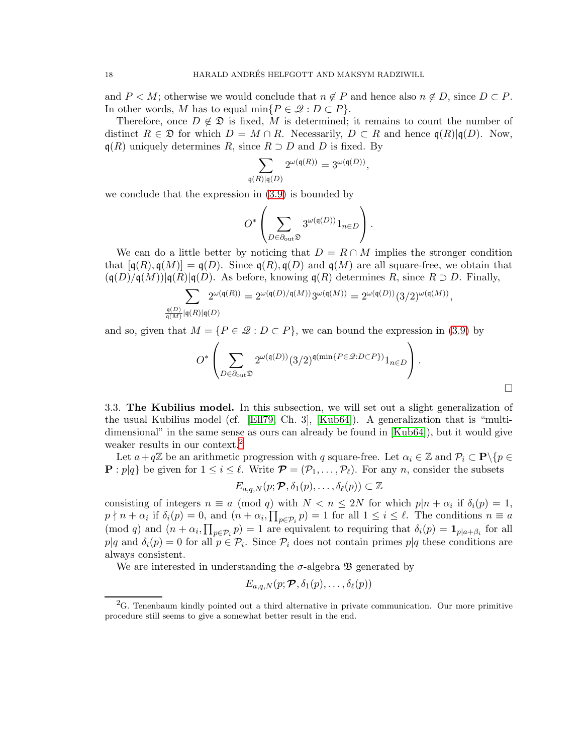and $P < M$; otherwise we would conclude that $n \notin P$ and hence also $n \notin D$, since $D \subset P$. In other words, $M$ has to equal $\min\{P \in \mathscr{Q} : D \subset P\}$.

Therefore, once $D \notin \mathfrak{D}$ is fixed, $M$ is determined; it remains to count the number of distinct $R \in \mathfrak{D}$ for which $D = M \cap R$. Necessarily, $D \subset R$ and hence $\mathfrak{q}(R)|\mathfrak{q}(D)$. Now, $\mathfrak{q}(R)$ uniquely determines $R$, since $R \supset D$ and $D$ is fixed. By

$$\sum_{\mathfrak{q}(R)|\mathfrak{q}(D)} 2^{\omega(\mathfrak{q}(R))} = 3^{\omega(\mathfrak{q}(D))},$$

we conclude that the expression in (3.9) is bounded by

$$O^*\left(\sum_{D \in \partial_{\text{out}}\mathfrak{D}} 3^{\omega(\mathfrak{q}(D))} 1_{n \in D}\right).$$

We can do a little better by noticing that $D = R \cap M$ implies the stronger condition that $[\mathfrak{q}(R), \mathfrak{q}(M)] = \mathfrak{q}(D)$. Since $\mathfrak{q}(R), \mathfrak{q}(D)$ and $\mathfrak{q}(M)$ are all square-free, we obtain that $(\mathfrak{q}(D)/\mathfrak{q}(M))|\mathfrak{q}(R)|\mathfrak{q}(D)$. As before, knowing $\mathfrak{q}(R)$ determines $R$, since $R \supset D$. Finally,

$$\sum_{\frac{\mathfrak{q}(D)}{\mathfrak{q}(M)}|\mathfrak{q}(R)|\mathfrak{q}(D)} 2^{\omega(\mathfrak{q}(R))} = 2^{\omega(\mathfrak{q}(D)/\mathfrak{q}(M))} 3^{\omega(\mathfrak{q}(M))} = 2^{\omega(\mathfrak{q}(D))} (3/2)^{\omega(\mathfrak{q}(M))},$$

and so, given that $M = \{P \in \mathscr{Q} : D \subset P\}$, we can bound the expression in (3.9) by

$$O^*\left(\sum_{D \in \partial_{\text{out}}\mathfrak{D}} 2^{\omega(\mathfrak{q}(D))} (3/2)^{\mathfrak{q}(\min\{P \in \mathscr{Q}: D \subset P\})} 1_{n \in D}\right).$$

□

3.3. **The Kubilius model.** In this subsection, we will set out a slight generalization of the usual Kubilius model (cf. [Ell79, Ch. 3], [Kub64]). A generalization that is "multi-dimensional" in the same sense as ours can already be found in [Kub64]), but it would give weaker results in our context.[2]

Let $a + q\mathbb{Z}$ be an arithmetic progression with $q$ square-free. Let $\alpha_i \in \mathbb{Z}$ and $\mathcal{P}_i \subset \mathbf{P} \setminus \{p \in \mathbf{P} : p|q\}$ be given for $1 \le i \le \ell$. Write $\boldsymbol{\mathcal{P}} = (\mathcal{P}_1, \ldots, \mathcal{P}_\ell)$. For any $n$, consider the subsets

$$E_{a,q,N}(p; \boldsymbol{\mathcal{P}}, \delta_1(p), \ldots, \delta_\ell(p)) \subset \mathbb{Z}$$

consisting of integers $n \equiv a \pmod q$ with $N < n \le 2N$ for which $p|n + \alpha_i$ if $\delta_i(p) = 1$, $p \nmid n + \alpha_i$ if $\delta_i(p) = 0$, and $(n + \alpha_i, \prod_{p \in \mathcal{P}_i} p) = 1$ for all $1 \le i \le \ell$. The conditions $n \equiv a \pmod q$ and $(n + \alpha_i, \prod_{p \in \mathcal{P}_i} p) = 1$ are equivalent to requiring that $\delta_i(p) = \mathbf{1}_{p|a+\beta_i}$ for all $p|q$ and $\delta_i(p) = 0$ for all $p \in \mathcal{P}_i$. Since $\mathcal{P}_i$ does not contain primes $p|q$ these conditions are always consistent.

We are interested in understanding the $\sigma$-algebra $\mathfrak{B}$ generated by

$$E_{a,q,N}(p; \boldsymbol{\mathcal{P}}, \delta_1(p), \ldots, \delta_\ell(p))$$

[2] G. Tenenbaum kindly pointed out a third alternative in private communication. Our more primitive procedure still seems to give a somewhat better result in the end.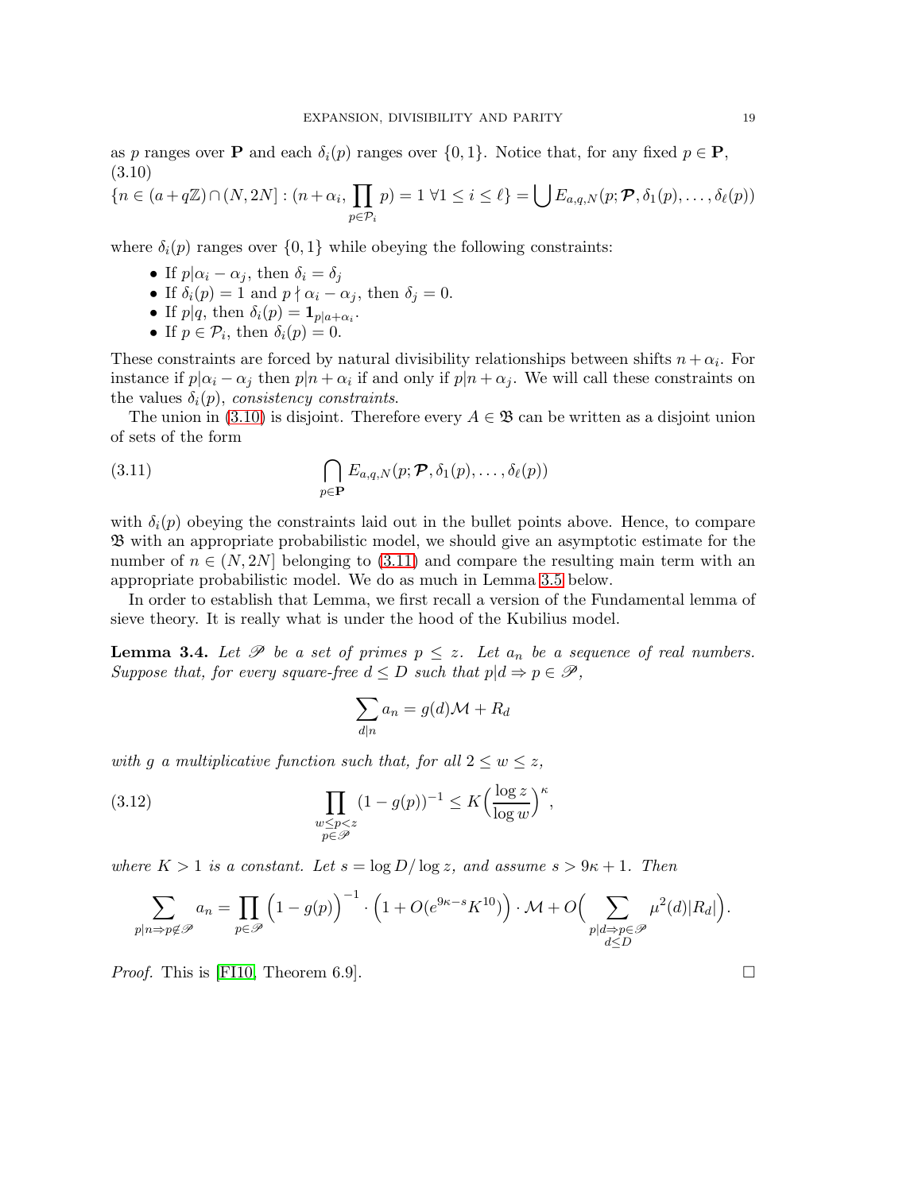as $p$ ranges over $\mathbf{P}$ and each $\delta_i(p)$ ranges over $\{0,1\}$. Notice that, for any fixed $p \in \mathbf{P}$,

(3.10)
$$\{n \in (a+q\mathbb{Z}) \cap (N, 2N] : (n+\alpha_i, \prod_{p \in \mathcal{P}_i} p) = 1 \ \forall 1 \le i \le \ell\} = \bigcup E_{a,q,N}(p; \boldsymbol{\mathcal{P}}, \delta_1(p), \ldots, \delta_\ell(p))$$

where $\delta_i(p)$ ranges over $\{0,1\}$ while obeying the following constraints:

- If $p | \alpha_i - \alpha_j$, then $\delta_i = \delta_j$
- If $\delta_i(p) = 1$ and $p \nmid \alpha_i - \alpha_j$, then $\delta_j = 0$.
- If $p | q$, then $\delta_i(p) = \mathbf{1}_{p | a + \alpha_i}$.
- If $p \in \mathcal{P}_i$, then $\delta_i(p) = 0$.

These constraints are forced by natural divisibility relationships between shifts $n + \alpha_i$. For instance if $p | \alpha_i - \alpha_j$ then $p | n + \alpha_i$ if and only if $p | n + \alpha_j$. We will call these constraints on the values $\delta_i(p)$, *consistency constraints*.

The union in (3.10) is disjoint. Therefore every $A \in \mathfrak{B}$ can be written as a disjoint union of sets of the form

$$\bigcap_{p \in \mathbf{P}} E_{a,q,N}(p; \boldsymbol{\mathcal{P}}, \delta_1(p), \ldots, \delta_\ell(p)) \tag{3.11}$$

with $\delta_i(p)$ obeying the constraints laid out in the bullet points above. Hence, to compare $\mathfrak{B}$ with an appropriate probabilistic model, we should give an asymptotic estimate for the number of $n \in (N, 2N]$ belonging to (3.11) and compare the resulting main term with an appropriate probabilistic model. We do as much in Lemma 3.5 below.

In order to establish that Lemma, we first recall a version of the Fundamental lemma of sieve theory. It is really what is under the hood of the Kubilius model.

**Lemma 3.4.** *Let $\mathscr{P}$ be a set of primes $p \le z$. Let $a_n$ be a sequence of real numbers. Suppose that, for every square-free $d \le D$ such that $p | d \Rightarrow p \in \mathscr{P}$,*

$$\sum_{d | n} a_n = g(d) \mathcal{M} + R_d$$

*with $g$ a multiplicative function such that, for all $2 \le w \le z$,*

$$\prod_{\substack{w \le p < z \\ p \in \mathscr{P}}} (1 - g(p))^{-1} \le K \Big( \frac{\log z}{\log w} \Big)^{\kappa}, \tag{3.12}$$

*where $K > 1$ is a constant. Let $s = \log D / \log z$, and assume $s > 9\kappa + 1$. Then*

$$\sum_{p | n \Rightarrow p \notin \mathscr{P}} a_n = \prod_{p \in \mathscr{P}} \Big(1 - g(p)\Big)^{-1} \cdot \Big(1 + O(e^{9\kappa - s} K^{10})\Big) \cdot \mathcal{M} + O\Big( \sum_{\substack{p | d \Rightarrow p \in \mathscr{P} \\ d \le D}} \mu^2(d) |R_d| \Big).$$

*Proof.* This is [FI10, Theorem 6.9]. □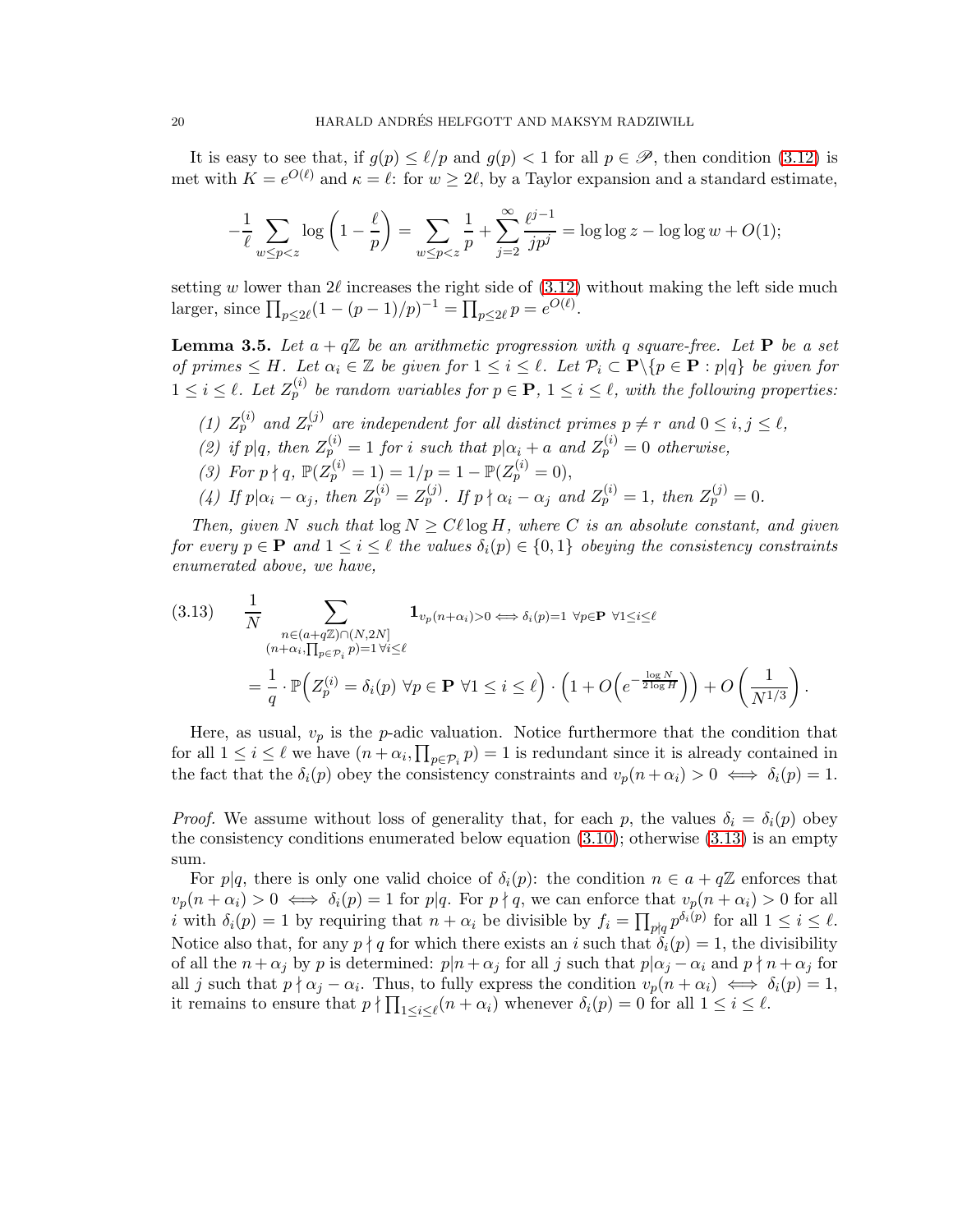It is easy to see that, if $g(p) \leq \ell/p$ and $g(p) < 1$ for all $p \in \mathscr{P}$, then condition (3.12) is met with $K = e^{O(\ell)}$ and $\kappa = \ell$: for $w \geq 2\ell$, by a Taylor expansion and a standard estimate,

$$-\frac{1}{\ell} \sum_{w \leq p < z} \log\left(1 - \frac{\ell}{p}\right) = \sum_{w \leq p < z} \frac{1}{p} + \sum_{j=2}^{\infty} \frac{\ell^{j-1}}{jp^j} = \log\log z - \log\log w + O(1);$$

setting $w$ lower than $2\ell$ increases the right side of (3.12) without making the left side much larger, since $\prod_{p \leq 2\ell} (1 - (p-1)/p)^{-1} = \prod_{p \leq 2\ell} p = e^{O(\ell)}$.

**Lemma 3.5.** *Let $a + q\mathbb{Z}$ be an arithmetic progression with $q$ square-free. Let $\mathbf{P}$ be a set of primes $\leq H$. Let $\alpha_i \in \mathbb{Z}$ be given for $1 \leq i \leq \ell$. Let $\mathcal{P}_i \subset \mathbf{P} \backslash \{p \in \mathbf{P} : p | q\}$ be given for $1 \leq i \leq \ell$. Let $Z_p^{(i)}$ be random variables for $p \in \mathbf{P}$, $1 \leq i \leq \ell$, with the following properties:*

1. *$Z_p^{(i)}$ and $Z_r^{(j)}$ are independent for all distinct primes $p \neq r$ and $0 \leq i, j \leq \ell$,*
2. *if $p | q$, then $Z_p^{(i)} = 1$ for $i$ such that $p | \alpha_i + a$ and $Z_p^{(i)} = 0$ otherwise,*
3. *For $p \nmid q$, $\mathbb{P}(Z_p^{(i)} = 1) = 1/p = 1 - \mathbb{P}(Z_p^{(i)} = 0)$,*
4. *If $p | \alpha_i - \alpha_j$, then $Z_p^{(i)} = Z_p^{(j)}$. If $p \nmid \alpha_i - \alpha_j$ and $Z_p^{(i)} = 1$, then $Z_p^{(j)} = 0$.*

*Then, given $N$ such that $\log N \geq C\ell \log H$, where $C$ is an absolute constant, and given for every $p \in \mathbf{P}$ and $1 \leq i \leq \ell$ the values $\delta_i(p) \in \{0, 1\}$ obeying the consistency constraints enumerated above, we have,*

$$\begin{aligned}
(3.13) \qquad &\frac{1}{N} \sum_{\substack{n \in (a + q\mathbb{Z}) \cap (N, 2N] \\ (n + \alpha_i, \prod_{p \in \mathcal{P}_i} p) = 1 \, \forall i \leq \ell}} \mathbf{1}_{v_p(n+\alpha_i) > 0 \iff \delta_i(p) = 1 \;\; \forall p \in \mathbf{P} \;\; \forall 1 \leq i \leq \ell} \\
&= \frac{1}{q} \cdot \mathbb{P}\Big(Z_p^{(i)} = \delta_i(p) \;\; \forall p \in \mathbf{P} \;\; \forall 1 \leq i \leq \ell\Big) \cdot \left(1 + O\Big(e^{-\frac{\log N}{2 \log H}}\Big)\right) + O\left(\frac{1}{N^{1/3}}\right).
\end{aligned}$$

Here, as usual, $v_p$ is the $p$-adic valuation. Notice furthermore that the condition that for all $1 \leq i \leq \ell$ we have $(n + \alpha_i, \prod_{p \in \mathcal{P}_i} p) = 1$ is redundant since it is already contained in the fact that the $\delta_i(p)$ obey the consistency constraints and $v_p(n + \alpha_i) > 0 \iff \delta_i(p) = 1$.

*Proof.* We assume without loss of generality that, for each $p$, the values $\delta_i = \delta_i(p)$ obey the consistency conditions enumerated below equation (3.10); otherwise (3.13) is an empty sum.

For $p | q$, there is only one valid choice of $\delta_i(p)$: the condition $n \in a + q\mathbb{Z}$ enforces that $v_p(n + \alpha_i) > 0 \iff \delta_i(p) = 1$ for $p | q$. For $p \nmid q$, we can enforce that $v_p(n + \alpha_i) > 0$ for all $i$ with $\delta_i(p) = 1$ by requiring that $n + \alpha_i$ be divisible by $f_i = \prod_{p \nmid q} p^{\delta_i(p)}$ for all $1 \leq i \leq \ell$. Notice also that, for any $p \nmid q$ for which there exists an $i$ such that $\delta_i(p) = 1$, the divisibility of all the $n + \alpha_j$ by $p$ is determined: $p | n + \alpha_j$ for all $j$ such that $p | \alpha_j - \alpha_i$ and $p \nmid n + \alpha_j$ for all $j$ such that $p \nmid \alpha_j - \alpha_i$. Thus, to fully express the condition $v_p(n + \alpha_i) \iff \delta_i(p) = 1$, it remains to ensure that $p \nmid \prod_{1 \leq i \leq \ell} (n + \alpha_i)$ whenever $\delta_i(p) = 0$ for all $1 \leq i \leq \ell$.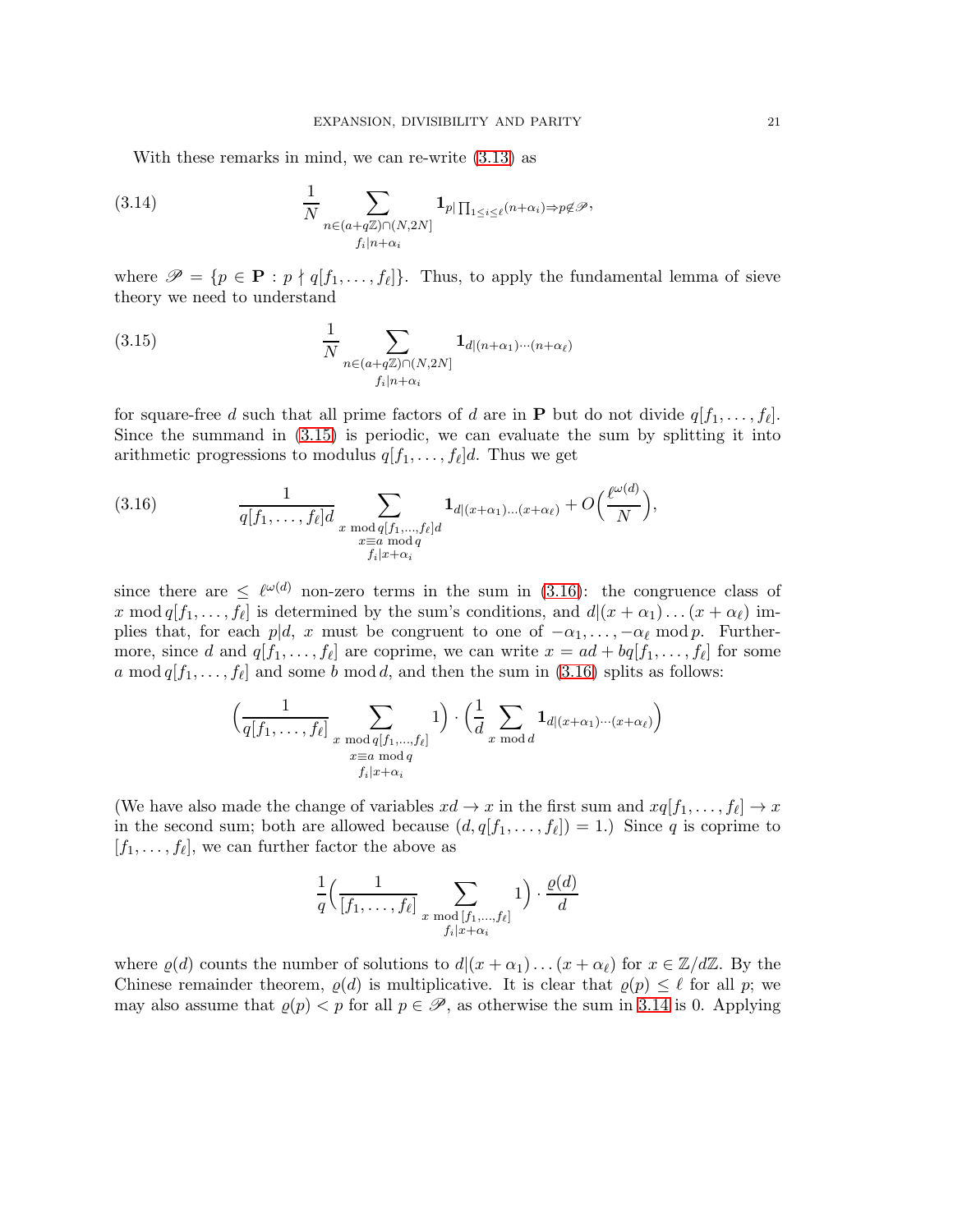With these remarks in mind, we can re-write (3.13) as

$$\frac{1}{N} \sum_{\substack{n \in (a+q\mathbb{Z}) \cap (N,2N] \\ f_i | n+\alpha_i}} \mathbf{1}_{p | \prod_{1 \le i \le \ell}(n+\alpha_i) \Rightarrow p \notin \mathscr{P}}, \tag{3.14}$$

where $\mathscr{P} = \{p \in \mathbf{P} : p \nmid q[f_1, \ldots, f_\ell]\}$. Thus, to apply the fundamental lemma of sieve theory we need to understand

$$\frac{1}{N} \sum_{\substack{n \in (a+q\mathbb{Z}) \cap (N,2N] \\ f_i | n+\alpha_i}} \mathbf{1}_{d | (n+\alpha_1) \cdots (n+\alpha_\ell)} \tag{3.15}$$

for square-free $d$ such that all prime factors of $d$ are in $\mathbf{P}$ but do not divide $q[f_1, \ldots, f_\ell]$. Since the summand in (3.15) is periodic, we can evaluate the sum by splitting it into arithmetic progressions to modulus $q[f_1, \ldots, f_\ell]d$. Thus we get

$$\frac{1}{q[f_1, \ldots, f_\ell]d} \sum_{\substack{x \bmod q[f_1, \ldots, f_\ell]d \\ x \equiv a \bmod q \\ f_i | x+\alpha_i}} \mathbf{1}_{d | (x+\alpha_1) \ldots (x+\alpha_\ell)} + O\Big(\frac{\ell^{\omega(d)}}{N}\Big), \tag{3.16}$$

since there are $\le \ell^{\omega(d)}$ non-zero terms in the sum in (3.16): the congruence class of $x \bmod q[f_1, \ldots, f_\ell]$ is determined by the sum's conditions, and $d | (x+\alpha_1) \ldots (x+\alpha_\ell)$ implies that, for each $p | d$, $x$ must be congruent to one of $-\alpha_1, \ldots, -\alpha_\ell \bmod p$. Furthermore, since $d$ and $q[f_1, \ldots, f_\ell]$ are coprime, we can write $x = ad + bq[f_1, \ldots, f_\ell]$ for some $a \bmod q[f_1, \ldots, f_\ell]$ and some $b \bmod d$, and then the sum in (3.16) splits as follows:

$$\Big(\frac{1}{q[f_1, \ldots, f_\ell]} \sum_{\substack{x \bmod q[f_1, \ldots, f_\ell] \\ x \equiv a \bmod q \\ f_i | x+\alpha_i}} 1\Big) \cdot \Big(\frac{1}{d} \sum_{x \bmod d} \mathbf{1}_{d | (x+\alpha_1) \cdots (x+\alpha_\ell)}\Big)$$

(We have also made the change of variables $xd \to x$ in the first sum and $xq[f_1, \ldots, f_\ell] \to x$ in the second sum; both are allowed because $(d, q[f_1, \ldots, f_\ell]) = 1$.) Since $q$ is coprime to $[f_1, \ldots, f_\ell]$, we can further factor the above as

$$\frac{1}{q}\Big(\frac{1}{[f_1, \ldots, f_\ell]} \sum_{\substack{x \bmod [f_1, \ldots, f_\ell] \\ f_i | x+\alpha_i}} 1\Big) \cdot \frac{\varrho(d)}{d}$$

where $\varrho(d)$ counts the number of solutions to $d | (x+\alpha_1) \ldots (x+\alpha_\ell)$ for $x \in \mathbb{Z}/d\mathbb{Z}$. By the Chinese remainder theorem, $\varrho(d)$ is multiplicative. It is clear that $\varrho(p) \le \ell$ for all $p$; we may also assume that $\varrho(p) < p$ for all $p \in \mathscr{P}$, as otherwise the sum in 3.14 is 0. Applying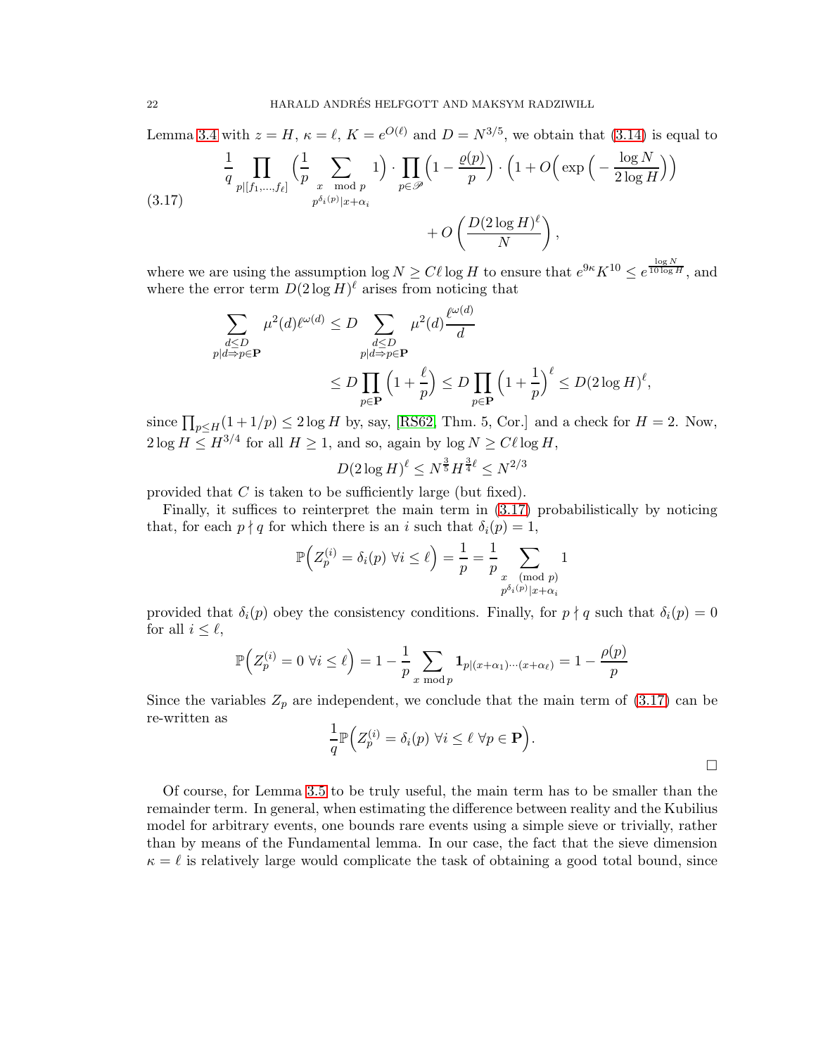Lemma 3.4 with $z = H$, $\kappa = \ell$, $K = e^{O(\ell)}$ and $D = N^{3/5}$, we obtain that (3.14) is equal to

$$\frac{1}{q} \prod_{p | [f_1, \ldots, f_\ell]} \Big( \frac{1}{p} \sum_{\substack{x \mod p \\ p^{\delta_i(p)} | x + \alpha_i}} 1 \Big) \cdot \prod_{p \in \mathscr{P}} \Big( 1 - \frac{\varrho(p)}{p} \Big) \cdot \Big( 1 + O\Big( \exp\Big( - \frac{\log N}{2 \log H} \Big) \Big) \tag{3.17}$$
$$+ O\left( \frac{D (2 \log H)^\ell}{N} \right),$$

where we are using the assumption $\log N \geq C \ell \log H$ to ensure that $e^{9\kappa} K^{10} \leq e^{\frac{\log N}{10 \log H}}$, and where the error term $D(2 \log H)^\ell$ arises from noticing that

$$\sum_{\substack{d \leq D \\ p | d \Rightarrow p \in \mathbf{P}}} \mu^2(d) \ell^{\omega(d)} \leq D \sum_{\substack{d \leq D \\ p | d \Rightarrow p \in \mathbf{P}}} \mu^2(d) \frac{\ell^{\omega(d)}}{d}$$
$$\leq D \prod_{p \in \mathbf{P}} \Big( 1 + \frac{\ell}{p} \Big) \leq D \prod_{p \in \mathbf{P}} \Big( 1 + \frac{1}{p} \Big)^\ell \leq D (2 \log H)^\ell,$$

since $\prod_{p \leq H} (1 + 1/p) \leq 2 \log H$ by, say, [RS62, Thm. 5, Cor.] and a check for $H = 2$. Now, $2 \log H \leq H^{3/4}$ for all $H \geq 1$, and so, again by $\log N \geq C \ell \log H$,

$$D (2 \log H)^\ell \leq N^{\frac{3}{5}} H^{\frac{3}{4} \ell} \leq N^{2/3}$$

provided that $C$ is taken to be sufficiently large (but fixed).

Finally, it suffices to reinterpret the main term in (3.17) probabilistically by noticing that, for each $p \nmid q$ for which there is an $i$ such that $\delta_i(p) = 1$,

$$\mathbb{P}\Big( Z_p^{(i)} = \delta_i(p) \ \forall i \leq \ell \Big) = \frac{1}{p} = \frac{1}{p} \sum_{\substack{x \pmod p \\ p^{\delta_i(p)} | x + \alpha_i}} 1$$

provided that $\delta_i(p)$ obey the consistency conditions. Finally, for $p \nmid q$ such that $\delta_i(p) = 0$ for all $i \leq \ell$,

$$\mathbb{P}\Big( Z_p^{(i)} = 0 \ \forall i \leq \ell \Big) = 1 - \frac{1}{p} \sum_{x \bmod p} \mathbf{1}_{p | (x + \alpha_1) \cdots (x + \alpha_\ell)} = 1 - \frac{\rho(p)}{p}$$

Since the variables $Z_p$ are independent, we conclude that the main term of (3.17) can be re-written as

$$\frac{1}{q} \mathbb{P}\Big( Z_p^{(i)} = \delta_i(p) \ \forall i \leq \ell \ \forall p \in \mathbf{P} \Big).$$

□

Of course, for Lemma 3.5 to be truly useful, the main term has to be smaller than the remainder term. In general, when estimating the difference between reality and the Kubilius model for arbitrary events, one bounds rare events using a simple sieve or trivially, rather than by means of the Fundamental lemma. In our case, the fact that the sieve dimension $\kappa = \ell$ is relatively large would complicate the task of obtaining a good total bound, since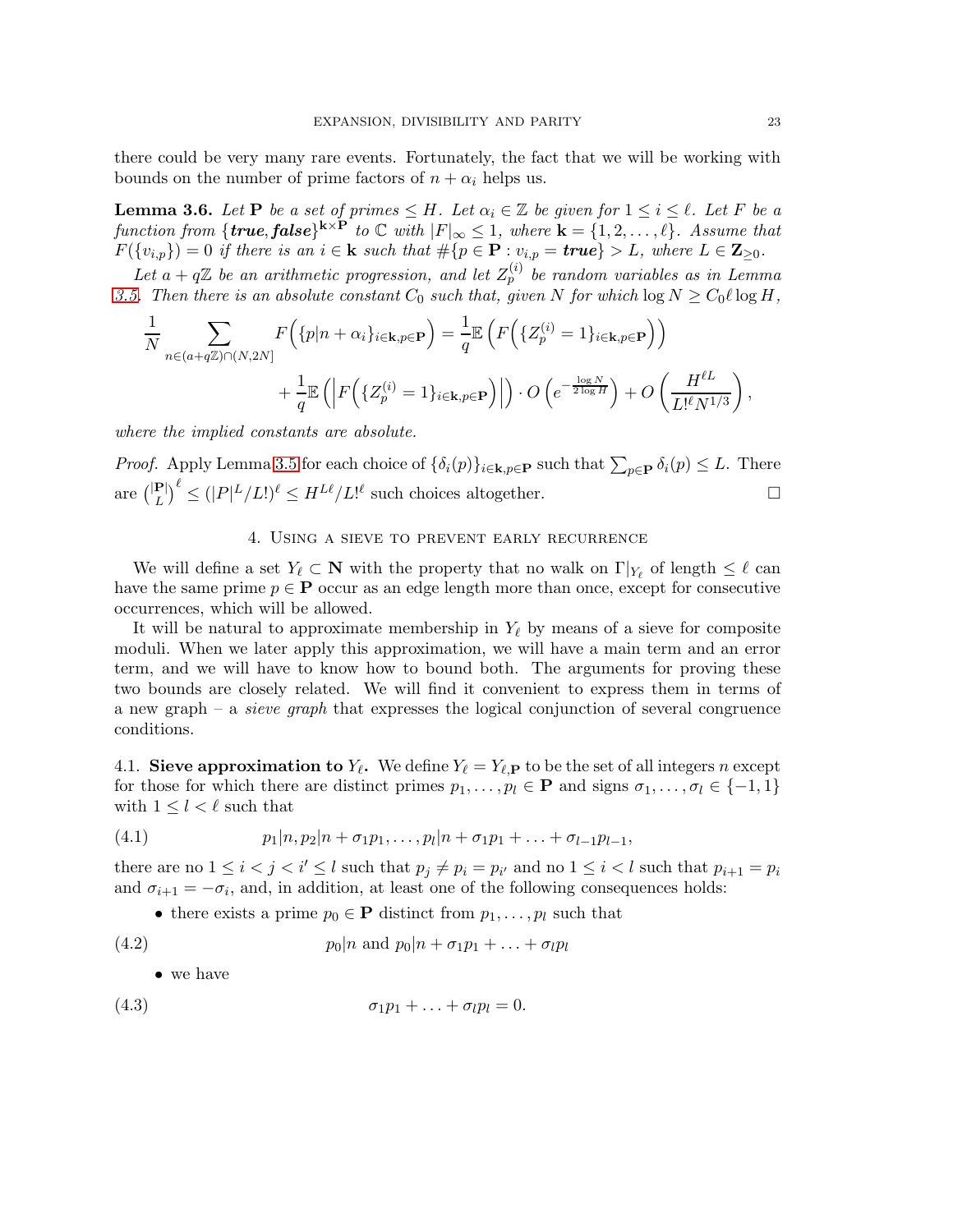there could be very many rare events. Fortunately, the fact that we will be working with bounds on the number of prime factors of $n + \alpha_i$ helps us.

**Lemma 3.6.** *Let $\mathbf{P}$ be a set of primes $\leq H$. Let $\alpha_i \in \mathbb{Z}$ be given for $1 \leq i \leq \ell$. Let $F$ be a function from $\{\textbf{\textit{true}}, \textbf{\textit{false}}\}^{\mathbf{k}\times\mathbf{P}}$ to $\mathbb{C}$ with $|F|_\infty \leq 1$, where $\mathbf{k} = \{1, 2, \ldots, \ell\}$. Assume that $F(\{v_{i,p}\}) = 0$ if there is an $i \in \mathbf{k}$ such that $\#\{p \in \mathbf{P} : v_{i,p} = \textbf{\textit{true}}\} > L$, where $L \in \mathbf{Z}_{\geq 0}$.*

*Let $a + q\mathbb{Z}$ be an arithmetic progression, and let $Z_p^{(i)}$ be random variables as in Lemma 3.5. Then there is an absolute constant $C_0$ such that, given $N$ for which $\log N \geq C_0 \ell \log H$,*

$$\frac{1}{N} \sum_{n \in (a+q\mathbb{Z}) \cap (N,2N]} F\Big(\{p|n+\alpha_i\}_{i\in\mathbf{k},p\in\mathbf{P}}\Big) = \frac{1}{q}\mathbb{E}\left(F\Big(\{Z_p^{(i)} = 1\}_{i\in\mathbf{k},p\in\mathbf{P}}\Big)\right)$$
$$+ \frac{1}{q}\mathbb{E}\left(\Big|F\Big(\{Z_p^{(i)} = 1\}_{i\in\mathbf{k},p\in\mathbf{P}}\Big)\Big|\right) \cdot O\left(e^{-\frac{\log N}{2\log H}}\right) + O\left(\frac{H^{\ell L}}{L!^\ell N^{1/3}}\right),$$

*where the implied constants are absolute.*

*Proof.* Apply Lemma 3.5 for each choice of $\{\delta_i(p)\}_{i\in\mathbf{k},p\in\mathbf{P}}$ such that $\sum_{p\in\mathbf{P}} \delta_i(p) \leq L$. There are $\binom{|\mathbf{P}|}{L}^\ell \leq (|P|^L/L!)^\ell \leq H^{L\ell}/L!^\ell$ such choices altogether. □

## 4. Using a sieve to prevent early recurrence

We will define a set $Y_\ell \subset \mathbf{N}$ with the property that no walk on $\Gamma|_{Y_\ell}$ of length $\leq \ell$ can have the same prime $p \in \mathbf{P}$ occur as an edge length more than once, except for consecutive occurrences, which will be allowed.

It will be natural to approximate membership in $Y_\ell$ by means of a sieve for composite moduli. When we later apply this approximation, we will have a main term and an error term, and we will have to know how to bound both. The arguments for proving these two bounds are closely related. We will find it convenient to express them in terms of a new graph – a *sieve graph* that expresses the logical conjunction of several congruence conditions.

### 4.1. Sieve approximation to $Y_\ell$.

We define $Y_\ell = Y_{\ell,\mathbf{P}}$ to be the set of all integers $n$ except for those for which there are distinct primes $p_1, \ldots, p_l \in \mathbf{P}$ and signs $\sigma_1, \ldots, \sigma_l \in \{-1, 1\}$ with $1 \leq l < \ell$ such that

$$p_1|n, p_2|n + \sigma_1 p_1, \ldots, p_l|n + \sigma_1 p_1 + \ldots + \sigma_{l-1}p_{l-1}, \tag{4.1}$$

there are no $1 \leq i < j < i' \leq l$ such that $p_j \neq p_i = p_{i'}$ and no $1 \leq i < l$ such that $p_{i+1} = p_i$ and $\sigma_{i+1} = -\sigma_i$, and, in addition, at least one of the following consequences holds:

- there exists a prime $p_0 \in \mathbf{P}$ distinct from $p_1, \ldots, p_l$ such that

$$p_0|n \text{ and } p_0|n + \sigma_1 p_1 + \ldots + \sigma_l p_l \tag{4.2}$$

- we have

$$\sigma_1 p_1 + \ldots + \sigma_l p_l = 0. \tag{4.3}$$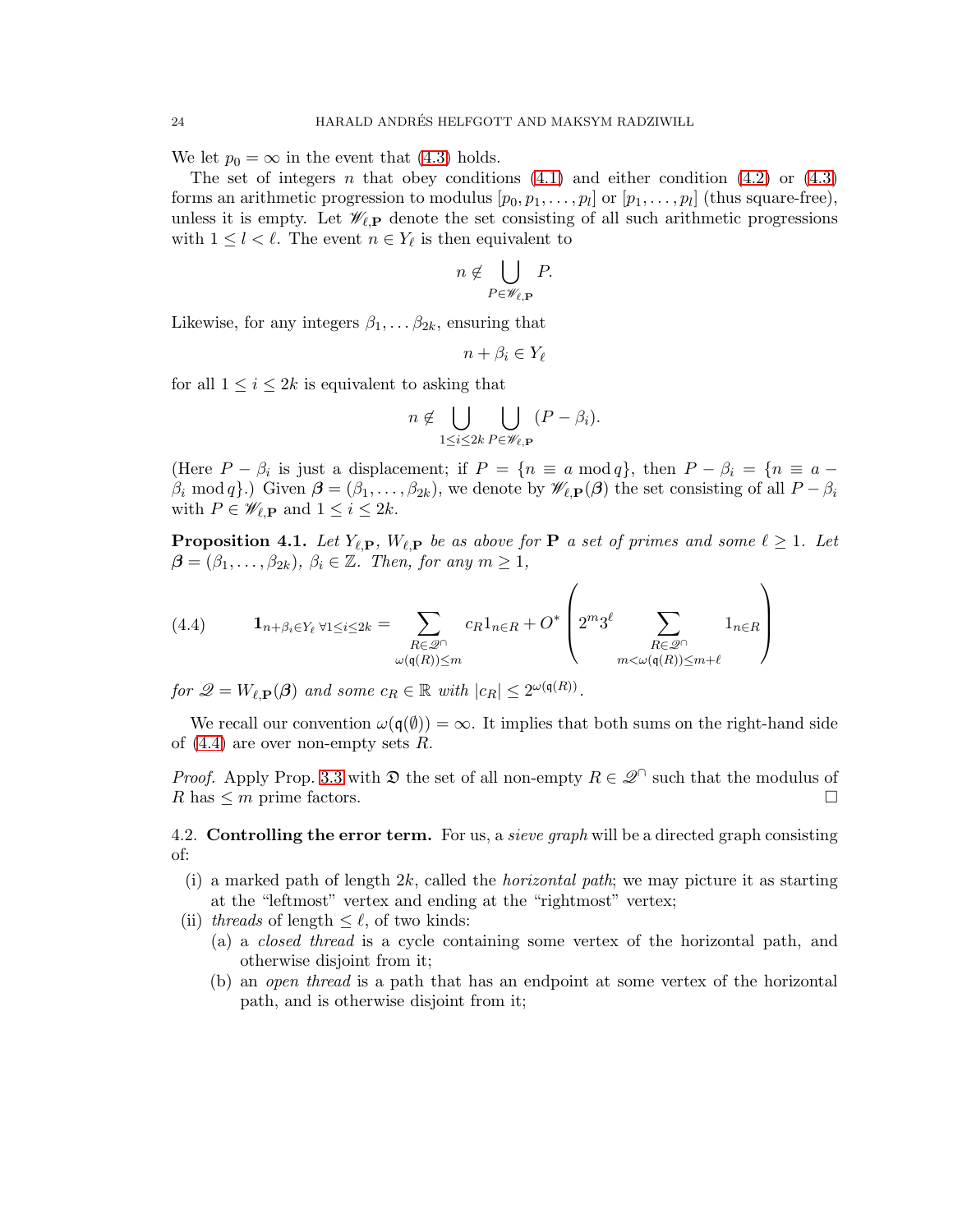We let $p_0 = \infty$ in the event that (4.3) holds.

The set of integers $n$ that obey conditions (4.1) and either condition (4.2) or (4.3) forms an arithmetic progression to modulus $[p_0, p_1, \ldots, p_l]$ or $[p_1, \ldots, p_l]$ (thus square-free), unless it is empty. Let $\mathscr{W}_{\ell,\mathbf{P}}$ denote the set consisting of all such arithmetic progressions with $1 \leq l < \ell$. The event $n \in Y_\ell$ is then equivalent to

$$n \notin \bigcup_{P \in \mathscr{W}_{\ell,\mathbf{P}}} P.$$

Likewise, for any integers $\beta_1, \ldots \beta_{2k}$, ensuring that

$$n + \beta_i \in Y_\ell$$

for all $1 \leq i \leq 2k$ is equivalent to asking that

$$n \notin \bigcup_{1 \leq i \leq 2k} \bigcup_{P \in \mathscr{W}_{\ell,\mathbf{P}}} (P - \beta_i).$$

(Here $P - \beta_i$ is just a displacement; if $P = \{n \equiv a \bmod q\}$, then $P - \beta_i = \{n \equiv a - \beta_i \bmod q\}$.) Given $\boldsymbol{\beta} = (\beta_1, \ldots, \beta_{2k})$, we denote by $\mathscr{W}_{\ell,\mathbf{P}}(\boldsymbol{\beta})$ the set consisting of all $P - \beta_i$ with $P \in \mathscr{W}_{\ell,\mathbf{P}}$ and $1 \leq i \leq 2k$.

**Proposition 4.1.** *Let $Y_{\ell,\mathbf{P}}$, $W_{\ell,\mathbf{P}}$ be as above for $\mathbf{P}$ a set of primes and some $\ell \geq 1$. Let $\boldsymbol{\beta} = (\beta_1, \ldots, \beta_{2k})$, $\beta_i \in \mathbb{Z}$. Then, for any $m \geq 1$,*

$$\mathbf{1}_{n+\beta_i \in Y_\ell \ \forall 1 \leq i \leq 2k} = \sum_{\substack{R \in \mathscr{Q}^\cap \\ \omega(\mathfrak{q}(R)) \leq m}} c_R 1_{n \in R} + O^*\left(2^m 3^\ell \sum_{\substack{R \in \mathscr{Q}^\cap \\ m < \omega(\mathfrak{q}(R)) \leq m+\ell}} 1_{n \in R}\right) \tag{4.4}$$

*for $\mathscr{Q} = W_{\ell,\mathbf{P}}(\boldsymbol{\beta})$ and some $c_R \in \mathbb{R}$ with $|c_R| \leq 2^{\omega(\mathfrak{q}(R))}$.*

We recall our convention $\omega(\mathfrak{q}(\emptyset)) = \infty$. It implies that both sums on the right-hand side of (4.4) are over non-empty sets $R$.

*Proof.* Apply Prop. 3.3 with $\mathfrak{D}$ the set of all non-empty $R \in \mathscr{Q}^\cap$ such that the modulus of $R$ has $\leq m$ prime factors. □

4.2. **Controlling the error term.** For us, a *sieve graph* will be a directed graph consisting of:

(i) a marked path of length $2k$, called the *horizontal path*; we may picture it as starting at the "leftmost" vertex and ending at the "rightmost" vertex;

(ii) *threads* of length $\leq \ell$, of two kinds:
   (a) a *closed thread* is a cycle containing some vertex of the horizontal path, and otherwise disjoint from it;
   (b) an *open thread* is a path that has an endpoint at some vertex of the horizontal path, and is otherwise disjoint from it;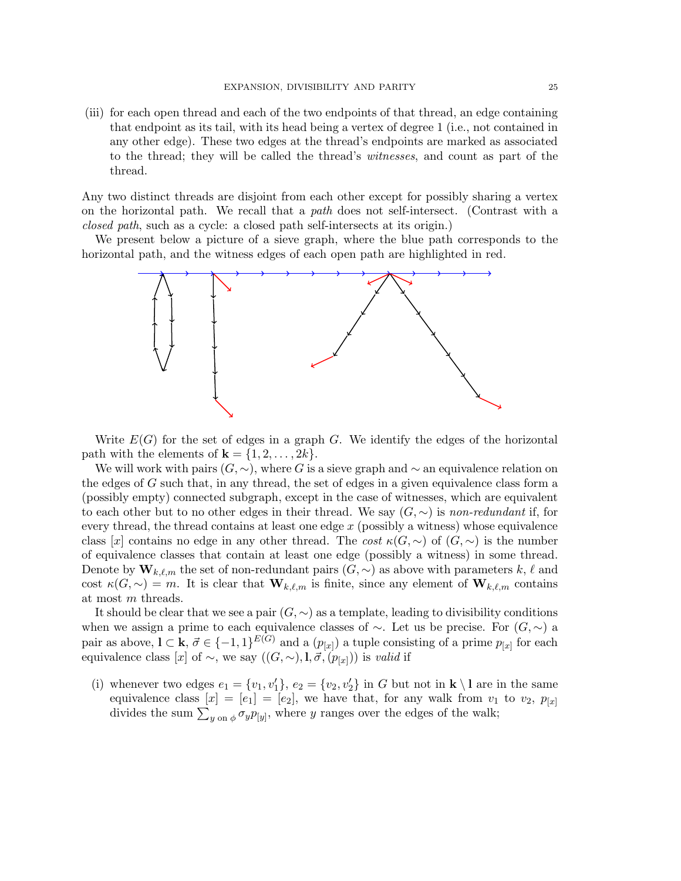(iii) for each open thread and each of the two endpoints of that thread, an edge containing that endpoint as its tail, with its head being a vertex of degree 1 (i.e., not contained in any other edge). These two edges at the thread's endpoints are marked as associated to the thread; they will be called the thread's *witnesses*, and count as part of the thread.

Any two distinct threads are disjoint from each other except for possibly sharing a vertex on the horizontal path. We recall that a *path* does not self-intersect. (Contrast with a *closed path*, such as a cycle: a closed path self-intersects at its origin.)

We present below a picture of a sieve graph, where the blue path corresponds to the horizontal path, and the witness edges of each open path are highlighted in red.

Write $E(G)$ for the set of edges in a graph $G$. We identify the edges of the horizontal path with the elements of $\mathbf{k} = \{1, 2, \dots, 2k\}$.

We will work with pairs $(G, \sim)$, where $G$ is a sieve graph and $\sim$ an equivalence relation on the edges of $G$ such that, in any thread, the set of edges in a given equivalence class form a (possibly empty) connected subgraph, except in the case of witnesses, which are equivalent to each other but to no other edges in their thread. We say $(G, \sim)$ is *non-redundant* if, for every thread, the thread contains at least one edge $x$ (possibly a witness) whose equivalence class $[x]$ contains no edge in any other thread. The *cost* $\kappa(G, \sim)$ of $(G, \sim)$ is the number of equivalence classes that contain at least one edge (possibly a witness) in some thread. Denote by $\mathbf{W}_{k,\ell,m}$ the set of non-redundant pairs $(G, \sim)$ as above with parameters $k$, $\ell$ and cost $\kappa(G, \sim) = m$. It is clear that $\mathbf{W}_{k,\ell,m}$ is finite, since any element of $\mathbf{W}_{k,\ell,m}$ contains at most $m$ threads.

It should be clear that we see a pair $(G, \sim)$ as a template, leading to divisibility conditions when we assign a prime to each equivalence classes of $\sim$. Let us be precise. For $(G, \sim)$ a pair as above, $\mathbf{l} \subset \mathbf{k}$, $\vec{\sigma} \in \{-1, 1\}^{E(G)}$ and a $(p_{[x]})$ a tuple consisting of a prime $p_{[x]}$ for each equivalence class $[x]$ of $\sim$, we say $((G, \sim), \mathbf{l}, \vec{\sigma}, (p_{[x]}))$ is *valid* if

(i) whenever two edges $e_1 = \{v_1, v_1'\}$, $e_2 = \{v_2, v_2'\}$ in $G$ but not in $\mathbf{k} \setminus \mathbf{l}$ are in the same equivalence class $[x] = [e_1] = [e_2]$, we have that, for any walk from $v_1$ to $v_2$, $p_{[x]}$ divides the sum $\sum_{y \text{ on } \phi} \sigma_y p_{[y]}$, where $y$ ranges over the edges of the walk;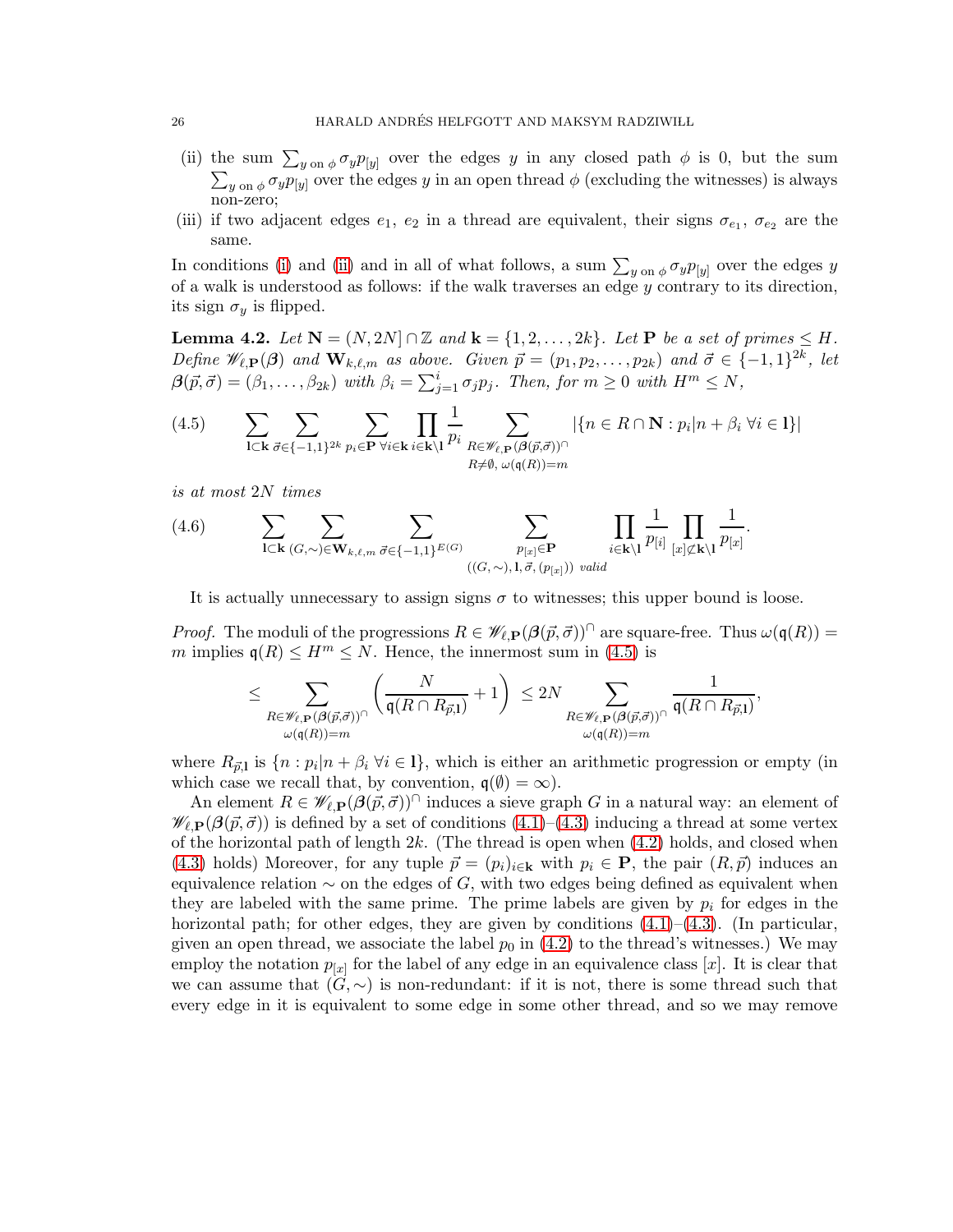(ii) the sum $\sum_{y \text{ on } \phi} \sigma_y p_{[y]}$ over the edges $y$ in any closed path $\phi$ is 0, but the sum $\sum_{y \text{ on } \phi} \sigma_y p_{[y]}$ over the edges $y$ in an open thread $\phi$ (excluding the witnesses) is always non-zero;

(iii) if two adjacent edges $e_1$, $e_2$ in a thread are equivalent, their signs $\sigma_{e_1}$, $\sigma_{e_2}$ are the same.

In conditions (i) and (ii) and in all of what follows, a sum $\sum_{y \text{ on } \phi} \sigma_y p_{[y]}$ over the edges $y$ of a walk is understood as follows: if the walk traverses an edge $y$ contrary to its direction, its sign $\sigma_y$ is flipped.

**Lemma 4.2.** *Let $\mathbf{N} = (N, 2N] \cap \mathbb{Z}$ and $\mathbf{k} = \{1, 2, \dots, 2k\}$. Let $\mathbf{P}$ be a set of primes $\leq H$. Define $\mathscr{W}_{\ell,\mathbf{P}}(\boldsymbol{\beta})$ and $\mathbf{W}_{k,\ell,m}$ as above. Given $\vec{p} = (p_1, p_2, \dots, p_{2k})$ and $\vec{\sigma} \in \{-1, 1\}^{2k}$, let $\boldsymbol{\beta}(\vec{p}, \vec{\sigma}) = (\beta_1, \dots, \beta_{2k})$ with $\beta_i = \sum_{j=1}^{i} \sigma_j p_j$. Then, for $m \geq 0$ with $H^m \leq N$,*

$$\sum_{\mathbf{l} \subset \mathbf{k}} \sum_{\vec{\sigma} \in \{-1,1\}^{2k}} \sum_{p_i \in \mathbf{P} \ \forall i \in \mathbf{k}} \prod_{i \in \mathbf{k} \setminus \mathbf{l}} \frac{1}{p_i} \sum_{\substack{R \in \mathscr{W}_{\ell,\mathbf{P}}(\boldsymbol{\beta}(\vec{p},\vec{\sigma}))^{\cap} \\ R \neq \emptyset, \ \omega(\mathfrak{q}(R)) = m}} |\{n \in R \cap \mathbf{N} : p_i | n + \beta_i \ \forall i \in \mathbf{l}\}| \tag{4.5}$$

*is at most $2N$ times*

$$\sum_{\mathbf{l} \subset \mathbf{k}} \sum_{(G,\sim) \in \mathbf{W}_{k,\ell,m}} \sum_{\vec{\sigma} \in \{-1,1\}^{E(G)}} \sum_{\substack{p_{[x]} \in \mathbf{P} \\ ((G,\sim), \mathbf{l}, \vec{\sigma}, (p_{[x]})) \text{ valid}}} \prod_{i \in \mathbf{k} \setminus \mathbf{l}} \frac{1}{p_{[i]}} \prod_{[x] \not\subset \mathbf{k} \setminus \mathbf{l}} \frac{1}{p_{[x]}}. \tag{4.6}$$

It is actually unnecessary to assign signs $\sigma$ to witnesses; this upper bound is loose.

*Proof.* The moduli of the progressions $R \in \mathscr{W}_{\ell,\mathbf{P}}(\boldsymbol{\beta}(\vec{p}, \vec{\sigma}))^{\cap}$ are square-free. Thus $\omega(\mathfrak{q}(R)) = m$ implies $\mathfrak{q}(R) \leq H^m \leq N$. Hence, the innermost sum in (4.5) is

$$\leq \sum_{\substack{R \in \mathscr{W}_{\ell,\mathbf{P}}(\boldsymbol{\beta}(\vec{p},\vec{\sigma}))^{\cap} \\ \omega(\mathfrak{q}(R)) = m}} \left( \frac{N}{\mathfrak{q}(R \cap R_{\vec{p},\mathbf{l}})} + 1 \right) \leq 2N \sum_{\substack{R \in \mathscr{W}_{\ell,\mathbf{P}}(\boldsymbol{\beta}(\vec{p},\vec{\sigma}))^{\cap} \\ \omega(\mathfrak{q}(R)) = m}} \frac{1}{\mathfrak{q}(R \cap R_{\vec{p},\mathbf{l}})},$$

where $R_{\vec{p},\mathbf{l}}$ is $\{n : p_i | n + \beta_i \ \forall i \in \mathbf{l}\}$, which is either an arithmetic progression or empty (in which case we recall that, by convention, $\mathfrak{q}(\emptyset) = \infty$).

An element $R \in \mathscr{W}_{\ell,\mathbf{P}}(\boldsymbol{\beta}(\vec{p}, \vec{\sigma}))^{\cap}$ induces a sieve graph $G$ in a natural way: an element of $\mathscr{W}_{\ell,\mathbf{P}}(\boldsymbol{\beta}(\vec{p}, \vec{\sigma}))$ is defined by a set of conditions (4.1)–(4.3) inducing a thread at some vertex of the horizontal path of length $2k$. (The thread is open when (4.2) holds, and closed when (4.3) holds) Moreover, for any tuple $\vec{p} = (p_i)_{i \in \mathbf{k}}$ with $p_i \in \mathbf{P}$, the pair $(R, \vec{p})$ induces an equivalence relation $\sim$ on the edges of $G$, with two edges being defined as equivalent when they are labeled with the same prime. The prime labels are given by $p_i$ for edges in the horizontal path; for other edges, they are given by conditions (4.1)–(4.3). (In particular, given an open thread, we associate the label $p_0$ in (4.2) to the thread's witnesses.) We may employ the notation $p_{[x]}$ for the label of any edge in an equivalence class $[x]$. It is clear that we can assume that $(G, \sim)$ is non-redundant: if it is not, there is some thread such that every edge in it is equivalent to some edge in some other thread, and so we may remove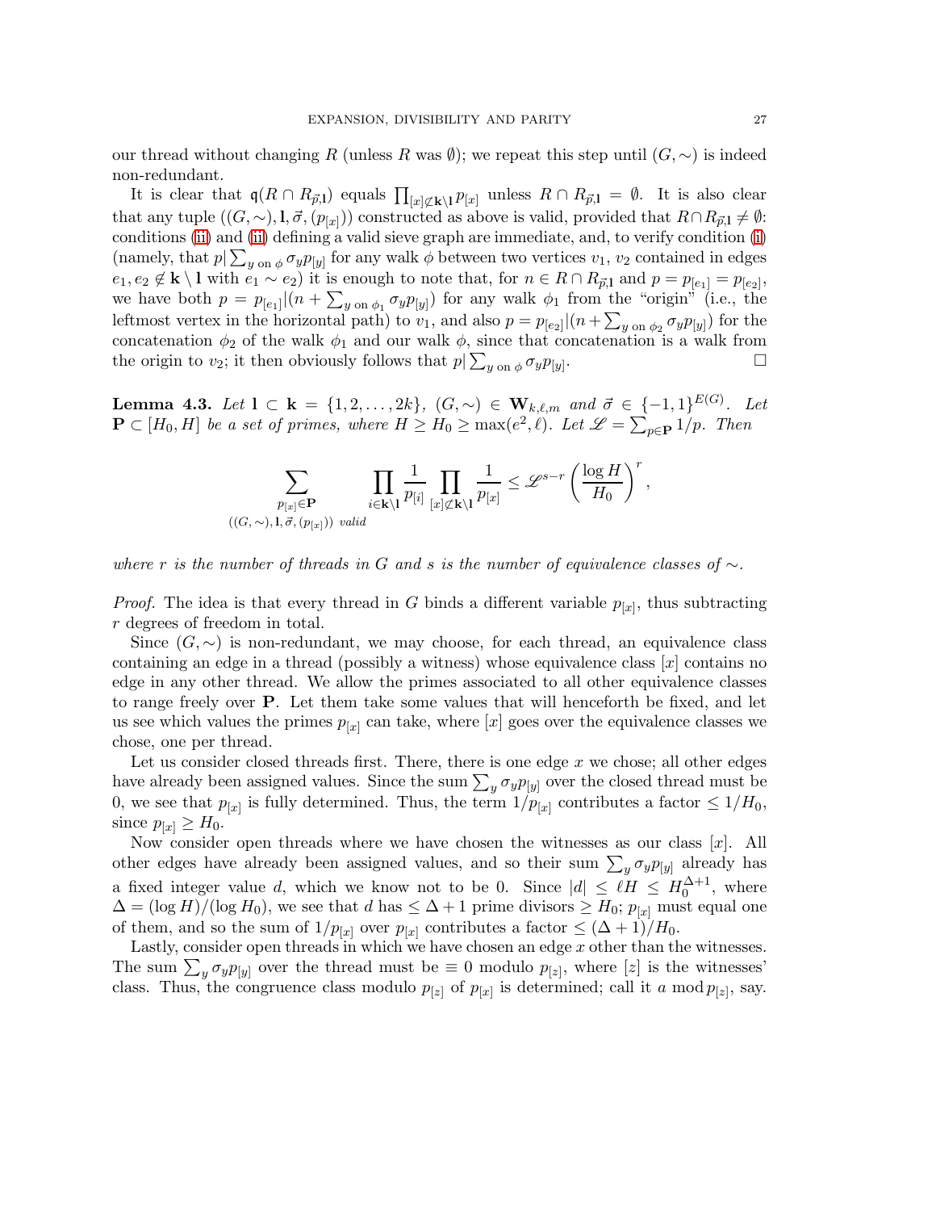our thread without changing $R$ (unless $R$ was $\emptyset$); we repeat this step until $(G, \sim)$ is indeed non-redundant.

It is clear that $\mathfrak{q}(R \cap R_{\vec{p},\mathbf{l}})$ equals $\prod_{[x] \not\subset \mathbf{k} \setminus \mathbf{l}} p_{[x]}$ unless $R \cap R_{\vec{p},\mathbf{l}} = \emptyset$. It is also clear that any tuple $((G, \sim), \mathbf{l}, \vec{\sigma}, (p_{[x]}))$ constructed as above is valid, provided that $R \cap R_{\vec{p},\mathbf{l}} \neq \emptyset$: conditions (ii) and (ii) defining a valid sieve graph are immediate, and, to verify condition (i) (namely, that $p | \sum_{y \text{ on } \phi} \sigma_y p_{[y]}$ for any walk $\phi$ between two vertices $v_1$, $v_2$ contained in edges $e_1, e_2 \notin \mathbf{k} \setminus \mathbf{l}$ with $e_1 \sim e_2$) it is enough to note that, for $n \in R \cap R_{\vec{p},\mathbf{l}}$ and $p = p_{[e_1]} = p_{[e_2]}$, we have both $p = p_{[e_1]} | (n + \sum_{y \text{ on } \phi_1} \sigma_y p_{[y]})$ for any walk $\phi_1$ from the "origin" (i.e., the leftmost vertex in the horizontal path) to $v_1$, and also $p = p_{[e_2]} | (n + \sum_{y \text{ on } \phi_2} \sigma_y p_{[y]})$ for the concatenation $\phi_2$ of the walk $\phi_1$ and our walk $\phi$, since that concatenation is a walk from the origin to $v_2$; it then obviously follows that $p | \sum_{y \text{ on } \phi} \sigma_y p_{[y]}$. $\square$

**Lemma 4.3.** *Let $\mathbf{l} \subset \mathbf{k} = \{1, 2, \ldots, 2k\}$, $(G, \sim) \in \mathbf{W}_{k,\ell,m}$ and $\vec{\sigma} \in \{-1, 1\}^{E(G)}$. Let $\mathbf{P} \subset [H_0, H]$ be a set of primes, where $H \geq H_0 \geq \max(e^2, \ell)$. Let $\mathscr{L} = \sum_{p \in \mathbf{P}} 1/p$. Then*

$$\sum_{\substack{p_{[x]} \in \mathbf{P} \\ ((G,\sim), \mathbf{l}, \vec{\sigma}, (p_{[x]})) \text{ valid}}} \prod_{i \in \mathbf{k} \setminus \mathbf{l}} \frac{1}{p_{[i]}} \prod_{[x] \not\subset \mathbf{k} \setminus \mathbf{l}} \frac{1}{p_{[x]}} \leq \mathscr{L}^{s-r} \left( \frac{\log H}{H_0} \right)^r,$$

*where $r$ is the number of threads in $G$ and $s$ is the number of equivalence classes of $\sim$.*

*Proof.* The idea is that every thread in $G$ binds a different variable $p_{[x]}$, thus subtracting $r$ degrees of freedom in total.

Since $(G, \sim)$ is non-redundant, we may choose, for each thread, an equivalence class containing an edge in a thread (possibly a witness) whose equivalence class $[x]$ contains no edge in any other thread. We allow the primes associated to all other equivalence classes to range freely over $\mathbf{P}$. Let them take some values that will henceforth be fixed, and let us see which values the primes $p_{[x]}$ can take, where $[x]$ goes over the equivalence classes we chose, one per thread.

Let us consider closed threads first. There, there is one edge $x$ we chose; all other edges have already been assigned values. Since the sum $\sum_y \sigma_y p_{[y]}$ over the closed thread must be 0, we see that $p_{[x]}$ is fully determined. Thus, the term $1/p_{[x]}$ contributes a factor $\leq 1/H_0$, since $p_{[x]} \geq H_0$.

Now consider open threads where we have chosen the witnesses as our class $[x]$. All other edges have already been assigned values, and so their sum $\sum_y \sigma_y p_{[y]}$ already has a fixed integer value $d$, which we know not to be 0. Since $|d| \leq \ell H \leq H_0^{\Delta+1}$, where $\Delta = (\log H)/(\log H_0)$, we see that $d$ has $\leq \Delta + 1$ prime divisors $\geq H_0$; $p_{[x]}$ must equal one of them, and so the sum of $1/p_{[x]}$ over $p_{[x]}$ contributes a factor $\leq (\Delta + 1)/H_0$.

Lastly, consider open threads in which we have chosen an edge $x$ other than the witnesses. The sum $\sum_y \sigma_y p_{[y]}$ over the thread must be $\equiv 0$ modulo $p_{[z]}$, where $[z]$ is the witnesses' class. Thus, the congruence class modulo $p_{[z]}$ of $p_{[x]}$ is determined; call it $a \bmod p_{[z]}$, say.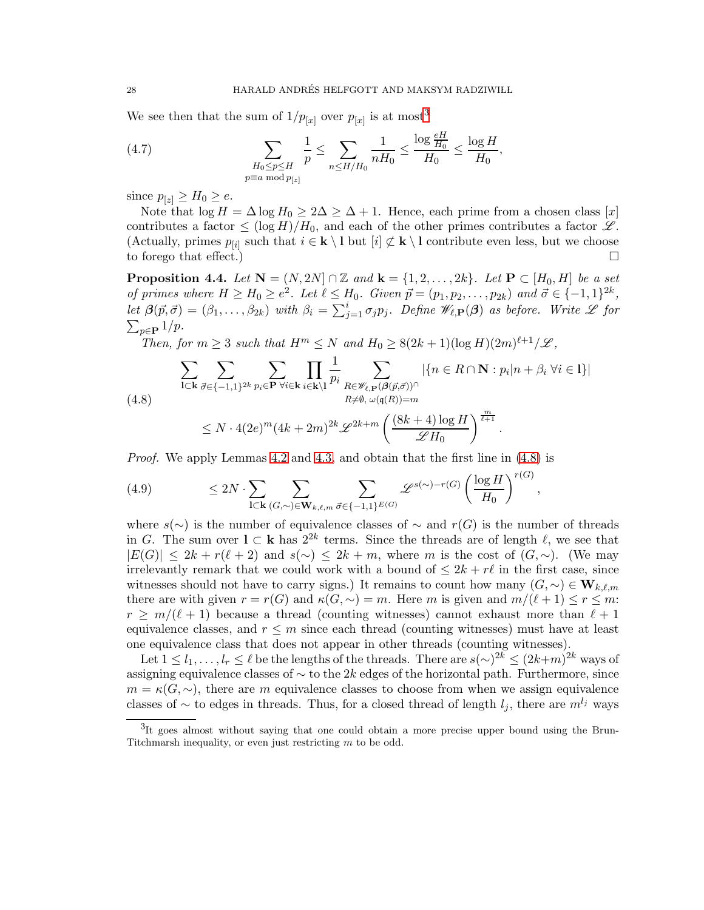We see then that the sum of $1/p_{[x]}$ over $p_{[x]}$ is at most[3]

$$\sum_{\substack{H_0 \le p \le H \\ p \equiv a \bmod p_{[z]}}} \frac{1}{p} \le \sum_{n \le H/H_0} \frac{1}{nH_0} \le \frac{\log \frac{eH}{H_0}}{H_0} \le \frac{\log H}{H_0}, \tag{4.7}$$

since $p_{[z]} \ge H_0 \ge e$.

Note that $\log H = \Delta \log H_0 \ge 2\Delta \ge \Delta + 1$. Hence, each prime from a chosen class $[x]$ contributes a factor $\le (\log H)/H_0$, and each of the other primes contributes a factor $\mathscr{L}$. (Actually, primes $p_{[i]}$ such that $i \in \mathbf{k} \setminus \mathbf{l}$ but $[i] \not\subset \mathbf{k} \setminus \mathbf{l}$ contribute even less, but we choose to forego that effect.) □

**Proposition 4.4.** *Let $\mathbf{N} = (N, 2N] \cap \mathbb{Z}$ and $\mathbf{k} = \{1, 2, \dots, 2k\}$. Let $\mathbf{P} \subset [H_0, H]$ be a set of primes where $H \ge H_0 \ge e^2$. Let $\ell \le H_0$. Given $\vec{p} = (p_1, p_2, \dots, p_{2k})$ and $\vec{\sigma} \in \{-1, 1\}^{2k}$, let $\boldsymbol{\beta}(\vec{p}, \vec{\sigma}) = (\beta_1, \dots, \beta_{2k})$ with $\beta_i = \sum_{j=1}^{i} \sigma_j p_j$. Define $\mathscr{W}_{\ell, \mathbf{P}}(\boldsymbol{\beta})$ as before. Write $\mathscr{L}$ for $\sum_{p \in \mathbf{P}} 1/p$.*

*Then, for $m \ge 3$ such that $H^m \le N$ and $H_0 \ge 8(2k+1)(\log H)(2m)^{\ell+1}/\mathscr{L}$,*

$$\begin{aligned} &\sum_{\mathbf{l} \subset \mathbf{k}} \sum_{\vec{\sigma} \in \{-1,1\}^{2k}} \sum_{p_i \in \mathbf{P}\ \forall i \in \mathbf{k}} \prod_{i \in \mathbf{k} \setminus \mathbf{l}} \frac{1}{p_i} \sum_{\substack{R \in \mathscr{W}_{\ell, \mathbf{P}}(\boldsymbol{\beta}(\vec{p}, \vec{\sigma}))^{\cap} \\ R \ne \emptyset,\ \omega(\mathfrak{q}(R)) = m}} |\{n \in R \cap \mathbf{N} : p_i | n + \beta_i\ \forall i \in \mathbf{l}\}| \\ &\qquad \le N \cdot 4(2e)^m (4k + 2m)^{2k} \mathscr{L}^{2k+m} \left( \frac{(8k+4) \log H}{\mathscr{L} H_0} \right)^{\frac{m}{\ell+1}}. \end{aligned} \tag{4.8}$$

*Proof.* We apply Lemmas 4.2 and 4.3, and obtain that the first line in (4.8) is

$$\le 2N \cdot \sum_{\mathbf{l} \subset \mathbf{k}} \sum_{(G, \sim) \in \mathbf{W}_{k, \ell, m}} \sum_{\vec{\sigma} \in \{-1,1\}^{E(G)}} \mathscr{L}^{s(\sim) - r(G)} \left( \frac{\log H}{H_0} \right)^{r(G)}, \tag{4.9}$$

where $s(\sim)$ is the number of equivalence classes of $\sim$ and $r(G)$ is the number of threads in $G$. The sum over $\mathbf{l} \subset \mathbf{k}$ has $2^{2k}$ terms. Since the threads are of length $\ell$, we see that $|E(G)| \le 2k + r(\ell + 2)$ and $s(\sim) \le 2k + m$, where $m$ is the cost of $(G, \sim)$. (We may irrelevantly remark that we could work with a bound of $\le 2k + r\ell$ in the first case, since witnesses should not have to carry signs.) It remains to count how many $(G, \sim) \in \mathbf{W}_{k, \ell, m}$ there are with given $r = r(G)$ and $\kappa(G, \sim) = m$. Here $m$ is given and $m/(\ell+1) \le r \le m$: $r \ge m/(\ell+1)$ because a thread (counting witnesses) cannot exhaust more than $\ell + 1$ equivalence classes, and $r \le m$ since each thread (counting witnesses) must have at least one equivalence class that does not appear in other threads (counting witnesses).

Let $1 \le l_1, \dots, l_r \le \ell$ be the lengths of the threads. There are $s(\sim)^{2k} \le (2k+m)^{2k}$ ways of assigning equivalence classes of $\sim$ to the $2k$ edges of the horizontal path. Furthermore, since $m = \kappa(G, \sim)$, there are $m$ equivalence classes to choose from when we assign equivalence classes of $\sim$ to edges in threads. Thus, for a closed thread of length $l_j$, there are $m^{l_j}$ ways

[3] It goes almost without saying that one could obtain a more precise upper bound using the Brun-Titchmarsh inequality, or even just restricting $m$ to be odd.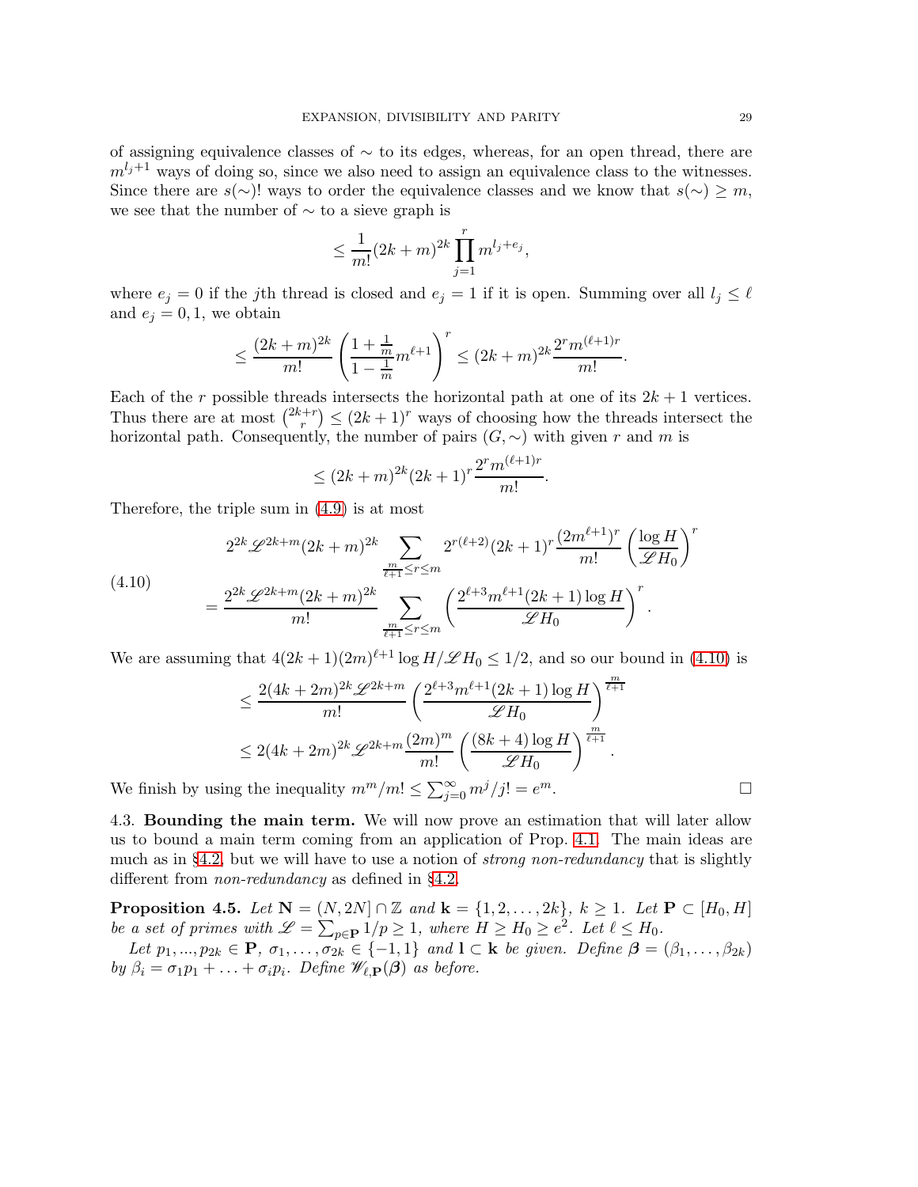of assigning equivalence classes of $\sim$ to its edges, whereas, for an open thread, there are $m^{l_j+1}$ ways of doing so, since we also need to assign an equivalence class to the witnesses. Since there are $s(\sim)!$ ways to order the equivalence classes and we know that $s(\sim) \geq m$, we see that the number of $\sim$ to a sieve graph is

$$\leq \frac{1}{m!}(2k+m)^{2k} \prod_{j=1}^{r} m^{l_j+e_j},$$

where $e_j = 0$ if the $j$th thread is closed and $e_j = 1$ if it is open. Summing over all $l_j \leq \ell$ and $e_j = 0, 1$, we obtain

$$\leq \frac{(2k+m)^{2k}}{m!}\left(\frac{1+\frac{1}{m}}{1-\frac{1}{m}} m^{\ell+1}\right)^r \leq (2k+m)^{2k}\frac{2^r m^{(\ell+1)r}}{m!}.$$

Each of the $r$ possible threads intersects the horizontal path at one of its $2k+1$ vertices. Thus there are at most $\binom{2k+r}{r} \leq (2k+1)^r$ ways of choosing how the threads intersect the horizontal path. Consequently, the number of pairs $(G, \sim)$ with given $r$ and $m$ is

$$\leq (2k+m)^{2k}(2k+1)^r \frac{2^r m^{(\ell+1)r}}{m!}.$$

Therefore, the triple sum in (4.9) is at most

$$\begin{aligned}
&2^{2k}\mathscr{L}^{2k+m}(2k+m)^{2k} \sum_{\frac{m}{\ell+1}\leq r\leq m} 2^{r(\ell+2)}(2k+1)^r \frac{(2m^{\ell+1})^r}{m!}\left(\frac{\log H}{\mathscr{L}H_0}\right)^r \\
&= \frac{2^{2k}\mathscr{L}^{2k+m}(2k+m)^{2k}}{m!} \sum_{\frac{m}{\ell+1}\leq r\leq m}\left(\frac{2^{\ell+3}m^{\ell+1}(2k+1)\log H}{\mathscr{L}H_0}\right)^r.
\end{aligned} \tag{4.10}$$

We are assuming that $4(2k+1)(2m)^{\ell+1}\log H/\mathscr{L}H_0 \leq 1/2$, and so our bound in (4.10) is

$$\begin{aligned}
&\leq \frac{2(4k+2m)^{2k}\mathscr{L}^{2k+m}}{m!}\left(\frac{2^{\ell+3}m^{\ell+1}(2k+1)\log H}{\mathscr{L}H_0}\right)^{\frac{m}{\ell+1}} \\
&\leq 2(4k+2m)^{2k}\mathscr{L}^{2k+m}\frac{(2m)^m}{m!}\left(\frac{(8k+4)\log H}{\mathscr{L}H_0}\right)^{\frac{m}{\ell+1}}.
\end{aligned}$$

We finish by using the inequality $m^m/m! \leq \sum_{j=0}^{\infty} m^j/j! = e^m$. □

4.3. **Bounding the main term.** We will now prove an estimation that will later allow us to bound a main term coming from an application of Prop. 4.1. The main ideas are much as in §4.2, but we will have to use a notion of *strong non-redundancy* that is slightly different from *non-redundancy* as defined in §4.2.

**Proposition 4.5.** *Let $\mathbf{N} = (N, 2N] \cap \mathbb{Z}$ and $\mathbf{k} = \{1, 2, \ldots, 2k\}$, $k \geq 1$. Let $\mathbf{P} \subset [H_0, H]$ be a set of primes with $\mathscr{L} = \sum_{p\in\mathbf{P}} 1/p \geq 1$, where $H \geq H_0 \geq e^2$. Let $\ell \leq H_0$.*

*Let $p_1, \ldots, p_{2k} \in \mathbf{P}$, $\sigma_1, \ldots, \sigma_{2k} \in \{-1, 1\}$ and $\mathbf{l} \subset \mathbf{k}$ be given. Define $\boldsymbol{\beta} = (\beta_1, \ldots, \beta_{2k})$ by $\beta_i = \sigma_1 p_1 + \ldots + \sigma_i p_i$. Define $\mathscr{W}_{\ell,\mathbf{P}}(\boldsymbol{\beta})$ as before.*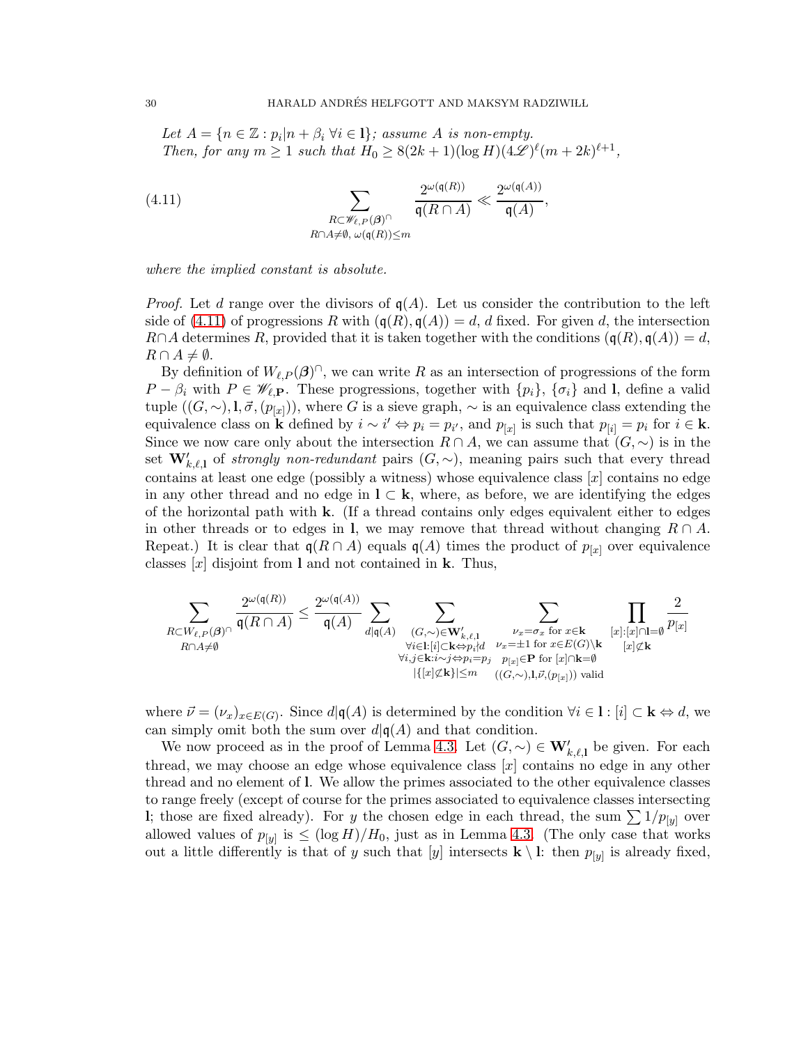*Let $A = \{n \in \mathbb{Z} : p_i | n + \beta_i \ \forall i \in \mathbf{l}\}$; assume $A$ is non-empty.*
*Then, for any $m \geq 1$ such that $H_0 \geq 8(2k+1)(\log H)(4\mathscr{L})^\ell (m+2k)^{\ell+1}$,*

$$\sum_{\substack{R \subset \mathscr{W}_{\ell,P}(\boldsymbol{\beta})^\cap \\ R\cap A \neq \emptyset,\ \omega(\mathfrak{q}(R)) \leq m}} \frac{2^{\omega(\mathfrak{q}(R))}}{\mathfrak{q}(R\cap A)} \ll \frac{2^{\omega(\mathfrak{q}(A))}}{\mathfrak{q}(A)}, \tag{4.11}$$

*where the implied constant is absolute.*

*Proof.* Let $d$ range over the divisors of $\mathfrak{q}(A)$. Let us consider the contribution to the left side of (4.11) of progressions $R$ with $(\mathfrak{q}(R), \mathfrak{q}(A)) = d$, $d$ fixed. For given $d$, the intersection $R \cap A$ determines $R$, provided that it is taken together with the conditions $(\mathfrak{q}(R), \mathfrak{q}(A)) = d$, $R \cap A \neq \emptyset$.

By definition of $W_{\ell,P}(\boldsymbol{\beta})^\cap$, we can write $R$ as an intersection of progressions of the form $P - \beta_i$ with $P \in \mathscr{W}_{\ell,\mathbf{P}}$. These progressions, together with $\{p_i\}$, $\{\sigma_i\}$ and $\mathbf{l}$, define a valid tuple $((G,\sim), \mathbf{l}, \vec{\sigma}, (p_{[x]}))$, where $G$ is a sieve graph, $\sim$ is an equivalence class extending the equivalence class on $\mathbf{k}$ defined by $i \sim i' \Leftrightarrow p_i = p_{i'}$, and $p_{[x]}$ is such that $p_{[i]} = p_i$ for $i \in \mathbf{k}$. Since we now care only about the intersection $R \cap A$, we can assume that $(G, \sim)$ is in the set $\mathbf{W}'_{k,\ell,\mathbf{l}}$ of *strongly non-redundant* pairs $(G,\sim)$, meaning pairs such that every thread contains at least one edge (possibly a witness) whose equivalence class $[x]$ contains no edge in any other thread and no edge in $\mathbf{l} \subset \mathbf{k}$, where, as before, we are identifying the edges of the horizontal path with $\mathbf{k}$. (If a thread contains only edges equivalent either to edges in other threads or to edges in $\mathbf{l}$, we may remove that thread without changing $R \cap A$. Repeat.) It is clear that $\mathfrak{q}(R\cap A)$ equals $\mathfrak{q}(A)$ times the product of $p_{[x]}$ over equivalence classes $[x]$ disjoint from $\mathbf{l}$ and not contained in $\mathbf{k}$. Thus,

$$\sum_{\substack{R \subset W_{\ell,P}(\boldsymbol{\beta})^\cap \\ R\cap A\neq\emptyset}} \frac{2^{\omega(\mathfrak{q}(R))}}{\mathfrak{q}(R\cap A)} \leq \frac{2^{\omega(\mathfrak{q}(A))}}{\mathfrak{q}(A)} \sum_{d|\mathfrak{q}(A)} \sum_{\substack{(G,\sim)\in \mathbf{W}'_{k,\ell,\mathbf{l}} \\ \forall i\in\mathbf{l}: [i]\subset\mathbf{k} \Leftrightarrow p_i \nmid d \\ \forall i,j\in\mathbf{k}: i\sim j \Leftrightarrow p_i = p_j \\ |\{[x]\not\subset\mathbf{k}\}|\leq m}} \sum_{\substack{\nu_x = \sigma_x \text{ for } x\in\mathbf{k} \\ \nu_x = \pm 1 \text{ for } x\in E(G)\setminus\mathbf{k} \\ p_{[x]}\in\mathbf{P} \text{ for } [x]\cap\mathbf{k}=\emptyset \\ ((G,\sim),\mathbf{l},\vec{\nu},(p_{[x]})) \text{ valid}}} \prod_{\substack{[x]:[x]\cap\mathbf{l}=\emptyset \\ [x]\not\subset\mathbf{k}}} \frac{2}{p_{[x]}}$$

where $\vec{\nu} = (\nu_x)_{x\in E(G)}$. Since $d|\mathfrak{q}(A)$ is determined by the condition $\forall i \in \mathbf{l} : [i] \subset \mathbf{k} \Leftrightarrow d$, we can simply omit both the sum over $d|\mathfrak{q}(A)$ and that condition.

We now proceed as in the proof of Lemma 4.3. Let $(G,\sim) \in \mathbf{W}'_{k,\ell,\mathbf{l}}$ be given. For each thread, we may choose an edge whose equivalence class $[x]$ contains no edge in any other thread and no element of $\mathbf{l}$. We allow the primes associated to the other equivalence classes to range freely (except of course for the primes associated to equivalence classes intersecting $\mathbf{l}$; those are fixed already). For $y$ the chosen edge in each thread, the sum $\sum 1/p_{[y]}$ over allowed values of $p_{[y]}$ is $\leq (\log H)/H_0$, just as in Lemma 4.3. (The only case that works out a little differently is that of $y$ such that $[y]$ intersects $\mathbf{k}\setminus\mathbf{l}$: then $p_{[y]}$ is already fixed,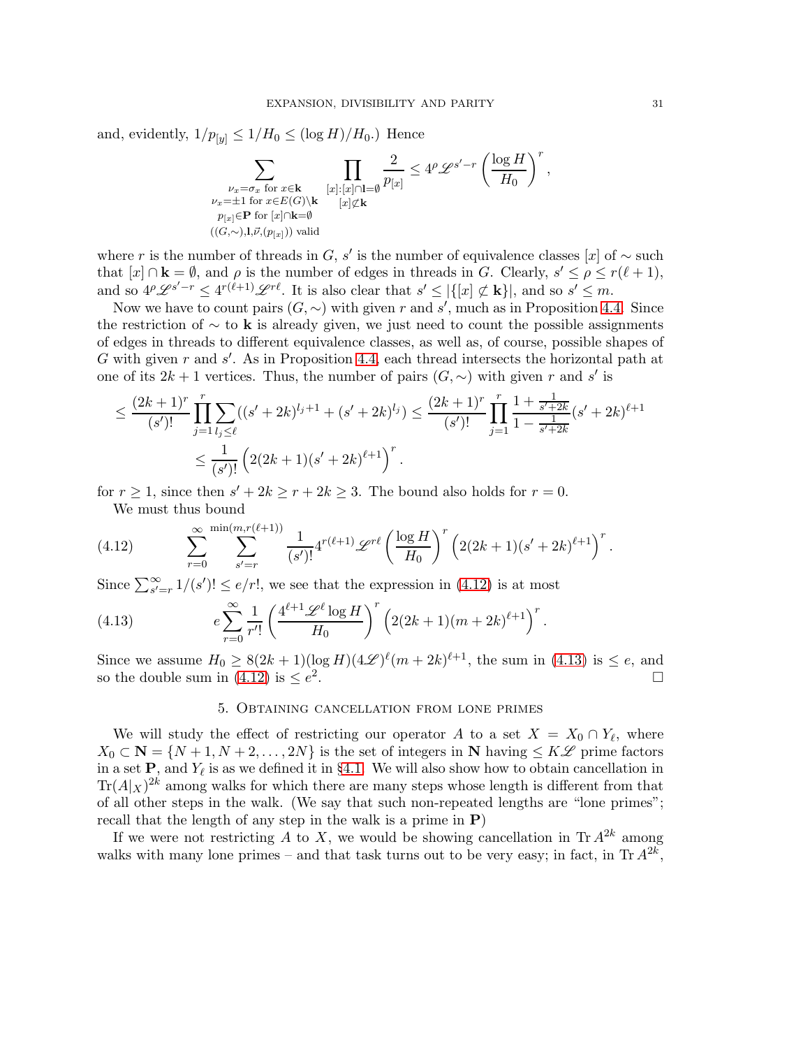and, evidently, $1/p_{[y]} \leq 1/H_0 \leq (\log H)/H_0$.) Hence

$$\sum_{\substack{\nu_x = \sigma_x \text{ for } x \in \mathbf{k} \\ \nu_x = \pm 1 \text{ for } x \in E(G)\setminus \mathbf{k} \\ p_{[x]} \in \mathbf{P} \text{ for } [x]\cap \mathbf{k} = \emptyset \\ ((G,\sim),\mathbf{l},\vec{\nu},(p_{[x]})) \text{ valid}}} \prod_{\substack{[x]: [x]\cap \mathbf{l} = \emptyset \\ [x]\not\subset \mathbf{k}}} \frac{2}{p_{[x]}} \leq 4^{\rho} \mathscr{L}^{s'-r} \left(\frac{\log H}{H_0}\right)^r,$$

where $r$ is the number of threads in $G$, $s'$ is the number of equivalence classes $[x]$ of $\sim$ such that $[x]\cap \mathbf{k} = \emptyset$, and $\rho$ is the number of edges in threads in $G$. Clearly, $s' \leq \rho \leq r(\ell+1)$, and so $4^{\rho}\mathscr{L}^{s'-r} \leq 4^{r(\ell+1)}\mathscr{L}^{r\ell}$. It is also clear that $s' \leq |\{[x] \not\subset \mathbf{k}\}|$, and so $s' \leq m$.

Now we have to count pairs $(G,\sim)$ with given $r$ and $s'$, much as in Proposition 4.4. Since the restriction of $\sim$ to $\mathbf{k}$ is already given, we just need to count the possible assignments of edges in threads to different equivalence classes, as well as, of course, possible shapes of $G$ with given $r$ and $s'$. As in Proposition 4.4, each thread intersects the horizontal path at one of its $2k+1$ vertices. Thus, the number of pairs $(G,\sim)$ with given $r$ and $s'$ is

$$\begin{aligned}
&\leq \frac{(2k+1)^r}{(s')!} \prod_{j=1}^{r} \sum_{l_j \leq \ell} ((s'+2k)^{l_j+1} + (s'+2k)^{l_j}) \leq \frac{(2k+1)^r}{(s')!} \prod_{j=1}^{r} \frac{1+\frac{1}{s'+2k}}{1-\frac{1}{s'+2k}} (s'+2k)^{\ell+1} \\
&\qquad \leq \frac{1}{(s')!}\left(2(2k+1)(s'+2k)^{\ell+1}\right)^r.
\end{aligned}$$

for $r \geq 1$, since then $s'+2k \geq r+2k \geq 3$. The bound also holds for $r=0$.

We must thus bound

$$\sum_{r=0}^{\infty} \sum_{s'=r}^{\min(m, r(\ell+1))} \frac{1}{(s')!} 4^{r(\ell+1)} \mathscr{L}^{r\ell} \left(\frac{\log H}{H_0}\right)^r \left(2(2k+1)(s'+2k)^{\ell+1}\right)^r. \tag{4.12}$$

Since $\sum_{s'=r}^{\infty} 1/(s')! \leq e/r!$, we see that the expression in (4.12) is at most

$$e \sum_{r=0}^{\infty} \frac{1}{r'!} \left(\frac{4^{\ell+1}\mathscr{L}^{\ell}\log H}{H_0}\right)^r \left(2(2k+1)(m+2k)^{\ell+1}\right)^r. \tag{4.13}$$

Since we assume $H_0 \geq 8(2k+1)(\log H)(4\mathscr{L})^{\ell}(m+2k)^{\ell+1}$, the sum in (4.13) is $\leq e$, and so the double sum in (4.12) is $\leq e^2$. $\square$

## 5. Obtaining cancellation from lone primes

We will study the effect of restricting our operator $A$ to a set $X = X_0 \cap Y_\ell$, where $X_0 \subset \mathbf{N} = \{N+1, N+2, \ldots, 2N\}$ is the set of integers in $\mathbf{N}$ having $\leq K\mathscr{L}$ prime factors in a set $\mathbf{P}$, and $Y_\ell$ is as we defined it in §4.1. We will also show how to obtain cancellation in $\operatorname{Tr}(A|_X)^{2k}$ among walks for which there are many steps whose length is different from that of all other steps in the walk. (We say that such non-repeated lengths are "lone primes"; recall that the length of any step in the walk is a prime in $\mathbf{P}$)

If we were not restricting $A$ to $X$, we would be showing cancellation in $\operatorname{Tr} A^{2k}$ among walks with many lone primes – and that task turns out to be very easy; in fact, in $\operatorname{Tr} A^{2k}$,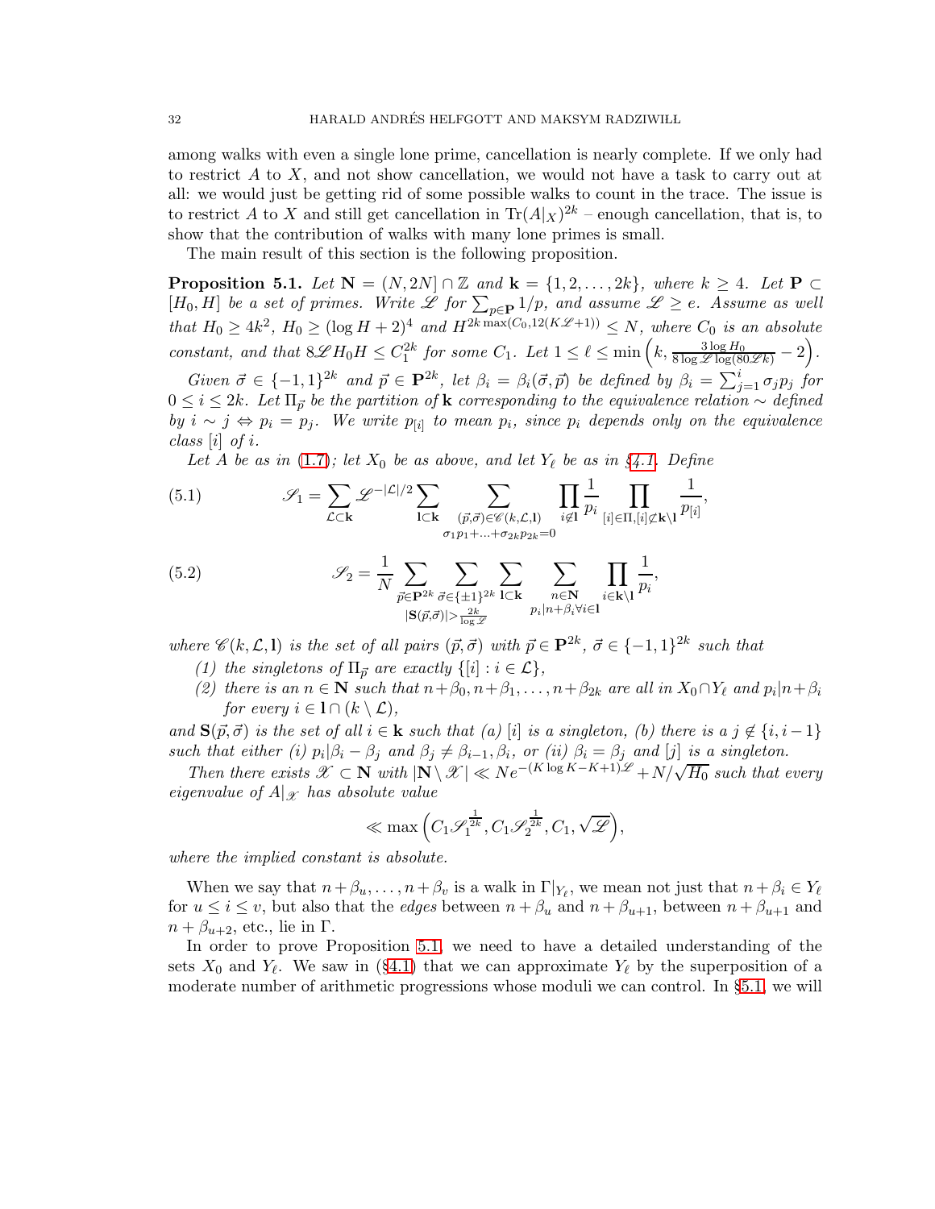among walks with even a single lone prime, cancellation is nearly complete. If we only had to restrict $A$ to $X$, and not show cancellation, we would not have a task to carry out at all: we would just be getting rid of some possible walks to count in the trace. The issue is to restrict $A$ to $X$ and still get cancellation in $\mathrm{Tr}(A|_X)^{2k}$ – enough cancellation, that is, to show that the contribution of walks with many lone primes is small.

The main result of this section is the following proposition.

**Proposition 5.1.** *Let $\mathbf{N} = (N, 2N] \cap \mathbb{Z}$ and $\mathbf{k} = \{1, 2, \ldots, 2k\}$, where $k \geq 4$. Let $\mathbf{P} \subset [H_0, H]$ be a set of primes. Write $\mathscr{L}$ for $\sum_{p \in \mathbf{P}} 1/p$, and assume $\mathscr{L} \geq e$. Assume as well that $H_0 \geq 4k^2$, $H_0 \geq (\log H + 2)^4$ and $H^{2k \max(C_0, 12(K\mathscr{L}+1))} \leq N$, where $C_0$ is an absolute constant, and that $8\mathscr{L} H_0 H \leq C_1^{2k}$ for some $C_1$. Let $1 \leq \ell \leq \min\left(k, \frac{3 \log H_0}{8 \log \mathscr{L} \log(80\mathscr{L}k)} - 2\right)$.*

*Given $\vec{\sigma} \in \{-1, 1\}^{2k}$ and $\vec{p} \in \mathbf{P}^{2k}$, let $\beta_i = \beta_i(\vec{\sigma}, \vec{p})$ be defined by $\beta_i = \sum_{j=1}^{i} \sigma_j p_j$ for $0 \leq i \leq 2k$. Let $\Pi_{\vec{p}}$ be the partition of $\mathbf{k}$ corresponding to the equivalence relation $\sim$ defined by $i \sim j \Leftrightarrow p_i = p_j$. We write $p_{[i]}$ to mean $p_i$, since $p_i$ depends only on the equivalence class $[i]$ of $i$.*

*Let $A$ be as in (1.7); let $X_0$ be as above, and let $Y_\ell$ be as in §4.1. Define*

$$\mathscr{S}_1 = \sum_{\mathcal{L} \subset \mathbf{k}} \mathscr{L}^{-|\mathcal{L}|/2} \sum_{\mathbf{l} \subset \mathbf{k}} \sum_{\substack{(\vec{p}, \vec{\sigma}) \in \mathscr{C}(k, \mathcal{L}, \mathbf{l}) \\ \sigma_1 p_1 + \ldots + \sigma_{2k} p_{2k} = 0}} \prod_{i \notin \mathbf{l}} \frac{1}{p_i} \prod_{[i] \in \Pi, [i] \not\subset \mathbf{k} \setminus \mathbf{l}} \frac{1}{p_{[i]}}, \tag{5.1}$$

$$\mathscr{S}_2 = \frac{1}{N} \sum_{\substack{\vec{p} \in \mathbf{P}^{2k} \\ |\mathbf{S}(\vec{p}, \vec{\sigma})| > \frac{2k}{\log \mathscr{L}}}} \sum_{\vec{\sigma} \in \{\pm 1\}^{2k}} \sum_{\mathbf{l} \subset \mathbf{k}} \sum_{\substack{n \in \mathbf{N} \\ p_i | n + \beta_i \forall i \in \mathbf{l}}} \prod_{i \in \mathbf{k} \setminus \mathbf{l}} \frac{1}{p_i}, \tag{5.2}$$

*where $\mathscr{C}(k, \mathcal{L}, \mathbf{l})$ is the set of all pairs $(\vec{p}, \vec{\sigma})$ with $\vec{p} \in \mathbf{P}^{2k}$, $\vec{\sigma} \in \{-1, 1\}^{2k}$ such that*

1. *the singletons of $\Pi_{\vec{p}}$ are exactly $\{[i] : i \in \mathcal{L}\}$,*
2. *there is an $n \in \mathbf{N}$ such that $n + \beta_0, n + \beta_1, \ldots, n + \beta_{2k}$ are all in $X_0 \cap Y_\ell$ and $p_i | n + \beta_i$ for every $i \in \mathbf{l} \cap (k \setminus \mathcal{L})$,*

*and $\mathbf{S}(\vec{p}, \vec{\sigma})$ is the set of all $i \in \mathbf{k}$ such that (a) $[i]$ is a singleton, (b) there is a $j \notin \{i, i-1\}$ such that either (i) $p_i | \beta_i - \beta_j$ and $\beta_j \neq \beta_{i-1}, \beta_i$, or (ii) $\beta_i = \beta_j$ and $[j]$ is a singleton.*

*Then there exists $\mathscr{X} \subset \mathbf{N}$ with $|\mathbf{N} \setminus \mathscr{X}| \ll N e^{-(K \log K - K + 1)\mathscr{L}} + N/\sqrt{H_0}$ such that every eigenvalue of $A|_{\mathscr{X}}$ has absolute value*

$$\ll \max\left(C_1 \mathscr{S}_1^{\frac{1}{2k}}, C_1 \mathscr{S}_2^{\frac{1}{2k}}, C_1, \sqrt{\mathscr{L}}\right),$$

*where the implied constant is absolute.*

When we say that $n + \beta_u, \ldots, n + \beta_v$ is a walk in $\Gamma|_{Y_\ell}$, we mean not just that $n + \beta_i \in Y_\ell$ for $u \leq i \leq v$, but also that the *edges* between $n + \beta_u$ and $n + \beta_{u+1}$, between $n + \beta_{u+1}$ and $n + \beta_{u+2}$, etc., lie in $\Gamma$.

In order to prove Proposition 5.1, we need to have a detailed understanding of the sets $X_0$ and $Y_\ell$. We saw in (§4.1) that we can approximate $Y_\ell$ by the superposition of a moderate number of arithmetic progressions whose moduli we can control. In §5.1, we will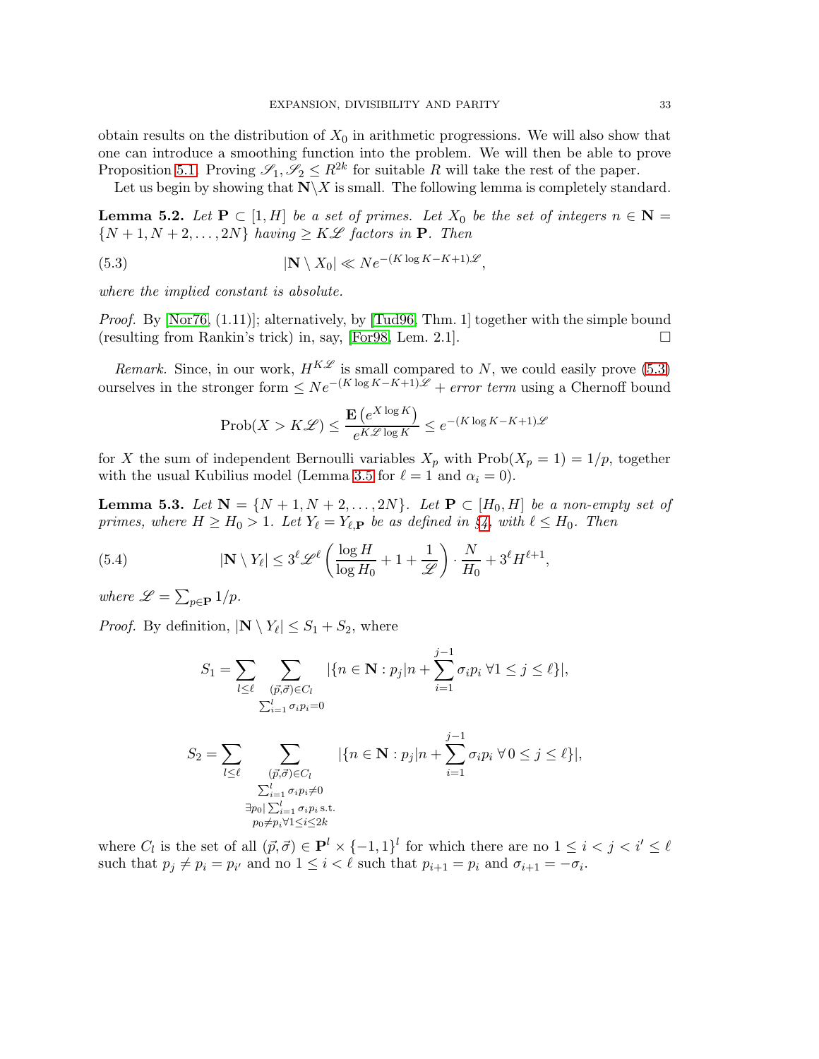obtain results on the distribution of $X_0$ in arithmetic progressions. We will also show that one can introduce a smoothing function into the problem. We will then be able to prove Proposition 5.1. Proving $\mathscr{S}_1, \mathscr{S}_2 \leq R^{2k}$ for suitable $R$ will take the rest of the paper.

Let us begin by showing that $\mathbf{N}\backslash X$ is small. The following lemma is completely standard.

**Lemma 5.2.** *Let $\mathbf{P} \subset [1, H]$ be a set of primes. Let $X_0$ be the set of integers $n \in \mathbf{N} = \{N+1, N+2, \ldots, 2N\}$ having $\geq K\mathscr{L}$ factors in $\mathbf{P}$. Then*

$$|\mathbf{N} \setminus X_0| \ll N e^{-(K\log K - K + 1)\mathscr{L}}, \tag{5.3}$$

*where the implied constant is absolute.*

*Proof.* By [Nor76, (1.11)]; alternatively, by [Tud96, Thm. 1] together with the simple bound (resulting from Rankin's trick) in, say, [For98, Lem. 2.1]. □

*Remark.* Since, in our work, $H^{K\mathscr{L}}$ is small compared to $N$, we could easily prove (5.3) ourselves in the stronger form $\leq N e^{-(K\log K - K+1)\mathscr{L}}$ + *error term* using a Chernoff bound

$$\mathrm{Prob}(X > K\mathscr{L}) \leq \frac{\mathbf{E}\left(e^{X\log K}\right)}{e^{K\mathscr{L}\log K}} \leq e^{-(K\log K - K+1)\mathscr{L}}$$

for $X$ the sum of independent Bernoulli variables $X_p$ with $\mathrm{Prob}(X_p = 1) = 1/p$, together with the usual Kubilius model (Lemma 3.5 for $\ell = 1$ and $\alpha_i = 0$).

**Lemma 5.3.** *Let $\mathbf{N} = \{N+1, N+2, \ldots, 2N\}$. Let $\mathbf{P} \subset [H_0, H]$ be a non-empty set of primes, where $H \geq H_0 > 1$. Let $Y_\ell = Y_{\ell,\mathbf{P}}$ be as defined in §4, with $\ell \leq H_0$. Then*

$$|\mathbf{N} \setminus Y_\ell| \leq 3^\ell \mathscr{L}^\ell \left(\frac{\log H}{\log H_0} + 1 + \frac{1}{\mathscr{L}}\right) \cdot \frac{N}{H_0} + 3^\ell H^{\ell+1}, \tag{5.4}$$

*where $\mathscr{L} = \sum_{p\in\mathbf{P}} 1/p$.*

*Proof.* By definition, $|\mathbf{N} \setminus Y_\ell| \leq S_1 + S_2$, where

$$S_1 = \sum_{l\leq \ell} \sum_{\substack{(\vec{p},\vec{\sigma})\in C_l \\ \sum_{i=1}^l \sigma_i p_i = 0}} |\{n \in \mathbf{N} : p_j | n + \sum_{i=1}^{j-1} \sigma_i p_i \; \forall 1 \leq j \leq \ell\}|,$$

$$S_2 = \sum_{l\leq \ell} \sum_{\substack{(\vec{p},\vec{\sigma})\in C_l \\ \sum_{i=1}^l \sigma_i p_i \neq 0 \\ \exists p_0 | \sum_{i=1}^l \sigma_i p_i \,\text{s.t.} \\ p_0 \neq p_i \forall 1\leq i\leq 2k}} |\{n \in \mathbf{N} : p_j | n + \sum_{i=1}^{j-1} \sigma_i p_i \; \forall\, 0 \leq j \leq \ell\}|,$$

where $C_l$ is the set of all $(\vec{p}, \vec{\sigma}) \in \mathbf{P}^l \times \{-1, 1\}^l$ for which there are no $1 \leq i < j < i' \leq \ell$ such that $p_j \neq p_i = p_{i'}$ and no $1 \leq i < \ell$ such that $p_{i+1} = p_i$ and $\sigma_{i+1} = -\sigma_i$.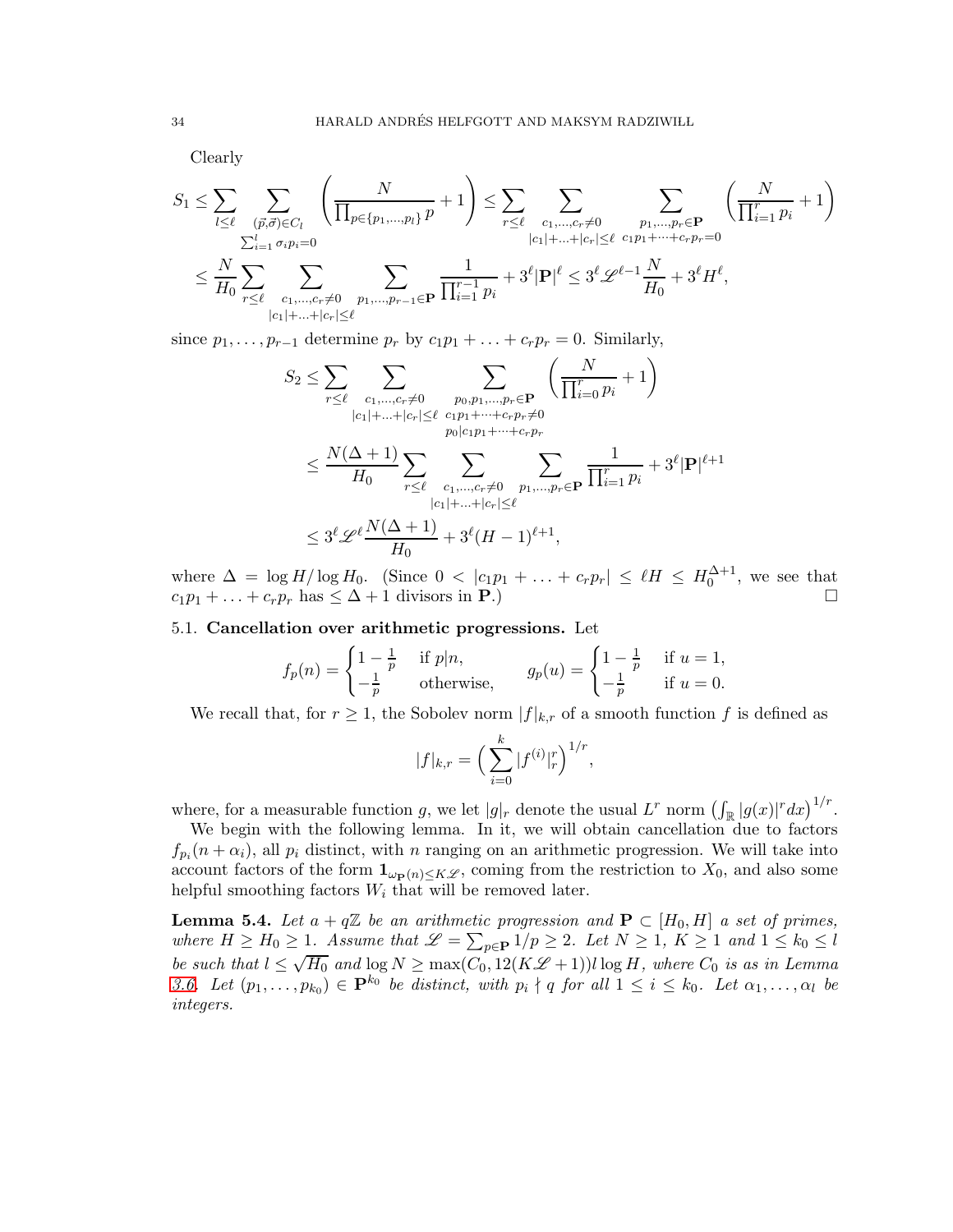Clearly

$$S_1 \le \sum_{l\le \ell} \sum_{\substack{(\vec{p},\vec{\sigma})\in C_l\\ \sum_{i=1}^{l}\sigma_i p_i = 0}} \left(\frac{N}{\prod_{p\in\{p_1,\dots,p_l\}} p} + 1\right) \le \sum_{r\le \ell} \sum_{\substack{c_1,\dots,c_r\neq 0\\ |c_1|+\ldots+|c_r|\le \ell}} \sum_{\substack{p_1,\dots,p_r\in \mathbf{P}\\ c_1p_1+\cdots+c_rp_r=0}} \left(\frac{N}{\prod_{i=1}^r p_i} + 1\right)$$

$$\le \frac{N}{H_0}\sum_{r\le \ell} \sum_{\substack{c_1,\dots,c_r\neq 0\\ |c_1|+\ldots+|c_r|\le \ell}} \sum_{p_1,\dots,p_{r-1}\in\mathbf{P}} \frac{1}{\prod_{i=1}^{r-1} p_i} + 3^\ell |\mathbf{P}|^\ell \le 3^\ell \mathscr{L}^{\ell-1}\frac{N}{H_0} + 3^\ell H^\ell,$$

since $p_1,\dots,p_{r-1}$ determine $p_r$ by $c_1p_1+\ldots+c_rp_r=0$. Similarly,

$$S_2 \le \sum_{r\le \ell} \sum_{\substack{c_1,\dots,c_r\neq 0\\ |c_1|+\ldots+|c_r|\le \ell}} \sum_{\substack{p_0,p_1,\dots,p_r\in \mathbf{P}\\ c_1p_1+\cdots+c_rp_r\neq 0\\ p_0|c_1p_1+\cdots+c_rp_r}} \left(\frac{N}{\prod_{i=0}^r p_i} + 1\right)$$

$$\le \frac{N(\Delta+1)}{H_0}\sum_{r\le \ell} \sum_{\substack{c_1,\dots,c_r\neq 0\\ |c_1|+\ldots+|c_r|\le \ell}} \sum_{p_1,\dots,p_r\in\mathbf{P}} \frac{1}{\prod_{i=1}^{r} p_i} + 3^\ell |\mathbf{P}|^{\ell+1}$$

$$\le 3^\ell \mathscr{L}^\ell \frac{N(\Delta+1)}{H_0} + 3^\ell (H-1)^{\ell+1},$$

where $\Delta = \log H/\log H_0$. (Since $0 < |c_1p_1+\ldots+c_rp_r| \le \ell H \le H_0^{\Delta+1}$, we see that $c_1p_1+\ldots+c_rp_r$ has $\le \Delta+1$ divisors in $\mathbf{P}$.) □

### 5.1. Cancellation over arithmetic progressions.

Let

$$f_p(n) = \begin{cases} 1-\frac{1}{p} & \text{if } p|n,\\ -\frac{1}{p} & \text{otherwise,}\end{cases} \qquad g_p(u) = \begin{cases} 1-\frac{1}{p} & \text{if } u=1,\\ -\frac{1}{p} & \text{if } u=0.\end{cases}$$

We recall that, for $r\ge 1$, the Sobolev norm $|f|_{k,r}$ of a smooth function $f$ is defined as

$$|f|_{k,r} = \Big(\sum_{i=0}^{k} |f^{(i)}|_r^r\Big)^{1/r},$$

where, for a measurable function $g$, we let $|g|_r$ denote the usual $L^r$ norm $\left(\int_{\mathbb{R}} |g(x)|^r dx\right)^{1/r}$.

We begin with the following lemma. In it, we will obtain cancellation due to factors $f_{p_i}(n+\alpha_i)$, all $p_i$ distinct, with $n$ ranging on an arithmetic progression. We will take into account factors of the form $\mathbf{1}_{\omega_{\mathbf{P}}(n)\le K\mathscr{L}}$, coming from the restriction to $X_0$, and also some helpful smoothing factors $W_i$ that will be removed later.

**Lemma 5.4.** *Let $a+q\mathbb{Z}$ be an arithmetic progression and $\mathbf{P}\subset [H_0,H]$ a set of primes, where $H\ge H_0\ge 1$. Assume that $\mathscr{L} = \sum_{p\in\mathbf{P}} 1/p \ge 2$. Let $N\ge 1$, $K\ge 1$ and $1\le k_0\le l$ be such that $l\le\sqrt{H_0}$ and $\log N \ge \max(C_0, 12(K\mathscr{L}+1))l\log H$, where $C_0$ is as in Lemma 3.6. Let $(p_1,\dots,p_{k_0})\in \mathbf{P}^{k_0}$ be distinct, with $p_i\nmid q$ for all $1\le i\le k_0$. Let $\alpha_1,\dots,\alpha_l$ be integers.*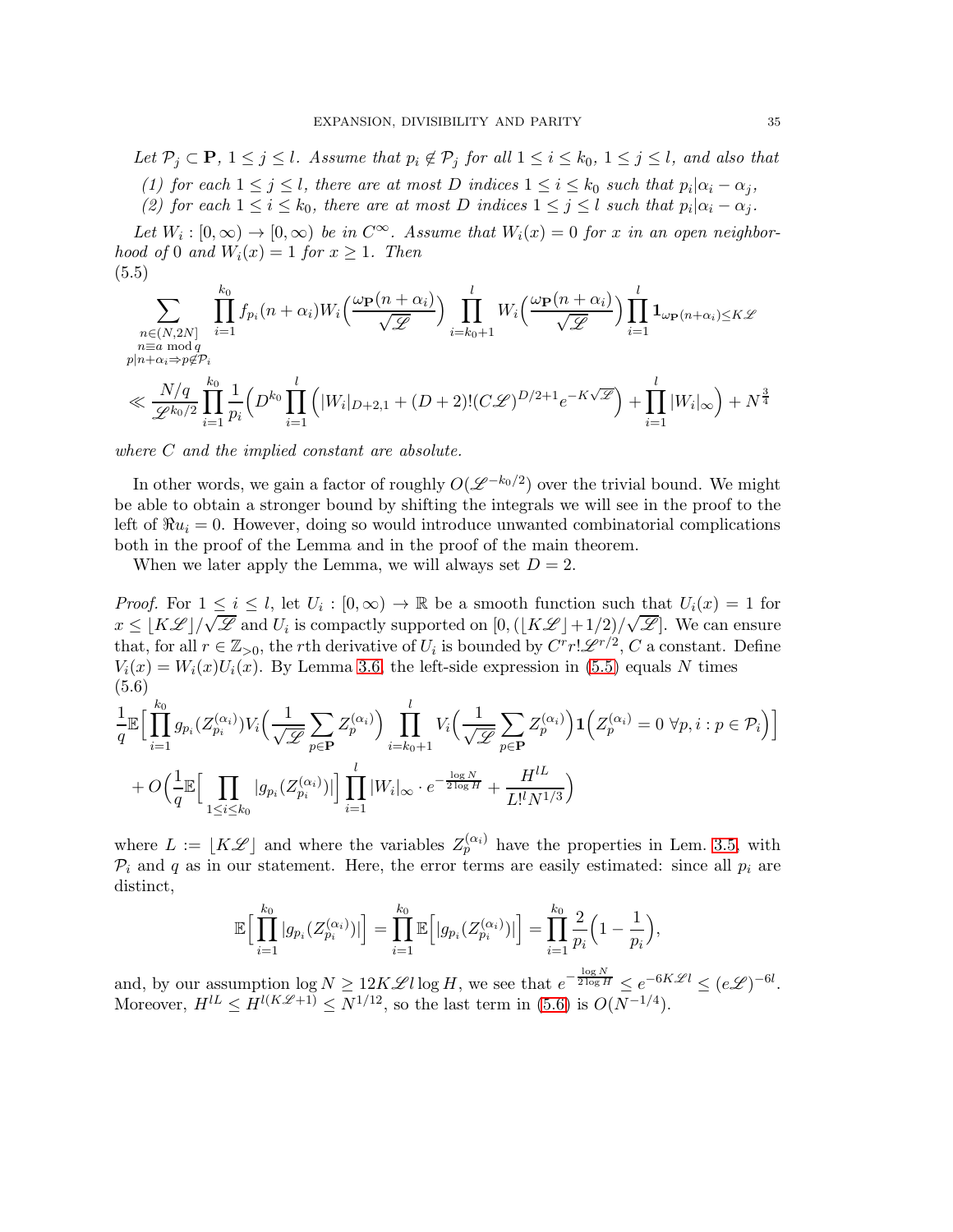*Let $\mathcal{P}_j \subset \mathbf{P}$, $1 \leq j \leq l$. Assume that $p_i \notin \mathcal{P}_j$ for all $1 \leq i \leq k_0$, $1 \leq j \leq l$, and also that*

*(1) for each $1 \leq j \leq l$, there are at most $D$ indices $1 \leq i \leq k_0$ such that $p_i | \alpha_i - \alpha_j$,*

*(2) for each $1 \leq i \leq k_0$, there are at most $D$ indices $1 \leq j \leq l$ such that $p_i | \alpha_i - \alpha_j$.*

*Let $W_i : [0, \infty) \to [0, \infty)$ be in $C^\infty$. Assume that $W_i(x) = 0$ for $x$ in an open neighborhood of $0$ and $W_i(x) = 1$ for $x \geq 1$. Then*

(5.5)

$$\sum_{\substack{n \in (N, 2N] \\ n \equiv a \bmod q \\ p | n + \alpha_i \Rightarrow p \notin \mathcal{P}_i}} \prod_{i=1}^{k_0} f_{p_i}(n + \alpha_i) W_i\Big(\frac{\omega_{\mathbf{P}}(n + \alpha_i)}{\sqrt{\mathscr{L}}}\Big) \prod_{i=k_0+1}^{l} W_i\Big(\frac{\omega_{\mathbf{P}}(n + \alpha_i)}{\sqrt{\mathscr{L}}}\Big) \prod_{i=1}^{l} \mathbf{1}_{\omega_{\mathbf{P}}(n+\alpha_i) \leq K\mathscr{L}}$$

$$\ll \frac{N/q}{\mathscr{L}^{k_0/2}} \prod_{i=1}^{k_0} \frac{1}{p_i} \Big( D^{k_0} \prod_{i=1}^{l} \Big( |W_i|_{D+2,1} + (D+2)!(C\mathscr{L})^{D/2+1} e^{-K\sqrt{\mathscr{L}}} \Big) + \prod_{i=1}^{l} |W_i|_\infty \Big) + N^{\frac{3}{4}}$$

*where $C$ and the implied constant are absolute.*

In other words, we gain a factor of roughly $O(\mathscr{L}^{-k_0/2})$ over the trivial bound. We might be able to obtain a stronger bound by shifting the integrals we will see in the proof to the left of $\Re u_i = 0$. However, doing so would introduce unwanted combinatorial complications both in the proof of the Lemma and in the proof of the main theorem.

When we later apply the Lemma, we will always set $D = 2$.

*Proof.* For $1 \leq i \leq l$, let $U_i : [0, \infty) \to \mathbb{R}$ be a smooth function such that $U_i(x) = 1$ for $x \leq \lfloor K\mathscr{L} \rfloor / \sqrt{\mathscr{L}}$ and $U_i$ is compactly supported on $[0, (\lfloor K\mathscr{L} \rfloor + 1/2)/\sqrt{\mathscr{L}}]$. We can ensure that, for all $r \in \mathbb{Z}_{>0}$, the $r$th derivative of $U_i$ is bounded by $C^r r! \mathscr{L}^{r/2}$, $C$ a constant. Define $V_i(x) = W_i(x) U_i(x)$. By Lemma 3.6, the left-side expression in (5.5) equals $N$ times

(5.6)

$$\frac{1}{q} \mathbb{E}\Big[ \prod_{i=1}^{k_0} g_{p_i}(Z_{p_i}^{(\alpha_i)}) V_i\Big( \frac{1}{\sqrt{\mathscr{L}}} \sum_{p \in \mathbf{P}} Z_p^{(\alpha_i)} \Big) \prod_{i=k_0+1}^{l} V_i\Big( \frac{1}{\sqrt{\mathscr{L}}} \sum_{p \in \mathbf{P}} Z_p^{(\alpha_i)} \Big) \mathbf{1}\Big( Z_p^{(\alpha_i)} = 0 \ \forall p, i : p \in \mathcal{P}_i \Big) \Big]$$

$$+ O\Big( \frac{1}{q} \mathbb{E}\Big[ \prod_{1 \leq i \leq k_0} |g_{p_i}(Z_{p_i}^{(\alpha_i)})| \Big] \prod_{i=1}^{l} |W_i|_\infty \cdot e^{-\frac{\log N}{2 \log H}} + \frac{H^{lL}}{L!^l N^{1/3}} \Big)$$

where $L := \lfloor K\mathscr{L} \rfloor$ and where the variables $Z_p^{(\alpha_i)}$ have the properties in Lem. 3.5, with $\mathcal{P}_i$ and $q$ as in our statement. Here, the error terms are easily estimated: since all $p_i$ are distinct,

$$\mathbb{E}\Big[ \prod_{i=1}^{k_0} |g_{p_i}(Z_{p_i}^{(\alpha_i)})| \Big] = \prod_{i=1}^{k_0} \mathbb{E}\Big[ |g_{p_i}(Z_{p_i}^{(\alpha_i)})| \Big] = \prod_{i=1}^{k_0} \frac{2}{p_i} \Big( 1 - \frac{1}{p_i} \Big),$$

and, by our assumption $\log N \geq 12 K \mathscr{L} l \log H$, we see that $e^{-\frac{\log N}{2 \log H}} \leq e^{-6K\mathscr{L}l} \leq (e\mathscr{L})^{-6l}$. Moreover, $H^{lL} \leq H^{l(K\mathscr{L}+1)} \leq N^{1/12}$, so the last term in (5.6) is $O(N^{-1/4})$.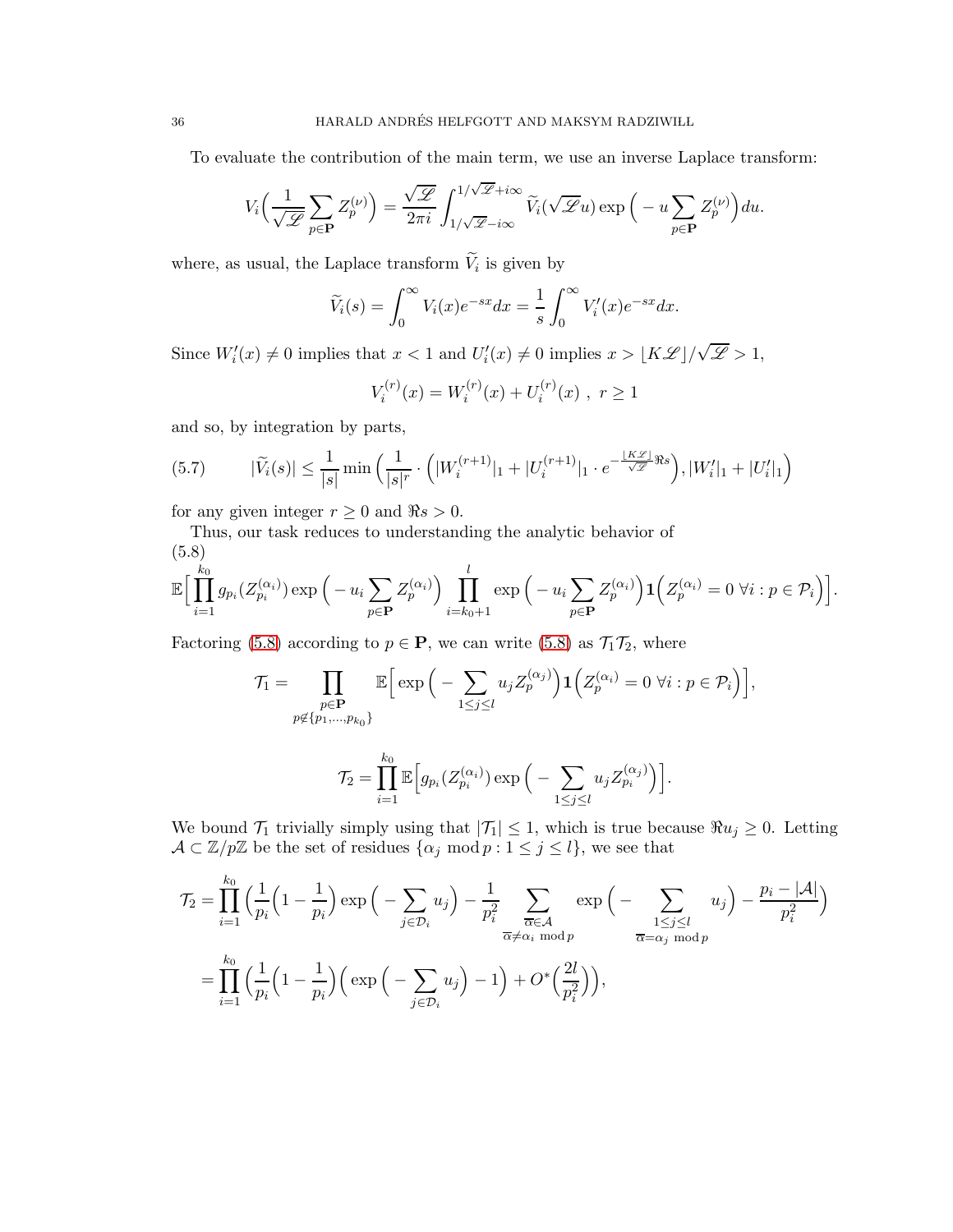To evaluate the contribution of the main term, we use an inverse Laplace transform:

$$V_i\Big(\frac{1}{\sqrt{\mathscr{L}}}\sum_{p\in\mathbf{P}} Z_p^{(\nu)}\Big) = \frac{\sqrt{\mathscr{L}}}{2\pi i}\int_{1/\sqrt{\mathscr{L}}-i\infty}^{1/\sqrt{\mathscr{L}}+i\infty} \widetilde{V}_i(\sqrt{\mathscr{L}}u)\exp\Big(-u\sum_{p\in\mathbf{P}} Z_p^{(\nu)}\Big)du.$$

where, as usual, the Laplace transform $\widetilde{V}_i$ is given by

$$\widetilde{V}_i(s) = \int_0^\infty V_i(x)e^{-sx}dx = \frac{1}{s}\int_0^\infty V_i'(x)e^{-sx}dx.$$

Since $W_i'(x)\neq 0$ implies that $x<1$ and $U_i'(x)\neq 0$ implies $x>\lfloor K\mathscr{L}\rfloor/\sqrt{\mathscr{L}}>1$,

$$V_i^{(r)}(x) = W_i^{(r)}(x) + U_i^{(r)}(x)\ ,\ r\geq 1$$

and so, by integration by parts,

$$|\widetilde{V}_i(s)| \leq \frac{1}{|s|}\min\Big(\frac{1}{|s|^r}\cdot\Big(|W_i^{(r+1)}|_1 + |U_i^{(r+1)}|_1\cdot e^{-\frac{\lfloor K\mathscr{L}\rfloor}{\sqrt{\mathscr{L}}}\Re s}\Big), |W_i'|_1 + |U_i'|_1\Big) \tag{5.7}$$

for any given integer $r\geq 0$ and $\Re s>0$.

Thus, our task reduces to understanding the analytic behavior of

$$\mathbb{E}\Big[\prod_{i=1}^{k_0} g_{p_i}(Z_{p_i}^{(\alpha_i)})\exp\Big(-u_i\sum_{p\in\mathbf{P}} Z_p^{(\alpha_i)}\Big)\prod_{i=k_0+1}^{l}\exp\Big(-u_i\sum_{p\in\mathbf{P}} Z_p^{(\alpha_i)}\Big)\mathbf{1}\Big(Z_p^{(\alpha_i)}=0\ \forall i: p\in\mathcal{P}_i\Big)\Big]. \tag{5.8}$$

Factoring (5.8) according to $p\in\mathbf{P}$, we can write (5.8) as $\mathcal{T}_1\mathcal{T}_2$, where

$$\mathcal{T}_1 = \prod_{\substack{p\in\mathbf{P}\\ p\notin\{p_1,\dots,p_{k_0}\}}}\mathbb{E}\Big[\exp\Big(-\sum_{1\leq j\leq l}u_j Z_p^{(\alpha_j)}\Big)\mathbf{1}\Big(Z_p^{(\alpha_i)}=0\ \forall i: p\in\mathcal{P}_i\Big)\Big],$$

$$\mathcal{T}_2 = \prod_{i=1}^{k_0}\mathbb{E}\Big[g_{p_i}(Z_{p_i}^{(\alpha_i)})\exp\Big(-\sum_{1\leq j\leq l}u_j Z_{p_i}^{(\alpha_j)}\Big)\Big].$$

We bound $\mathcal{T}_1$ trivially simply using that $|\mathcal{T}_1|\leq 1$, which is true because $\Re u_j\geq 0$. Letting $\mathcal{A}\subset\mathbb{Z}/p\mathbb{Z}$ be the set of residues $\{\alpha_j \bmod p: 1\leq j\leq l\}$, we see that

$$\begin{aligned}
\mathcal{T}_2 &= \prod_{i=1}^{k_0}\Big(\frac{1}{p_i}\Big(1-\frac{1}{p_i}\Big)\exp\Big(-\sum_{j\in\mathcal{D}_i}u_j\Big) - \frac{1}{p_i^2}\sum_{\substack{\overline{\alpha}\in\mathcal{A}\\ \overline{\alpha}\neq\alpha_i \bmod p}}\exp\Big(-\sum_{\substack{1\leq j\leq l\\ \overline{\alpha}=\alpha_j \bmod p}}u_j\Big) - \frac{p_i-|\mathcal{A}|}{p_i^2}\Big)\\
&= \prod_{i=1}^{k_0}\Big(\frac{1}{p_i}\Big(1-\frac{1}{p_i}\Big)\Big(\exp\Big(-\sum_{j\in\mathcal{D}_i}u_j\Big)-1\Big) + O^*\Big(\frac{2l}{p_i^2}\Big)\Big),
\end{aligned}$$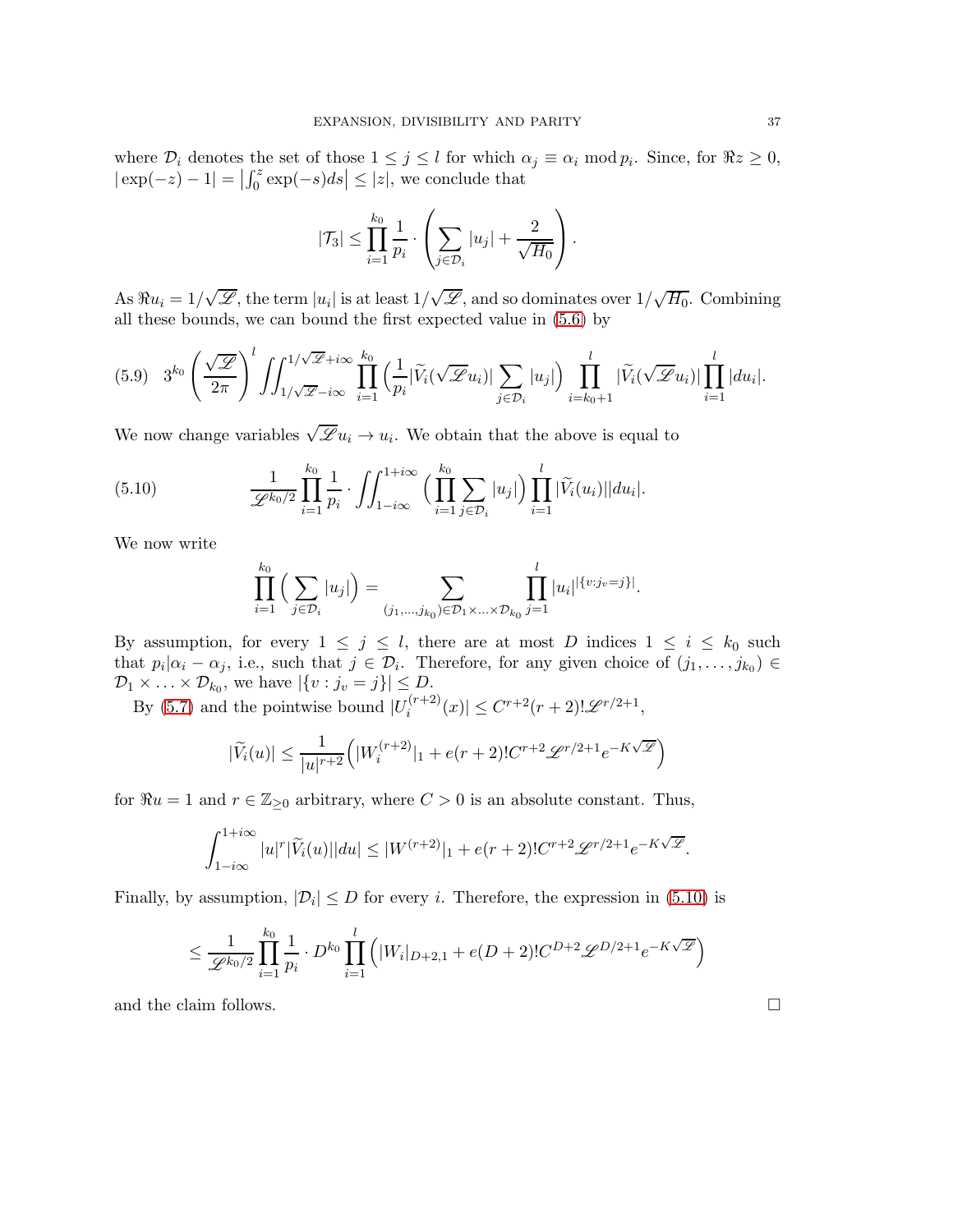where $\mathcal{D}_i$ denotes the set of those $1 \le j \le l$ for which $\alpha_j \equiv \alpha_i \bmod p_i$. Since, for $\Re z \ge 0$, $|\exp(-z) - 1| = \left|\int_0^z \exp(-s)ds\right| \le |z|$, we conclude that

$$|\mathcal{T}_3| \le \prod_{i=1}^{k_0} \frac{1}{p_i} \cdot \left( \sum_{j \in \mathcal{D}_i} |u_j| + \frac{2}{\sqrt{H_0}} \right).$$

As $\Re u_i = 1/\sqrt{\mathscr{L}}$, the term $|u_i|$ is at least $1/\sqrt{\mathscr{L}}$, and so dominates over $1/\sqrt{H_0}$. Combining all these bounds, we can bound the first expected value in (5.6) by

$$(5.9) \quad 3^{k_0} \left( \frac{\sqrt{\mathscr{L}}}{2\pi} \right)^l \iint_{1/\sqrt{\mathscr{L}}-i\infty}^{1/\sqrt{\mathscr{L}}+i\infty} \prod_{i=1}^{k_0} \Big( \frac{1}{p_i} |\widetilde{V}_i(\sqrt{\mathscr{L}}u_i)| \sum_{j \in \mathcal{D}_i} |u_j| \Big) \prod_{i=k_0+1}^{l} |\widetilde{V}_i(\sqrt{\mathscr{L}}u_i)| \prod_{i=1}^{l} |du_i|.$$

We now change variables $\sqrt{\mathscr{L}}u_i \to u_i$. We obtain that the above is equal to

$$(5.10) \qquad \frac{1}{\mathscr{L}^{k_0/2}} \prod_{i=1}^{k_0} \frac{1}{p_i} \cdot \iint_{1-i\infty}^{1+i\infty} \Big( \prod_{i=1}^{k_0} \sum_{j \in \mathcal{D}_i} |u_j| \Big) \prod_{i=1}^{l} |\widetilde{V}_i(u_i)||du_i|.$$

We now write

$$\prod_{i=1}^{k_0} \Big( \sum_{j \in \mathcal{D}_i} |u_j| \Big) = \sum_{(j_1, \ldots, j_{k_0}) \in \mathcal{D}_1 \times \ldots \times \mathcal{D}_{k_0}} \prod_{j=1}^{l} |u_i|^{|\{v : j_v = j\}|}.$$

By assumption, for every $1 \le j \le l$, there are at most $D$ indices $1 \le i \le k_0$ such that $p_i | \alpha_i - \alpha_j$, i.e., such that $j \in \mathcal{D}_i$. Therefore, for any given choice of $(j_1, \ldots, j_{k_0}) \in \mathcal{D}_1 \times \ldots \times \mathcal{D}_{k_0}$, we have $|\{v : j_v = j\}| \le D$.

By (5.7) and the pointwise bound $|U_i^{(r+2)}(x)| \le C^{r+2}(r+2)!\mathscr{L}^{r/2+1}$,

$$|\widetilde{V}_i(u)| \le \frac{1}{|u|^{r+2}} \Big( |W_i^{(r+2)}|_1 + e(r+2)! C^{r+2} \mathscr{L}^{r/2+1} e^{-K\sqrt{\mathscr{L}}} \Big)$$

for $\Re u = 1$ and $r \in \mathbb{Z}_{\ge 0}$ arbitrary, where $C > 0$ is an absolute constant. Thus,

$$\int_{1-i\infty}^{1+i\infty} |u|^r |\widetilde{V}_i(u)||du| \le |W^{(r+2)}|_1 + e(r+2)! C^{r+2} \mathscr{L}^{r/2+1} e^{-K\sqrt{\mathscr{L}}}.$$

Finally, by assumption, $|\mathcal{D}_i| \le D$ for every $i$. Therefore, the expression in (5.10) is

$$\le \frac{1}{\mathscr{L}^{k_0/2}} \prod_{i=1}^{k_0} \frac{1}{p_i} \cdot D^{k_0} \prod_{i=1}^{l} \Big( |W_i|_{D+2,1} + e(D+2)! C^{D+2} \mathscr{L}^{D/2+1} e^{-K\sqrt{\mathscr{L}}} \Big)$$

and the claim follows. $\square$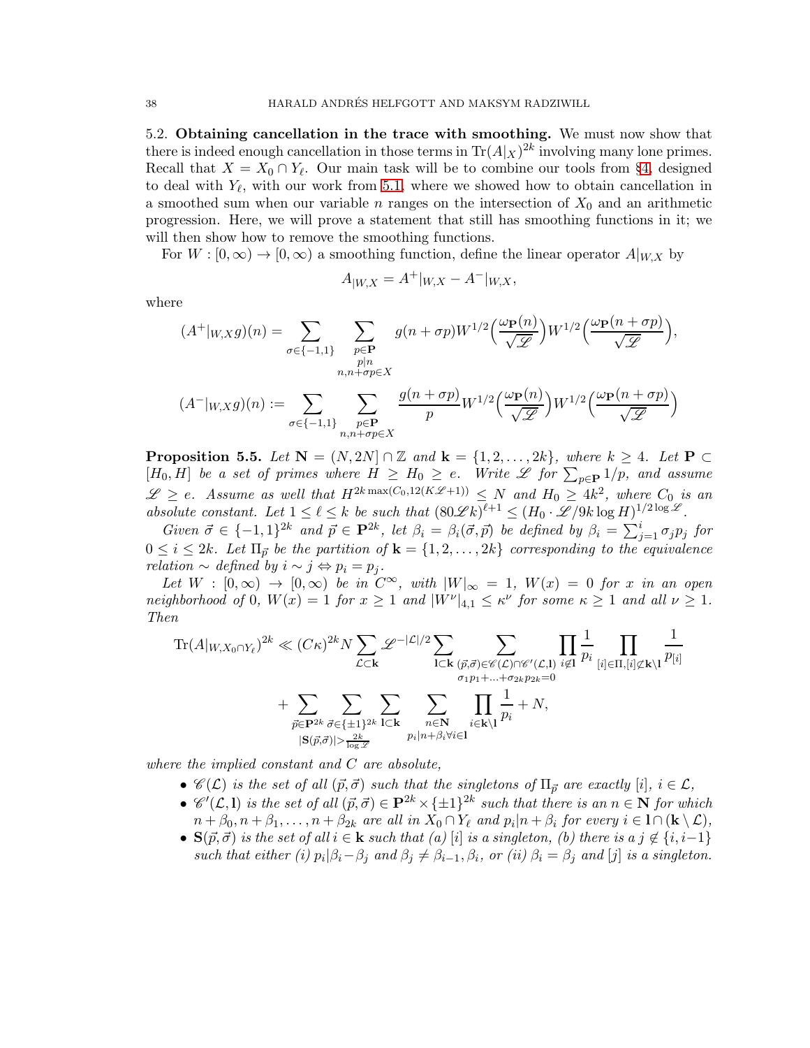5.2. **Obtaining cancellation in the trace with smoothing.** We must now show that there is indeed enough cancellation in those terms in $\mathrm{Tr}(A|_X)^{2k}$ involving many lone primes. Recall that $X = X_0 \cap Y_\ell$. Our main task will be to combine our tools from §4, designed to deal with $Y_\ell$, with our work from 5.1, where we showed how to obtain cancellation in a smoothed sum when our variable $n$ ranges on the intersection of $X_0$ and an arithmetic progression. Here, we will prove a statement that still has smoothing functions in it; we will then show how to remove the smoothing functions.

For $W : [0,\infty) \to [0,\infty)$ a smoothing function, define the linear operator $A_{|W,X}$ by

$$A_{|W,X} = A^+|_{W,X} - A^-|_{W,X},$$

where

$$(A^+|_{W,X} g)(n) = \sum_{\sigma\in\{-1,1\}} \sum_{\substack{p\in\mathbf{P}\\ p|n\\ n,n+\sigma p\in X}} g(n+\sigma p) W^{1/2}\Big(\frac{\omega_{\mathbf{P}}(n)}{\sqrt{\mathscr{L}}}\Big) W^{1/2}\Big(\frac{\omega_{\mathbf{P}}(n+\sigma p)}{\sqrt{\mathscr{L}}}\Big),$$

$$(A^-|_{W,X} g)(n) := \sum_{\sigma\in\{-1,1\}} \sum_{\substack{p\in\mathbf{P}\\ n,n+\sigma p\in X}} \frac{g(n+\sigma p)}{p} W^{1/2}\Big(\frac{\omega_{\mathbf{P}}(n)}{\sqrt{\mathscr{L}}}\Big) W^{1/2}\Big(\frac{\omega_{\mathbf{P}}(n+\sigma p)}{\sqrt{\mathscr{L}}}\Big)$$

**Proposition 5.5.** *Let $\mathbf{N} = (N,2N]\cap\mathbb{Z}$ and $\mathbf{k} = \{1,2,\dots,2k\}$, where $k \geq 4$. Let $\mathbf{P} \subset [H_0, H]$ be a set of primes where $H \geq H_0 \geq e$. Write $\mathscr{L}$ for $\sum_{p\in\mathbf{P}} 1/p$, and assume $\mathscr{L} \geq e$. Assume as well that $H^{2k\max(C_0,12(K\mathscr{L}+1))} \leq N$ and $H_0 \geq 4k^2$, where $C_0$ is an absolute constant. Let $1 \leq \ell \leq k$ be such that $(80\mathscr{L}k)^{\ell+1} \leq (H_0\cdot\mathscr{L}/9k\log H)^{1/2\log\mathscr{L}}$.*

*Given $\vec{\sigma} \in \{-1,1\}^{2k}$ and $\vec{p} \in \mathbf{P}^{2k}$, let $\beta_i = \beta_i(\vec{\sigma},\vec{p})$ be defined by $\beta_i = \sum_{j=1}^{i} \sigma_j p_j$ for $0 \leq i \leq 2k$. Let $\Pi_{\vec{p}}$ be the partition of $\mathbf{k} = \{1,2,\dots,2k\}$ corresponding to the equivalence relation $\sim$ defined by $i \sim j \Leftrightarrow p_i = p_j$.*

*Let $W : [0,\infty) \to [0,\infty)$ be in $C^\infty$, with $|W|_\infty = 1$, $W(x) = 0$ for $x$ in an open neighborhood of $0$, $W(x) = 1$ for $x \geq 1$ and $|W^\nu|_{4,1} \leq \kappa^\nu$ for some $\kappa \geq 1$ and all $\nu \geq 1$. Then*

$$\mathrm{Tr}(A|_{W,X_0\cap Y_\ell})^{2k} \ll (C\kappa)^{2k} N \sum_{\mathcal{L}\subset\mathbf{k}} \mathscr{L}^{-|\mathcal{L}|/2} \sum_{\mathbf{l}\subset\mathbf{k}} \sum_{\substack{(\vec{p},\vec{\sigma})\in\mathscr{C}(\mathcal{L})\cap\mathscr{C}'(\mathcal{L},\mathbf{l})\\ \sigma_1p_1+\ldots+\sigma_{2k}p_{2k}=0}} \prod_{i\notin\mathbf{l}} \frac{1}{p_i} \prod_{[i]\in\Pi,[i]\not\subset\mathbf{k}\setminus\mathbf{l}} \frac{1}{p_{[i]}}$$

$$+ \sum_{\substack{\vec{p}\in\mathbf{P}^{2k}\\ |\mathbf{S}(\vec{p},\vec{\sigma})|>\frac{2k}{\log\mathscr{L}}}} \sum_{\vec{\sigma}\in\{\pm1\}^{2k}} \sum_{\mathbf{l}\subset\mathbf{k}} \sum_{\substack{n\in\mathbf{N}\\ p_i|n+\beta_i\forall i\in\mathbf{l}}} \prod_{i\in\mathbf{k}\setminus\mathbf{l}} \frac{1}{p_i} + N,$$

*where the implied constant and $C$ are absolute,*

- *$\mathscr{C}(\mathcal{L})$ is the set of all $(\vec{p},\vec{\sigma})$ such that the singletons of $\Pi_{\vec{p}}$ are exactly $[i]$, $i \in \mathcal{L}$,*
- *$\mathscr{C}'(\mathcal{L},\mathbf{l})$ is the set of all $(\vec{p},\vec{\sigma}) \in \mathbf{P}^{2k}\times\{\pm1\}^{2k}$ such that there is an $n \in \mathbf{N}$ for which $n+\beta_0, n+\beta_1,\dots,n+\beta_{2k}$ are all in $X_0\cap Y_\ell$ and $p_i|n+\beta_i$ for every $i \in \mathbf{l}\cap(\mathbf{k}\setminus\mathcal{L})$,*
- *$\mathbf{S}(\vec{p},\vec{\sigma})$ is the set of all $i \in \mathbf{k}$ such that (a) $[i]$ is a singleton, (b) there is a $j \notin \{i, i-1\}$ such that either (i) $p_i|\beta_i-\beta_j$ and $\beta_j \neq \beta_{i-1},\beta_i$, or (ii) $\beta_i = \beta_j$ and $[j]$ is a singleton.*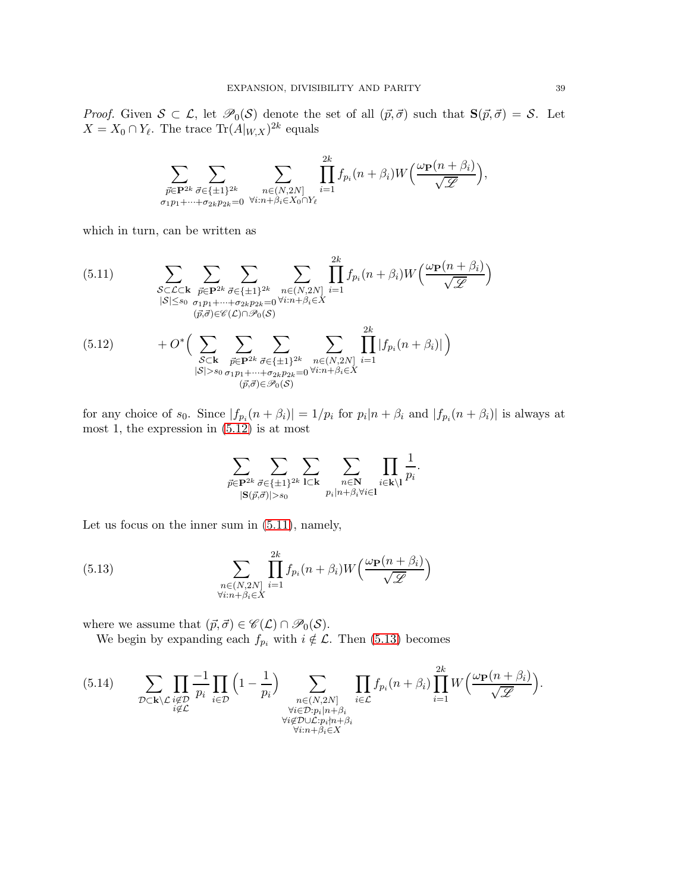*Proof.* Given $\mathcal{S} \subset \mathcal{L}$, let $\mathscr{P}_0(\mathcal{S})$ denote the set of all $(\vec{p}, \vec{\sigma})$ such that $\mathbf{S}(\vec{p}, \vec{\sigma}) = \mathcal{S}$. Let $X = X_0 \cap Y_\ell$. The trace $\mathrm{Tr}(A|_{W,X})^{2k}$ equals

$$\sum_{\substack{\vec{p} \in \mathbf{P}^{2k}}} \sum_{\substack{\vec{\sigma} \in \{\pm 1\}^{2k} \\ \sigma_1 p_1 + \cdots + \sigma_{2k} p_{2k} = 0}} \sum_{\substack{n \in (N, 2N] \\ \forall i: n + \beta_i \in X_0 \cap Y_\ell}} \prod_{i=1}^{2k} f_{p_i}(n + \beta_i) W\Big(\frac{\omega_{\mathbf{P}}(n + \beta_i)}{\sqrt{\mathscr{L}}}\Big),$$

which in turn, can be written as

$$\sum_{\substack{\mathcal{S} \subset \mathcal{L} \subset \mathbf{k} \\ |\mathcal{S}| \le s_0}} \sum_{\substack{\vec{p} \in \mathbf{P}^{2k} \\ \sigma_1 p_1 + \cdots + \sigma_{2k} p_{2k} = 0 \\ (\vec{p}, \vec{\sigma}) \in \mathscr{C}(\mathcal{L}) \cap \mathscr{P}_0(\mathcal{S})}} \sum_{\vec{\sigma} \in \{\pm 1\}^{2k}} \sum_{\substack{n \in (N, 2N] \\ \forall i: n + \beta_i \in X}} \prod_{i=1}^{2k} f_{p_i}(n + \beta_i) W\Big(\frac{\omega_{\mathbf{P}}(n + \beta_i)}{\sqrt{\mathscr{L}}}\Big) \tag{5.11}$$

$$+ O^*\Big( \sum_{\substack{\mathcal{S} \subset \mathbf{k} \\ |\mathcal{S}| > s_0}} \sum_{\substack{\vec{p} \in \mathbf{P}^{2k} \\ \sigma_1 p_1 + \cdots + \sigma_{2k} p_{2k} = 0 \\ (\vec{p}, \vec{\sigma}) \in \mathscr{P}_0(\mathcal{S})}} \sum_{\vec{\sigma} \in \{\pm 1\}^{2k}} \sum_{\substack{n \in (N, 2N] \\ \forall i: n + \beta_i \in X}} \prod_{i=1}^{2k} |f_{p_i}(n + \beta_i)| \Big) \tag{5.12}$$

for any choice of $s_0$. Since $|f_{p_i}(n + \beta_i)| = 1/p_i$ for $p_i | n + \beta_i$ and $|f_{p_i}(n + \beta_i)|$ is always at most 1, the expression in (5.12) is at most

$$\sum_{\substack{\vec{p} \in \mathbf{P}^{2k} \\ |\mathbf{S}(\vec{p}, \vec{\sigma})| > s_0}} \sum_{\vec{\sigma} \in \{\pm 1\}^{2k}} \sum_{\mathbf{l} \subset \mathbf{k}} \sum_{\substack{n \in \mathbf{N} \\ p_i | n + \beta_i \forall i \in \mathbf{l}}} \prod_{i \in \mathbf{k} \setminus \mathbf{l}} \frac{1}{p_i}.$$

Let us focus on the inner sum in (5.11), namely,

$$\sum_{\substack{n \in (N, 2N] \\ \forall i: n + \beta_i \in X}} \prod_{i=1}^{2k} f_{p_i}(n + \beta_i) W\Big(\frac{\omega_{\mathbf{P}}(n + \beta_i)}{\sqrt{\mathscr{L}}}\Big) \tag{5.13}$$

where we assume that $(\vec{p}, \vec{\sigma}) \in \mathscr{C}(\mathcal{L}) \cap \mathscr{P}_0(\mathcal{S})$.

We begin by expanding each $f_{p_i}$ with $i \notin \mathcal{L}$. Then (5.13) becomes

$$\sum_{\mathcal{D} \subset \mathbf{k} \setminus \mathcal{L}} \prod_{\substack{i \notin \mathcal{D} \\ i \notin \mathcal{L}}} \frac{-1}{p_i} \prod_{i \in \mathcal{D}} \Big(1 - \frac{1}{p_i}\Big) \sum_{\substack{n \in (N, 2N] \\ \forall i \in \mathcal{D}: p_i | n + \beta_i \\ \forall i \notin \mathcal{D} \cup \mathcal{L}: p_i \nmid n + \beta_i \\ \forall i: n + \beta_i \in X}} \prod_{i \in \mathcal{L}} f_{p_i}(n + \beta_i) \prod_{i=1}^{2k} W\Big(\frac{\omega_{\mathbf{P}}(n + \beta_i)}{\sqrt{\mathscr{L}}}\Big). \tag{5.14}$$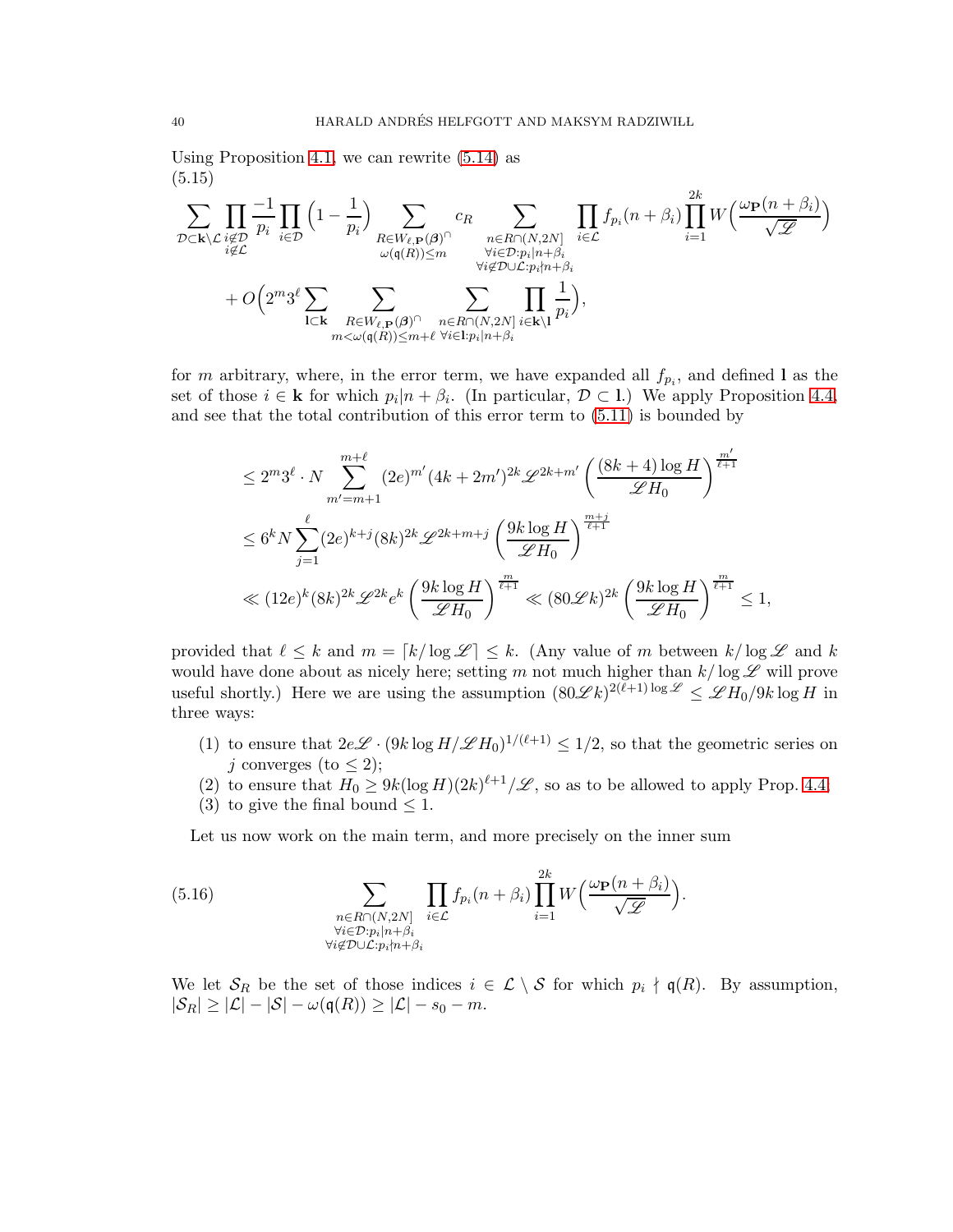Using Proposition 4.1, we can rewrite (5.14) as

(5.15)

$$\sum_{\mathcal{D}\subset \mathbf{k}\setminus\mathcal{L}} \prod_{\substack{i\notin\mathcal{D}\\ i\notin\mathcal{L}}} \frac{-1}{p_i} \prod_{i\in\mathcal{D}} \Big(1-\frac{1}{p_i}\Big) \sum_{\substack{R\in W_{\ell,\mathbf{P}}(\boldsymbol{\beta})^{\cap}\\ \omega(\mathfrak{q}(R))\le m}} c_R \sum_{\substack{n\in R\cap(N,2N]\\ \forall i\in\mathcal{D}: p_i|n+\beta_i\\ \forall i\notin\mathcal{D}\cup\mathcal{L}: p_i\nmid n+\beta_i}} \prod_{i\in\mathcal{L}} f_{p_i}(n+\beta_i) \prod_{i=1}^{2k} W\Big(\frac{\omega_{\mathbf{P}}(n+\beta_i)}{\sqrt{\mathscr{L}}}\Big)$$

$$+ O\Big(2^m 3^\ell \sum_{\mathbf{l}\subset\mathbf{k}} \sum_{\substack{R\in W_{\ell,\mathbf{P}}(\boldsymbol{\beta})^{\cap}\\ m<\omega(\mathfrak{q}(R))\le m+\ell}} \sum_{\substack{n\in R\cap(N,2N]\\ \forall i\in\mathbf{l}: p_i|n+\beta_i}} \prod_{i\in\mathbf{k}\setminus\mathbf{l}} \frac{1}{p_i}\Big),$$

for $m$ arbitrary, where, in the error term, we have expanded all $f_{p_i}$, and defined $\mathbf{l}$ as the set of those $i\in\mathbf{k}$ for which $p_i|n+\beta_i$. (In particular, $\mathcal{D}\subset\mathbf{l}$.) We apply Proposition 4.4, and see that the total contribution of this error term to (5.11) is bounded by

$$\begin{aligned}
&\le 2^m 3^\ell \cdot N \sum_{m'=m+1}^{m+\ell} (2e)^{m'} (4k+2m')^{2k} \mathscr{L}^{2k+m'} \left(\frac{(8k+4)\log H}{\mathscr{L} H_0}\right)^{\frac{m'}{\ell+1}} \\
&\le 6^k N \sum_{j=1}^{\ell} (2e)^{k+j} (8k)^{2k} \mathscr{L}^{2k+m+j} \left(\frac{9k\log H}{\mathscr{L} H_0}\right)^{\frac{m+j}{\ell+1}} \\
&\ll (12e)^k (8k)^{2k} \mathscr{L}^{2k} e^k \left(\frac{9k\log H}{\mathscr{L} H_0}\right)^{\frac{m}{\ell+1}} \ll (80\mathscr{L}k)^{2k} \left(\frac{9k\log H}{\mathscr{L} H_0}\right)^{\frac{m}{\ell+1}} \le 1,
\end{aligned}$$

provided that $\ell\le k$ and $m=\lceil k/\log\mathscr{L}\rceil\le k$. (Any value of $m$ between $k/\log\mathscr{L}$ and $k$ would have done about as nicely here; setting $m$ not much higher than $k/\log\mathscr{L}$ will prove useful shortly.) Here we are using the assumption $(80\mathscr{L}k)^{2(\ell+1)\log\mathscr{L}} \le \mathscr{L}H_0/9k\log H$ in three ways:

1. to ensure that $2e\mathscr{L}\cdot(9k\log H/\mathscr{L}H_0)^{1/(\ell+1)}\le 1/2$, so that the geometric series on $j$ converges (to $\le 2$);
2. to ensure that $H_0\ge 9k(\log H)(2k)^{\ell+1}/\mathscr{L}$, so as to be allowed to apply Prop. 4.4;
3. to give the final bound $\le 1$.

Let us now work on the main term, and more precisely on the inner sum

$$\sum_{\substack{n\in R\cap(N,2N]\\ \forall i\in\mathcal{D}: p_i|n+\beta_i\\ \forall i\notin\mathcal{D}\cup\mathcal{L}: p_i\nmid n+\beta_i}} \prod_{i\in\mathcal{L}} f_{p_i}(n+\beta_i) \prod_{i=1}^{2k} W\Big(\frac{\omega_{\mathbf{P}}(n+\beta_i)}{\sqrt{\mathscr{L}}}\Big). \tag{5.16}$$

We let $\mathcal{S}_R$ be the set of those indices $i\in\mathcal{L}\setminus\mathcal{S}$ for which $p_i\nmid\mathfrak{q}(R)$. By assumption, $|\mathcal{S}_R|\ge|\mathcal{L}|-|\mathcal{S}|-\omega(\mathfrak{q}(R))\ge|\mathcal{L}|-s_0-m$.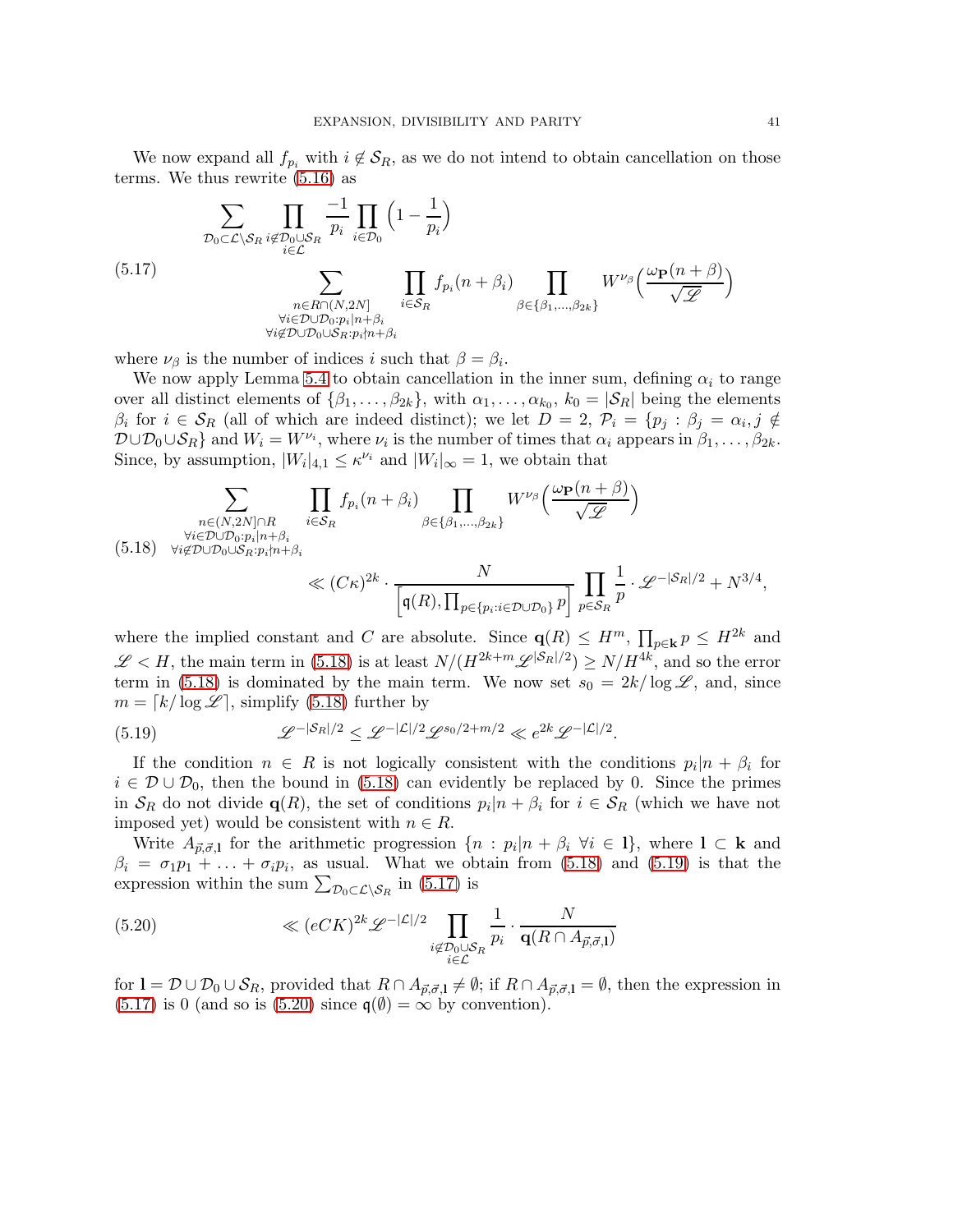We now expand all $f_{p_i}$ with $i \notin \mathcal{S}_R$, as we do not intend to obtain cancellation on those terms. We thus rewrite (5.16) as

$$
\begin{aligned}
&\sum_{\mathcal{D}_0 \subset \mathcal{L} \setminus \mathcal{S}_R} \prod_{\substack{i \notin \mathcal{D}_0 \cup \mathcal{S}_R \\ i \in \mathcal{L}}} \frac{-1}{p_i} \prod_{i \in \mathcal{D}_0} \left(1 - \frac{1}{p_i}\right) \\
&\qquad \sum_{\substack{n \in R \cap (N, 2N] \\ \forall i \in \mathcal{D} \cup \mathcal{D}_0 : p_i | n + \beta_i \\ \forall i \notin \mathcal{D} \cup \mathcal{D}_0 \cup \mathcal{S}_R : p_i \nmid n + \beta_i}} \prod_{i \in \mathcal{S}_R} f_{p_i}(n + \beta_i) \prod_{\beta \in \{\beta_1, \ldots, \beta_{2k}\}} W^{\nu_\beta}\Big(\frac{\omega_{\mathbf{P}}(n+\beta)}{\sqrt{\mathscr{L}}}\Big)
\end{aligned} \tag{5.17}
$$

where $\nu_\beta$ is the number of indices $i$ such that $\beta = \beta_i$.

We now apply Lemma 5.4 to obtain cancellation in the inner sum, defining $\alpha_i$ to range over all distinct elements of $\{\beta_1, \ldots, \beta_{2k}\}$, with $\alpha_1, \ldots, \alpha_{k_0}$, $k_0 = |\mathcal{S}_R|$ being the elements $\beta_i$ for $i \in \mathcal{S}_R$ (all of which are indeed distinct); we let $D = 2$, $\mathcal{P}_i = \{p_j : \beta_j = \alpha_i, j \notin \mathcal{D} \cup \mathcal{D}_0 \cup \mathcal{S}_R\}$ and $W_i = W^{\nu_i}$, where $\nu_i$ is the number of times that $\alpha_i$ appears in $\beta_1, \ldots, \beta_{2k}$. Since, by assumption, $|W_i|_{4,1} \leq \kappa^{\nu_i}$ and $|W_i|_\infty = 1$, we obtain that

$$
\begin{aligned}
&\sum_{\substack{n \in (N, 2N] \cap R \\ \forall i \in \mathcal{D} \cup \mathcal{D}_0 : p_i | n + \beta_i \\ \forall i \notin \mathcal{D} \cup \mathcal{D}_0 \cup \mathcal{S}_R : p_i \nmid n + \beta_i}} \prod_{i \in \mathcal{S}_R} f_{p_i}(n + \beta_i) \prod_{\beta \in \{\beta_1, \ldots, \beta_{2k}\}} W^{\nu_\beta}\Big(\frac{\omega_{\mathbf{P}}(n+\beta)}{\sqrt{\mathscr{L}}}\Big) \\
&\qquad \ll (C\kappa)^{2k} \cdot \frac{N}{\left[\mathfrak{q}(R), \prod_{p \in \{p_i : i \in \mathcal{D} \cup \mathcal{D}_0\}} p\right]} \prod_{p \in \mathcal{S}_R} \frac{1}{p} \cdot \mathscr{L}^{-|\mathcal{S}_R|/2} + N^{3/4},
\end{aligned} \tag{5.18}
$$

where the implied constant and $C$ are absolute. Since $\mathbf{q}(R) \leq H^m$, $\prod_{p \in \mathbf{k}} p \leq H^{2k}$ and $\mathscr{L} < H$, the main term in (5.18) is at least $N/(H^{2k+m}\mathscr{L}^{|\mathcal{S}_R|/2}) \geq N/H^{4k}$, and so the error term in (5.18) is dominated by the main term. We now set $s_0 = 2k/\log \mathscr{L}$, and, since $m = \lceil k/\log \mathscr{L} \rceil$, simplify (5.18) further by

$$
\mathscr{L}^{-|\mathcal{S}_R|/2} \leq \mathscr{L}^{-|\mathcal{L}|/2} \mathscr{L}^{s_0/2 + m/2} \ll e^{2k} \mathscr{L}^{-|\mathcal{L}|/2}. \tag{5.19}
$$

If the condition $n \in R$ is not logically consistent with the conditions $p_i | n + \beta_i$ for $i \in \mathcal{D} \cup \mathcal{D}_0$, then the bound in (5.18) can evidently be replaced by 0. Since the primes in $\mathcal{S}_R$ do not divide $\mathbf{q}(R)$, the set of conditions $p_i | n + \beta_i$ for $i \in \mathcal{S}_R$ (which we have not imposed yet) would be consistent with $n \in R$.

Write $A_{\vec{p}, \vec{\sigma}, \mathbf{l}}$ for the arithmetic progression $\{n : p_i | n + \beta_i \ \forall i \in \mathbf{l}\}$, where $\mathbf{l} \subset \mathbf{k}$ and $\beta_i = \sigma_1 p_1 + \ldots + \sigma_i p_i$, as usual. What we obtain from (5.18) and (5.19) is that the expression within the sum $\sum_{\mathcal{D}_0 \subset \mathcal{L} \setminus \mathcal{S}_R}$ in (5.17) is

$$
\ll (eCK)^{2k} \mathscr{L}^{-|\mathcal{L}|/2} \prod_{\substack{i \notin \mathcal{D}_0 \cup \mathcal{S}_R \\ i \in \mathcal{L}}} \frac{1}{p_i} \cdot \frac{N}{\mathbf{q}(R \cap A_{\vec{p}, \vec{\sigma}, \mathbf{l}})} \tag{5.20}
$$

for $\mathbf{l} = \mathcal{D} \cup \mathcal{D}_0 \cup \mathcal{S}_R$, provided that $R \cap A_{\vec{p}, \vec{\sigma}, \mathbf{l}} \neq \emptyset$; if $R \cap A_{\vec{p}, \vec{\sigma}, \mathbf{l}} = \emptyset$, then the expression in (5.17) is 0 (and so is (5.20) since $\mathfrak{q}(\emptyset) = \infty$ by convention).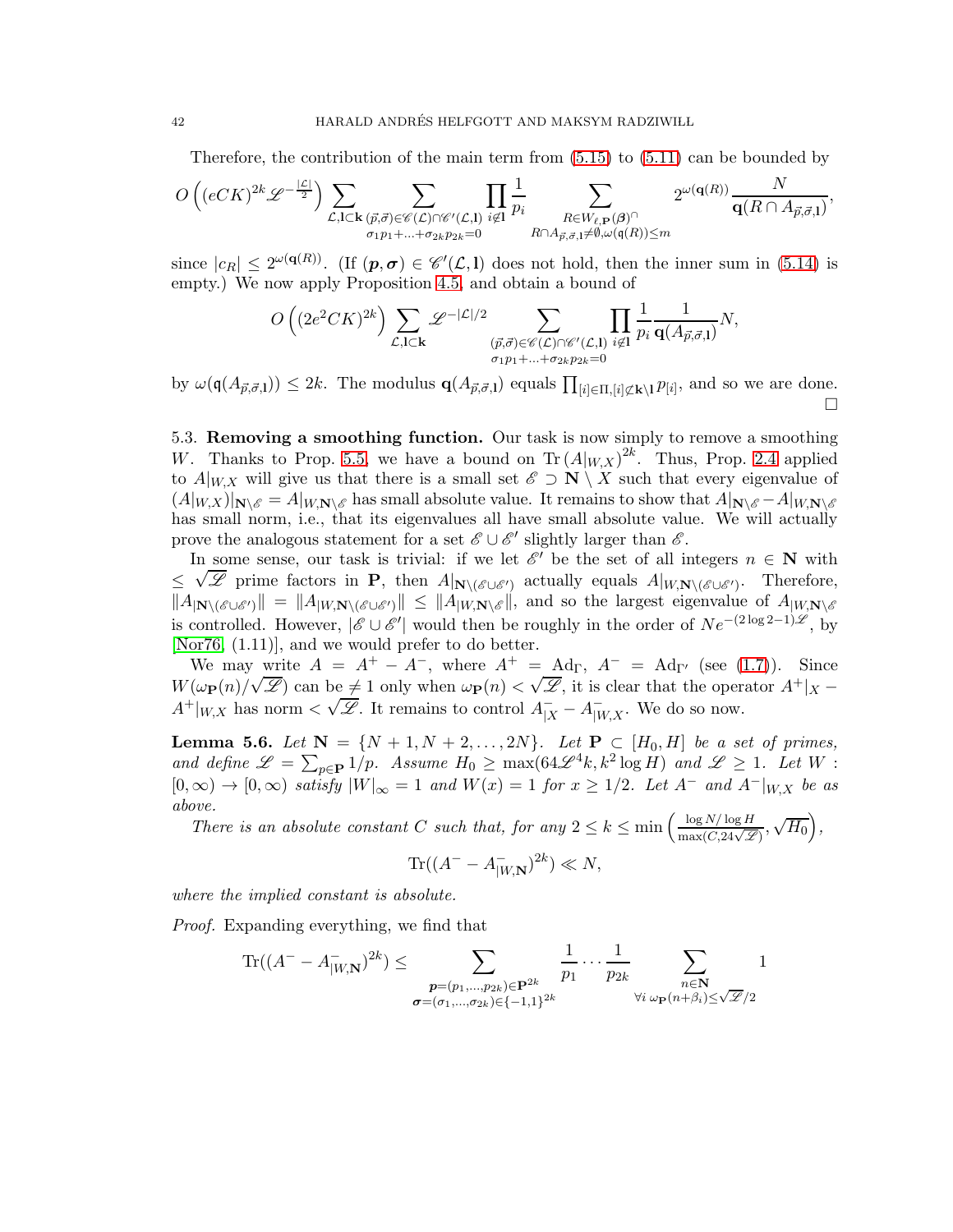Therefore, the contribution of the main term from (5.15) to (5.11) can be bounded by

$$O\left((eCK)^{2k}\mathscr{L}^{-\frac{|\mathcal{L}|}{2}}\right)\sum_{\mathcal{L},\mathbf{l}\subset\mathbf{k}}\sum_{\substack{(\vec{p},\vec{\sigma})\in\mathscr{C}(\mathcal{L})\cap\mathscr{C}'(\mathcal{L},\mathbf{l})\\ \sigma_1 p_1+\ldots+\sigma_{2k}p_{2k}=0}}\prod_{i\notin\mathbf{l}}\frac{1}{p_i}\sum_{\substack{R\in W_{\ell,\mathbf{P}}(\boldsymbol{\beta})^{\cap}\\ R\cap A_{\vec{p},\vec{\sigma},\mathbf{l}}\neq\emptyset,\omega(\mathfrak{q}(R))\leq m}}2^{\omega(\mathbf{q}(R))}\frac{N}{\mathbf{q}(R\cap A_{\vec{p},\vec{\sigma},\mathbf{l}})},$$

since $|c_R|\leq 2^{\omega(\mathbf{q}(R))}$. (If $(\boldsymbol{p},\boldsymbol{\sigma})\in\mathscr{C}'(\mathcal{L},\mathbf{l})$ does not hold, then the inner sum in (5.14) is empty.) We now apply Proposition 4.5, and obtain a bound of

$$O\left((2e^2CK)^{2k}\right)\sum_{\mathcal{L},\mathbf{l}\subset\mathbf{k}}\mathscr{L}^{-|\mathcal{L}|/2}\sum_{\substack{(\vec{p},\vec{\sigma})\in\mathscr{C}(\mathcal{L})\cap\mathscr{C}'(\mathcal{L},\mathbf{l})\\ \sigma_1 p_1+\ldots+\sigma_{2k}p_{2k}=0}}\prod_{i\notin\mathbf{l}}\frac{1}{p_i}\frac{1}{\mathbf{q}(A_{\vec{p},\vec{\sigma},\mathbf{l}})}N,$$

by $\omega(\mathfrak{q}(A_{\vec{p},\vec{\sigma},\mathbf{l}}))\leq 2k$. The modulus $\mathbf{q}(A_{\vec{p},\vec{\sigma},\mathbf{l}})$ equals $\prod_{[i]\in\Pi,[i]\not\subset\mathbf{k}\setminus\mathbf{l}}p_{[i]}$, and so we are done. □

5.3. **Removing a smoothing function.** Our task is now simply to remove a smoothing $W$. Thanks to Prop. 5.5, we have a bound on $\mathrm{Tr}\,(A|_{W,X})^{2k}$. Thus, Prop. 2.4 applied to $A|_{W,X}$ will give us that there is a small set $\mathscr{E}\supset\mathbf{N}\setminus X$ such that every eigenvalue of $(A|_{W,X})|_{\mathbf{N}\setminus\mathscr{E}}=A|_{W,\mathbf{N}\setminus\mathscr{E}}$ has small absolute value. It remains to show that $A|_{\mathbf{N}\setminus\mathscr{E}}-A|_{W,\mathbf{N}\setminus\mathscr{E}}$ has small norm, i.e., that its eigenvalues all have small absolute value. We will actually prove the analogous statement for a set $\mathscr{E}\cup\mathscr{E}'$ slightly larger than $\mathscr{E}$.

In some sense, our task is trivial: if we let $\mathscr{E}'$ be the set of all integers $n\in\mathbf{N}$ with $\leq\sqrt{\mathscr{L}}$ prime factors in $\mathbf{P}$, then $A|_{\mathbf{N}\setminus(\mathscr{E}\cup\mathscr{E}')}$ actually equals $A|_{W,\mathbf{N}\setminus(\mathscr{E}\cup\mathscr{E}')}$. Therefore, $\|A|_{\mathbf{N}\setminus(\mathscr{E}\cup\mathscr{E}')}\|=\|A|_{W,\mathbf{N}\setminus(\mathscr{E}\cup\mathscr{E}')}\|\leq\|A|_{W,\mathbf{N}\setminus\mathscr{E}}\|$, and so the largest eigenvalue of $A|_{W,\mathbf{N}\setminus\mathscr{E}}$ is controlled. However, $|\mathscr{E}\cup\mathscr{E}'|$ would then be roughly in the order of $Ne^{-(2\log 2-1)\mathscr{L}}$, by [Nor76, (1.11)], and we would prefer to do better.

We may write $A=A^+-A^-$, where $A^+=\mathrm{Ad}_\Gamma$, $A^-=\mathrm{Ad}_{\Gamma'}$ (see (1.7)). Since $W(\omega_{\mathbf{P}}(n)/\sqrt{\mathscr{L}})$ can be $\neq 1$ only when $\omega_{\mathbf{P}}(n)<\sqrt{\mathscr{L}}$, it is clear that the operator $A^+|_X-A^+|_{W,X}$ has norm $<\sqrt{\mathscr{L}}$. It remains to control $A^-_{|X}-A^-_{|W,X}$. We do so now.

**Lemma 5.6.** *Let $\mathbf{N}=\{N+1,N+2,\ldots,2N\}$. Let $\mathbf{P}\subset[H_0,H]$ be a set of primes, and define $\mathscr{L}=\sum_{p\in\mathbf{P}}1/p$. Assume $H_0\geq\max(64\mathscr{L}^4k,k^2\log H)$ and $\mathscr{L}\geq 1$. Let $W:[0,\infty)\to[0,\infty)$ satisfy $|W|_\infty=1$ and $W(x)=1$ for $x\geq 1/2$. Let $A^-$ and $A^-|_{W,X}$ be as above.*

*There is an absolute constant $C$ such that, for any $2\leq k\leq\min\left(\frac{\log N/\log H}{\max(C,24\sqrt{\mathscr{L}})},\sqrt{H_0}\right)$,*

$$\mathrm{Tr}((A^--A^-_{|W,\mathbf{N}})^{2k})\ll N,$$

*where the implied constant is absolute.*

*Proof.* Expanding everything, we find that

$$\mathrm{Tr}((A^--A^-_{|W,\mathbf{N}})^{2k})\leq\sum_{\substack{\boldsymbol{p}=(p_1,\ldots,p_{2k})\in\mathbf{P}^{2k}\\ \boldsymbol{\sigma}=(\sigma_1,\ldots,\sigma_{2k})\in\{-1,1\}^{2k}}}\frac{1}{p_1}\cdots\frac{1}{p_{2k}}\sum_{\substack{n\in\mathbf{N}\\ \forall i\ \omega_{\mathbf{P}}(n+\beta_i)\leq\sqrt{\mathscr{L}}/2}}1$$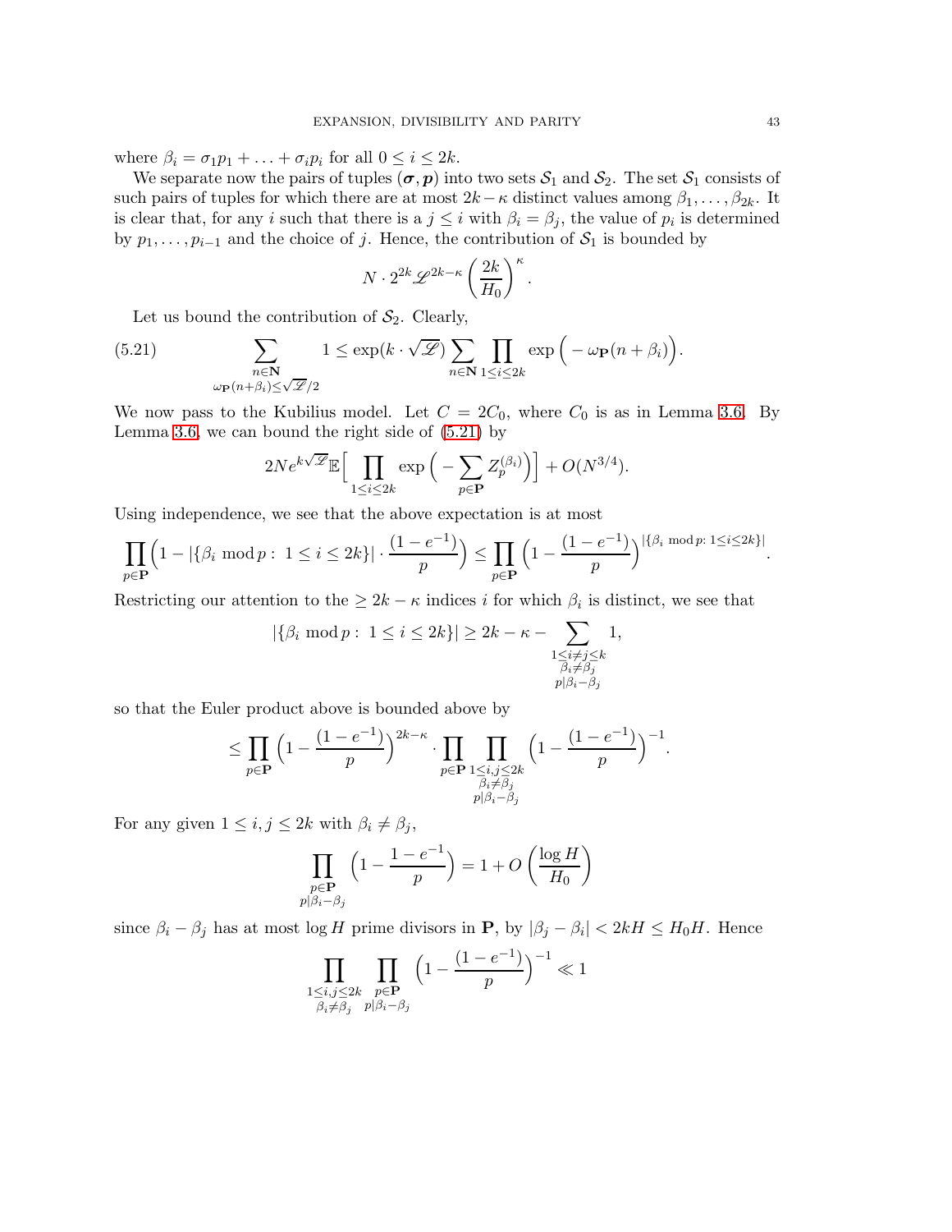where $\beta_i = \sigma_1 p_1 + \ldots + \sigma_i p_i$ for all $0 \le i \le 2k$.

We separate now the pairs of tuples $(\boldsymbol{\sigma}, \boldsymbol{p})$ into two sets $\mathcal{S}_1$ and $\mathcal{S}_2$. The set $\mathcal{S}_1$ consists of such pairs of tuples for which there are at most $2k-\kappa$ distinct values among $\beta_1, \ldots, \beta_{2k}$. It is clear that, for any $i$ such that there is a $j \le i$ with $\beta_i = \beta_j$, the value of $p_i$ is determined by $p_1, \ldots, p_{i-1}$ and the choice of $j$. Hence, the contribution of $\mathcal{S}_1$ is bounded by

$$N \cdot 2^{2k} \mathscr{L}^{2k-\kappa} \left(\frac{2k}{H_0}\right)^{\kappa}.$$

Let us bound the contribution of $\mathcal{S}_2$. Clearly,

$$\sum_{\substack{n \in \mathbf{N} \\ \omega_{\mathbf{P}}(n+\beta_i) \le \sqrt{\mathscr{L}}/2}} 1 \le \exp(k \cdot \sqrt{\mathscr{L}}) \sum_{n \in \mathbf{N}} \prod_{1 \le i \le 2k} \exp\Big(-\omega_{\mathbf{P}}(n+\beta_i)\Big). \tag{5.21}$$

We now pass to the Kubilius model. Let $C = 2C_0$, where $C_0$ is as in Lemma 3.6. By Lemma 3.6, we can bound the right side of (5.21) by

$$2Ne^{k\sqrt{\mathscr{L}}}\mathbb{E}\Big[\prod_{1 \le i \le 2k} \exp\Big(-\sum_{p \in \mathbf{P}} Z_p^{(\beta_i)}\Big)\Big] + O(N^{3/4}).$$

Using independence, we see that the above expectation is at most

$$\prod_{p \in \mathbf{P}} \Big(1 - |\{\beta_i \bmod p :\ 1 \le i \le 2k\}| \cdot \frac{(1-e^{-1})}{p}\Big) \le \prod_{p \in \mathbf{P}} \Big(1 - \frac{(1-e^{-1})}{p}\Big)^{|\{\beta_i \bmod p:\ 1 \le i \le 2k\}|}.$$

Restricting our attention to the $\ge 2k-\kappa$ indices $i$ for which $\beta_i$ is distinct, we see that

$$|\{\beta_i \bmod p :\ 1 \le i \le 2k\}| \ge 2k - \kappa - \sum_{\substack{1 \le i \ne j \le k \\ \beta_i \ne \beta_j \\ p | \beta_i - \beta_j}} 1,$$

so that the Euler product above is bounded above by

$$\le \prod_{p \in \mathbf{P}} \Big(1 - \frac{(1-e^{-1})}{p}\Big)^{2k-\kappa} \cdot \prod_{p \in \mathbf{P}} \prod_{\substack{1 \le i,j \le 2k \\ \beta_i \ne \beta_j \\ p | \beta_i - \beta_j}} \Big(1 - \frac{(1-e^{-1})}{p}\Big)^{-1}.$$

For any given $1 \le i,j \le 2k$ with $\beta_i \ne \beta_j$,

$$\prod_{\substack{p \in \mathbf{P} \\ p | \beta_i - \beta_j}} \Big(1 - \frac{1-e^{-1}}{p}\Big) = 1 + O\left(\frac{\log H}{H_0}\right)$$

since $\beta_i - \beta_j$ has at most $\log H$ prime divisors in $\mathbf{P}$, by $|\beta_j - \beta_i| < 2kH \le H_0 H$. Hence

$$\prod_{\substack{1 \le i,j \le 2k \\ \beta_i \ne \beta_j}} \prod_{\substack{p \in \mathbf{P} \\ p | \beta_i - \beta_j}} \Big(1 - \frac{(1-e^{-1})}{p}\Big)^{-1} \ll 1$$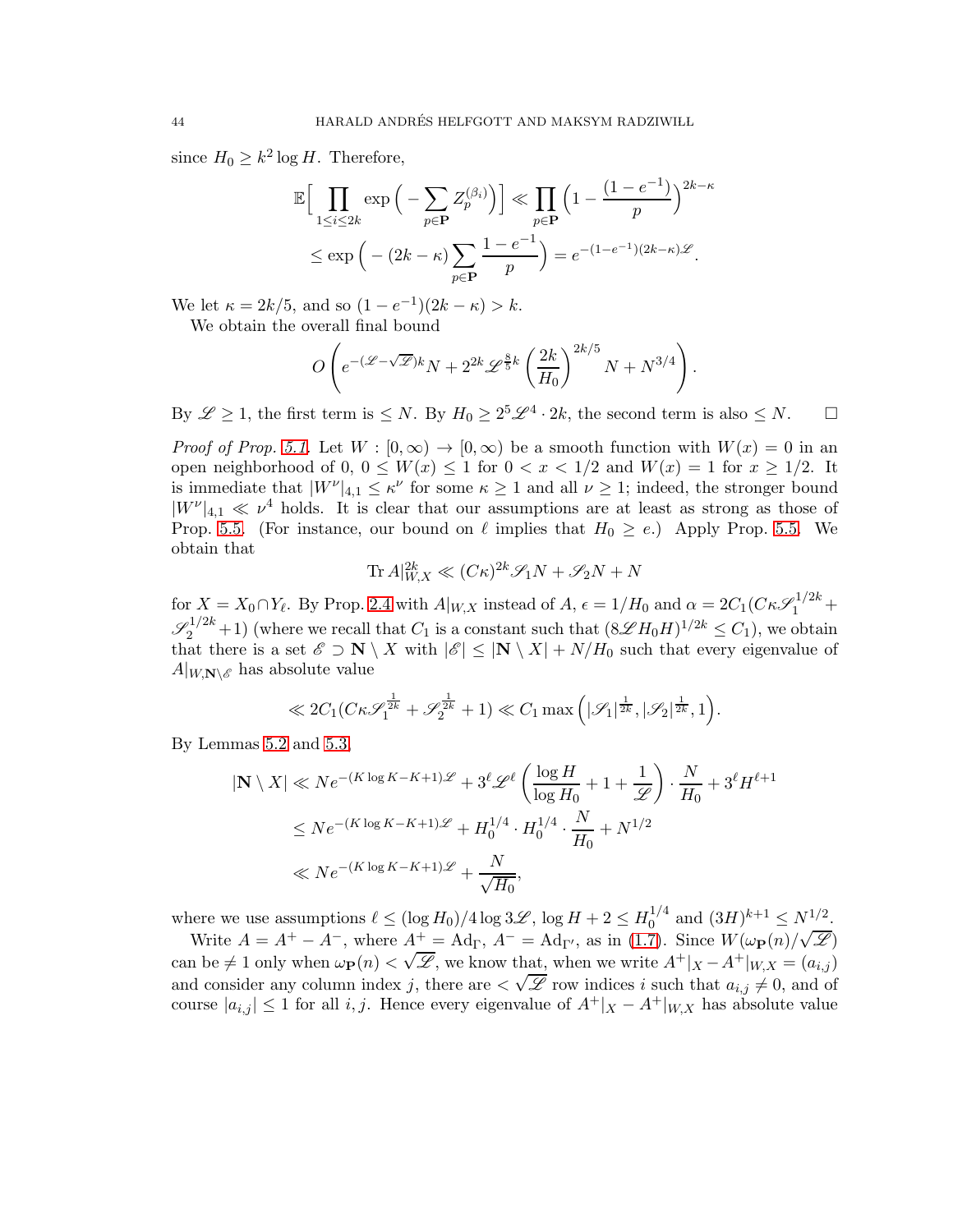since $H_0 \geq k^2 \log H$. Therefore,

$$\mathbb{E}\Big[\prod_{1\leq i\leq 2k} \exp\Big(-\sum_{p\in\mathbf{P}} Z_p^{(\beta_i)}\Big)\Big] \ll \prod_{p\in\mathbf{P}}\Big(1 - \frac{(1-e^{-1})}{p}\Big)^{2k-\kappa}$$
$$\leq \exp\Big(-(2k-\kappa)\sum_{p\in\mathbf{P}} \frac{1-e^{-1}}{p}\Big) = e^{-(1-e^{-1})(2k-\kappa)\mathscr{L}}.$$

We let $\kappa = 2k/5$, and so $(1-e^{-1})(2k-\kappa) > k$.

We obtain the overall final bound

$$O\left(e^{-(\mathscr{L}-\sqrt{\mathscr{L}})k}N + 2^{2k}\mathscr{L}^{\frac{8}{5}k}\left(\frac{2k}{H_0}\right)^{2k/5} N + N^{3/4}\right).$$

By $\mathscr{L} \geq 1$, the first term is $\leq N$. By $H_0 \geq 2^5\mathscr{L}^4 \cdot 2k$, the second term is also $\leq N$. $\square$

*Proof of Prop. 5.1.* Let $W : [0,\infty) \to [0,\infty)$ be a smooth function with $W(x) = 0$ in an open neighborhood of 0, $0 \leq W(x) \leq 1$ for $0 < x < 1/2$ and $W(x) = 1$ for $x \geq 1/2$. It is immediate that $|W^\nu|_{4,1} \leq \kappa^\nu$ for some $\kappa \geq 1$ and all $\nu \geq 1$; indeed, the stronger bound $|W^\nu|_{4,1} \ll \nu^4$ holds. It is clear that our assumptions are at least as strong as those of Prop. 5.5. (For instance, our bound on $\ell$ implies that $H_0 \geq e$.) Apply Prop. 5.5. We obtain that

$$\operatorname{Tr} A|_{W,X}^{2k} \ll (C\kappa)^{2k}\mathscr{S}_1 N + \mathscr{S}_2 N + N$$

for $X = X_0 \cap Y_\ell$. By Prop. 2.4 with $A|_{W,X}$ instead of $A$, $\epsilon = 1/H_0$ and $\alpha = 2C_1(C\kappa\mathscr{S}_1^{1/2k} + \mathscr{S}_2^{1/2k} + 1)$ (where we recall that $C_1$ is a constant such that $(8\mathscr{L}H_0H)^{1/2k} \leq C_1$), we obtain that there is a set $\mathscr{E} \supset \mathbf{N}\setminus X$ with $|\mathscr{E}| \leq |\mathbf{N}\setminus X| + N/H_0$ such that every eigenvalue of $A|_{W,\mathbf{N}\setminus\mathscr{E}}$ has absolute value

$$\ll 2C_1(C\kappa\mathscr{S}_1^{\frac{1}{2k}} + \mathscr{S}_2^{\frac{1}{2k}} + 1) \ll C_1 \max\Big(|\mathscr{S}_1|^{\frac{1}{2k}}, |\mathscr{S}_2|^{\frac{1}{2k}}, 1\Big).$$

By Lemmas 5.2 and 5.3,

$$|\mathbf{N}\setminus X| \ll Ne^{-(K\log K - K + 1)\mathscr{L}} + 3^\ell\mathscr{L}^\ell\left(\frac{\log H}{\log H_0} + 1 + \frac{1}{\mathscr{L}}\right)\cdot\frac{N}{H_0} + 3^\ell H^{\ell+1}$$
$$\leq Ne^{-(K\log K - K+1)\mathscr{L}} + H_0^{1/4}\cdot H_0^{1/4}\cdot\frac{N}{H_0} + N^{1/2}$$
$$\ll Ne^{-(K\log K - K+1)\mathscr{L}} + \frac{N}{\sqrt{H_0}},$$

where we use assumptions $\ell \leq (\log H_0)/4\log 3\mathscr{L}$, $\log H + 2 \leq H_0^{1/4}$ and $(3H)^{k+1} \leq N^{1/2}$.

Write $A = A^+ - A^-$, where $A^+ = \mathrm{Ad}_\Gamma$, $A^- = \mathrm{Ad}_{\Gamma'}$, as in (1.7). Since $W(\omega_{\mathbf{P}}(n)/\sqrt{\mathscr{L}})$ can be $\neq 1$ only when $\omega_{\mathbf{P}}(n) < \sqrt{\mathscr{L}}$, we know that, when we write $A^+|_X - A^+|_{W,X} = (a_{i,j})$ and consider any column index $j$, there are $< \sqrt{\mathscr{L}}$ row indices $i$ such that $a_{i,j} \neq 0$, and of course $|a_{i,j}| \leq 1$ for all $i,j$. Hence every eigenvalue of $A^+|_X - A^+|_{W,X}$ has absolute value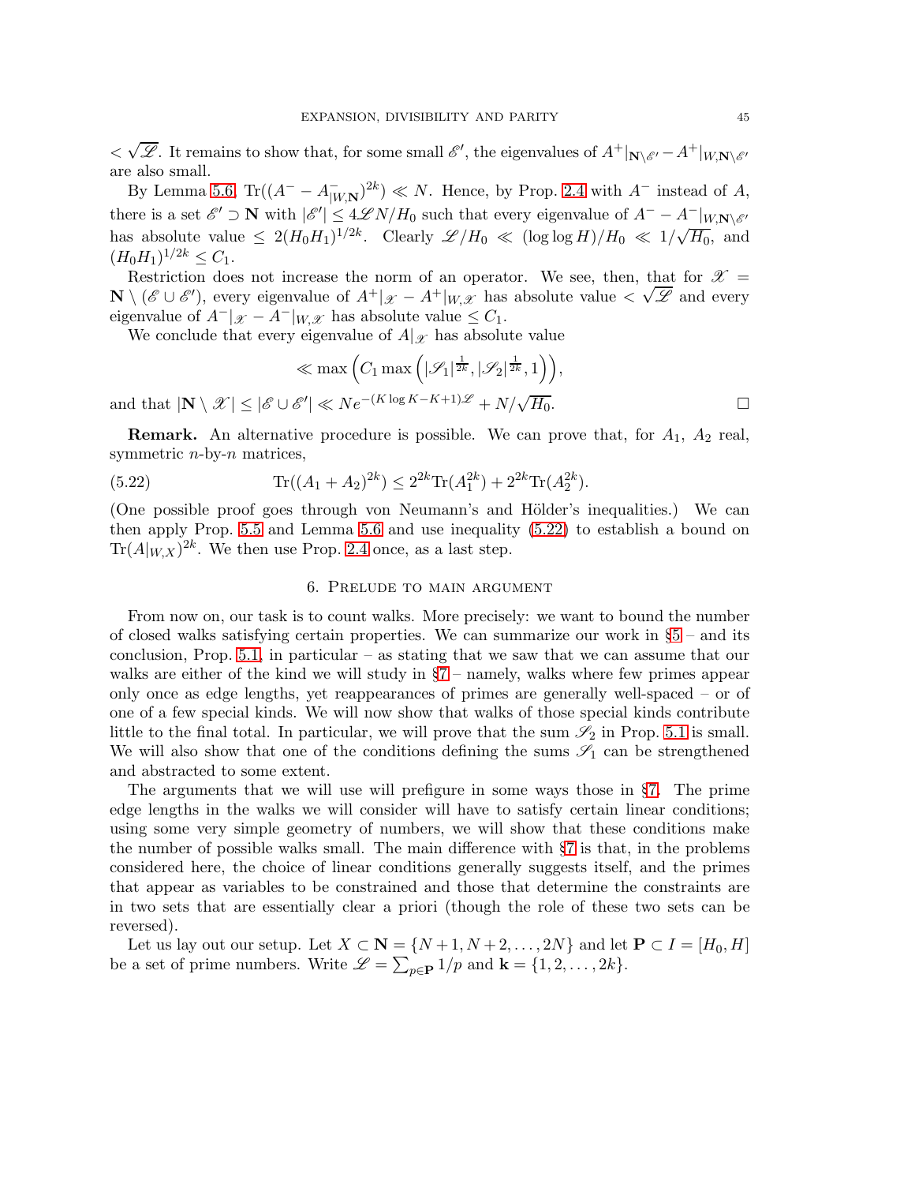$< \sqrt{\mathscr{L}}$. It remains to show that, for some small $\mathscr{E}'$, the eigenvalues of $A^+|_{\mathbf{N}\setminus\mathscr{E}'} - A^+|_{W,\mathbf{N}\setminus\mathscr{E}'}$ are also small.

By Lemma 5.6, $\mathrm{Tr}((A^- - A^-_{|W,\mathbf{N}})^{2k}) \ll N$. Hence, by Prop. 2.4 with $A^-$ instead of $A$, there is a set $\mathscr{E}' \supset \mathbf{N}$ with $|\mathscr{E}'| \leq 4\mathscr{L}N/H_0$ such that every eigenvalue of $A^- - A^-|_{W,\mathbf{N}\setminus\mathscr{E}'}$ has absolute value $\leq 2(H_0H_1)^{1/2k}$. Clearly $\mathscr{L}/H_0 \ll (\log\log H)/H_0 \ll 1/\sqrt{H_0}$, and $(H_0H_1)^{1/2k} \leq C_1$.

Restriction does not increase the norm of an operator. We see, then, that for $\mathscr{X} = \mathbf{N} \setminus (\mathscr{E} \cup \mathscr{E}')$, every eigenvalue of $A^+|_{\mathscr{X}} - A^+|_{W,\mathscr{X}}$ has absolute value $< \sqrt{\mathscr{L}}$ and every eigenvalue of $A^-|_{\mathscr{X}} - A^-|_{W,\mathscr{X}}$ has absolute value $\leq C_1$.

We conclude that every eigenvalue of $A|_{\mathscr{X}}$ has absolute value

$$\ll \max\left(C_1 \max\left(|\mathscr{S}_1|^{\frac{1}{2k}}, |\mathscr{S}_2|^{\frac{1}{2k}}, 1\right)\right),$$

and that $|\mathbf{N} \setminus \mathscr{X}| \leq |\mathscr{E} \cup \mathscr{E}'| \ll Ne^{-(K\log K - K + 1)\mathscr{L}} + N/\sqrt{H_0}$. $\square$

**Remark.** An alternative procedure is possible. We can prove that, for $A_1$, $A_2$ real, symmetric $n$-by-$n$ matrices,

$$\mathrm{Tr}((A_1 + A_2)^{2k}) \leq 2^{2k}\mathrm{Tr}(A_1^{2k}) + 2^{2k}\mathrm{Tr}(A_2^{2k}). \tag{5.22}$$

(One possible proof goes through von Neumann's and Hölder's inequalities.) We can then apply Prop. 5.5 and Lemma 5.6 and use inequality (5.22) to establish a bound on $\mathrm{Tr}(A|_{W,X})^{2k}$. We then use Prop. 2.4 once, as a last step.

## 6. Prelude to main argument

From now on, our task is to count walks. More precisely: we want to bound the number of closed walks satisfying certain properties. We can summarize our work in §5 – and its conclusion, Prop. 5.1, in particular – as stating that we saw that we can assume that our walks are either of the kind we will study in §7 – namely, walks where few primes appear only once as edge lengths, yet reappearances of primes are generally well-spaced – or of one of a few special kinds. We will now show that walks of those special kinds contribute little to the final total. In particular, we will prove that the sum $\mathscr{S}_2$ in Prop. 5.1 is small. We will also show that one of the conditions defining the sums $\mathscr{S}_1$ can be strengthened and abstracted to some extent.

The arguments that we will use will prefigure in some ways those in §7. The prime edge lengths in the walks we will consider will have to satisfy certain linear conditions; using some very simple geometry of numbers, we will show that these conditions make the number of possible walks small. The main difference with §7 is that, in the problems considered here, the choice of linear conditions generally suggests itself, and the primes that appear as variables to be constrained and those that determine the constraints are in two sets that are essentially clear a priori (though the role of these two sets can be reversed).

Let us lay out our setup. Let $X \subset \mathbf{N} = \{N+1, N+2, \ldots, 2N\}$ and let $\mathbf{P} \subset I = [H_0, H]$ be a set of prime numbers. Write $\mathscr{L} = \sum_{p\in\mathbf{P}} 1/p$ and $\mathbf{k} = \{1, 2, \ldots, 2k\}$.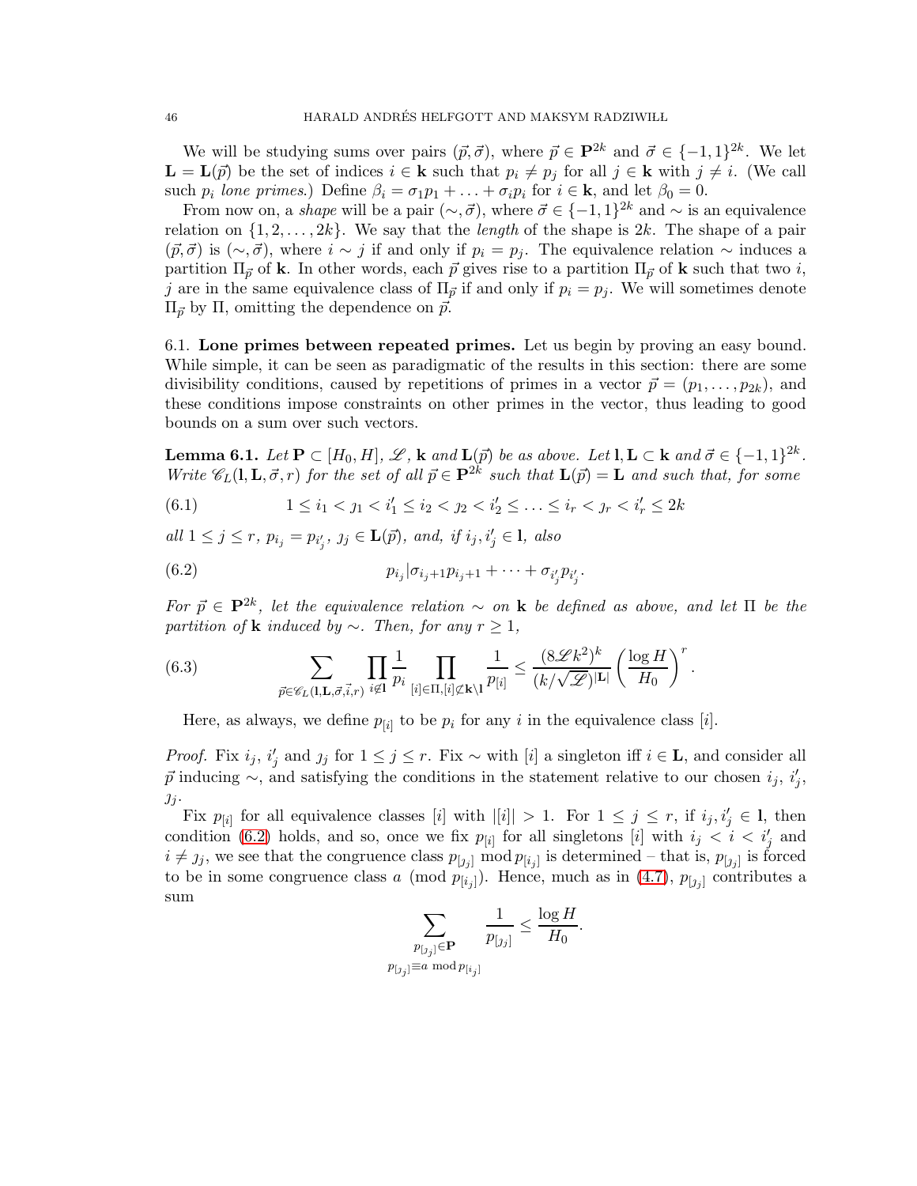We will be studying sums over pairs $(\vec{p}, \vec{\sigma})$, where $\vec{p} \in \mathbf{P}^{2k}$ and $\vec{\sigma} \in \{-1,1\}^{2k}$. We let $\mathbf{L} = \mathbf{L}(\vec{p})$ be the set of indices $i \in \mathbf{k}$ such that $p_i \neq p_j$ for all $j \in \mathbf{k}$ with $j \neq i$. (We call such $p_i$ *lone primes*.) Define $\beta_i = \sigma_1 p_1 + \ldots + \sigma_i p_i$ for $i \in \mathbf{k}$, and let $\beta_0 = 0$.

From now on, a *shape* will be a pair $(\sim, \vec{\sigma})$, where $\vec{\sigma} \in \{-1,1\}^{2k}$ and $\sim$ is an equivalence relation on $\{1, 2, \ldots, 2k\}$. We say that the *length* of the shape is $2k$. The shape of a pair $(\vec{p}, \vec{\sigma})$ is $(\sim, \vec{\sigma})$, where $i \sim j$ if and only if $p_i = p_j$. The equivalence relation $\sim$ induces a partition $\Pi_{\vec{p}}$ of $\mathbf{k}$. In other words, each $\vec{p}$ gives rise to a partition $\Pi_{\vec{p}}$ of $\mathbf{k}$ such that two $i$, $j$ are in the same equivalence class of $\Pi_{\vec{p}}$ if and only if $p_i = p_j$. We will sometimes denote $\Pi_{\vec{p}}$ by $\Pi$, omitting the dependence on $\vec{p}$.

6.1. **Lone primes between repeated primes.** Let us begin by proving an easy bound. While simple, it can be seen as paradigmatic of the results in this section: there are some divisibility conditions, caused by repetitions of primes in a vector $\vec{p} = (p_1, \ldots, p_{2k})$, and these conditions impose constraints on other primes in the vector, thus leading to good bounds on a sum over such vectors.

**Lemma 6.1.** *Let $\mathbf{P} \subset [H_0, H]$, $\mathscr{L}$, $\mathbf{k}$ and $\mathbf{L}(\vec{p})$ be as above. Let $\mathbf{l}, \mathbf{L} \subset \mathbf{k}$ and $\vec{\sigma} \in \{-1,1\}^{2k}$. Write $\mathscr{C}_L(\mathbf{l}, \mathbf{L}, \vec{\sigma}, r)$ for the set of all $\vec{p} \in \mathbf{P}^{2k}$ such that $\mathbf{L}(\vec{p}) = \mathbf{L}$ and such that, for some*

$$1 \leq i_1 < \jmath_1 < i_1' \leq i_2 < \jmath_2 < i_2' \leq \ldots \leq i_r < \jmath_r < i_r' \leq 2k \tag{6.1}$$

*all $1 \leq j \leq r$, $p_{i_j} = p_{i_j'}$, $\jmath_j \in \mathbf{L}(\vec{p})$, and, if $i_j, i_j' \in \mathbf{l}$, also*

$$p_{i_j} | \sigma_{i_j+1} p_{i_j+1} + \cdots + \sigma_{i_j'} p_{i_j'}. \tag{6.2}$$

*For $\vec{p} \in \mathbf{P}^{2k}$, let the equivalence relation $\sim$ on $\mathbf{k}$ be defined as above, and let $\Pi$ be the partition of $\mathbf{k}$ induced by $\sim$. Then, for any $r \geq 1$,*

$$\sum_{\vec{p} \in \mathscr{C}_L(\mathbf{l}, \mathbf{L}, \vec{\sigma}, \vec{i}, r)} \prod_{i \notin \mathbf{l}} \frac{1}{p_i} \prod_{[i] \in \Pi, [i] \not\subset \mathbf{k} \setminus \mathbf{l}} \frac{1}{p_{[i]}} \leq \frac{(8\mathscr{L}k^2)^k}{(k/\sqrt{\mathscr{L}})^{|\mathbf{L}|}} \left(\frac{\log H}{H_0}\right)^r. \tag{6.3}$$

Here, as always, we define $p_{[i]}$ to be $p_i$ for any $i$ in the equivalence class $[i]$.

*Proof.* Fix $i_j$, $i_j'$ and $\jmath_j$ for $1 \leq j \leq r$. Fix $\sim$ with $[i]$ a singleton iff $i \in \mathbf{L}$, and consider all $\vec{p}$ inducing $\sim$, and satisfying the conditions in the statement relative to our chosen $i_j$, $i_j'$, $\jmath_j$.

Fix $p_{[i]}$ for all equivalence classes $[i]$ with $|[i]| > 1$. For $1 \leq j \leq r$, if $i_j, i_j' \in \mathbf{l}$, then condition (6.2) holds, and so, once we fix $p_{[i]}$ for all singletons $[i]$ with $i_j < i < i_j'$ and $i \neq \jmath_j$, we see that the congruence class $p_{[\jmath_j]} \bmod p_{[i_j]}$ is determined – that is, $p_{[\jmath_j]}$ is forced to be in some congruence class $a \pmod{p_{[i_j]}}$. Hence, much as in (4.7), $p_{[\jmath_j]}$ contributes a sum

$$\sum_{\substack{p_{[\jmath_j]} \in \mathbf{P} \\ p_{[\jmath_j]} \equiv a \bmod p_{[i_j]}}} \frac{1}{p_{[\jmath_j]}} \leq \frac{\log H}{H_0}.$$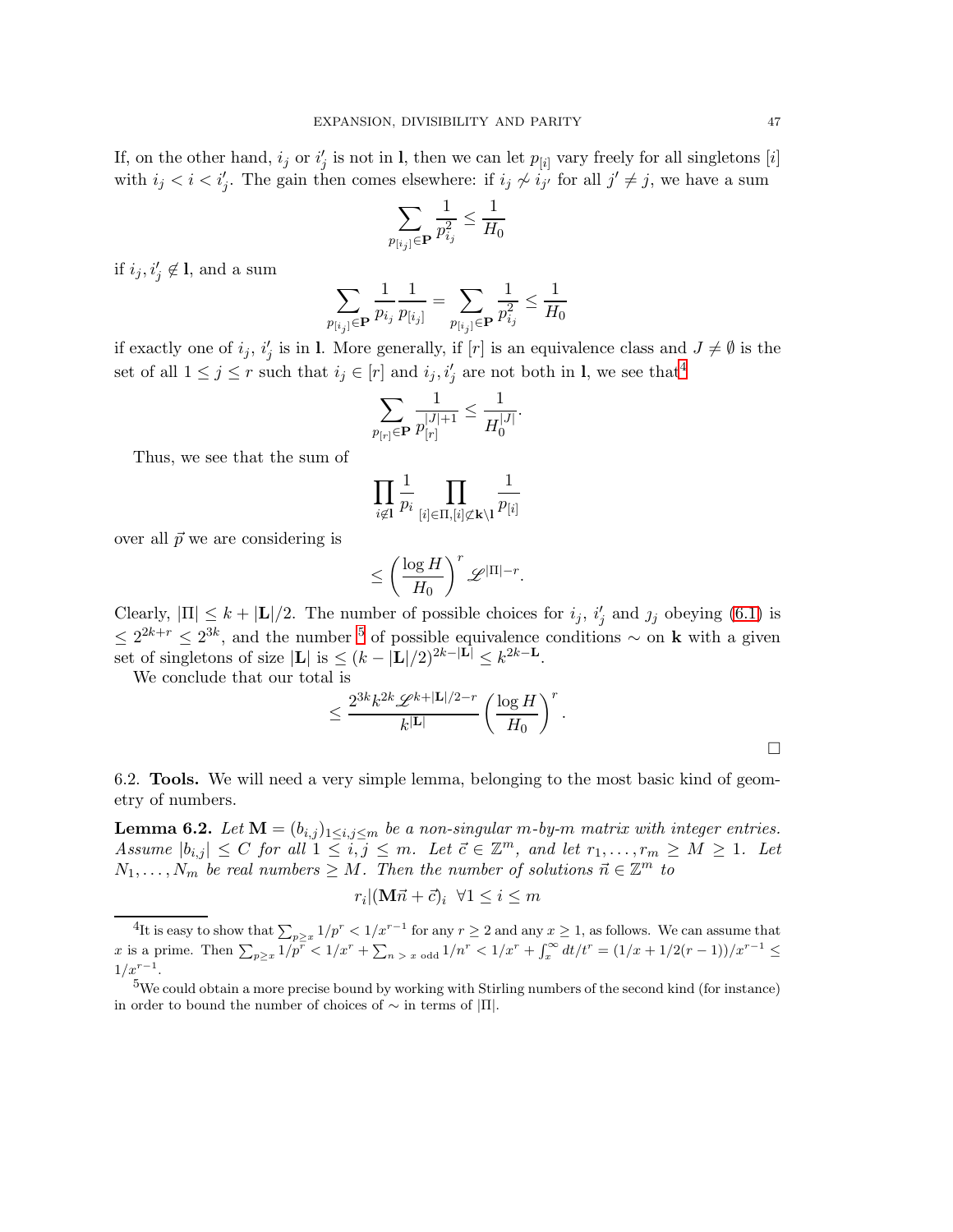If, on the other hand, $i_j$ or $i'_j$ is not in $\mathbf{l}$, then we can let $p_{[i]}$ vary freely for all singletons $[i]$ with $i_j < i < i'_j$. The gain then comes elsewhere: if $i_j \not\sim i_{j'}$ for all $j' \neq j$, we have a sum

$$\sum_{p_{[i_j]} \in \mathbf{P}} \frac{1}{p_{i_j}^2} \leq \frac{1}{H_0}$$

if $i_j, i'_j \notin \mathbf{l}$, and a sum

$$\sum_{p_{[i_j]} \in \mathbf{P}} \frac{1}{p_{i_j}} \frac{1}{p_{[i_j]}} = \sum_{p_{[i_j]} \in \mathbf{P}} \frac{1}{p_{i_j}^2} \leq \frac{1}{H_0}$$

if exactly one of $i_j$, $i'_j$ is in $\mathbf{l}$. More generally, if $[r]$ is an equivalence class and $J \neq \emptyset$ is the set of all $1 \leq j \leq r$ such that $i_j \in [r]$ and $i_j, i'_j$ are not both in $\mathbf{l}$, we see that[4]

$$\sum_{p_{[r]} \in \mathbf{P}} \frac{1}{p_{[r]}^{|J|+1}} \leq \frac{1}{H_0^{|J|}}.$$

Thus, we see that the sum of

$$\prod_{i \notin \mathbf{l}} \frac{1}{p_i} \prod_{[i] \in \Pi, [i] \not\subset \mathbf{k} \setminus \mathbf{l}} \frac{1}{p_{[i]}}$$

over all $\vec{p}$ we are considering is

$$\leq \left(\frac{\log H}{H_0}\right)^r \mathscr{L}^{|\Pi| - r}.$$

Clearly, $|\Pi| \leq k + |\mathbf{L}|/2$. The number of possible choices for $i_j$, $i'_j$ and $\jmath_j$ obeying (6.1) is $\leq 2^{2k+r} \leq 2^{3k}$, and the number [5] of possible equivalence conditions $\sim$ on $\mathbf{k}$ with a given set of singletons of size $|\mathbf{L}|$ is $\leq (k - |\mathbf{L}|/2)^{2k - |\mathbf{L}|} \leq k^{2k - \mathbf{L}}$.

We conclude that our total is

$$\leq \frac{2^{3k} k^{2k} \mathscr{L}^{k + |\mathbf{L}|/2 - r}}{k^{|\mathbf{L}|}} \left(\frac{\log H}{H_0}\right)^r.$$

□

6.2. **Tools.** We will need a very simple lemma, belonging to the most basic kind of geometry of numbers.

**Lemma 6.2.** *Let $\mathbf{M} = (b_{i,j})_{1 \leq i,j \leq m}$ be a non-singular $m$-by-$m$ matrix with integer entries. Assume $|b_{i,j}| \leq C$ for all $1 \leq i, j \leq m$. Let $\vec{c} \in \mathbb{Z}^m$, and let $r_1, \ldots, r_m \geq M \geq 1$. Let $N_1, \ldots, N_m$ be real numbers $\geq M$. Then the number of solutions $\vec{n} \in \mathbb{Z}^m$ to*

$$r_i | (\mathbf{M}\vec{n} + \vec{c})_i \ \ \forall 1 \leq i \leq m$$

---

[4] It is easy to show that $\sum_{p \geq x} 1/p^r < 1/x^{r-1}$ for any $r \geq 2$ and any $x \geq 1$, as follows. We can assume that $x$ is a prime. Then $\sum_{p \geq x} 1/p^r < 1/x^r + \sum_{n > x \text{ odd}} 1/n^r < 1/x^r + \int_x^\infty dt/t^r = (1/x + 1/2(r-1))/x^{r-1} \leq 1/x^{r-1}$.

[5] We could obtain a more precise bound by working with Stirling numbers of the second kind (for instance) in order to bound the number of choices of $\sim$ in terms of $|\Pi|$.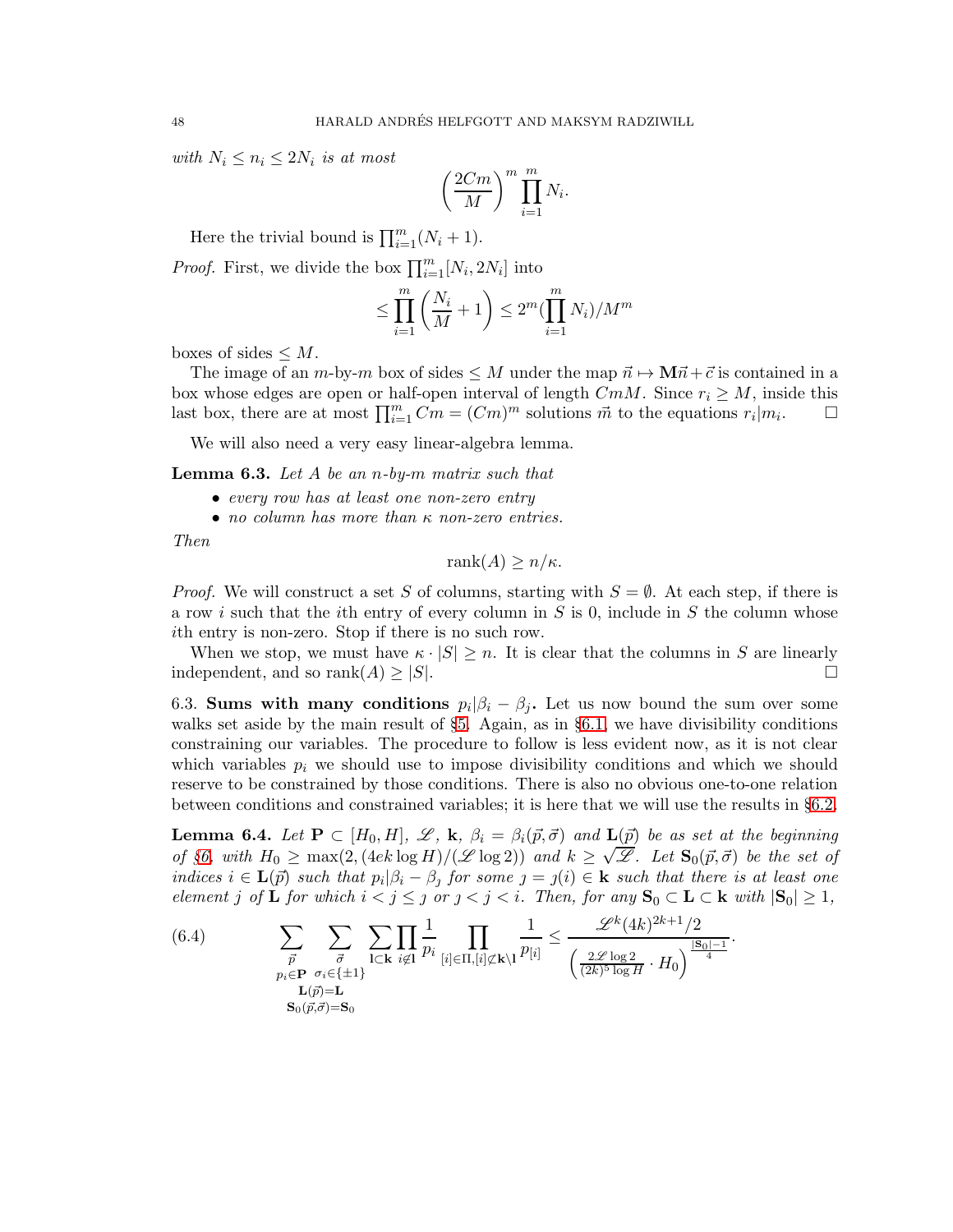*with $N_i \leq n_i \leq 2N_i$ is at most*

$$\left(\frac{2Cm}{M}\right)^m \prod_{i=1}^m N_i.$$

Here the trivial bound is $\prod_{i=1}^m (N_i+1)$.

*Proof.* First, we divide the box $\prod_{i=1}^m [N_i, 2N_i]$ into

$$\leq \prod_{i=1}^m \left(\frac{N_i}{M}+1\right) \leq 2^m (\prod_{i=1}^m N_i)/M^m$$

boxes of sides $\leq M$.

The image of an $m$-by-$m$ box of sides $\leq M$ under the map $\vec{n} \mapsto \mathbf{M}\vec{n} + \vec{c}$ is contained in a box whose edges are open or half-open interval of length $CmM$. Since $r_i \geq M$, inside this last box, there are at most $\prod_{i=1}^m Cm = (Cm)^m$ solutions $\vec{m}$ to the equations $r_i | m_i$. ◻

We will also need a very easy linear-algebra lemma.

**Lemma 6.3.** *Let $A$ be an $n$-by-$m$ matrix such that*

- *every row has at least one non-zero entry*
- *no column has more than $\kappa$ non-zero entries.*

*Then*

$$\operatorname{rank}(A) \geq n/\kappa.$$

*Proof.* We will construct a set $S$ of columns, starting with $S = \emptyset$. At each step, if there is a row $i$ such that the $i$th entry of every column in $S$ is 0, include in $S$ the column whose $i$th entry is non-zero. Stop if there is no such row.

When we stop, we must have $\kappa \cdot |S| \geq n$. It is clear that the columns in $S$ are linearly independent, and so $\operatorname{rank}(A) \geq |S|$. ◻

6.3. **Sums with many conditions $p_i | \beta_i - \beta_j$.** Let us now bound the sum over some walks set aside by the main result of §5. Again, as in §6.1, we have divisibility conditions constraining our variables. The procedure to follow is less evident now, as it is not clear which variables $p_i$ we should use to impose divisibility conditions and which we should reserve to be constrained by those conditions. There is also no obvious one-to-one relation between conditions and constrained variables; it is here that we will use the results in §6.2.

**Lemma 6.4.** *Let $\mathbf{P} \subset [H_0, H]$, $\mathscr{L}$, $\mathbf{k}$, $\beta_i = \beta_i(\vec{p}, \vec{\sigma})$ and $\mathbf{L}(\vec{p})$ be as set at the beginning of §6, with $H_0 \geq \max(2, (4ek \log H)/(\mathscr{L} \log 2))$ and $k \geq \sqrt{\mathscr{L}}$. Let $\mathbf{S}_0(\vec{p}, \vec{\sigma})$ be the set of indices $i \in \mathbf{L}(\vec{p})$ such that $p_i | \beta_i - \beta_\jmath$ for some $\jmath = \jmath(i) \in \mathbf{k}$ such that there is at least one element $j$ of $\mathbf{L}$ for which $i < j \leq \jmath$ or $\jmath < j < i$. Then, for any $\mathbf{S}_0 \subset \mathbf{L} \subset \mathbf{k}$ with $|\mathbf{S}_0| \geq 1$,*

$$\sum_{\substack{\vec{p} \\ p_i \in \mathbf{P} \\ \mathbf{L}(\vec{p}) = \mathbf{L} \\ \mathbf{S}_0(\vec{p}, \vec{\sigma}) = \mathbf{S}_0}} \sum_{\vec{\sigma} \atop \sigma_i \in \{\pm 1\}} \sum_{\mathbf{l} \subset \mathbf{k}} \prod_{i \notin \mathbf{l}} \frac{1}{p_i} \prod_{[i] \in \Pi, [i] \not\subset \mathbf{k} \setminus \mathbf{l}} \frac{1}{p_{[i]}} \leq \frac{\mathscr{L}^k (4k)^{2k+1}/2}{\left(\frac{2\mathscr{L} \log 2}{(2k)^5 \log H} \cdot H_0\right)^{\frac{|\mathbf{S}_0|-1}{4}}}. \tag{6.4}$$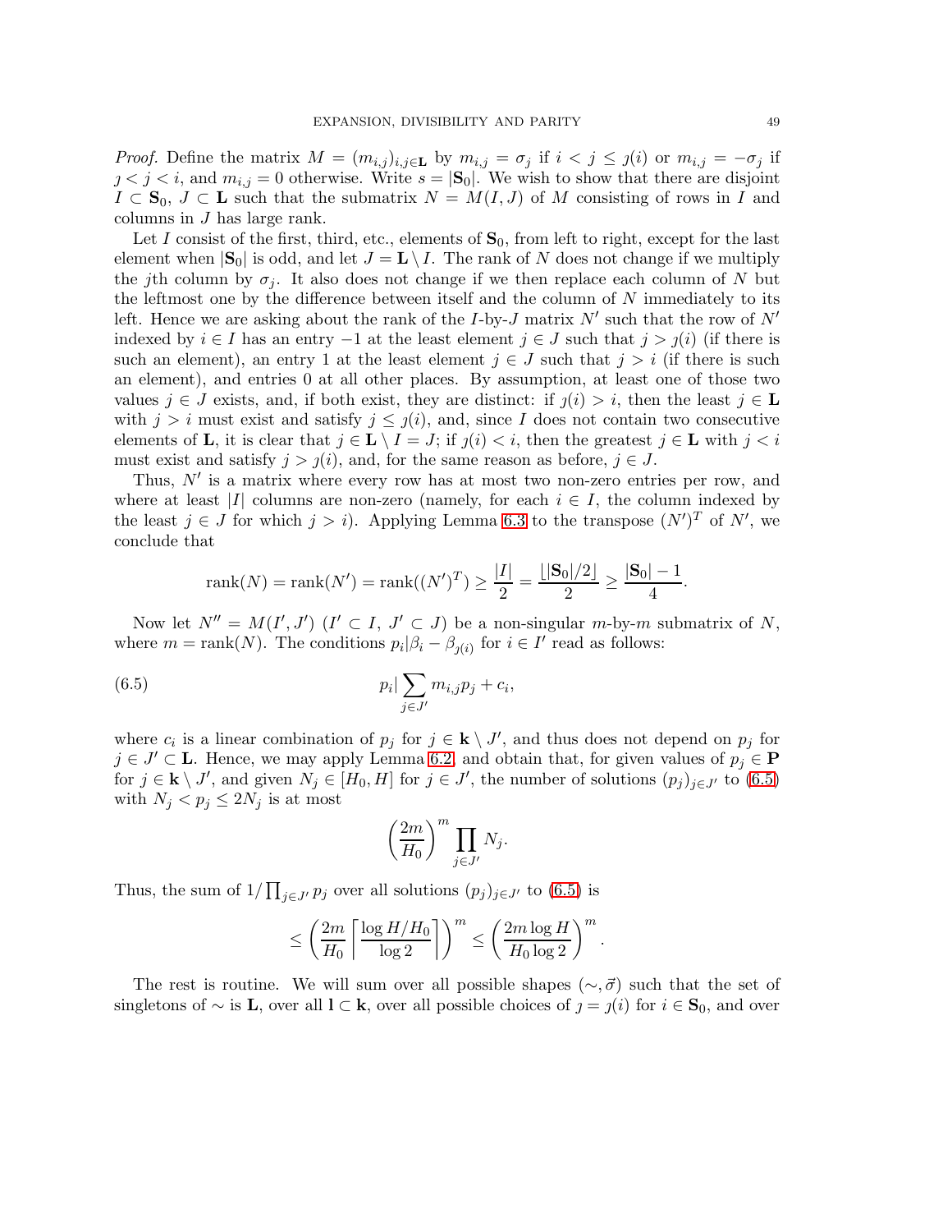*Proof.* Define the matrix $M = (m_{i,j})_{i,j\in\mathbf{L}}$ by $m_{i,j} = \sigma_j$ if $i < j \leq \jmath(i)$ or $m_{i,j} = -\sigma_j$ if $\jmath < j < i$, and $m_{i,j} = 0$ otherwise. Write $s = |\mathbf{S}_0|$. We wish to show that there are disjoint $I \subset \mathbf{S}_0$, $J \subset \mathbf{L}$ such that the submatrix $N = M(I, J)$ of $M$ consisting of rows in $I$ and columns in $J$ has large rank.

Let $I$ consist of the first, third, etc., elements of $\mathbf{S}_0$, from left to right, except for the last element when $|\mathbf{S}_0|$ is odd, and let $J = \mathbf{L} \setminus I$. The rank of $N$ does not change if we multiply the $j$th column by $\sigma_j$. It also does not change if we then replace each column of $N$ but the leftmost one by the difference between itself and the column of $N$ immediately to its left. Hence we are asking about the rank of the $I$-by-$J$ matrix $N'$ such that the row of $N'$ indexed by $i \in I$ has an entry $-1$ at the least element $j \in J$ such that $j > \jmath(i)$ (if there is such an element), an entry 1 at the least element $j \in J$ such that $j > i$ (if there is such an element), and entries 0 at all other places. By assumption, at least one of those two values $j \in J$ exists, and, if both exist, they are distinct: if $\jmath(i) > i$, then the least $j \in \mathbf{L}$ with $j > i$ must exist and satisfy $j \leq \jmath(i)$, and, since $I$ does not contain two consecutive elements of $\mathbf{L}$, it is clear that $j \in \mathbf{L} \setminus I = J$; if $\jmath(i) < i$, then the greatest $j \in \mathbf{L}$ with $j < i$ must exist and satisfy $j > \jmath(i)$, and, for the same reason as before, $j \in J$.

Thus, $N'$ is a matrix where every row has at most two non-zero entries per row, and where at least $|I|$ columns are non-zero (namely, for each $i \in I$, the column indexed by the least $j \in J$ for which $j > i$). Applying Lemma 6.3 to the transpose $(N')^T$ of $N'$, we conclude that

$$\operatorname{rank}(N) = \operatorname{rank}(N') = \operatorname{rank}((N')^T) \geq \frac{|I|}{2} = \frac{\lfloor |\mathbf{S}_0|/2 \rfloor}{2} \geq \frac{|\mathbf{S}_0| - 1}{4}.$$

Now let $N'' = M(I', J')$ ($I' \subset I$, $J' \subset J$) be a non-singular $m$-by-$m$ submatrix of $N$, where $m = \operatorname{rank}(N)$. The conditions $p_i | \beta_i - \beta_{\jmath(i)}$ for $i \in I'$ read as follows:

$$p_i \Big| \sum_{j \in J'} m_{i,j} p_j + c_i, \tag{6.5}$$

where $c_i$ is a linear combination of $p_j$ for $j \in \mathbf{k} \setminus J'$, and thus does not depend on $p_j$ for $j \in J' \subset \mathbf{L}$. Hence, we may apply Lemma 6.2, and obtain that, for given values of $p_j \in \mathbf{P}$ for $j \in \mathbf{k} \setminus J'$, and given $N_j \in [H_0, H]$ for $j \in J'$, the number of solutions $(p_j)_{j \in J'}$ to (6.5) with $N_j < p_j \leq 2N_j$ is at most

$$\left(\frac{2m}{H_0}\right)^m \prod_{j \in J'} N_j.$$

Thus, the sum of $1/\prod_{j \in J'} p_j$ over all solutions $(p_j)_{j \in J'}$ to (6.5) is

$$\leq \left(\frac{2m}{H_0}\left\lceil \frac{\log H/H_0}{\log 2}\right\rceil\right)^m \leq \left(\frac{2m \log H}{H_0 \log 2}\right)^m.$$

The rest is routine. We will sum over all possible shapes $(\sim, \vec{\sigma})$ such that the set of singletons of $\sim$ is $\mathbf{L}$, over all $\mathbf{l} \subset \mathbf{k}$, over all possible choices of $\jmath = \jmath(i)$ for $i \in \mathbf{S}_0$, and over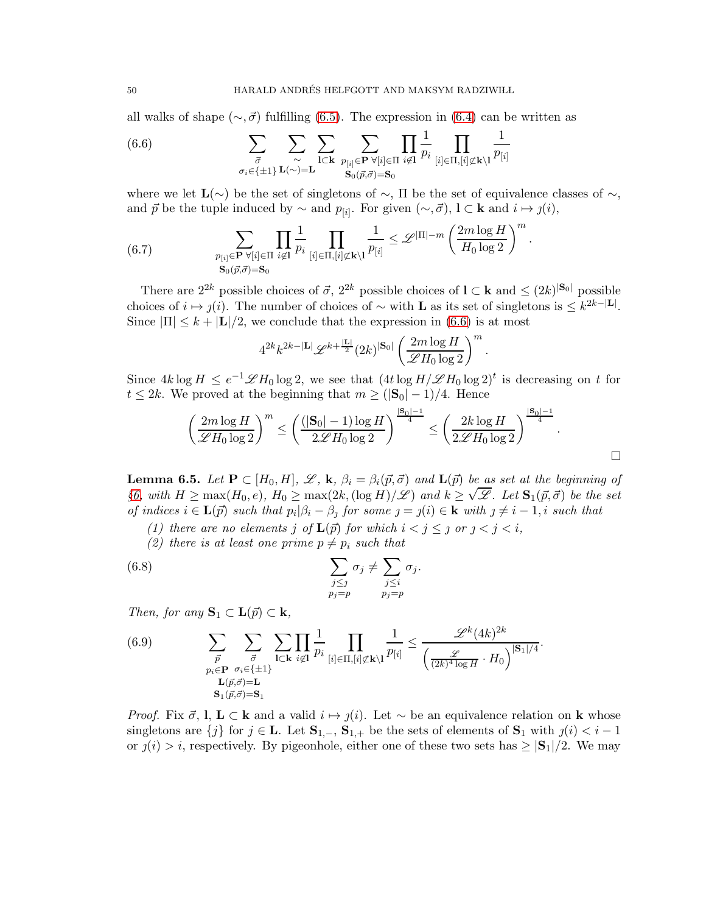all walks of shape $(\sim, \vec{\sigma})$ fulfilling (6.5). The expression in (6.4) can be written as

$$\sum_{\substack{\vec{\sigma} \\ \sigma_i \in \{\pm 1\}}} \sum_{\substack{\sim \\ \mathbf{L}(\sim) = \mathbf{L}}} \sum_{\mathbf{l} \subset \mathbf{k}} \sum_{\substack{p_{[i]} \in \mathbf{P}\ \forall [i] \in \Pi \\ \mathbf{S}_0(\vec{p}, \vec{\sigma}) = \mathbf{S}_0}} \prod_{i \notin \mathbf{l}} \frac{1}{p_i} \prod_{[i] \in \Pi, [i] \not\subset \mathbf{k} \setminus \mathbf{l}} \frac{1}{p_{[i]}} \tag{6.6}$$

where we let $\mathbf{L}(\sim)$ be the set of singletons of $\sim$, $\Pi$ be the set of equivalence classes of $\sim$, and $\vec{p}$ be the tuple induced by $\sim$ and $p_{[i]}$. For given $(\sim, \vec{\sigma})$, $\mathbf{l} \subset \mathbf{k}$ and $i \mapsto \jmath(i)$,

$$\sum_{\substack{p_{[i]} \in \mathbf{P}\ \forall [i] \in \Pi \\ \mathbf{S}_0(\vec{p}, \vec{\sigma}) = \mathbf{S}_0}} \prod_{i \notin \mathbf{l}} \frac{1}{p_i} \prod_{[i] \in \Pi, [i] \not\subset \mathbf{k} \setminus \mathbf{l}} \frac{1}{p_{[i]}} \leq \mathscr{L}^{|\Pi| - m} \left( \frac{2m \log H}{H_0 \log 2} \right)^m. \tag{6.7}$$

There are $2^{2k}$ possible choices of $\vec{\sigma}$, $2^{2k}$ possible choices of $\mathbf{l} \subset \mathbf{k}$ and $\leq (2k)^{|\mathbf{S}_0|}$ possible choices of $i \mapsto \jmath(i)$. The number of choices of $\sim$ with $\mathbf{L}$ as its set of singletons is $\leq k^{2k - |\mathbf{L}|}$. Since $|\Pi| \leq k + |\mathbf{L}|/2$, we conclude that the expression in (6.6) is at most

$$4^{2k} k^{2k - |\mathbf{L}|} \mathscr{L}^{k + \frac{|\mathbf{L}|}{2}} (2k)^{|\mathbf{S}_0|} \left( \frac{2m \log H}{\mathscr{L} H_0 \log 2} \right)^m.$$

Since $4k \log H \leq e^{-1} \mathscr{L} H_0 \log 2$, we see that $(4t \log H / \mathscr{L} H_0 \log 2)^t$ is decreasing on $t$ for $t \leq 2k$. We proved at the beginning that $m \geq (|\mathbf{S}_0| - 1)/4$. Hence

$$\left( \frac{2m \log H}{\mathscr{L} H_0 \log 2} \right)^m \leq \left( \frac{(|\mathbf{S}_0| - 1) \log H}{2 \mathscr{L} H_0 \log 2} \right)^{\frac{|\mathbf{S}_0| - 1}{4}} \leq \left( \frac{2k \log H}{2 \mathscr{L} H_0 \log 2} \right)^{\frac{|\mathbf{S}_0| - 1}{4}}.$$

□

**Lemma 6.5.** *Let $\mathbf{P} \subset [H_0, H]$, $\mathscr{L}$, $\mathbf{k}$, $\beta_i = \beta_i(\vec{p}, \vec{\sigma})$ and $\mathbf{L}(\vec{p})$ be as set at the beginning of §6, with $H \geq \max(H_0, e)$, $H_0 \geq \max(2k, (\log H)/\mathscr{L})$ and $k \geq \sqrt{\mathscr{L}}$. Let $\mathbf{S}_1(\vec{p}, \vec{\sigma})$ be the set of indices $i \in \mathbf{L}(\vec{p})$ such that $p_i | \beta_i - \beta_\jmath$ for some $\jmath = \jmath(i) \in \mathbf{k}$ with $\jmath \neq i - 1, i$ such that*

*(1) there are no elements $j$ of $\mathbf{L}(\vec{p})$ for which $i < j \leq \jmath$ or $\jmath < j < i$,*

*(2) there is at least one prime $p \neq p_i$ such that*

$$\sum_{\substack{j \leq \jmath \\ p_j = p}} \sigma_j \neq \sum_{\substack{j \leq i \\ p_j = p}} \sigma_j. \tag{6.8}$$

*Then, for any $\mathbf{S}_1 \subset \mathbf{L}(\vec{p}) \subset \mathbf{k}$,*

$$\sum_{\substack{\vec{p} \\ p_i \in \mathbf{P} \\ \mathbf{L}(\vec{p}, \vec{\sigma}) = \mathbf{L} \\ \mathbf{S}_1(\vec{p}, \vec{\sigma}) = \mathbf{S}_1}} \sum_{\substack{\vec{\sigma} \\ \sigma_i \in \{\pm 1\}}} \sum_{\mathbf{l} \subset \mathbf{k}} \prod_{i \notin \mathbf{l}} \frac{1}{p_i} \prod_{[i] \in \Pi, [i] \not\subset \mathbf{k} \setminus \mathbf{l}} \frac{1}{p_{[i]}} \leq \frac{\mathscr{L}^k (4k)^{2k}}{\left( \frac{\mathscr{L}}{(2k)^4 \log H} \cdot H_0 \right)^{|\mathbf{S}_1|/4}}. \tag{6.9}$$

*Proof.* Fix $\vec{\sigma}$, $\mathbf{l}$, $\mathbf{L} \subset \mathbf{k}$ and a valid $i \mapsto \jmath(i)$. Let $\sim$ be an equivalence relation on $\mathbf{k}$ whose singletons are $\{j\}$ for $j \in \mathbf{L}$. Let $\mathbf{S}_{1,-}$, $\mathbf{S}_{1,+}$ be the sets of elements of $\mathbf{S}_1$ with $\jmath(i) < i - 1$ or $\jmath(i) > i$, respectively. By pigeonhole, either one of these two sets has $\geq |\mathbf{S}_1|/2$. We may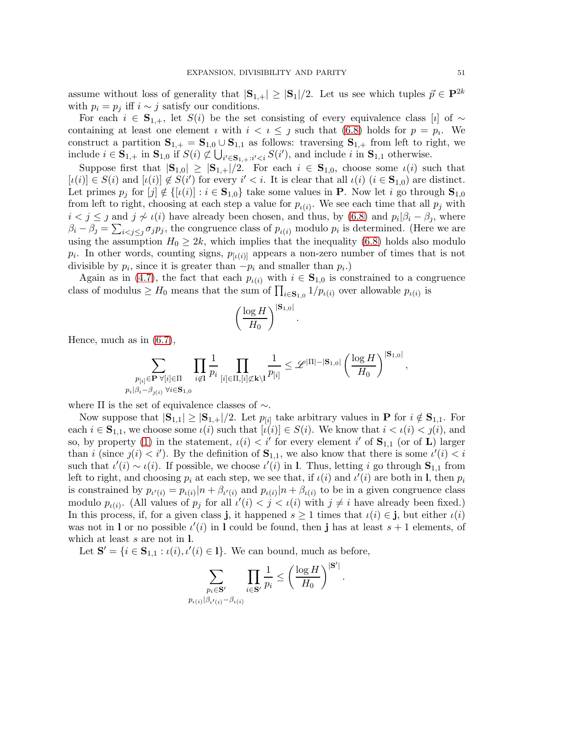assume without loss of generality that $|\mathbf{S}_{1,+}| \geq |\mathbf{S}_1|/2$. Let us see which tuples $\vec{p} \in \mathbf{P}^{2k}$ with $p_i = p_j$ iff $i \sim j$ satisfy our conditions.

For each $i \in \mathbf{S}_{1,+}$, let $S(i)$ be the set consisting of every equivalence class $[\imath]$ of $\sim$ containing at least one element $\imath$ with $i < \imath \leq \jmath$ such that (6.8) holds for $p = p_\imath$. We construct a partition $\mathbf{S}_{1,+} = \mathbf{S}_{1,0} \cup \mathbf{S}_{1,1}$ as follows: traversing $\mathbf{S}_{1,+}$ from left to right, we include $i \in \mathbf{S}_{1,+}$ in $\mathbf{S}_{1,0}$ if $S(i) \not\subset \bigcup_{i' \in \mathbf{S}_{1,+}: i' < i} S(i')$, and include $i$ in $\mathbf{S}_{1,1}$ otherwise.

Suppose first that $|\mathbf{S}_{1,0}| \geq |\mathbf{S}_{1,+}|/2$. For each $i \in \mathbf{S}_{1,0}$, choose some $\iota(i)$ such that $[\iota(i)] \in S(i)$ and $[\iota(i)] \notin S(i')$ for every $i' < i$. It is clear that all $\iota(i)$ ($i \in \mathbf{S}_{1,0}$) are distinct. Let primes $p_j$ for $[j] \notin \{[\iota(i)] : i \in \mathbf{S}_{1,0}\}$ take some values in $\mathbf{P}$. Now let $i$ go through $\mathbf{S}_{1,0}$ from left to right, choosing at each step a value for $p_{\iota(i)}$. We see each time that all $p_j$ with $i < j \leq \jmath$ and $j \not\sim \iota(i)$ have already been chosen, and thus, by (6.8) and $p_i | \beta_i - \beta_\jmath$, where $\beta_i - \beta_\jmath = \sum_{i<j\leq \jmath} \sigma_j p_j$, the congruence class of $p_{\iota(i)}$ modulo $p_i$ is determined. (Here we are using the assumption $H_0 \geq 2k$, which implies that the inequality (6.8) holds also modulo $p_i$. In other words, counting signs, $p_{[\iota(i)]}$ appears a non-zero number of times that is not divisible by $p_i$, since it is greater than $-p_i$ and smaller than $p_i$.)

Again as in (4.7), the fact that each $p_{\iota(i)}$ with $i \in \mathbf{S}_{1,0}$ is constrained to a congruence class of modulus $\geq H_0$ means that the sum of $\prod_{i \in \mathbf{S}_{1,0}} 1/p_{\iota(i)}$ over allowable $p_{\iota(i)}$ is

$$\left(\frac{\log H}{H_0}\right)^{|\mathbf{S}_{1,0}|}.$$

Hence, much as in (6.7),

$$\sum_{\substack{p_{[i]} \in \mathbf{P}\ \forall [i] \in \Pi \\ p_i | \beta_i - \beta_{\jmath(i)}\ \forall i \in \mathbf{S}_{1,0}}} \prod_{i \notin \mathbf{l}} \frac{1}{p_i} \prod_{[i] \in \Pi, [i] \not\subset \mathbf{k} \setminus \mathbf{l}} \frac{1}{p_{[i]}} \leq \mathscr{L}^{|\Pi| - |\mathbf{S}_{1,0}|} \left(\frac{\log H}{H_0}\right)^{|\mathbf{S}_{1,0}|},$$

where $\Pi$ is the set of equivalence classes of $\sim$.

Now suppose that $|\mathbf{S}_{1,1}| \geq |\mathbf{S}_{1,+}|/2$. Let $p_{[i]}$ take arbitrary values in $\mathbf{P}$ for $i \notin \mathbf{S}_{1,1}$. For each $i \in \mathbf{S}_{1,1}$, we choose some $\iota(i)$ such that $[\iota(i)] \in S(i)$. We know that $i < \iota(i) < \jmath(i)$, and so, by property (1) in the statement, $\iota(i) < i'$ for every element $i'$ of $\mathbf{S}_{1,1}$ (or of $\mathbf{L}$) larger than $i$ (since $\jmath(i) < i'$). By the definition of $\mathbf{S}_{1,1}$, we also know that there is some $\iota'(i) < i$ such that $\iota'(i) \sim \iota(i)$. If possible, we choose $\iota'(i)$ in $\mathbf{l}$. Thus, letting $i$ go through $\mathbf{S}_{1,1}$ from left to right, and choosing $p_i$ at each step, we see that, if $\iota(i)$ and $\iota'(i)$ are both in $\mathbf{l}$, then $p_i$ is constrained by $p_{\iota'(i)} = p_{\iota(i)} | n + \beta_{\iota'(i)}$ and $p_{\iota(i)} | n + \beta_{\iota(i)}$ to be in a given congruence class modulo $p_{\iota(i)}$. (All values of $p_j$ for all $\iota'(i) < j < \iota(i)$ with $j \neq i$ have already been fixed.) In this process, if, for a given class $\mathbf{j}$, it happened $s \geq 1$ times that $\iota(i) \in \mathbf{j}$, but either $\iota(i)$ was not in $\mathbf{l}$ or no possible $\iota'(i)$ in $\mathbf{l}$ could be found, then $\mathbf{j}$ has at least $s+1$ elements, of which at least $s$ are not in $\mathbf{l}$.

Let $\mathbf{S}' = \{i \in \mathbf{S}_{1,1} : \iota(i), \iota'(i) \in \mathbf{l}\}$. We can bound, much as before,

$$\sum_{\substack{p_i \in \mathbf{S}' \\ p_{\iota(i)} | \beta_{\iota'(i)} - \beta_{\iota(i)}}} \prod_{i \in \mathbf{S}'} \frac{1}{p_i} \leq \left(\frac{\log H}{H_0}\right)^{|\mathbf{S}'|}.$$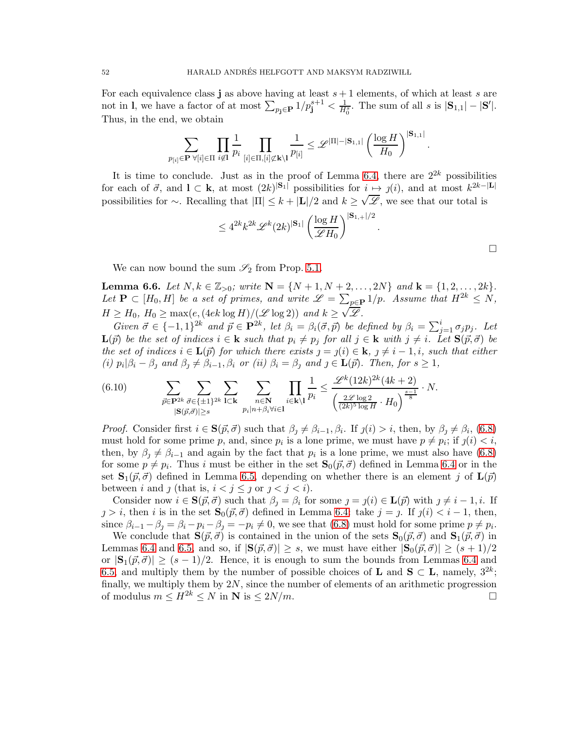For each equivalence class $\mathbf{j}$ as above having at least $s+1$ elements, of which at least $s$ are not in $\mathbf{l}$, we have a factor of at most $\sum_{p_{\mathbf{j}}\in\mathbf{P}} 1/p_{\mathbf{j}}^{s+1} < \frac{1}{H_0^s}$. The sum of all $s$ is $|\mathbf{S}_{1,1}| - |\mathbf{S}'|$. Thus, in the end, we obtain

$$\sum_{p_{[i]}\in\mathbf{P}\ \forall [i]\in\Pi} \prod_{i\notin \mathbf{l}} \frac{1}{p_i} \prod_{[i]\in\Pi, [i]\not\subset \mathbf{k}\setminus\mathbf{l}} \frac{1}{p_{[i]}} \leq \mathscr{L}^{|\Pi|-|\mathbf{S}_{1,1}|} \left(\frac{\log H}{H_0}\right)^{|\mathbf{S}_{1,1}|}.$$

It is time to conclude. Just as in the proof of Lemma 6.4, there are $2^{2k}$ possibilities for each of $\vec{\sigma}$, and $\mathbf{l}\subset\mathbf{k}$, at most $(2k)^{|\mathbf{S}_1|}$ possibilities for $i\mapsto \jmath(i)$, and at most $k^{2k-|\mathbf{L}|}$ possibilities for $\sim$. Recalling that $|\Pi|\leq k+|\mathbf{L}|/2$ and $k\geq\sqrt{\mathscr{L}}$, we see that our total is

$$\leq 4^{2k} k^{2k} \mathscr{L}^k (2k)^{|\mathbf{S}_1|} \left(\frac{\log H}{\mathscr{L} H_0}\right)^{|\mathbf{S}_{1,+}|/2}.$$

□

We can now bound the sum $\mathscr{S}_2$ from Prop. 5.1.

**Lemma 6.6.** *Let $N,k\in\mathbb{Z}_{>0}$; write $\mathbf{N}=\{N+1,N+2,\dots,2N\}$ and $\mathbf{k}=\{1,2,\dots,2k\}$. Let $\mathbf{P}\subset[H_0,H]$ be a set of primes, and write $\mathscr{L}=\sum_{p\in\mathbf{P}}1/p$. Assume that $H^{2k}\leq N$, $H\geq H_0$, $H_0\geq\max(e,(4ek\log H)/(\mathscr{L}\log 2))$ and $k\geq\sqrt{\mathscr{L}}$.*

*Given $\vec{\sigma}\in\{-1,1\}^{2k}$ and $\vec{p}\in\mathbf{P}^{2k}$, let $\beta_i=\beta_i(\vec{\sigma},\vec{p})$ be defined by $\beta_i=\sum_{j=1}^i \sigma_j p_j$. Let $\mathbf{L}(\vec{p})$ be the set of indices $i\in\mathbf{k}$ such that $p_i\neq p_j$ for all $j\in\mathbf{k}$ with $j\neq i$. Let $\mathbf{S}(\vec{p},\vec{\sigma})$ be the set of indices $i\in\mathbf{L}(\vec{p})$ for which there exists $\jmath=\jmath(i)\in\mathbf{k}$, $\jmath\neq i-1,i$, such that either (i) $p_i|\beta_i-\beta_\jmath$ and $\beta_\jmath\neq\beta_{i-1},\beta_i$ or (ii) $\beta_i=\beta_\jmath$ and $\jmath\in\mathbf{L}(\vec{p})$. Then, for $s\geq 1$,*

$$\sum_{\substack{\vec{p}\in\mathbf{P}^{2k}\\ |\mathbf{S}(\vec{p},\vec{\sigma})|\geq s}} \sum_{\vec{\sigma}\in\{\pm1\}^{2k}} \sum_{\mathbf{l}\subset\mathbf{k}} \sum_{\substack{n\in\mathbf{N}\\ p_i|n+\beta_i\forall i\in\mathbf{l}}} \prod_{i\in\mathbf{k}\setminus\mathbf{l}} \frac{1}{p_i} \leq \frac{\mathscr{L}^k(12k)^{2k}(4k+2)}{\left(\frac{2\mathscr{L}\log 2}{(2k)^5\log H}\cdot H_0\right)^{\frac{s-1}{8}}}\cdot N. \tag{6.10}$$

*Proof.* Consider first $i\in\mathbf{S}(\vec{p},\vec{\sigma})$ such that $\beta_\jmath\neq\beta_{i-1},\beta_i$. If $\jmath(i)>i$, then, by $\beta_\jmath\neq\beta_i$, (6.8) must hold for some prime $p$, and, since $p_i$ is a lone prime, we must have $p\neq p_i$; if $\jmath(i)<i$, then, by $\beta_\jmath\neq\beta_{i-1}$ and again by the fact that $p_i$ is a lone prime, we must also have (6.8) for some $p\neq p_i$. Thus $i$ must be either in the set $\mathbf{S}_0(\vec{p},\vec{\sigma})$ defined in Lemma 6.4 or in the set $\mathbf{S}_1(\vec{p},\vec{\sigma})$ defined in Lemma 6.5, depending on whether there is an element $j$ of $\mathbf{L}(\vec{p})$ between $i$ and $\jmath$ (that is, $i<j\leq\jmath$ or $\jmath<j<i$).

Consider now $i\in\mathbf{S}(\vec{p},\vec{\sigma})$ such that $\beta_\jmath=\beta_i$ for some $\jmath=\jmath(i)\in\mathbf{L}(\vec{p})$ with $\jmath\neq i-1,i$. If $\jmath>i$, then $i$ is in the set $\mathbf{S}_0(\vec{p},\vec{\sigma})$ defined in Lemma 6.4: take $j=\jmath$. If $\jmath(i)<i-1$, then, since $\beta_{i-1}-\beta_\jmath=\beta_i-p_i-\beta_\jmath=-p_i\neq 0$, we see that (6.8) must hold for some prime $p\neq p_i$.

We conclude that $\mathbf{S}(\vec{p},\vec{\sigma})$ is contained in the union of the sets $\mathbf{S}_0(\vec{p},\vec{\sigma})$ and $\mathbf{S}_1(\vec{p},\vec{\sigma})$ in Lemmas 6.4 and 6.5, and so, if $|\mathbf{S}(\vec{p},\vec{\sigma})|\geq s$, we must have either $|\mathbf{S}_0(\vec{p},\vec{\sigma})|\geq(s+1)/2$ or $|\mathbf{S}_1(\vec{p},\vec{\sigma})|\geq(s-1)/2$. Hence, it is enough to sum the bounds from Lemmas 6.4 and 6.5, and multiply them by the number of possible choices of $\mathbf{L}$ and $\mathbf{S}\subset\mathbf{L}$, namely, $3^{2k}$; finally, we multiply them by $2N$, since the number of elements of an arithmetic progression of modulus $m\leq H^{2k}\leq N$ in $\mathbf{N}$ is $\leq 2N/m$. □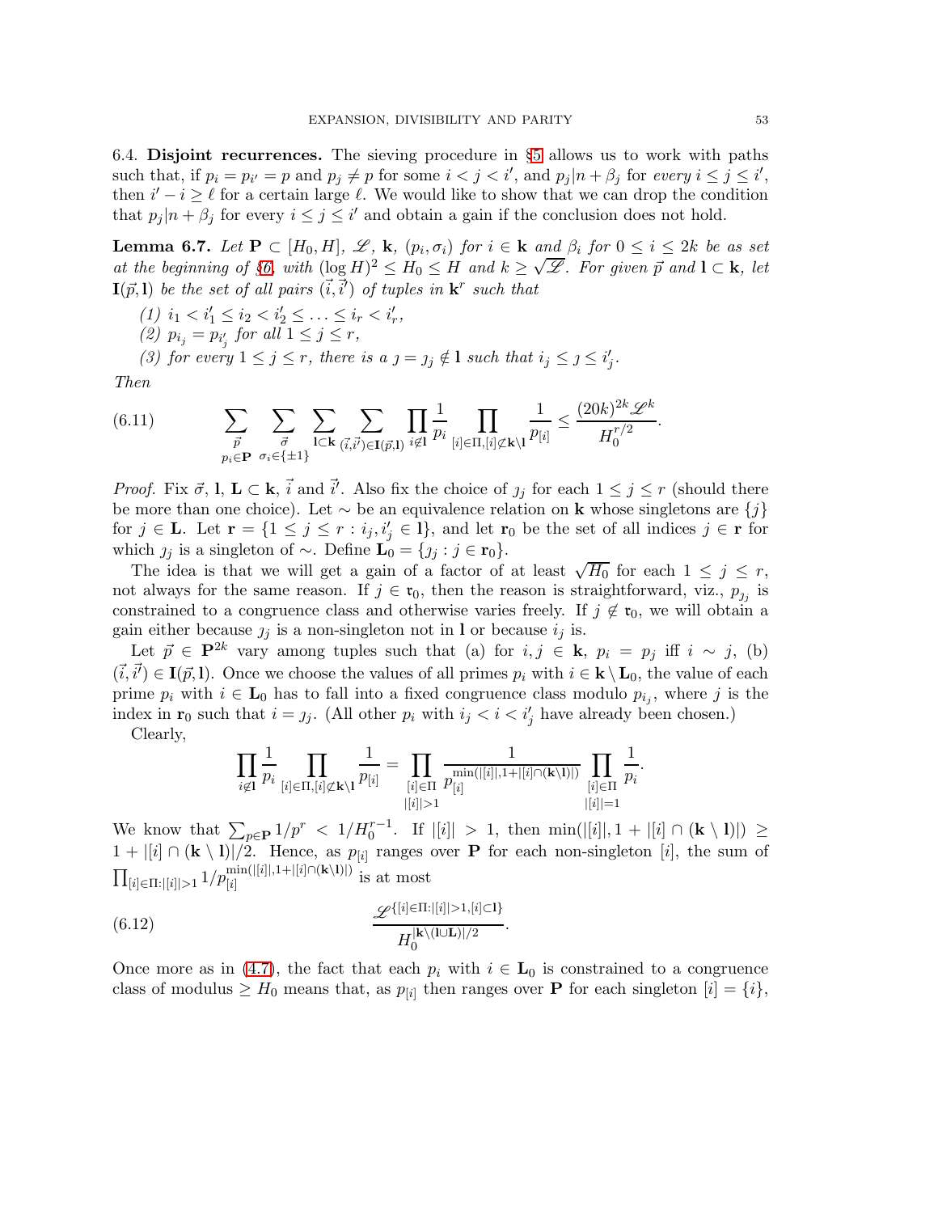6.4. **Disjoint recurrences.** The sieving procedure in §5 allows us to work with paths such that, if $p_i = p_{i'} = p$ and $p_j \neq p$ for some $i < j < i'$, and $p_j | n + \beta_j$ for *every* $i \leq j \leq i'$, then $i' - i \geq \ell$ for a certain large $\ell$. We would like to show that we can drop the condition that $p_j | n + \beta_j$ for every $i \leq j \leq i'$ and obtain a gain if the conclusion does not hold.

**Lemma 6.7.** *Let $\mathbf{P} \subset [H_0, H]$, $\mathscr{L}$, $\mathbf{k}$, $(p_i, \sigma_i)$ for $i \in \mathbf{k}$ and $\beta_i$ for $0 \leq i \leq 2k$ be as set at the beginning of §6, with $(\log H)^2 \leq H_0 \leq H$ and $k \geq \sqrt{\mathscr{L}}$. For given $\vec{p}$ and $\mathbf{l} \subset \mathbf{k}$, let $\mathbf{I}(\vec{p}, \mathbf{l})$ be the set of all pairs $(\vec{i}, \vec{i}')$ of tuples in $\mathbf{k}^r$ such that*

*(1) $i_1 < i'_1 \leq i_2 < i'_2 \leq \ldots \leq i_r < i'_r$,*
*(2) $p_{i_j} = p_{i'_j}$ for all $1 \leq j \leq r$,*
*(3) for every $1 \leq j \leq r$, there is a $\jmath = \jmath_j \notin \mathbf{l}$ such that $i_j \leq \jmath \leq i'_j$.*

*Then*

$$\sum_{\substack{\vec{p} \\ p_i \in \mathbf{P}}} \sum_{\substack{\vec{\sigma} \\ \sigma_i \in \{\pm 1\}}} \sum_{\mathbf{l} \subset \mathbf{k}} \sum_{(\vec{i}, \vec{i}') \in \mathbf{I}(\vec{p}, \mathbf{l})} \prod_{i \notin \mathbf{l}} \frac{1}{p_i} \prod_{[i] \in \Pi, [i] \not\subset \mathbf{k} \setminus \mathbf{l}} \frac{1}{p_{[i]}} \leq \frac{(20k)^{2k} \mathscr{L}^k}{H_0^{r/2}}. \tag{6.11}$$

*Proof.* Fix $\vec{\sigma}$, $\mathbf{l}$, $\mathbf{L} \subset \mathbf{k}$, $\vec{i}$ and $\vec{i}'$. Also fix the choice of $\jmath_j$ for each $1 \leq j \leq r$ (should there be more than one choice). Let $\sim$ be an equivalence relation on $\mathbf{k}$ whose singletons are $\{j\}$ for $j \in \mathbf{L}$. Let $\mathbf{r} = \{1 \leq j \leq r : i_j, i'_j \in \mathbf{l}\}$, and let $\mathbf{r}_0$ be the set of all indices $j \in \mathbf{r}$ for which $\jmath_j$ is a singleton of $\sim$. Define $\mathbf{L}_0 = \{\jmath_j : j \in \mathbf{r}_0\}$.

The idea is that we will get a gain of a factor of at least $\sqrt{H_0}$ for each $1 \leq j \leq r$, not always for the same reason. If $j \in \mathfrak{r}_0$, then the reason is straightforward, viz., $p_{\jmath_j}$ is constrained to a congruence class and otherwise varies freely. If $j \notin \mathfrak{r}_0$, we will obtain a gain either because $\jmath_j$ is a non-singleton not in $\mathbf{l}$ or because $i_j$ is.

Let $\vec{p} \in \mathbf{P}^{2k}$ vary among tuples such that (a) for $i, j \in \mathbf{k}$, $p_i = p_j$ iff $i \sim j$, (b) $(\vec{i}, \vec{i}') \in \mathbf{I}(\vec{p}, \mathbf{l})$. Once we choose the values of all primes $p_i$ with $i \in \mathbf{k} \setminus \mathbf{L}_0$, the value of each prime $p_i$ with $i \in \mathbf{L}_0$ has to fall into a fixed congruence class modulo $p_{i_j}$, where $j$ is the index in $\mathbf{r}_0$ such that $i = \jmath_j$. (All other $p_i$ with $i_j < i < i'_j$ have already been chosen.)

Clearly,

$$\prod_{i \notin \mathbf{l}} \frac{1}{p_i} \prod_{[i] \in \Pi, [i] \not\subset \mathbf{k} \setminus \mathbf{l}} \frac{1}{p_{[i]}} = \prod_{\substack{[i] \in \Pi \\ |[i]| > 1}} \frac{1}{p_{[i]}^{\min(|[i]|, 1 + |[i] \cap (\mathbf{k} \setminus \mathbf{l})|)}} \prod_{\substack{[i] \in \Pi \\ |[i]| = 1}} \frac{1}{p_i}.$$

We know that $\sum_{p \in \mathbf{P}} 1/p^r < 1/H_0^{r-1}$. If $|[i]| > 1$, then $\min(|[i]|, 1 + |[i] \cap (\mathbf{k} \setminus \mathbf{l})|) \geq 1 + |[i] \cap (\mathbf{k} \setminus \mathbf{l})|/2$. Hence, as $p_{[i]}$ ranges over $\mathbf{P}$ for each non-singleton $[i]$, the sum of $\prod_{[i] \in \Pi : |[i]| > 1} 1/p_{[i]}^{\min(|[i]|, 1 + |[i] \cap (\mathbf{k} \setminus \mathbf{l})|)}$ is at most

$$\frac{\mathscr{L}^{\{[i] \in \Pi : |[i]| > 1, [i] \subset \mathbf{l}\}}}{H_0^{|\mathbf{k} \setminus (\mathbf{l} \cup \mathbf{L})|/2}}. \tag{6.12}$$

Once more as in (4.7), the fact that each $p_i$ with $i \in \mathbf{L}_0$ is constrained to a congruence class of modulus $\geq H_0$ means that, as $p_{[i]}$ then ranges over $\mathbf{P}$ for each singleton $[i] = \{i\}$,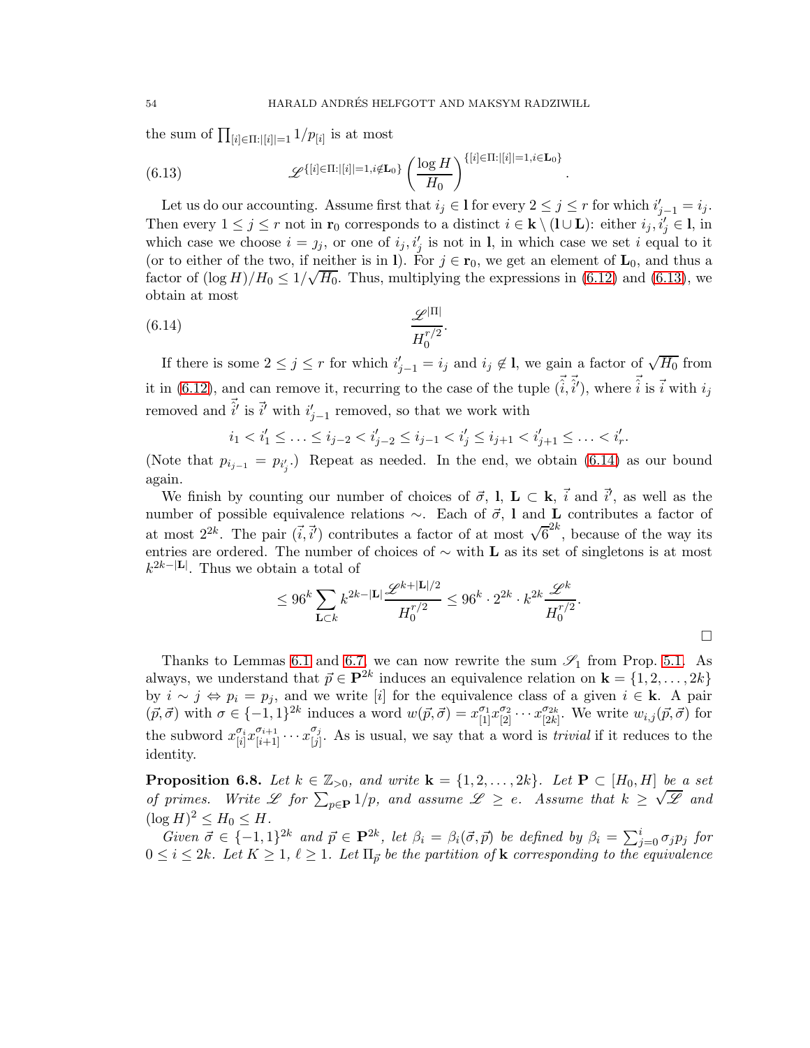the sum of $\prod_{[i]\in\Pi:|[i]|=1} 1/p_{[i]}$ is at most

$$\mathscr{L}^{\{[i]\in\Pi:|[i]|=1, i\notin\mathbf{L}_0\}} \left(\frac{\log H}{H_0}\right)^{\{[i]\in\Pi:|[i]|=1, i\in\mathbf{L}_0\}}. \tag{6.13}$$

Let us do our accounting. Assume first that $i_j \in \mathbf{l}$ for every $2 \leq j \leq r$ for which $i'_{j-1} = i_j$. Then every $1 \leq j \leq r$ not in $\mathbf{r}_0$ corresponds to a distinct $i \in \mathbf{k} \setminus (\mathbf{l} \cup \mathbf{L})$: either $i_j, i'_j \in \mathbf{l}$, in which case we choose $i = \jmath_j$, or one of $i_j, i'_j$ is not in $\mathbf{l}$, in which case we set $i$ equal to it (or to either of the two, if neither is in $\mathbf{l}$). For $j \in \mathbf{r}_0$, we get an element of $\mathbf{L}_0$, and thus a factor of $(\log H)/H_0 \leq 1/\sqrt{H_0}$. Thus, multiplying the expressions in (6.12) and (6.13), we obtain at most

$$\frac{\mathscr{L}^{|\Pi|}}{H_0^{r/2}}. \tag{6.14}$$

If there is some $2 \leq j \leq r$ for which $i'_{j-1} = i_j$ and $i_j \notin \mathbf{l}$, we gain a factor of $\sqrt{H_0}$ from it in (6.12), and can remove it, recurring to the case of the tuple $(\vec{\hat{i}}, \vec{\hat{i}}')$, where $\vec{\hat{i}}$ is $\vec{i}$ with $i_j$ removed and $\vec{\hat{i}}'$ is $\vec{i}'$ with $i'_{j-1}$ removed, so that we work with

$$i_1 < i'_1 \leq \ldots \leq i_{j-2} < i'_{j-2} \leq i_{j-1} < i'_j \leq i_{j+1} < i'_{j+1} \leq \ldots < i'_r.$$

(Note that $p_{i_{j-1}} = p_{i'_j}$.) Repeat as needed. In the end, we obtain (6.14) as our bound again.

We finish by counting our number of choices of $\vec{\sigma}$, $\mathbf{l}$, $\mathbf{L} \subset \mathbf{k}$, $\vec{i}$ and $\vec{i}'$, as well as the number of possible equivalence relations $\sim$. Each of $\vec{\sigma}$, $\mathbf{l}$ and $\mathbf{L}$ contributes a factor of at most $2^{2k}$. The pair $(\vec{i}, \vec{i}')$ contributes a factor of at most $\sqrt{6}^{2k}$, because of the way its entries are ordered. The number of choices of $\sim$ with $\mathbf{L}$ as its set of singletons is at most $k^{2k-|\mathbf{L}|}$. Thus we obtain a total of

$$\leq 96^k \sum_{\mathbf{L}\subset k} k^{2k-|\mathbf{L}|} \frac{\mathscr{L}^{k+|\mathbf{L}|/2}}{H_0^{r/2}} \leq 96^k \cdot 2^{2k} \cdot k^{2k} \frac{\mathscr{L}^k}{H_0^{r/2}}.$$

□

Thanks to Lemmas 6.1 and 6.7, we can now rewrite the sum $\mathscr{S}_1$ from Prop. 5.1. As always, we understand that $\vec{p} \in \mathbf{P}^{2k}$ induces an equivalence relation on $\mathbf{k} = \{1, 2, \ldots, 2k\}$ by $i \sim j \Leftrightarrow p_i = p_j$, and we write $[i]$ for the equivalence class of a given $i \in \mathbf{k}$. A pair $(\vec{p}, \vec{\sigma})$ with $\sigma \in \{-1, 1\}^{2k}$ induces a word $w(\vec{p}, \vec{\sigma}) = x_{[1]}^{\sigma_1} x_{[2]}^{\sigma_2} \cdots x_{[2k]}^{\sigma_{2k}}$. We write $w_{i,j}(\vec{p}, \vec{\sigma})$ for the subword $x_{[i]}^{\sigma_i} x_{[i+1]}^{\sigma_{i+1}} \cdots x_{[j]}^{\sigma_j}$. As is usual, we say that a word is *trivial* if it reduces to the identity.

**Proposition 6.8.** *Let $k \in \mathbb{Z}_{>0}$, and write $\mathbf{k} = \{1, 2, \ldots, 2k\}$. Let $\mathbf{P} \subset [H_0, H]$ be a set of primes. Write $\mathscr{L}$ for $\sum_{p\in\mathbf{P}} 1/p$, and assume $\mathscr{L} \geq e$. Assume that $k \geq \sqrt{\mathscr{L}}$ and $(\log H)^2 \leq H_0 \leq H$.*

*Given $\vec{\sigma} \in \{-1, 1\}^{2k}$ and $\vec{p} \in \mathbf{P}^{2k}$, let $\beta_i = \beta_i(\vec{\sigma}, \vec{p})$ be defined by $\beta_i = \sum_{j=0}^{i} \sigma_j p_j$ for $0 \leq i \leq 2k$. Let $K \geq 1$, $\ell \geq 1$. Let $\Pi_{\vec{p}}$ be the partition of $\mathbf{k}$ corresponding to the equivalence*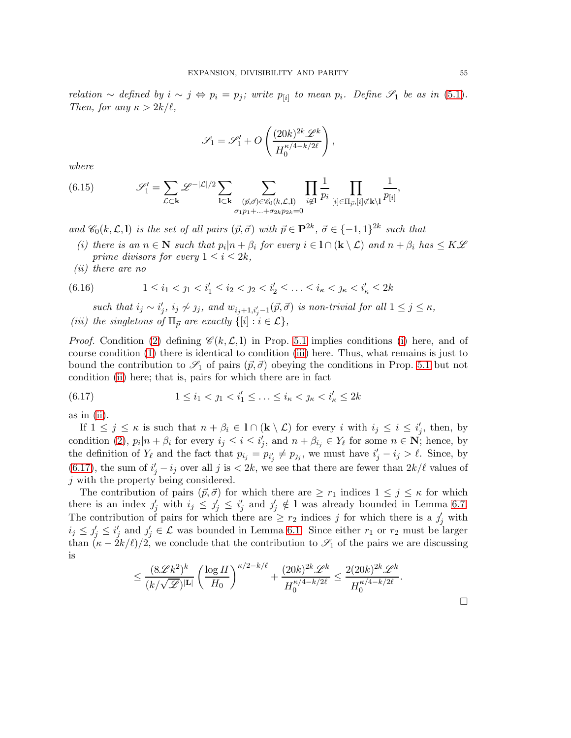*relation $\sim$ defined by $i \sim j \Leftrightarrow p_i = p_j$; write $p_{[i]}$ to mean $p_i$. Define $\mathscr{S}_1$ be as in (5.1). Then, for any $\kappa > 2k/\ell$,*

$$\mathscr{S}_1 = \mathscr{S}_1' + O\left(\frac{(20k)^{2k}\mathscr{L}^k}{H_0^{\kappa/4-k/2\ell}}\right),$$

*where*

$$\mathscr{S}_1' = \sum_{\mathcal{L}\subset\mathbf{k}} \mathscr{L}^{-|\mathcal{L}|/2} \sum_{\mathbf{l}\subset\mathbf{k}} \sum_{\substack{(\vec{p},\vec{\sigma})\in\mathscr{C}_0(k,\mathcal{L},\mathbf{l})\\ \sigma_1 p_1+\ldots+\sigma_{2k}p_{2k}=0}} \prod_{i\notin\mathbf{l}} \frac{1}{p_i} \prod_{[i]\in\Pi_{\vec{p}},[i]\not\subset\mathbf{k}\setminus\mathbf{l}} \frac{1}{p_{[i]}}, \tag{6.15}$$

*and $\mathscr{C}_0(k,\mathcal{L},\mathbf{l})$ is the set of all pairs $(\vec{p},\vec{\sigma})$ with $\vec{p}\in\mathbf{P}^{2k}$, $\vec{\sigma}\in\{-1,1\}^{2k}$ such that*

*(i) there is an $n\in\mathbf{N}$ such that $p_i|n+\beta_i$ for every $i\in\mathbf{l}\cap(\mathbf{k}\setminus\mathcal{L})$ and $n+\beta_i$ has $\le K\mathscr{L}$ prime divisors for every $1\le i\le 2k$,*

*(ii) there are no*

$$1 \le i_1 < j_1 < i_1' \le i_2 < j_2 < i_2' \le \ldots \le i_\kappa < j_\kappa < i_\kappa' \le 2k \tag{6.16}$$

*such that $i_j \sim i_j'$, $i_j \not\sim j_j$, and $w_{i_j+1,i_j'-1}(\vec{p},\vec{\sigma})$ is non-trivial for all $1\le j\le\kappa$,*

*(iii) the singletons of $\Pi_{\vec{p}}$ are exactly $\{[i] : i\in\mathcal{L}\}$,*

*Proof.* Condition (2) defining $\mathscr{C}(k,\mathcal{L},\mathbf{l})$ in Prop. 5.1 implies conditions (i) here, and of course condition (1) there is identical to condition (iii) here. Thus, what remains is just to bound the contribution to $\mathscr{S}_1$ of pairs $(\vec{p},\vec{\sigma})$ obeying the conditions in Prop. 5.1 but not condition (ii) here; that is, pairs for which there are in fact

$$1 \le i_1 < j_1 < i_1' \le \ldots \le i_\kappa < j_\kappa < i_\kappa' \le 2k \tag{6.17}$$

as in (ii).

If $1\le j\le\kappa$ is such that $n+\beta_i\in\mathbf{l}\cap(\mathbf{k}\setminus\mathcal{L})$ for every $i$ with $i_j\le i\le i_j'$, then, by condition (2), $p_i|n+\beta_i$ for every $i_j\le i\le i_j'$, and $n+\beta_{i_j}\in Y_\ell$ for some $n\in\mathbf{N}$; hence, by the definition of $Y_\ell$ and the fact that $p_{i_j}=p_{i_j'}\ne p_{j_j}$, we must have $i_j'-i_j>\ell$. Since, by (6.17), the sum of $i_j'-i_j$ over all $j$ is $<2k$, we see that there are fewer than $2k/\ell$ values of $j$ with the property being considered.

The contribution of pairs $(\vec{p},\vec{\sigma})$ for which there are $\ge r_1$ indices $1\le j\le\kappa$ for which there is an index $j_j'$ with $i_j\le j_j'\le i_j'$ and $j_j'\notin\mathbf{l}$ was already bounded in Lemma 6.7. The contribution of pairs for which there are $\ge r_2$ indices $j$ for which there is a $j_j'$ with $i_j\le j_j'\le i_j'$ and $j_j'\in\mathcal{L}$ was bounded in Lemma 6.1. Since either $r_1$ or $r_2$ must be larger than $(\kappa-2k/\ell)/2$, we conclude that the contribution to $\mathscr{S}_1$ of the pairs we are discussing is

$$\le \frac{(8\mathscr{L}k^2)^k}{(k/\sqrt{\mathscr{L}})^{|\mathbf{L}|}}\left(\frac{\log H}{H_0}\right)^{\kappa/2-k/\ell} + \frac{(20k)^{2k}\mathscr{L}^k}{H_0^{\kappa/4-k/2\ell}} \le \frac{2(20k)^{2k}\mathscr{L}^k}{H_0^{\kappa/4-k/2\ell}}.$$

□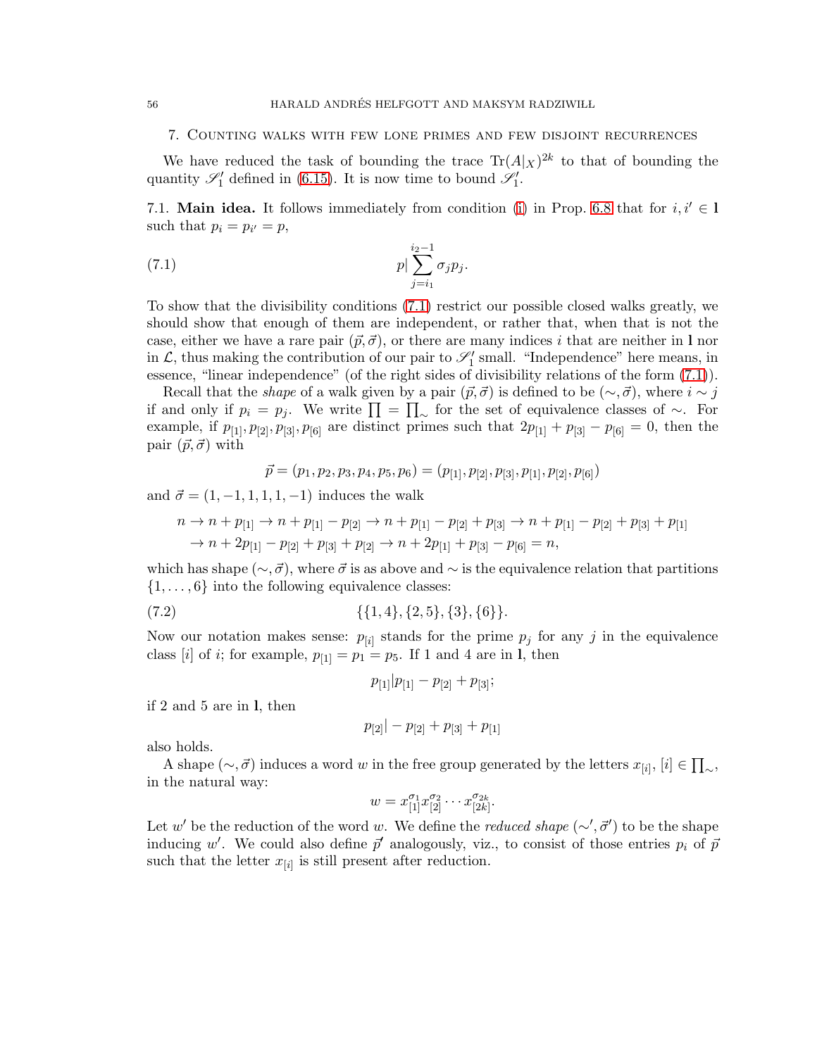## 7. Counting walks with few lone primes and few disjoint recurrences

We have reduced the task of bounding the trace $\mathrm{Tr}(A|_X)^{2k}$ to that of bounding the quantity $\mathscr{S}_1'$ defined in (6.15). It is now time to bound $\mathscr{S}_1'$.

### 7.1. Main idea.

It follows immediately from condition (i) in Prop. 6.8 that for $i, i' \in \mathbf{l}$ such that $p_i = p_{i'} = p$,

$$p \Big| \sum_{j=i_1}^{i_2-1} \sigma_j p_j. \tag{7.1}$$

To show that the divisibility conditions (7.1) restrict our possible closed walks greatly, we should show that enough of them are independent, or rather that, when that is not the case, either we have a rare pair $(\vec{p}, \vec{\sigma})$, or there are many indices $i$ that are neither in $\mathbf{l}$ nor in $\mathcal{L}$, thus making the contribution of our pair to $\mathscr{S}_1'$ small. "Independence" here means, in essence, "linear independence" (of the right sides of divisibility relations of the form (7.1)).

Recall that the *shape* of a walk given by a pair $(\vec{p}, \vec{\sigma})$ is defined to be $(\sim, \vec{\sigma})$, where $i \sim j$ if and only if $p_i = p_j$. We write $\prod = \prod_\sim$ for the set of equivalence classes of $\sim$. For example, if $p_{[1]}, p_{[2]}, p_{[3]}, p_{[6]}$ are distinct primes such that $2p_{[1]} + p_{[3]} - p_{[6]} = 0$, then the pair $(\vec{p}, \vec{\sigma})$ with

$$\vec{p} = (p_1, p_2, p_3, p_4, p_5, p_6) = (p_{[1]}, p_{[2]}, p_{[3]}, p_{[1]}, p_{[2]}, p_{[6]})$$

and $\vec{\sigma} = (1, -1, 1, 1, 1, -1)$ induces the walk

$$\begin{aligned} n &\to n + p_{[1]} \to n + p_{[1]} - p_{[2]} \to n + p_{[1]} - p_{[2]} + p_{[3]} \to n + p_{[1]} - p_{[2]} + p_{[3]} + p_{[1]} \\ &\to n + 2p_{[1]} - p_{[2]} + p_{[3]} + p_{[2]} \to n + 2p_{[1]} + p_{[3]} - p_{[6]} = n, \end{aligned}$$

which has shape $(\sim, \vec{\sigma})$, where $\vec{\sigma}$ is as above and $\sim$ is the equivalence relation that partitions $\{1, \ldots, 6\}$ into the following equivalence classes:

$$\{\{1, 4\}, \{2, 5\}, \{3\}, \{6\}\}. \tag{7.2}$$

Now our notation makes sense: $p_{[i]}$ stands for the prime $p_j$ for any $j$ in the equivalence class $[i]$ of $i$; for example, $p_{[1]} = p_1 = p_5$. If 1 and 4 are in $\mathbf{l}$, then

$$p_{[1]} | p_{[1]} - p_{[2]} + p_{[3]};$$

if 2 and 5 are in $\mathbf{l}$, then

$$p_{[2]} | -p_{[2]} + p_{[3]} + p_{[1]}$$

also holds.

A shape $(\sim, \vec{\sigma})$ induces a word $w$ in the free group generated by the letters $x_{[i]}$, $[i] \in \prod_\sim$, in the natural way:

$$w = x_{[1]}^{\sigma_1} x_{[2]}^{\sigma_2} \cdots x_{[2k]}^{\sigma_{2k}}.$$

Let $w'$ be the reduction of the word $w$. We define the *reduced shape* $(\sim', \vec{\sigma}')$ to be the shape inducing $w'$. We could also define $\vec{p}'$ analogously, viz., to consist of those entries $p_i$ of $\vec{p}$ such that the letter $x_{[i]}$ is still present after reduction.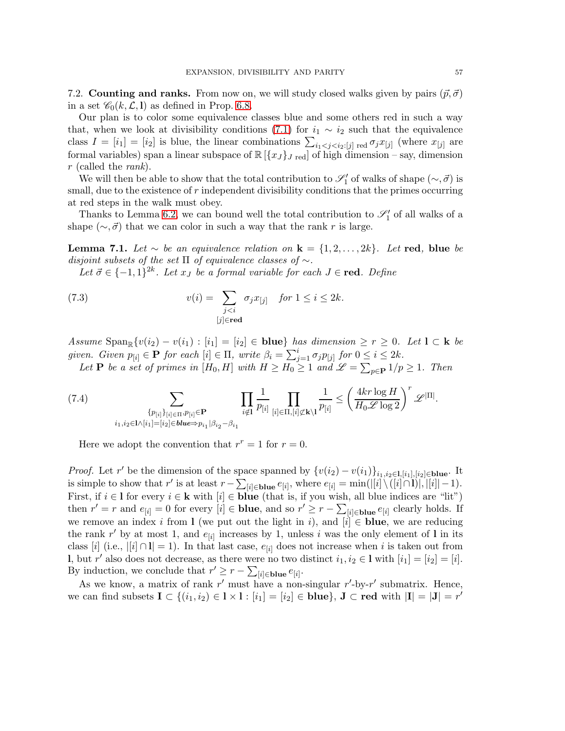7.2. **Counting and ranks.** From now on, we will study closed walks given by pairs $(\vec{p}, \vec{\sigma})$ in a set $\mathscr{C}_0(k, \mathcal{L}, \mathbf{l})$ as defined in Prop. 6.8.

Our plan is to color some equivalence classes blue and some others red in such a way that, when we look at divisibility conditions (7.1) for $i_1 \sim i_2$ such that the equivalence class $I = [i_1] = [i_2]$ is blue, the linear combinations $\sum_{i_1 < j < i_2 : [j] \text{ red}} \sigma_j x_{[j]}$ (where $x_{[j]}$ are formal variables) span a linear subspace of $\mathbb{R}[\{x_J\}_{J \text{ red}}]$ of high dimension – say, dimension $r$ (called the *rank*).

We will then be able to show that the total contribution to $\mathscr{S}_1'$ of walks of shape $(\sim, \vec{\sigma})$ is small, due to the existence of $r$ independent divisibility conditions that the primes occurring at red steps in the walk must obey.

Thanks to Lemma 6.2, we can bound well the total contribution to $\mathscr{S}_1'$ of all walks of a shape $(\sim, \vec{\sigma})$ that we can color in such a way that the rank $r$ is large.

**Lemma 7.1.** *Let $\sim$ be an equivalence relation on $\mathbf{k} = \{1, 2, \ldots, 2k\}$. Let* **red**, **blue** *be disjoint subsets of the set $\Pi$ of equivalence classes of $\sim$.*

*Let $\vec{\sigma} \in \{-1, 1\}^{2k}$. Let $x_J$ be a formal variable for each $J \in \mathbf{red}$. Define*

$$v(i) = \sum_{\substack{j < i \\ [j] \in \mathbf{red}}} \sigma_j x_{[j]} \quad \text{for } 1 \leq i \leq 2k. \tag{7.3}$$

*Assume* $\mathrm{Span}_{\mathbb{R}}\{v(i_2) - v(i_1) : [i_1] = [i_2] \in \mathbf{blue}\}$ *has dimension $\geq r \geq 0$. Let $\mathbf{l} \subset \mathbf{k}$ be given. Given $p_{[i]} \in \mathbf{P}$ for each $[i] \in \Pi$, write $\beta_i = \sum_{j=1}^{i} \sigma_j p_{[j]}$ for $0 \leq i \leq 2k$.*

*Let $\mathbf{P}$ be a set of primes in $[H_0, H]$ with $H \geq H_0 \geq 1$ and $\mathscr{L} = \sum_{p \in \mathbf{P}} 1/p \geq 1$. Then*

$$\sum_{\substack{\{p_{[i]}\}_{[i] \in \Pi}, p_{[i]} \in \mathbf{P} \\ i_1, i_2 \in \mathbf{l} \wedge [i_1] = [i_2] \in \textbf{\textit{blue}} \Rightarrow p_{i_1} | \beta_{i_2} - \beta_{i_1}}} \prod_{i \notin \mathbf{l}} \frac{1}{p_{[i]}} \prod_{[i] \in \Pi, [i] \not\subset \mathbf{k} \setminus \mathbf{l}} \frac{1}{p_{[i]}} \leq \left( \frac{4kr \log H}{H_0 \mathscr{L} \log 2} \right)^r \mathscr{L}^{|\Pi|}. \tag{7.4}$$

Here we adopt the convention that $r^r = 1$ for $r = 0$.

*Proof.* Let $r'$ be the dimension of the space spanned by $\{v(i_2) - v(i_1)\}_{i_1, i_2 \in \mathbf{l}, [i_1], [i_2] \in \mathbf{blue}}$. It is simple to show that $r'$ is at least $r - \sum_{[i] \in \mathbf{blue}} e_{[i]}$, where $e_{[i]} = \min(|[i] \setminus ([i] \cap \mathbf{l})|, |[i]| - 1)$. First, if $i \in \mathbf{l}$ for every $i \in \mathbf{k}$ with $[i] \in \mathbf{blue}$ (that is, if you wish, all blue indices are "lit") then $r' = r$ and $e_{[i]} = 0$ for every $[i] \in \mathbf{blue}$, and so $r' \geq r - \sum_{[i] \in \mathbf{blue}} e_{[i]}$ clearly holds. If we remove an index $i$ from $\mathbf{l}$ (we put out the light in $i$), and $[i] \in \mathbf{blue}$, we are reducing the rank $r'$ by at most 1, and $e_{[i]}$ increases by 1, unless $i$ was the only element of $\mathbf{l}$ in its class $[i]$ (i.e., $|[i] \cap \mathbf{l}| = 1$). In that last case, $e_{[i]}$ does not increase when $i$ is taken out from $\mathbf{l}$, but $r'$ also does not decrease, as there were no two distinct $i_1, i_2 \in \mathbf{l}$ with $[i_1] = [i_2] = [i]$. By induction, we conclude that $r' \geq r - \sum_{[i] \in \mathbf{blue}} e_{[i]}$.

As we know, a matrix of rank $r'$ must have a non-singular $r'$-by-$r'$ submatrix. Hence, we can find subsets $\mathbf{I} \subset \{(i_1, i_2) \in \mathbf{l} \times \mathbf{l} : [i_1] = [i_2] \in \mathbf{blue}\}$, $\mathbf{J} \subset \mathbf{red}$ with $|\mathbf{I}| = |\mathbf{J}| = r'$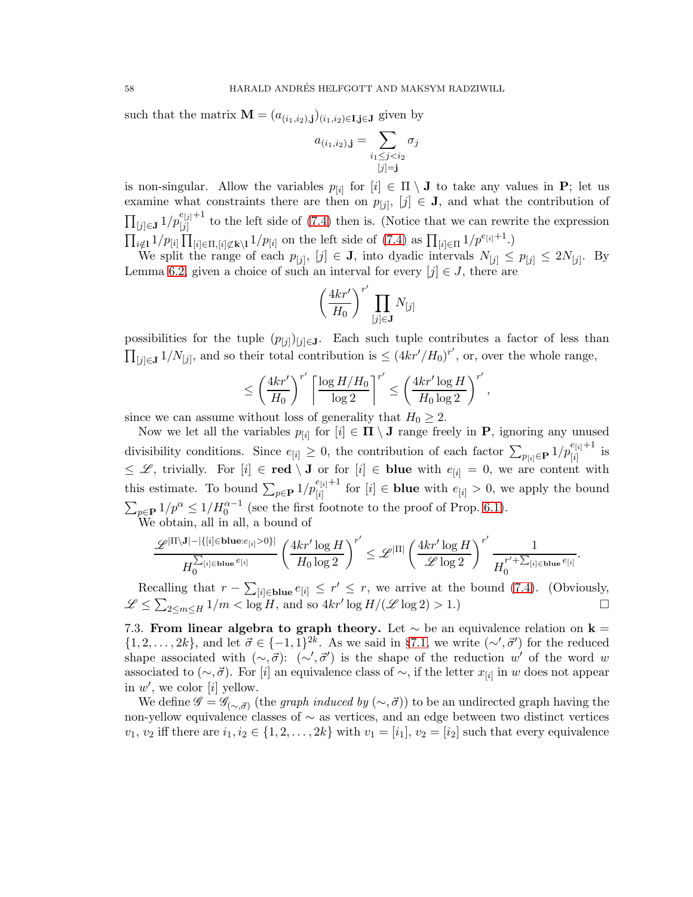such that the matrix $\mathbf{M} = (a_{(i_1,i_2),\mathbf{j}})_{(i_1,i_2)\in\mathbf{I},\mathbf{j}\in\mathbf{J}}$ given by

$$a_{(i_1,i_2),\mathbf{j}} = \sum_{\substack{i_1\leq j<i_2\\ [j]=\mathbf{j}}} \sigma_j$$

is non-singular. Allow the variables $p_{[i]}$ for $[i] \in \Pi \setminus \mathbf{J}$ to take any values in $\mathbf{P}$; let us examine what constraints there are then on $p_{[j]}$, $[j] \in \mathbf{J}$, and what the contribution of $\prod_{[j]\in\mathbf{J}} 1/p_{[j]}^{e_{[j]}+1}$ to the left side of (7.4) then is. (Notice that we can rewrite the expression $\prod_{i\notin\mathbf{l}} 1/p_{[i]} \prod_{[i]\in\Pi,[i]\not\subset\mathbf{k}\setminus\mathbf{l}} 1/p_{[i]}$ on the left side of (7.4) as $\prod_{[i]\in\Pi} 1/p^{e_{[i]}+1}$.)

We split the range of each $p_{[j]}$, $[j] \in \mathbf{J}$, into dyadic intervals $N_{[j]} \leq p_{[j]} \leq 2N_{[j]}$. By Lemma 6.2, given a choice of such an interval for every $[j] \in J$, there are

$$\left(\frac{4kr'}{H_0}\right)^{r'} \prod_{[j]\in\mathbf{J}} N_{[j]}$$

possibilities for the tuple $(p_{[j]})_{[j]\in\mathbf{J}}$. Each such tuple contributes a factor of less than $\prod_{[j]\in\mathbf{J}} 1/N_{[j]}$, and so their total contribution is $\leq (4kr'/H_0)^{r'}$, or, over the whole range,

$$\leq \left(\frac{4kr'}{H_0}\right)^{r'} \left\lceil \frac{\log H/H_0}{\log 2}\right\rceil^{r'} \leq \left(\frac{4kr'\log H}{H_0\log 2}\right)^{r'},$$

since we can assume without loss of generality that $H_0 \geq 2$.

Now we let all the variables $p_{[i]}$ for $[i] \in \mathbf{\Pi} \setminus \mathbf{J}$ range freely in $\mathbf{P}$, ignoring any unused divisibility conditions. Since $e_{[i]} \geq 0$, the contribution of each factor $\sum_{p_{[i]}\in\mathbf{P}} 1/p_{[i]}^{e_{[i]}+1}$ is $\leq \mathscr{L}$, trivially. For $[i] \in \mathbf{red} \setminus \mathbf{J}$ or for $[i] \in \mathbf{blue}$ with $e_{[i]} = 0$, we are content with this estimate. To bound $\sum_{p\in\mathbf{P}} 1/p_{[i]}^{e_{[i]}+1}$ for $[i] \in \mathbf{blue}$ with $e_{[i]} > 0$, we apply the bound $\sum_{p\in\mathbf{P}} 1/p^{\alpha} \leq 1/H_0^{\alpha-1}$ (see the first footnote to the proof of Prop. 6.1).

We obtain, all in all, a bound of

$$\frac{\mathscr{L}^{|\Pi\setminus\mathbf{J}|-|\{[i]\in\mathbf{blue}:e_{[i]}>0\}|}}{H_0^{\sum_{[i]\in\mathbf{blue}} e_{[i]}}} \left(\frac{4kr'\log H}{H_0\log 2}\right)^{r'} \leq \mathscr{L}^{|\Pi|}\left(\frac{4kr'\log H}{\mathscr{L}\log 2}\right)^{r'} \frac{1}{H_0^{r'+\sum_{[i]\in\mathbf{blue}} e_{[i]}}}.$$

Recalling that $r - \sum_{[i]\in\mathbf{blue}} e_{[i]} \leq r' \leq r$, we arrive at the bound (7.4). (Obviously, $\mathscr{L} \leq \sum_{2\leq m\leq H} 1/m < \log H$, and so $4kr'\log H/(\mathscr{L}\log 2) > 1$.) □

**7.3. From linear algebra to graph theory.** Let $\sim$ be an equivalence relation on $\mathbf{k} = \{1, 2, \ldots, 2k\}$, and let $\vec{\sigma} \in \{-1, 1\}^{2k}$. As we said in §7.1, we write $(\sim', \vec{\sigma}')$ for the reduced shape associated with $(\sim, \vec{\sigma})$: $(\sim', \vec{\sigma}')$ is the shape of the reduction $w'$ of the word $w$ associated to $(\sim, \vec{\sigma})$. For $[i]$ an equivalence class of $\sim$, if the letter $x_{[i]}$ in $w$ does not appear in $w'$, we color $[i]$ yellow.

We define $\mathscr{G} = \mathscr{G}_{(\sim,\vec{\sigma})}$ (the *graph induced by* $(\sim, \vec{\sigma})$) to be an undirected graph having the non-yellow equivalence classes of $\sim$ as vertices, and an edge between two distinct vertices $v_1$, $v_2$ iff there are $i_1, i_2 \in \{1, 2, \ldots, 2k\}$ with $v_1 = [i_1]$, $v_2 = [i_2]$ such that every equivalence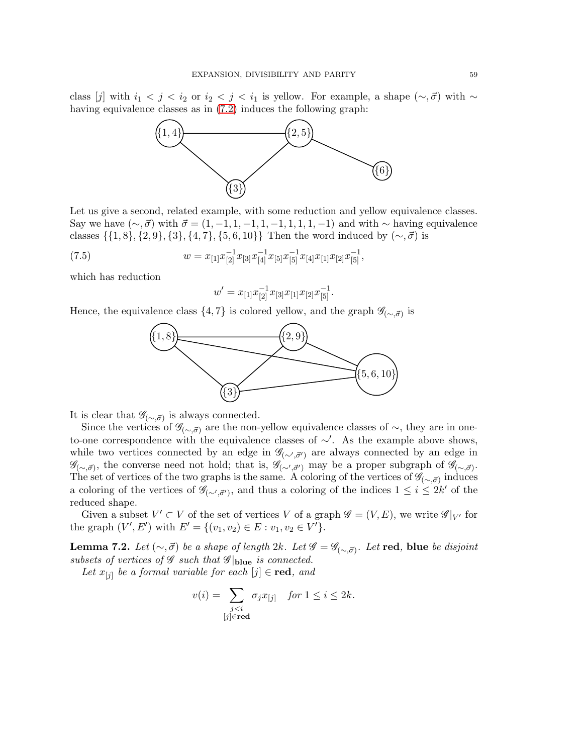class $[j]$ with $i_1 < j < i_2$ or $i_2 < j < i_1$ is yellow. For example, a shape $(\sim, \vec{\sigma})$ with $\sim$ having equivalence classes as in (7.2) induces the following graph:

Let us give a second, related example, with some reduction and yellow equivalence classes. Say we have $(\sim, \vec{\sigma})$ with $\vec{\sigma} = (1, -1, 1, -1, 1, -1, 1, 1, 1, -1)$ and with $\sim$ having equivalence classes $\{\{1,8\}, \{2,9\}, \{3\}, \{4,7\}, \{5,6,10\}\}$ Then the word induced by $(\sim, \vec{\sigma})$ is

$$w = x_{[1]} x_{[2]}^{-1} x_{[3]} x_{[4]}^{-1} x_{[5]} x_{[5]}^{-1} x_{[4]} x_{[1]} x_{[2]} x_{[5]}^{-1}, \tag{7.5}$$

which has reduction

$$w' = x_{[1]} x_{[2]}^{-1} x_{[3]} x_{[1]} x_{[2]} x_{[5]}^{-1}.$$

Hence, the equivalence class $\{4, 7\}$ is colored yellow, and the graph $\mathscr{G}_{(\sim,\vec{\sigma})}$ is

It is clear that $\mathscr{G}_{(\sim,\vec{\sigma})}$ is always connected.

Since the vertices of $\mathscr{G}_{(\sim,\vec{\sigma})}$ are the non-yellow equivalence classes of $\sim$, they are in one-to-one correspondence with the equivalence classes of $\sim'$. As the example above shows, while two vertices connected by an edge in $\mathscr{G}_{(\sim',\vec{\sigma}')}$ are always connected by an edge in $\mathscr{G}_{(\sim,\vec{\sigma})}$, the converse need not hold; that is, $\mathscr{G}_{(\sim',\vec{\sigma}')}$ may be a proper subgraph of $\mathscr{G}_{(\sim,\vec{\sigma})}$. The set of vertices of the two graphs is the same. A coloring of the vertices of $\mathscr{G}_{(\sim,\vec{\sigma})}$ induces a coloring of the vertices of $\mathscr{G}_{(\sim',\vec{\sigma}')}$, and thus a coloring of the indices $1 \leq i \leq 2k'$ of the reduced shape.

Given a subset $V' \subset V$ of the set of vertices $V$ of a graph $\mathscr{G} = (V, E)$, we write $\mathscr{G}|_{V'}$ for the graph $(V', E')$ with $E' = \{(v_1, v_2) \in E : v_1, v_2 \in V'\}$.

**Lemma 7.2.** *Let $(\sim, \vec{\sigma})$ be a shape of length $2k$. Let $\mathscr{G} = \mathscr{G}_{(\sim,\vec{\sigma})}$. Let* **red**, **blue** *be disjoint subsets of vertices of $\mathscr{G}$ such that $\mathscr{G}|_{\mathbf{blue}}$ is connected.*

*Let $x_{[j]}$ be a formal variable for each $[j] \in \mathbf{red}$, and*

$$v(i) = \sum_{\substack{j<i \\ [j] \in \mathbf{red}}} \sigma_j x_{[j]} \quad \text{for } 1 \leq i \leq 2k.$$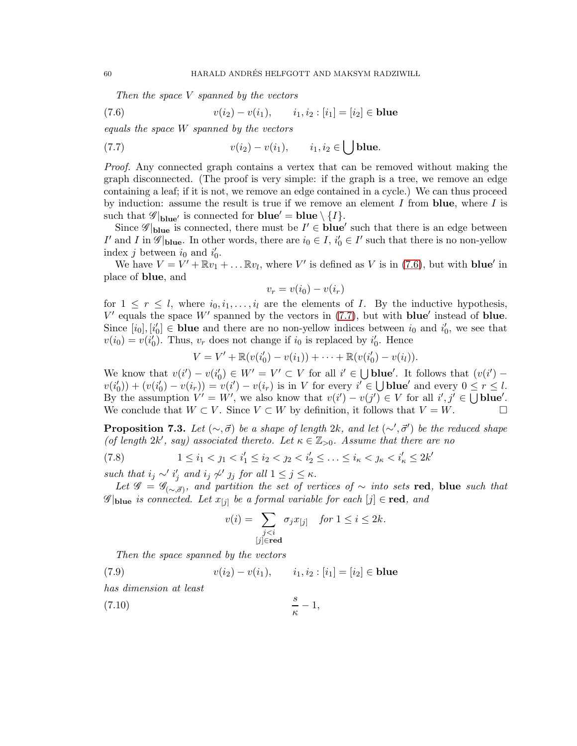*Then the space $V$ spanned by the vectors*

$$v(i_2) - v(i_1), \qquad i_1, i_2 : [i_1] = [i_2] \in \mathbf{blue} \tag{7.6}$$

*equals the space $W$ spanned by the vectors*

$$v(i_2) - v(i_1), \qquad i_1, i_2 \in \bigcup \mathbf{blue}. \tag{7.7}$$

*Proof.* Any connected graph contains a vertex that can be removed without making the graph disconnected. (The proof is very simple: if the graph is a tree, we remove an edge containing a leaf; if it is not, we remove an edge contained in a cycle.) We can thus proceed by induction: assume the result is true if we remove an element $I$ from **blue**, where $I$ is such that $\mathscr{G}|_{\mathbf{blue}'}$ is connected for $\mathbf{blue}' = \mathbf{blue} \setminus \{I\}$.

Since $\mathscr{G}|_{\mathbf{blue}}$ is connected, there must be $I' \in \mathbf{blue}'$ such that there is an edge between $I'$ and $I$ in $\mathscr{G}|_{\mathbf{blue}}$. In other words, there are $i_0 \in I$, $i_0' \in I'$ such that there is no non-yellow index $j$ between $i_0$ and $i_0'$.

We have $V = V' + \mathbb{R}v_1 + \ldots \mathbb{R}v_l$, where $V'$ is defined as $V$ is in (7.6), but with $\mathbf{blue}'$ in place of **blue**, and

$$v_r = v(i_0) - v(i_r)$$

for $1 \leq r \leq l$, where $i_0, i_1, \ldots, i_l$ are the elements of $I$. By the inductive hypothesis, $V'$ equals the space $W'$ spanned by the vectors in (7.7), but with $\mathbf{blue}'$ instead of **blue**. Since $[i_0], [i_0'] \in \mathbf{blue}$ and there are no non-yellow indices between $i_0$ and $i_0'$, we see that $v(i_0) = v(i_0')$. Thus, $v_r$ does not change if $i_0$ is replaced by $i_0'$. Hence

$$V = V' + \mathbb{R}(v(i_0') - v(i_1)) + \cdots + \mathbb{R}(v(i_0') - v(i_l)).$$

We know that $v(i') - v(i_0') \in W' = V' \subset V$ for all $i' \in \bigcup \mathbf{blue}'$. It follows that $(v(i') - v(i_0')) + (v(i_0') - v(i_r)) = v(i') - v(i_r)$ is in $V$ for every $i' \in \bigcup \mathbf{blue}'$ and every $0 \leq r \leq l$. By the assumption $V' = W'$, we also know that $v(i') - v(j') \in V$ for all $i', j' \in \bigcup \mathbf{blue}'$. We conclude that $W \subset V$. Since $V \subset W$ by definition, it follows that $V = W$. $\square$

**Proposition 7.3.** *Let $(\sim, \vec{\sigma})$ be a shape of length $2k$, and let $(\sim', \vec{\sigma}')$ be the reduced shape (of length $2k'$, say) associated thereto. Let $\kappa \in \mathbb{Z}_{>0}$. Assume that there are no*

$$1 \leq i_1 < \jmath_1 < i_1' \leq i_2 < \jmath_2 < i_2' \leq \ldots \leq i_\kappa < \jmath_\kappa < i_\kappa' \leq 2k' \tag{7.8}$$

*such that $i_j \sim' i_j'$ and $i_j \not\sim' \jmath_j$ for all $1 \leq j \leq \kappa$.*

*Let $\mathscr{G} = \mathscr{G}_{(\sim, \vec{\sigma})}$, and partition the set of vertices of $\sim$ into sets* **red**, **blue** *such that $\mathscr{G}|_{\mathbf{blue}}$ is connected. Let $x_{[j]}$ be a formal variable for each $[j] \in \mathbf{red}$, and*

$$v(i) = \sum_{\substack{j<i \\ [j] \in \mathbf{red}}} \sigma_j x_{[j]} \quad \textit{for } 1 \leq i \leq 2k.$$

*Then the space spanned by the vectors*

$$v(i_2) - v(i_1), \qquad i_1, i_2 : [i_1] = [i_2] \in \mathbf{blue} \tag{7.9}$$

*has dimension at least*

$$\frac{s}{\kappa} - 1, \tag{7.10}$$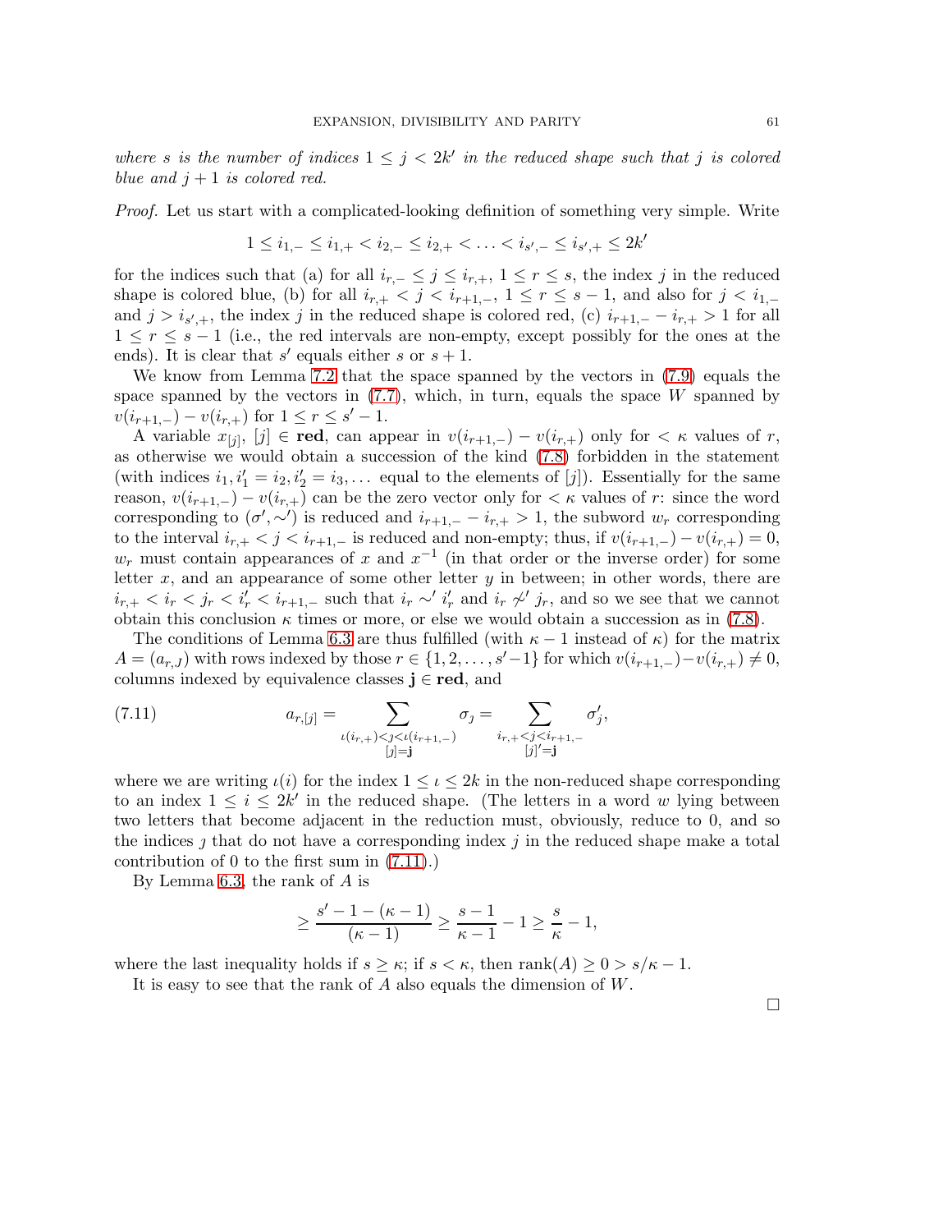*where $s$ is the number of indices $1 \leq j < 2k'$ in the reduced shape such that $j$ is colored blue and $j+1$ is colored red.*

*Proof.* Let us start with a complicated-looking definition of something very simple. Write

$$1 \leq i_{1,-} \leq i_{1,+} < i_{2,-} \leq i_{2,+} < \ldots < i_{s',-} \leq i_{s',+} \leq 2k'$$

for the indices such that (a) for all $i_{r,-} \leq j \leq i_{r,+}$, $1 \leq r \leq s$, the index $j$ in the reduced shape is colored blue, (b) for all $i_{r,+} < j < i_{r+1,-}$, $1 \leq r \leq s-1$, and also for $j < i_{1,-}$ and $j > i_{s',+}$, the index $j$ in the reduced shape is colored red, (c) $i_{r+1,-} - i_{r,+} > 1$ for all $1 \leq r \leq s-1$ (i.e., the red intervals are non-empty, except possibly for the ones at the ends). It is clear that $s'$ equals either $s$ or $s+1$.

We know from Lemma 7.2 that the space spanned by the vectors in (7.9) equals the space spanned by the vectors in (7.7), which, in turn, equals the space $W$ spanned by $v(i_{r+1,-}) - v(i_{r,+})$ for $1 \leq r \leq s'-1$.

A variable $x_{[j]}$, $[j] \in \mathbf{red}$, can appear in $v(i_{r+1,-}) - v(i_{r,+})$ only for $< \kappa$ values of $r$, as otherwise we would obtain a succession of the kind (7.8) forbidden in the statement (with indices $i_1, i_1' = i_2, i_2' = i_3, \ldots$ equal to the elements of $[j]$). Essentially for the same reason, $v(i_{r+1,-}) - v(i_{r,+})$ can be the zero vector only for $< \kappa$ values of $r$: since the word corresponding to $(\sigma', \sim')$ is reduced and $i_{r+1,-} - i_{r,+} > 1$, the subword $w_r$ corresponding to the interval $i_{r,+} < j < i_{r+1,-}$ is reduced and non-empty; thus, if $v(i_{r+1,-}) - v(i_{r,+}) = 0$, $w_r$ must contain appearances of $x$ and $x^{-1}$ (in that order or the inverse order) for some letter $x$, and an appearance of some other letter $y$ in between; in other words, there are $i_{r,+} < i_r < j_r < i_r' < i_{r+1,-}$ such that $i_r \sim' i_r'$ and $i_r \not\sim' j_r$, and so we see that we cannot obtain this conclusion $\kappa$ times or more, or else we would obtain a succession as in (7.8).

The conditions of Lemma 6.3 are thus fulfilled (with $\kappa - 1$ instead of $\kappa$) for the matrix $A = (a_{r,J})$ with rows indexed by those $r \in \{1, 2, \ldots, s'-1\}$ for which $v(i_{r+1,-}) - v(i_{r,+}) \neq 0$, columns indexed by equivalence classes $\mathbf{j} \in \mathbf{red}$, and

$$a_{r,[j]} = \sum_{\substack{\iota(i_{r,+}) < \jmath < \iota(i_{r+1,-}) \\ [\jmath] = \mathbf{j}}} \sigma_\jmath = \sum_{\substack{i_{r,+} < j < i_{r+1,-} \\ [j]' = \mathbf{j}}} \sigma_j', \tag{7.11}$$

where we are writing $\iota(i)$ for the index $1 \leq \iota \leq 2k$ in the non-reduced shape corresponding to an index $1 \leq i \leq 2k'$ in the reduced shape. (The letters in a word $w$ lying between two letters that become adjacent in the reduction must, obviously, reduce to 0, and so the indices $\jmath$ that do not have a corresponding index $j$ in the reduced shape make a total contribution of 0 to the first sum in (7.11).)

By Lemma 6.3, the rank of $A$ is

$$\geq \frac{s' - 1 - (\kappa - 1)}{(\kappa - 1)} \geq \frac{s-1}{\kappa - 1} - 1 \geq \frac{s}{\kappa} - 1,$$

where the last inequality holds if $s \geq \kappa$; if $s < \kappa$, then $\mathrm{rank}(A) \geq 0 > s/\kappa - 1$.

It is easy to see that the rank of $A$ also equals the dimension of $W$.

□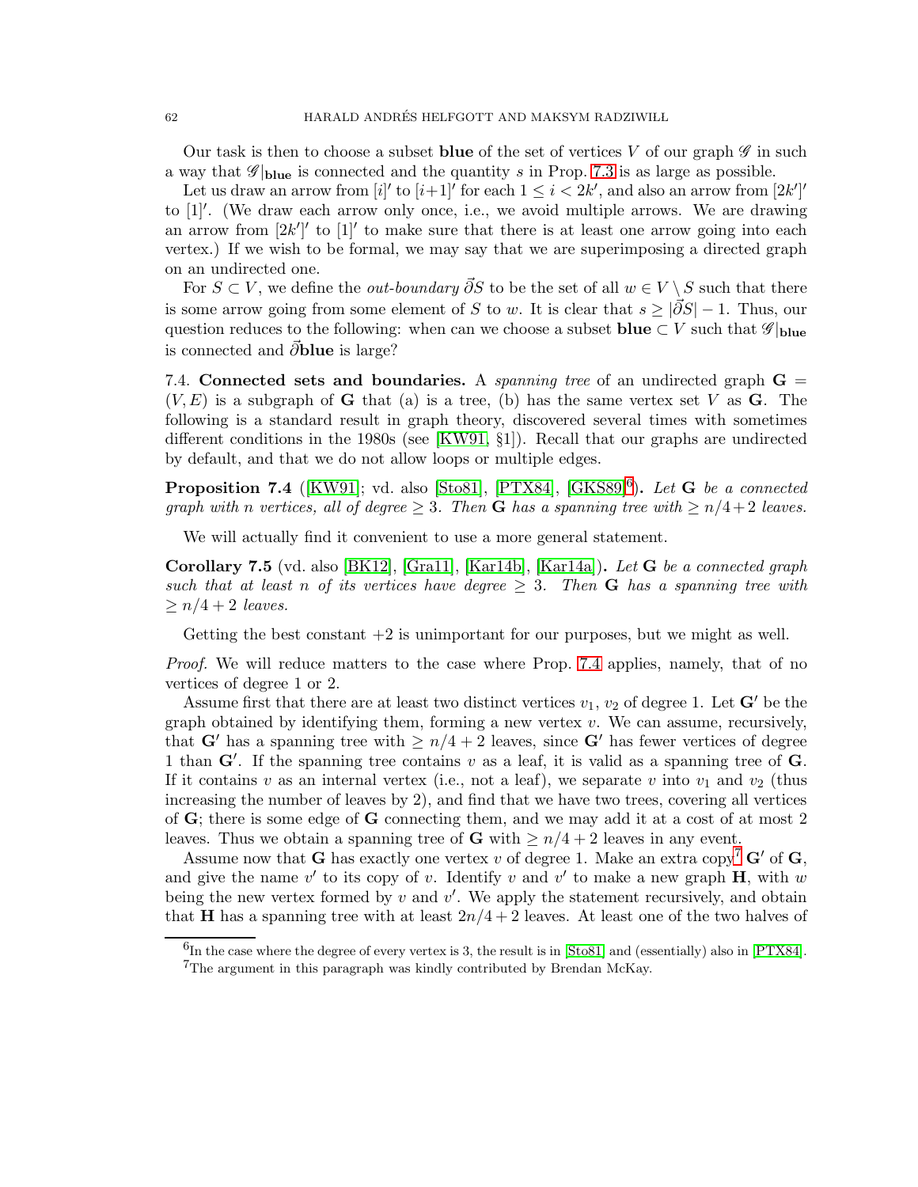Our task is then to choose a subset **blue** of the set of vertices $V$ of our graph $\mathscr{G}$ in such a way that $\mathscr{G}|_{\mathbf{blue}}$ is connected and the quantity $s$ in Prop. 7.3 is as large as possible.

Let us draw an arrow from $[i]'$ to $[i+1]'$ for each $1 \leq i < 2k'$, and also an arrow from $[2k']'$ to $[1]'$. (We draw each arrow only once, i.e., we avoid multiple arrows. We are drawing an arrow from $[2k']'$ to $[1]'$ to make sure that there is at least one arrow going into each vertex.) If we wish to be formal, we may say that we are superimposing a directed graph on an undirected one.

For $S \subset V$, we define the *out-boundary* $\vec{\partial} S$ to be the set of all $w \in V \setminus S$ such that there is some arrow going from some element of $S$ to $w$. It is clear that $s \geq |\vec{\partial} S| - 1$. Thus, our question reduces to the following: when can we choose a subset $\mathbf{blue} \subset V$ such that $\mathscr{G}|_{\mathbf{blue}}$ is connected and $\vec{\partial}\mathbf{blue}$ is large?

7.4. **Connected sets and boundaries.** A *spanning tree* of an undirected graph $\mathbf{G} = (V, E)$ is a subgraph of $\mathbf{G}$ that (a) is a tree, (b) has the same vertex set $V$ as $\mathbf{G}$. The following is a standard result in graph theory, discovered several times with sometimes different conditions in the 1980s (see [KW91, §1]). Recall that our graphs are undirected by default, and that we do not allow loops or multiple edges.

**Proposition 7.4** ([KW91]; vd. also [Sto81], [PTX84], [GKS89][6]). *Let* $\mathbf{G}$ *be a connected graph with* $n$ *vertices, all of degree* $\geq 3$. *Then* $\mathbf{G}$ *has a spanning tree with* $\geq n/4+2$ *leaves.*

We will actually find it convenient to use a more general statement.

**Corollary 7.5** (vd. also [BK12], [Gra11], [Kar14b], [Kar14a]). *Let* $\mathbf{G}$ *be a connected graph such that at least* $n$ *of its vertices have degree* $\geq 3$. *Then* $\mathbf{G}$ *has a spanning tree with* $\geq n/4 + 2$ *leaves.*

Getting the best constant $+2$ is unimportant for our purposes, but we might as well.

*Proof.* We will reduce matters to the case where Prop. 7.4 applies, namely, that of no vertices of degree 1 or 2.

Assume first that there are at least two distinct vertices $v_1$, $v_2$ of degree 1. Let $\mathbf{G}'$ be the graph obtained by identifying them, forming a new vertex $v$. We can assume, recursively, that $\mathbf{G}'$ has a spanning tree with $\geq n/4 + 2$ leaves, since $\mathbf{G}'$ has fewer vertices of degree 1 than $\mathbf{G}'$. If the spanning tree contains $v$ as a leaf, it is valid as a spanning tree of $\mathbf{G}$. If it contains $v$ as an internal vertex (i.e., not a leaf), we separate $v$ into $v_1$ and $v_2$ (thus increasing the number of leaves by 2), and find that we have two trees, covering all vertices of $\mathbf{G}$; there is some edge of $\mathbf{G}$ connecting them, and we may add it at a cost of at most 2 leaves. Thus we obtain a spanning tree of $\mathbf{G}$ with $\geq n/4 + 2$ leaves in any event.

Assume now that $\mathbf{G}$ has exactly one vertex $v$ of degree 1. Make an extra copy[7] $\mathbf{G}'$ of $\mathbf{G}$, and give the name $v'$ to its copy of $v$. Identify $v$ and $v'$ to make a new graph $\mathbf{H}$, with $w$ being the new vertex formed by $v$ and $v'$. We apply the statement recursively, and obtain that $\mathbf{H}$ has a spanning tree with at least $2n/4 + 2$ leaves. At least one of the two halves of

[6] In the case where the degree of every vertex is 3, the result is in [Sto81] and (essentially) also in [PTX84].

[7] The argument in this paragraph was kindly contributed by Brendan McKay.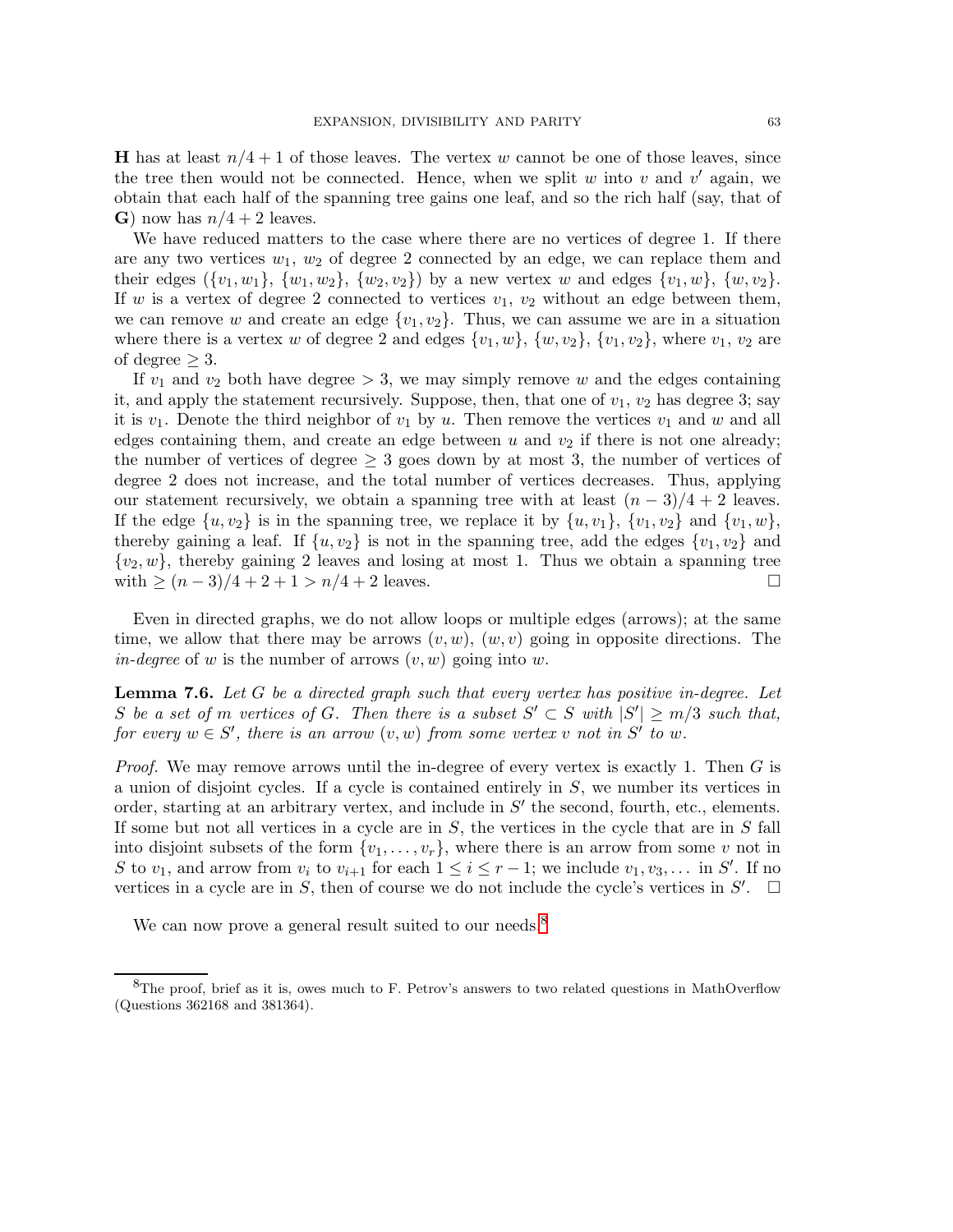**H** has at least $n/4 + 1$ of those leaves. The vertex $w$ cannot be one of those leaves, since the tree then would not be connected. Hence, when we split $w$ into $v$ and $v'$ again, we obtain that each half of the spanning tree gains one leaf, and so the rich half (say, that of **G**) now has $n/4 + 2$ leaves.

We have reduced matters to the case where there are no vertices of degree 1. If there are any two vertices $w_1$, $w_2$ of degree 2 connected by an edge, we can replace them and their edges ($\{v_1, w_1\}$, $\{w_1, w_2\}$, $\{w_2, v_2\}$) by a new vertex $w$ and edges $\{v_1, w\}$, $\{w, v_2\}$. If $w$ is a vertex of degree 2 connected to vertices $v_1$, $v_2$ without an edge between them, we can remove $w$ and create an edge $\{v_1, v_2\}$. Thus, we can assume we are in a situation where there is a vertex $w$ of degree 2 and edges $\{v_1, w\}$, $\{w, v_2\}$, $\{v_1, v_2\}$, where $v_1$, $v_2$ are of degree $\geq 3$.

If $v_1$ and $v_2$ both have degree $> 3$, we may simply remove $w$ and the edges containing it, and apply the statement recursively. Suppose, then, that one of $v_1$, $v_2$ has degree 3; say it is $v_1$. Denote the third neighbor of $v_1$ by $u$. Then remove the vertices $v_1$ and $w$ and all edges containing them, and create an edge between $u$ and $v_2$ if there is not one already; the number of vertices of degree $\geq 3$ goes down by at most 3, the number of vertices of degree 2 does not increase, and the total number of vertices decreases. Thus, applying our statement recursively, we obtain a spanning tree with at least $(n-3)/4 + 2$ leaves. If the edge $\{u, v_2\}$ is in the spanning tree, we replace it by $\{u, v_1\}$, $\{v_1, v_2\}$ and $\{v_1, w\}$, thereby gaining a leaf. If $\{u, v_2\}$ is not in the spanning tree, add the edges $\{v_1, v_2\}$ and $\{v_2, w\}$, thereby gaining 2 leaves and losing at most 1. Thus we obtain a spanning tree with $\geq (n-3)/4 + 2 + 1 > n/4 + 2$ leaves. □

Even in directed graphs, we do not allow loops or multiple edges (arrows); at the same time, we allow that there may be arrows $(v, w)$, $(w, v)$ going in opposite directions. The *in-degree* of $w$ is the number of arrows $(v, w)$ going into $w$.

**Lemma 7.6.** *Let $G$ be a directed graph such that every vertex has positive in-degree. Let $S$ be a set of $m$ vertices of $G$. Then there is a subset $S' \subset S$ with $|S'| \geq m/3$ such that, for every $w \in S'$, there is an arrow $(v, w)$ from some vertex $v$ not in $S'$ to $w$.*

*Proof.* We may remove arrows until the in-degree of every vertex is exactly 1. Then $G$ is a union of disjoint cycles. If a cycle is contained entirely in $S$, we number its vertices in order, starting at an arbitrary vertex, and include in $S'$ the second, fourth, etc., elements. If some but not all vertices in a cycle are in $S$, the vertices in the cycle that are in $S$ fall into disjoint subsets of the form $\{v_1, \ldots, v_r\}$, where there is an arrow from some $v$ not in $S$ to $v_1$, and arrow from $v_i$ to $v_{i+1}$ for each $1 \leq i \leq r-1$; we include $v_1, v_3, \ldots$ in $S'$. If no vertices in a cycle are in $S$, then of course we do not include the cycle's vertices in $S'$. □

We can now prove a general result suited to our needs.[8]

[8] The proof, brief as it is, owes much to F. Petrov's answers to two related questions in MathOverflow (Questions 362168 and 381364).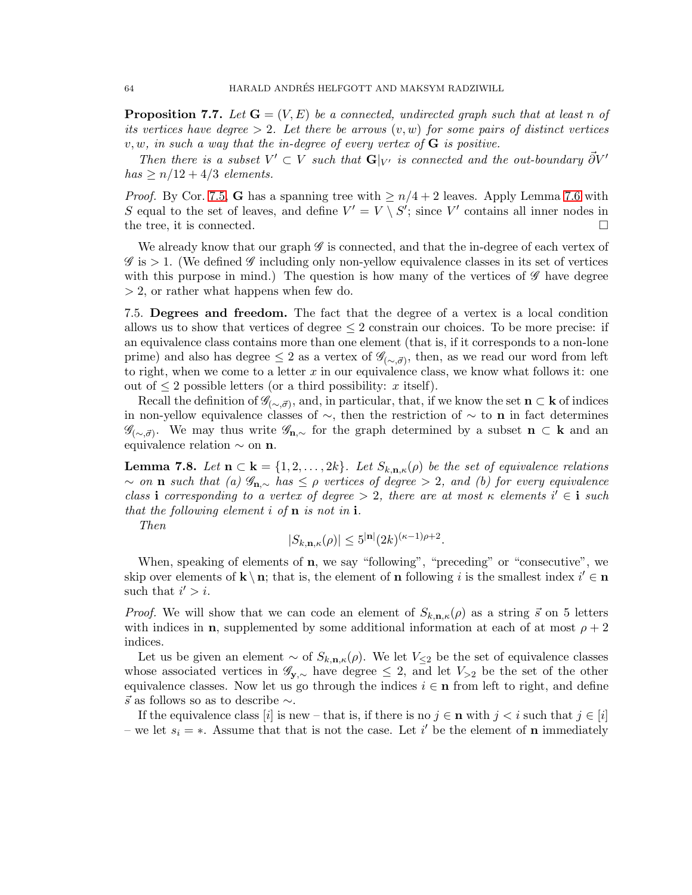**Proposition 7.7.** *Let $\mathbf{G} = (V, E)$ be a connected, undirected graph such that at least $n$ of its vertices have degree $> 2$. Let there be arrows $(v, w)$ for some pairs of distinct vertices $v, w$, in such a way that the in-degree of every vertex of $\mathbf{G}$ is positive.*

*Then there is a subset $V' \subset V$ such that $\mathbf{G}|_{V'}$ is connected and the out-boundary $\vec{\partial} V'$ has $\geq n/12 + 4/3$ elements.*

*Proof.* By Cor. 7.5, $\mathbf{G}$ has a spanning tree with $\geq n/4 + 2$ leaves. Apply Lemma 7.6 with $S$ equal to the set of leaves, and define $V' = V \setminus S'$; since $V'$ contains all inner nodes in the tree, it is connected. □

We already know that our graph $\mathscr{G}$ is connected, and that the in-degree of each vertex of $\mathscr{G}$ is $> 1$. (We defined $\mathscr{G}$ including only non-yellow equivalence classes in its set of vertices with this purpose in mind.) The question is how many of the vertices of $\mathscr{G}$ have degree $> 2$, or rather what happens when few do.

7.5. **Degrees and freedom.** The fact that the degree of a vertex is a local condition allows us to show that vertices of degree $\leq 2$ constrain our choices. To be more precise: if an equivalence class contains more than one element (that is, if it corresponds to a non-lone prime) and also has degree $\leq 2$ as a vertex of $\mathscr{G}_{(\sim, \vec{\sigma})}$, then, as we read our word from left to right, when we come to a letter $x$ in our equivalence class, we know what follows it: one out of $\leq 2$ possible letters (or a third possibility: $x$ itself).

Recall the definition of $\mathscr{G}_{(\sim, \vec{\sigma})}$, and, in particular, that, if we know the set $\mathbf{n} \subset \mathbf{k}$ of indices in non-yellow equivalence classes of $\sim$, then the restriction of $\sim$ to $\mathbf{n}$ in fact determines $\mathscr{G}_{(\sim, \vec{\sigma})}$. We may thus write $\mathscr{G}_{\mathbf{n}, \sim}$ for the graph determined by a subset $\mathbf{n} \subset \mathbf{k}$ and an equivalence relation $\sim$ on $\mathbf{n}$.

**Lemma 7.8.** *Let $\mathbf{n} \subset \mathbf{k} = \{1, 2, \ldots, 2k\}$. Let $S_{k,\mathbf{n},\kappa}(\rho)$ be the set of equivalence relations $\sim$ on $\mathbf{n}$ such that (a) $\mathscr{G}_{\mathbf{n},\sim}$ has $\leq \rho$ vertices of degree $> 2$, and (b) for every equivalence class $\mathbf{i}$ corresponding to a vertex of degree $> 2$, there are at most $\kappa$ elements $i' \in \mathbf{i}$ such that the following element $i$ of $\mathbf{n}$ is not in $\mathbf{i}$.*

*Then*

$$|S_{k,\mathbf{n},\kappa}(\rho)| \leq 5^{|\mathbf{n}|} (2k)^{(\kappa - 1)\rho + 2}.$$

When, speaking of elements of $\mathbf{n}$, we say "following", "preceding" or "consecutive", we skip over elements of $\mathbf{k} \setminus \mathbf{n}$; that is, the element of $\mathbf{n}$ following $i$ is the smallest index $i' \in \mathbf{n}$ such that $i' > i$.

*Proof.* We will show that we can code an element of $S_{k,\mathbf{n},\kappa}(\rho)$ as a string $\vec{s}$ on 5 letters with indices in $\mathbf{n}$, supplemented by some additional information at each of at most $\rho + 2$ indices.

Let us be given an element $\sim$ of $S_{k,\mathbf{n},\kappa}(\rho)$. We let $V_{\leq 2}$ be the set of equivalence classes whose associated vertices in $\mathscr{G}_{\mathbf{y},\sim}$ have degree $\leq 2$, and let $V_{>2}$ be the set of the other equivalence classes. Now let us go through the indices $i \in \mathbf{n}$ from left to right, and define $\vec{s}$ as follows so as to describe $\sim$.

If the equivalence class $[i]$ is new – that is, if there is no $j \in \mathbf{n}$ with $j < i$ such that $j \in [i]$ – we let $s_i = *$. Assume that that is not the case. Let $i'$ be the element of $\mathbf{n}$ immediately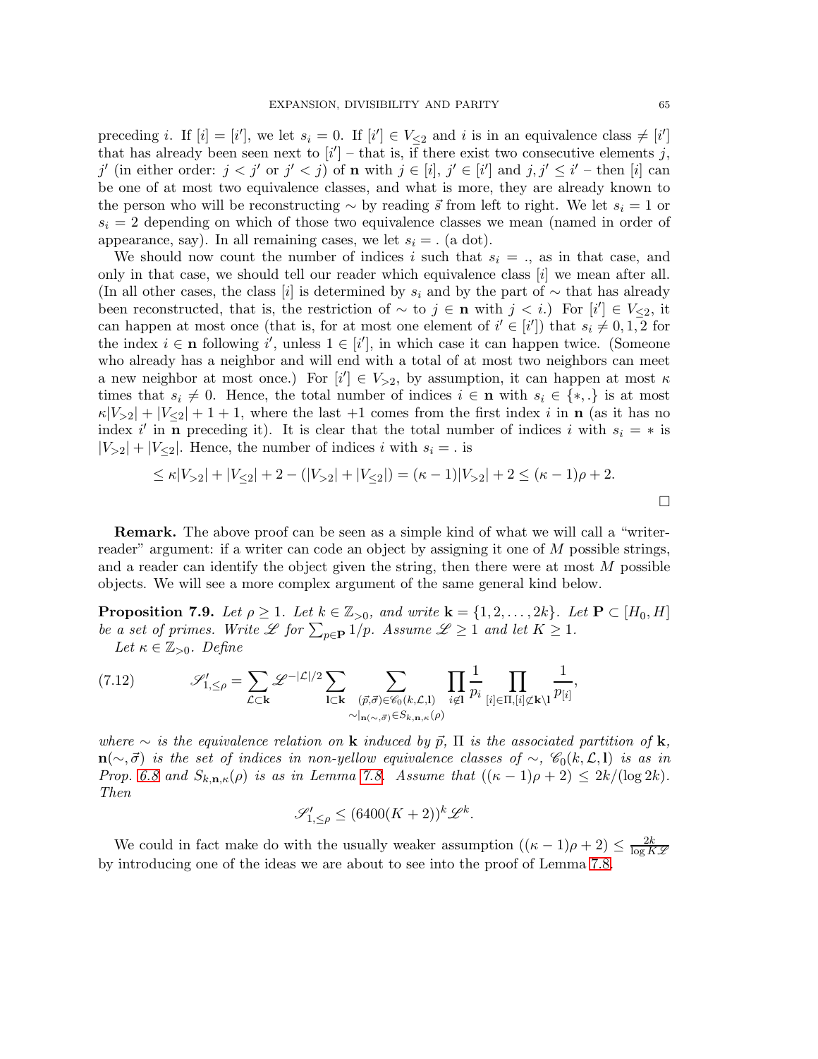preceding $i$. If $[i] = [i']$, we let $s_i = 0$. If $[i'] \in V_{\leq 2}$ and $i$ is in an equivalence class $\neq [i']$ that has already been seen next to $[i']$ – that is, if there exist two consecutive elements $j$, $j'$ (in either order: $j < j'$ or $j' < j$) of $\mathbf{n}$ with $j \in [i]$, $j' \in [i']$ and $j, j' \leq i'$ – then $[i]$ can be one of at most two equivalence classes, and what is more, they are already known to the person who will be reconstructing $\sim$ by reading $\vec{s}$ from left to right. We let $s_i = 1$ or $s_i = 2$ depending on which of those two equivalence classes we mean (named in order of appearance, say). In all remaining cases, we let $s_i = .$ (a dot).

We should now count the number of indices $i$ such that $s_i = .$, as in that case, and only in that case, we should tell our reader which equivalence class $[i]$ we mean after all. (In all other cases, the class $[i]$ is determined by $s_i$ and by the part of $\sim$ that has already been reconstructed, that is, the restriction of $\sim$ to $j \in \mathbf{n}$ with $j < i$.) For $[i'] \in V_{\leq 2}$, it can happen at most once (that is, for at most one element of $i' \in [i']$) that $s_i \neq 0, 1, 2$ for the index $i \in \mathbf{n}$ following $i'$, unless $1 \in [i']$, in which case it can happen twice. (Someone who already has a neighbor and will end with a total of at most two neighbors can meet a new neighbor at most once.) For $[i'] \in V_{>2}$, by assumption, it can happen at most $\kappa$ times that $s_i \neq 0$. Hence, the total number of indices $i \in \mathbf{n}$ with $s_i \in \{*, .\}$ is at most $\kappa |V_{>2}| + |V_{\leq 2}| + 1 + 1$, where the last $+1$ comes from the first index $i$ in $\mathbf{n}$ (as it has no index $i'$ in $\mathbf{n}$ preceding it). It is clear that the total number of indices $i$ with $s_i = *$ is $|V_{>2}| + |V_{\leq 2}|$. Hence, the number of indices $i$ with $s_i = .$ is

$$\leq \kappa |V_{>2}| + |V_{\leq 2}| + 2 - (|V_{>2}| + |V_{\leq 2}|) = (\kappa - 1)|V_{>2}| + 2 \leq (\kappa - 1)\rho + 2.$$

□

**Remark.** The above proof can be seen as a simple kind of what we will call a "writer-reader" argument: if a writer can code an object by assigning it one of $M$ possible strings, and a reader can identify the object given the string, then there were at most $M$ possible objects. We will see a more complex argument of the same general kind below.

**Proposition 7.9.** *Let $\rho \geq 1$. Let $k \in \mathbb{Z}_{>0}$, and write $\mathbf{k} = \{1, 2, \ldots, 2k\}$. Let $\mathbf{P} \subset [H_0, H]$ be a set of primes. Write $\mathscr{L}$ for $\sum_{p \in \mathbf{P}} 1/p$. Assume $\mathscr{L} \geq 1$ and let $K \geq 1$.*

*Let $\kappa \in \mathbb{Z}_{>0}$. Define*

$$\mathscr{S}'_{1,\leq \rho} = \sum_{\mathcal{L} \subset \mathbf{k}} \mathscr{L}^{-|\mathcal{L}|/2} \sum_{\mathbf{l} \subset \mathbf{k}} \sum_{\substack{(\vec{p}, \vec{\sigma}) \in \mathscr{C}_0(k, \mathcal{L}, \mathbf{l}) \\ \sim|_{\mathbf{n}(\sim, \vec{\sigma})} \in S_{k, \mathbf{n}, \kappa}(\rho)}} \prod_{i \notin \mathbf{l}} \frac{1}{p_i} \prod_{[i] \in \Pi, [i] \not\subset \mathbf{k} \setminus \mathbf{l}} \frac{1}{p_{[i]}}, \tag{7.12}$$

*where $\sim$ is the equivalence relation on $\mathbf{k}$ induced by $\vec{p}$, $\Pi$ is the associated partition of $\mathbf{k}$, $\mathbf{n}(\sim, \vec{\sigma})$ is the set of indices in non-yellow equivalence classes of $\sim$, $\mathscr{C}_0(k, \mathcal{L}, \mathbf{l})$ is as in Prop. 6.8 and $S_{k,\mathbf{n},\kappa}(\rho)$ is as in Lemma 7.8. Assume that $((\kappa - 1)\rho + 2) \leq 2k/(\log 2k)$. Then*

$$\mathscr{S}'_{1,\leq \rho} \leq (6400(K + 2))^k \mathscr{L}^k.$$

We could in fact make do with the usually weaker assumption $((\kappa - 1)\rho + 2) \leq \frac{2k}{\log K\mathscr{L}}$ by introducing one of the ideas we are about to see into the proof of Lemma 7.8.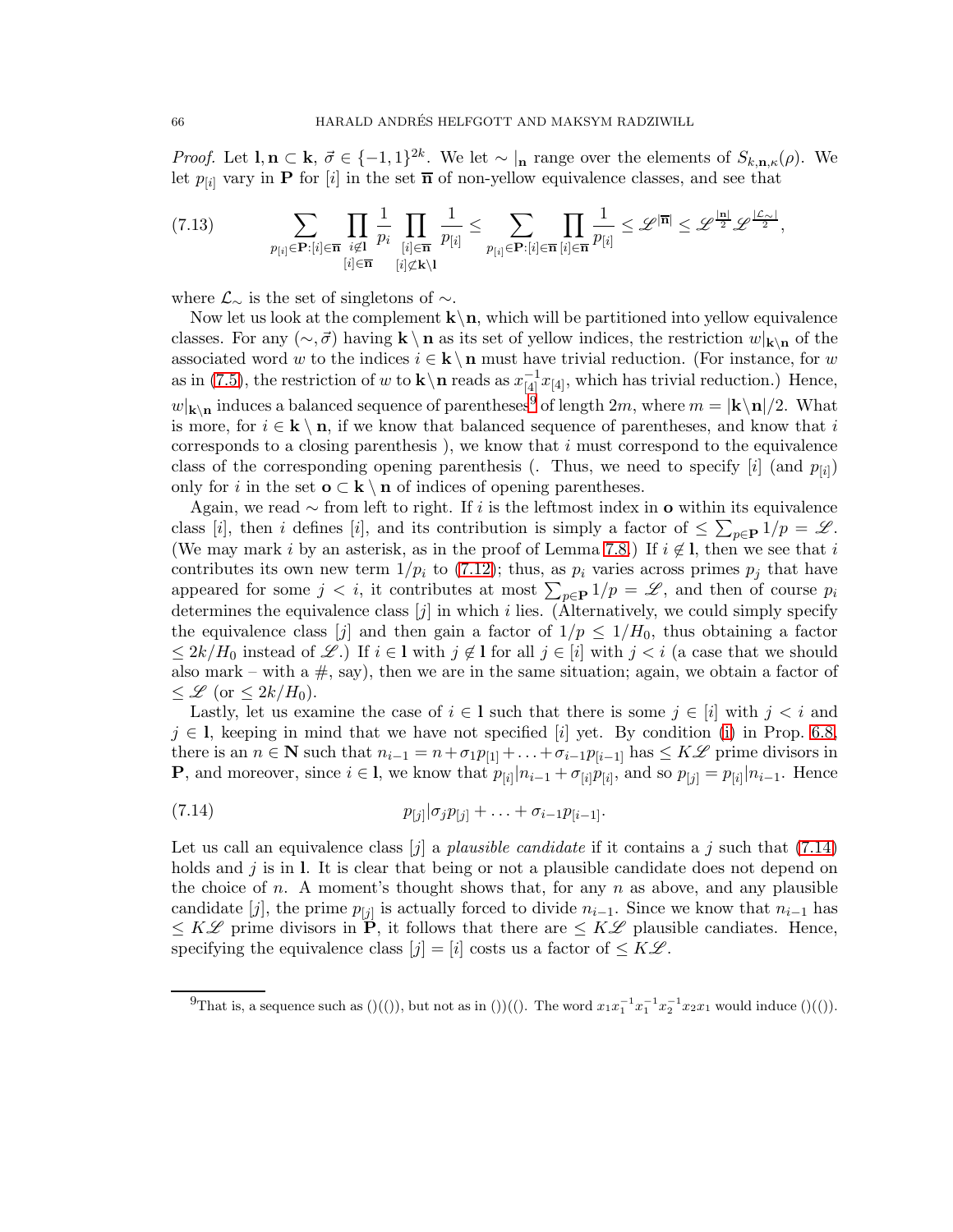*Proof.* Let $\mathbf{l}, \mathbf{n} \subset \mathbf{k}$, $\vec{\sigma} \in \{-1,1\}^{2k}$. We let $\sim|_{\mathbf{n}}$ range over the elements of $S_{k,\mathbf{n},\kappa}(\rho)$. We let $p_{[i]}$ vary in $\mathbf{P}$ for $[i]$ in the set $\overline{\mathbf{n}}$ of non-yellow equivalence classes, and see that

$$\sum_{p_{[i]}\in\mathbf{P}:[i]\in\overline{\mathbf{n}}} \prod_{\substack{i\notin\mathbf{l}\\ [i]\in\overline{\mathbf{n}}}} \frac{1}{p_i} \prod_{\substack{[i]\in\overline{\mathbf{n}}\\ [i]\not\subset\mathbf{k}\setminus\mathbf{l}}} \frac{1}{p_{[i]}} \leq \sum_{p_{[i]}\in\mathbf{P}:[i]\in\overline{\mathbf{n}}} \prod_{[i]\in\overline{\mathbf{n}}} \frac{1}{p_{[i]}} \leq \mathscr{L}^{|\overline{\mathbf{n}}|} \leq \mathscr{L}^{\frac{|\mathbf{n}|}{2}} \mathscr{L}^{\frac{|\mathcal{L}_\sim|}{2}}, \tag{7.13}$$

where $\mathcal{L}_\sim$ is the set of singletons of $\sim$.

Now let us look at the complement $\mathbf{k}\setminus\mathbf{n}$, which will be partitioned into yellow equivalence classes. For any $(\sim, \vec{\sigma})$ having $\mathbf{k}\setminus\mathbf{n}$ as its set of yellow indices, the restriction $w|_{\mathbf{k}\setminus\mathbf{n}}$ of the associated word $w$ to the indices $i \in \mathbf{k}\setminus\mathbf{n}$ must have trivial reduction. (For instance, for $w$ as in (7.5), the restriction of $w$ to $\mathbf{k}\setminus\mathbf{n}$ reads as $x_{[4]}^{-1}x_{[4]}$, which has trivial reduction.) Hence, $w|_{\mathbf{k}\setminus\mathbf{n}}$ induces a balanced sequence of parentheses[9] of length $2m$, where $m = |\mathbf{k}\setminus\mathbf{n}|/2$. What is more, for $i \in \mathbf{k}\setminus\mathbf{n}$, if we know that balanced sequence of parentheses, and know that $i$ corresponds to a closing parenthesis ), we know that $i$ must correspond to the equivalence class of the corresponding opening parenthesis (. Thus, we need to specify $[i]$ (and $p_{[i]}$) only for $i$ in the set $\mathbf{o} \subset \mathbf{k}\setminus\mathbf{n}$ of indices of opening parentheses.

Again, we read $\sim$ from left to right. If $i$ is the leftmost index in $\mathbf{o}$ within its equivalence class $[i]$, then $i$ defines $[i]$, and its contribution is simply a factor of $\leq \sum_{p\in\mathbf{P}} 1/p = \mathscr{L}$. (We may mark $i$ by an asterisk, as in the proof of Lemma 7.8.) If $i \notin \mathbf{l}$, then we see that $i$ contributes its own new term $1/p_i$ to (7.12); thus, as $p_i$ varies across primes $p_j$ that have appeared for some $j < i$, it contributes at most $\sum_{p\in\mathbf{P}} 1/p = \mathscr{L}$, and then of course $p_i$ determines the equivalence class $[j]$ in which $i$ lies. (Alternatively, we could simply specify the equivalence class $[j]$ and then gain a factor of $1/p \leq 1/H_0$, thus obtaining a factor $\leq 2k/H_0$ instead of $\mathscr{L}$.) If $i \in \mathbf{l}$ with $j \notin \mathbf{l}$ for all $j \in [i]$ with $j < i$ (a case that we should also mark – with a #, say), then we are in the same situation; again, we obtain a factor of $\leq \mathscr{L}$ (or $\leq 2k/H_0$).

Lastly, let us examine the case of $i \in \mathbf{l}$ such that there is some $j \in [i]$ with $j < i$ and $j \in \mathbf{l}$, keeping in mind that we have not specified $[i]$ yet. By condition (i) in Prop. 6.8, there is an $n \in \mathbf{N}$ such that $n_{i-1} = n + \sigma_1 p_{[1]} + \ldots + \sigma_{i-1}p_{[i-1]}$ has $\leq K\mathscr{L}$ prime divisors in $\mathbf{P}$, and moreover, since $i \in \mathbf{l}$, we know that $p_{[i]}|n_{i-1} + \sigma_{[i]}p_{[i]}$, and so $p_{[j]} = p_{[i]}|n_{i-1}$. Hence

$$p_{[j]}|\sigma_j p_{[j]} + \ldots + \sigma_{i-1}p_{[i-1]}. \tag{7.14}$$

Let us call an equivalence class $[j]$ a *plausible candidate* if it contains a $j$ such that (7.14) holds and $j$ is in $\mathbf{l}$. It is clear that being or not a plausible candidate does not depend on the choice of $n$. A moment's thought shows that, for any $n$ as above, and any plausible candidate $[j]$, the prime $p_{[j]}$ is actually forced to divide $n_{i-1}$. Since we know that $n_{i-1}$ has $\leq K\mathscr{L}$ prime divisors in $\mathbf{P}$, it follows that there are $\leq K\mathscr{L}$ plausible candiates. Hence, specifying the equivalence class $[j] = [i]$ costs us a factor of $\leq K\mathscr{L}$.

[9] That is, a sequence such as ()(()), but not as in ())((). The word $x_1x_1^{-1}x_1^{-1}x_2^{-1}x_2x_1$ would induce ()(()).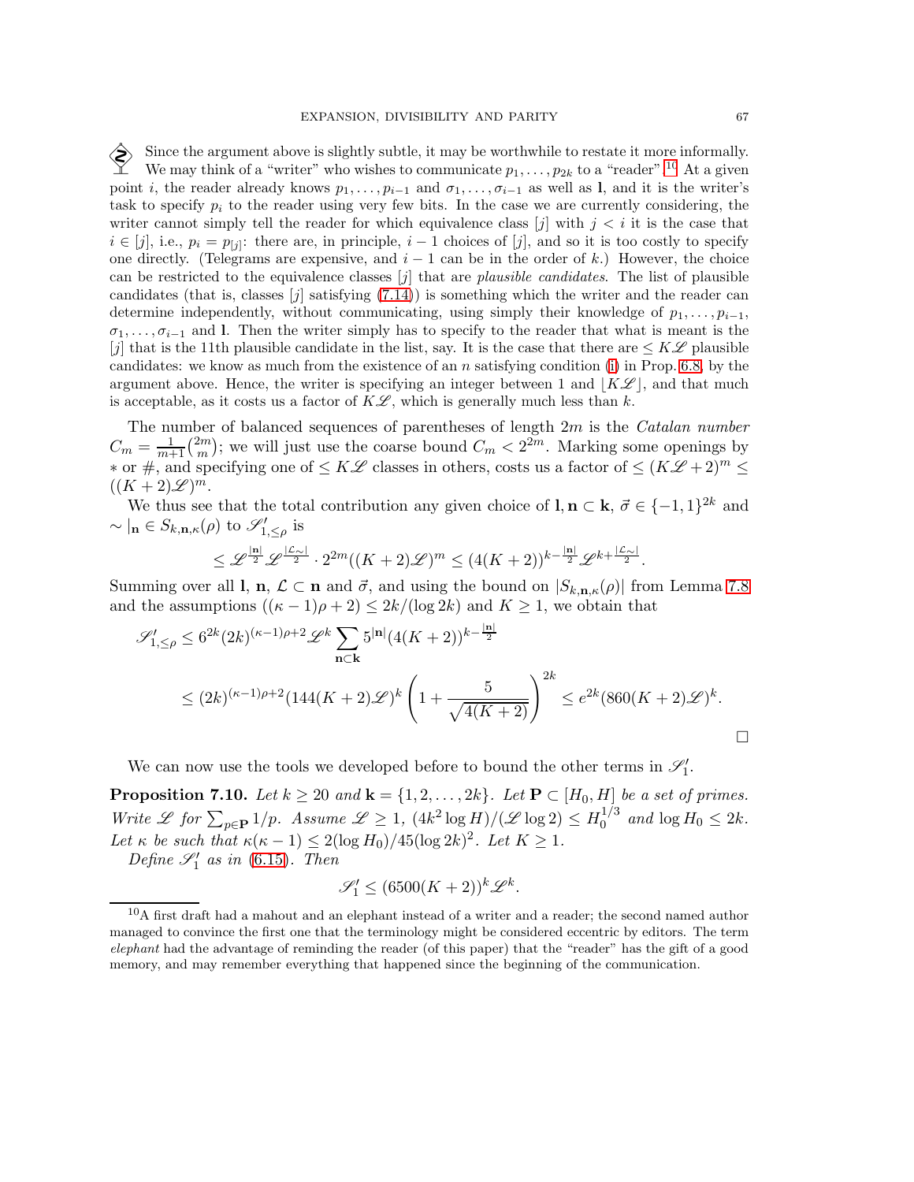Since the argument above is slightly subtle, it may be worthwhile to restate it more informally. We may think of a "writer" who wishes to communicate $p_1, \dots, p_{2k}$ to a "reader".[10] At a given point $i$, the reader already knows $p_1, \dots, p_{i-1}$ and $\sigma_1, \dots, \sigma_{i-1}$ as well as $\mathbf{l}$, and it is the writer's task to specify $p_i$ to the reader using very few bits. In the case we are currently considering, the writer cannot simply tell the reader for which equivalence class $[j]$ with $j < i$ it is the case that $i \in [j]$, i.e., $p_i = p_{[j]}$: there are, in principle, $i-1$ choices of $[j]$, and so it is too costly to specify one directly. (Telegrams are expensive, and $i-1$ can be in the order of $k$.) However, the choice can be restricted to the equivalence classes $[j]$ that are *plausible candidates*. The list of plausible candidates (that is, classes $[j]$ satisfying (7.14)) is something which the writer and the reader can determine independently, without communicating, using simply their knowledge of $p_1, \dots, p_{i-1}$, $\sigma_1, \dots, \sigma_{i-1}$ and $\mathbf{l}$. Then the writer simply has to specify to the reader that what is meant is the $[j]$ that is the 11th plausible candidate in the list, say. It is the case that there are $\leq K\mathscr{L}$ plausible candidates: we know as much from the existence of an $n$ satisfying condition (i) in Prop. 6.8, by the argument above. Hence, the writer is specifying an integer between 1 and $\lfloor K\mathscr{L} \rfloor$, and that much is acceptable, as it costs us a factor of $K\mathscr{L}$, which is generally much less than $k$.

The number of balanced sequences of parentheses of length $2m$ is the *Catalan number* $C_m = \frac{1}{m+1}\binom{2m}{m}$; we will just use the coarse bound $C_m < 2^{2m}$. Marking some openings by $*$ or $\#$, and specifying one of $\leq K\mathscr{L}$ classes in others, costs us a factor of $\leq (K\mathscr{L}+2)^m \leq ((K+2)\mathscr{L})^m$.

We thus see that the total contribution any given choice of $\mathbf{l}, \mathbf{n} \subset \mathbf{k}$, $\vec{\sigma} \in \{-1,1\}^{2k}$ and $\sim|_{\mathbf{n}} \in S_{k,\mathbf{n},\kappa}(\rho)$ to $\mathscr{S}'_{1,\leq\rho}$ is

$$\leq \mathscr{L}^{\frac{|\mathbf{n}|}{2}} \mathscr{L}^{\frac{|\mathcal{L}_\sim|}{2}} \cdot 2^{2m}((K+2)\mathscr{L})^m \leq (4(K+2))^{k-\frac{|\mathbf{n}|}{2}} \mathscr{L}^{k+\frac{|\mathcal{L}_\sim|}{2}}.$$

Summing over all $\mathbf{l}$, $\mathbf{n}$, $\mathcal{L} \subset \mathbf{n}$ and $\vec{\sigma}$, and using the bound on $|S_{k,\mathbf{n},\kappa}(\rho)|$ from Lemma 7.8 and the assumptions $((\kappa-1)\rho+2) \leq 2k/(\log 2k)$ and $K \geq 1$, we obtain that

$$\begin{aligned}
\mathscr{S}'_{1,\leq\rho} &\leq 6^{2k}(2k)^{(\kappa-1)\rho+2}\mathscr{L}^k \sum_{\mathbf{n}\subset\mathbf{k}} 5^{|\mathbf{n}|}(4(K+2))^{k-\frac{|\mathbf{n}|}{2}} \\
&\leq (2k)^{(\kappa-1)\rho+2}(144(K+2)\mathscr{L})^k \left(1 + \frac{5}{\sqrt{4(K+2)}}\right)^{2k} \leq e^{2k}(860(K+2)\mathscr{L})^k.
\end{aligned}$$

□

We can now use the tools we developed before to bound the other terms in $\mathscr{S}'_1$.

**Proposition 7.10.** *Let $k \geq 20$ and $\mathbf{k} = \{1, 2, \dots, 2k\}$. Let $\mathbf{P} \subset [H_0, H]$ be a set of primes. Write $\mathscr{L}$ for $\sum_{p\in\mathbf{P}} 1/p$. Assume $\mathscr{L} \geq 1$, $(4k^2 \log H)/(\mathscr{L} \log 2) \leq H_0^{1/3}$ and $\log H_0 \leq 2k$. Let $\kappa$ be such that $\kappa(\kappa-1) \leq 2(\log H_0)/45(\log 2k)^2$. Let $K \geq 1$.*

*Define $\mathscr{S}'_1$ as in (6.15). Then*

$$\mathscr{S}'_1 \leq (6500(K+2))^k \mathscr{L}^k.$$

[10] A first draft had a mahout and an elephant instead of a writer and a reader; the second named author managed to convince the first one that the terminology might be considered eccentric by editors. The term *elephant* had the advantage of reminding the reader (of this paper) that the "reader" has the gift of a good memory, and may remember everything that happened since the beginning of the communication.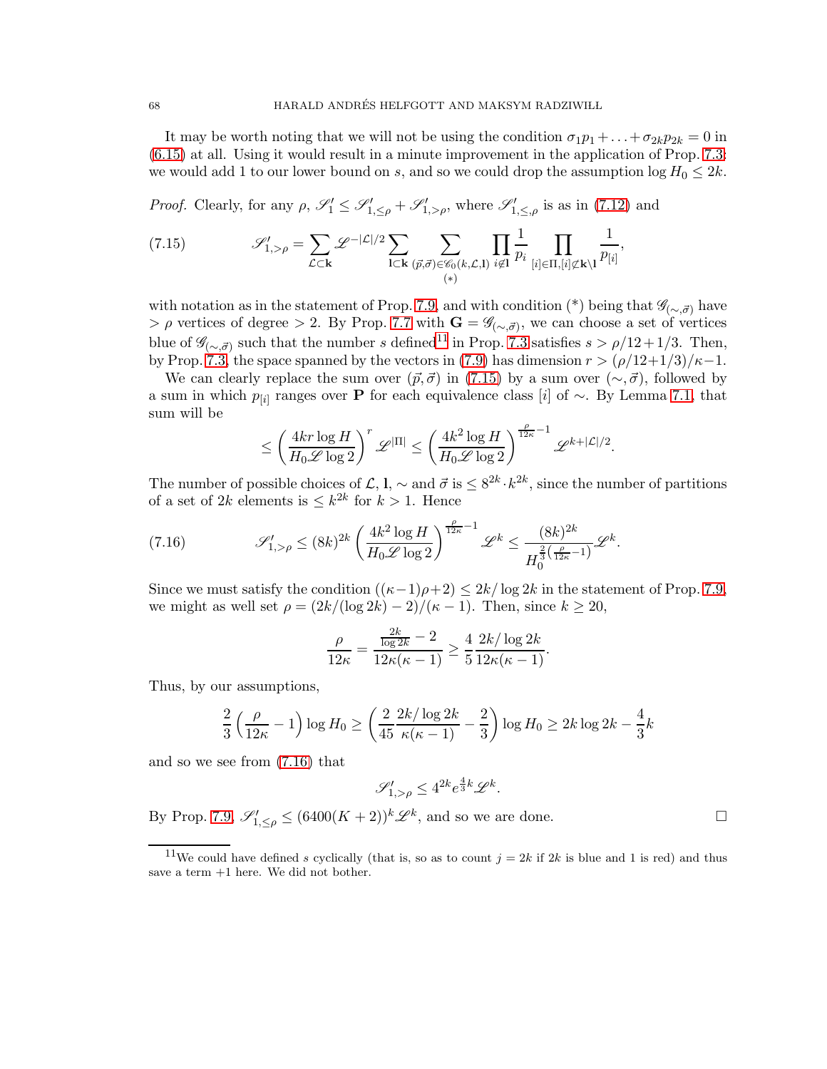It may be worth noting that we will not be using the condition $\sigma_1 p_1 + \ldots + \sigma_{2k} p_{2k} = 0$ in (6.15) at all. Using it would result in a minute improvement in the application of Prop. 7.3: we would add 1 to our lower bound on $s$, and so we could drop the assumption $\log H_0 \leq 2k$.

*Proof.* Clearly, for any $\rho$, $\mathscr{S}'_1 \leq \mathscr{S}'_{1,\leq\rho} + \mathscr{S}'_{1,>\rho}$, where $\mathscr{S}'_{1,\leq,\rho}$ is as in (7.12) and

$$\mathscr{S}'_{1,>\rho} = \sum_{\mathcal{L}\subset\mathbf{k}} \mathscr{L}^{-|\mathcal{L}|/2} \sum_{\mathbf{l}\subset\mathbf{k}} \sum_{\substack{(\vec{p},\vec{\sigma})\in\mathscr{C}_0(k,\mathcal{L},\mathbf{l})\\ (*)}} \prod_{i\notin\mathbf{l}} \frac{1}{p_i} \prod_{[i]\in\Pi,[i]\not\subset\mathbf{k}\setminus\mathbf{l}} \frac{1}{p_{[i]}}, \tag{7.15}$$

with notation as in the statement of Prop. 7.9, and with condition (*) being that $\mathscr{G}_{(\sim,\vec{\sigma})}$ have $> \rho$ vertices of degree $> 2$. By Prop. 7.7 with $\mathbf{G} = \mathscr{G}_{(\sim,\vec{\sigma})}$, we can choose a set of vertices blue of $\mathscr{G}_{(\sim,\vec{\sigma})}$ such that the number $s$ defined[11] in Prop. 7.3 satisfies $s > \rho/12 + 1/3$. Then, by Prop. 7.3, the space spanned by the vectors in (7.9) has dimension $r > (\rho/12+1/3)/\kappa - 1$.

We can clearly replace the sum over $(\vec{p},\vec{\sigma})$ in (7.15) by a sum over $(\sim,\vec{\sigma})$, followed by a sum in which $p_{[i]}$ ranges over $\mathbf{P}$ for each equivalence class $[i]$ of $\sim$. By Lemma 7.1, that sum will be

$$\leq \left(\frac{4kr\log H}{H_0\mathscr{L}\log 2}\right)^r \mathscr{L}^{|\Pi|} \leq \left(\frac{4k^2\log H}{H_0\mathscr{L}\log 2}\right)^{\frac{\rho}{12\kappa}-1} \mathscr{L}^{k+|\mathcal{L}|/2}.$$

The number of possible choices of $\mathcal{L}$, $\mathbf{l}$, $\sim$ and $\vec{\sigma}$ is $\leq 8^{2k}\cdot k^{2k}$, since the number of partitions of a set of $2k$ elements is $\leq k^{2k}$ for $k > 1$. Hence

$$\mathscr{S}'_{1,>\rho} \leq (8k)^{2k}\left(\frac{4k^2\log H}{H_0\mathscr{L}\log 2}\right)^{\frac{\rho}{12\kappa}-1} \mathscr{L}^k \leq \frac{(8k)^{2k}}{H_0^{\frac{2}{3}\left(\frac{\rho}{12\kappa}-1\right)}}\mathscr{L}^k. \tag{7.16}$$

Since we must satisfy the condition $((\kappa-1)\rho+2) \leq 2k/\log 2k$ in the statement of Prop. 7.9, we might as well set $\rho = (2k/(\log 2k) - 2)/(\kappa-1)$. Then, since $k \geq 20$,

$$\frac{\rho}{12\kappa} = \frac{\frac{2k}{\log 2k} - 2}{12\kappa(\kappa-1)} \geq \frac{4}{5}\frac{2k/\log 2k}{12\kappa(\kappa-1)}.$$

Thus, by our assumptions,

$$\frac{2}{3}\left(\frac{\rho}{12\kappa} - 1\right)\log H_0 \geq \left(\frac{2}{45}\frac{2k/\log 2k}{\kappa(\kappa-1)} - \frac{2}{3}\right)\log H_0 \geq 2k\log 2k - \frac{4}{3}k$$

and so we see from (7.16) that

$$\mathscr{S}'_{1,>\rho} \leq 4^{2k} e^{\frac{4}{3}k}\mathscr{L}^k.$$

By Prop. 7.9, $\mathscr{S}'_{1,\leq\rho} \leq (6400(K+2))^k\mathscr{L}^k$, and so we are done. $\square$

[11] We could have defined $s$ cyclically (that is, so as to count $j = 2k$ if $2k$ is blue and 1 is red) and thus save a term $+1$ here. We did not bother.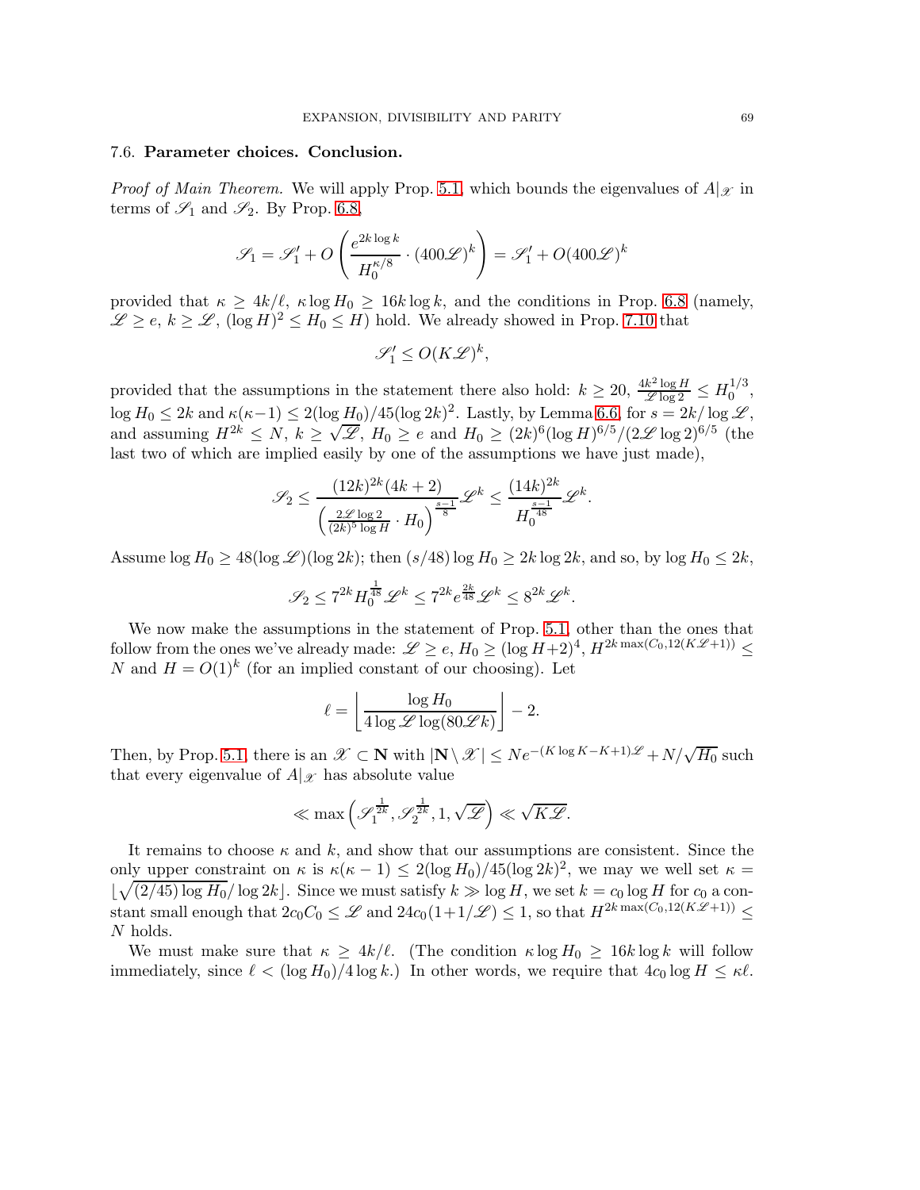### 7.6. Parameter choices. Conclusion.

*Proof of Main Theorem.* We will apply Prop. 5.1, which bounds the eigenvalues of $A|_{\mathscr{X}}$ in terms of $\mathscr{S}_1$ and $\mathscr{S}_2$. By Prop. 6.8,

$$\mathscr{S}_1 = \mathscr{S}_1' + O\left(\frac{e^{2k\log k}}{H_0^{\kappa/8}} \cdot (400\mathscr{L})^k\right) = \mathscr{S}_1' + O(400\mathscr{L})^k$$

provided that $\kappa \geq 4k/\ell$, $\kappa \log H_0 \geq 16k\log k$, and the conditions in Prop. 6.8 (namely, $\mathscr{L} \geq e$, $k \geq \mathscr{L}$, $(\log H)^2 \leq H_0 \leq H$) hold. We already showed in Prop. 7.10 that

$$\mathscr{S}_1' \leq O(K\mathscr{L})^k,$$

provided that the assumptions in the statement there also hold: $k \geq 20$, $\frac{4k^2\log H}{\mathscr{L}\log 2} \leq H_0^{1/3}$, $\log H_0 \leq 2k$ and $\kappa(\kappa-1) \leq 2(\log H_0)/45(\log 2k)^2$. Lastly, by Lemma 6.6, for $s = 2k/\log\mathscr{L}$, and assuming $H^{2k} \leq N$, $k \geq \sqrt{\mathscr{L}}$, $H_0 \geq e$ and $H_0 \geq (2k)^6(\log H)^{6/5}/(2\mathscr{L}\log 2)^{6/5}$ (the last two of which are implied easily by one of the assumptions we have just made),

$$\mathscr{S}_2 \leq \frac{(12k)^{2k}(4k+2)}{\left(\frac{2\mathscr{L}\log 2}{(2k)^5\log H}\cdot H_0\right)^{\frac{s-1}{8}}}\mathscr{L}^k \leq \frac{(14k)^{2k}}{H_0^{\frac{s-1}{48}}}\mathscr{L}^k.$$

Assume $\log H_0 \geq 48(\log\mathscr{L})(\log 2k)$; then $(s/48)\log H_0 \geq 2k\log 2k$, and so, by $\log H_0 \leq 2k$,

$$\mathscr{S}_2 \leq 7^{2k}H_0^{\frac{1}{48}}\mathscr{L}^k \leq 7^{2k}e^{\frac{2k}{48}}\mathscr{L}^k \leq 8^{2k}\mathscr{L}^k.$$

We now make the assumptions in the statement of Prop. 5.1, other than the ones that follow from the ones we've already made: $\mathscr{L} \geq e$, $H_0 \geq (\log H + 2)^4$, $H^{2k\max(C_0, 12(K\mathscr{L}+1))} \leq N$ and $H = O(1)^k$ (for an implied constant of our choosing). Let

$$\ell = \left\lfloor \frac{\log H_0}{4\log\mathscr{L}\log(80\mathscr{L}k)}\right\rfloor - 2.$$

Then, by Prop. 5.1, there is an $\mathscr{X} \subset \mathbf{N}$ with $|\mathbf{N}\setminus\mathscr{X}| \leq Ne^{-(K\log K - K + 1)\mathscr{L}} + N/\sqrt{H_0}$ such that every eigenvalue of $A|_{\mathscr{X}}$ has absolute value

$$\ll \max\left(\mathscr{S}_1^{\frac{1}{2k}}, \mathscr{S}_2^{\frac{1}{2k}}, 1, \sqrt{\mathscr{L}}\right) \ll \sqrt{K\mathscr{L}}.$$

It remains to choose $\kappa$ and $k$, and show that our assumptions are consistent. Since the only upper constraint on $\kappa$ is $\kappa(\kappa-1) \leq 2(\log H_0)/45(\log 2k)^2$, we may we well set $\kappa = \lfloor\sqrt{(2/45)\log H_0}/\log 2k\rfloor$. Since we must satisfy $k \gg \log H$, we set $k = c_0\log H$ for $c_0$ a constant small enough that $2c_0C_0 \leq \mathscr{L}$ and $24c_0(1+1/\mathscr{L}) \leq 1$, so that $H^{2k\max(C_0,12(K\mathscr{L}+1))} \leq N$ holds.

We must make sure that $\kappa \geq 4k/\ell$. (The condition $\kappa\log H_0 \geq 16k\log k$ will follow immediately, since $\ell < (\log H_0)/4\log k$.) In other words, we require that $4c_0\log H \leq \kappa\ell$.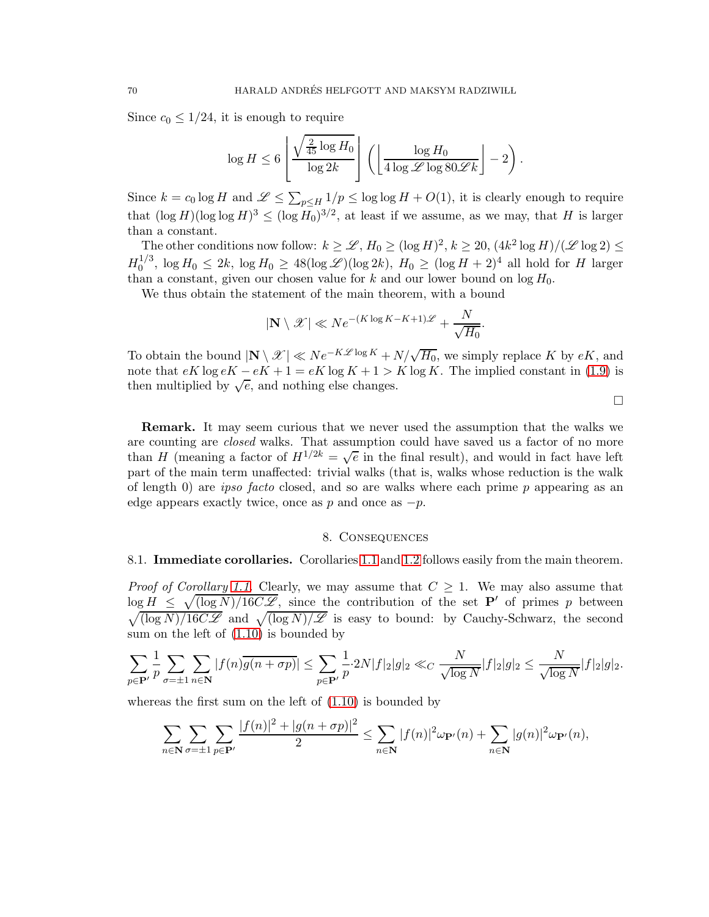Since $c_0 \leq 1/24$, it is enough to require

$$\log H \leq 6 \left\lfloor \frac{\sqrt{\frac{2}{45}\log H_0}}{\log 2k} \right\rfloor \left( \left\lfloor \frac{\log H_0}{4 \log \mathscr{L} \log 80\mathscr{L}k} \right\rfloor - 2 \right).$$

Since $k = c_0 \log H$ and $\mathscr{L} \leq \sum_{p \leq H} 1/p \leq \log\log H + O(1)$, it is clearly enough to require that $(\log H)(\log\log H)^3 \leq (\log H_0)^{3/2}$, at least if we assume, as we may, that $H$ is larger than a constant.

The other conditions now follow: $k \geq \mathscr{L}$, $H_0 \geq (\log H)^2$, $k \geq 20$, $(4k^2 \log H)/(\mathscr{L} \log 2) \leq H_0^{1/3}$, $\log H_0 \leq 2k$, $\log H_0 \geq 48(\log \mathscr{L})(\log 2k)$, $H_0 \geq (\log H + 2)^4$ all hold for $H$ larger than a constant, given our chosen value for $k$ and our lower bound on $\log H_0$.

We thus obtain the statement of the main theorem, with a bound

$$|\mathbf{N} \setminus \mathscr{X}| \ll N e^{-(K \log K - K + 1)\mathscr{L}} + \frac{N}{\sqrt{H_0}}.$$

To obtain the bound $|\mathbf{N} \setminus \mathscr{X}| \ll N e^{-K\mathscr{L}\log K} + N/\sqrt{H_0}$, we simply replace $K$ by $eK$, and note that $eK \log eK - eK + 1 = eK \log K + 1 > K \log K$. The implied constant in (1.9) is then multiplied by $\sqrt{e}$, and nothing else changes. □

**Remark.** It may seem curious that we never used the assumption that the walks we are counting are *closed* walks. That assumption could have saved us a factor of no more than $H$ (meaning a factor of $H^{1/2k} = \sqrt{e}$ in the final result), and would in fact have left part of the main term unaffected: trivial walks (that is, walks whose reduction is the walk of length 0) are *ipso facto* closed, and so are walks where each prime $p$ appearing as an edge appears exactly twice, once as $p$ and once as $-p$.

## 8. Consequences

### 8.1. Immediate corollaries.

Corollaries 1.1 and 1.2 follows easily from the main theorem.

*Proof of Corollary 1.1.* Clearly, we may assume that $C \geq 1$. We may also assume that $\log H \leq \sqrt{(\log N)/16C\mathscr{L}}$, since the contribution of the set $\mathbf{P}'$ of primes $p$ between $\sqrt{(\log N)/16C\mathscr{L}}$ and $\sqrt{(\log N)/\mathscr{L}}$ is easy to bound: by Cauchy-Schwarz, the second sum on the left of (1.10) is bounded by

$$\sum_{p \in \mathbf{P}'} \frac{1}{p} \sum_{\sigma = \pm 1} \sum_{n \in \mathbf{N}} |f(n)\overline{g(n + \sigma p)}| \leq \sum_{p \in \mathbf{P}'} \frac{1}{p} \cdot 2N|f|_2|g|_2 \ll_C \frac{N}{\sqrt{\log N}}|f|_2|g|_2 \leq \frac{N}{\sqrt{\log N}}|f|_2|g|_2.$$

whereas the first sum on the left of (1.10) is bounded by

$$\sum_{n \in \mathbf{N}} \sum_{\sigma = \pm 1} \sum_{p \in \mathbf{P}'} \frac{|f(n)|^2 + |g(n + \sigma p)|^2}{2} \leq \sum_{n \in \mathbf{N}} |f(n)|^2 \omega_{\mathbf{P}'}(n) + \sum_{n \in \mathbf{N}} |g(n)|^2 \omega_{\mathbf{P}'}(n),$$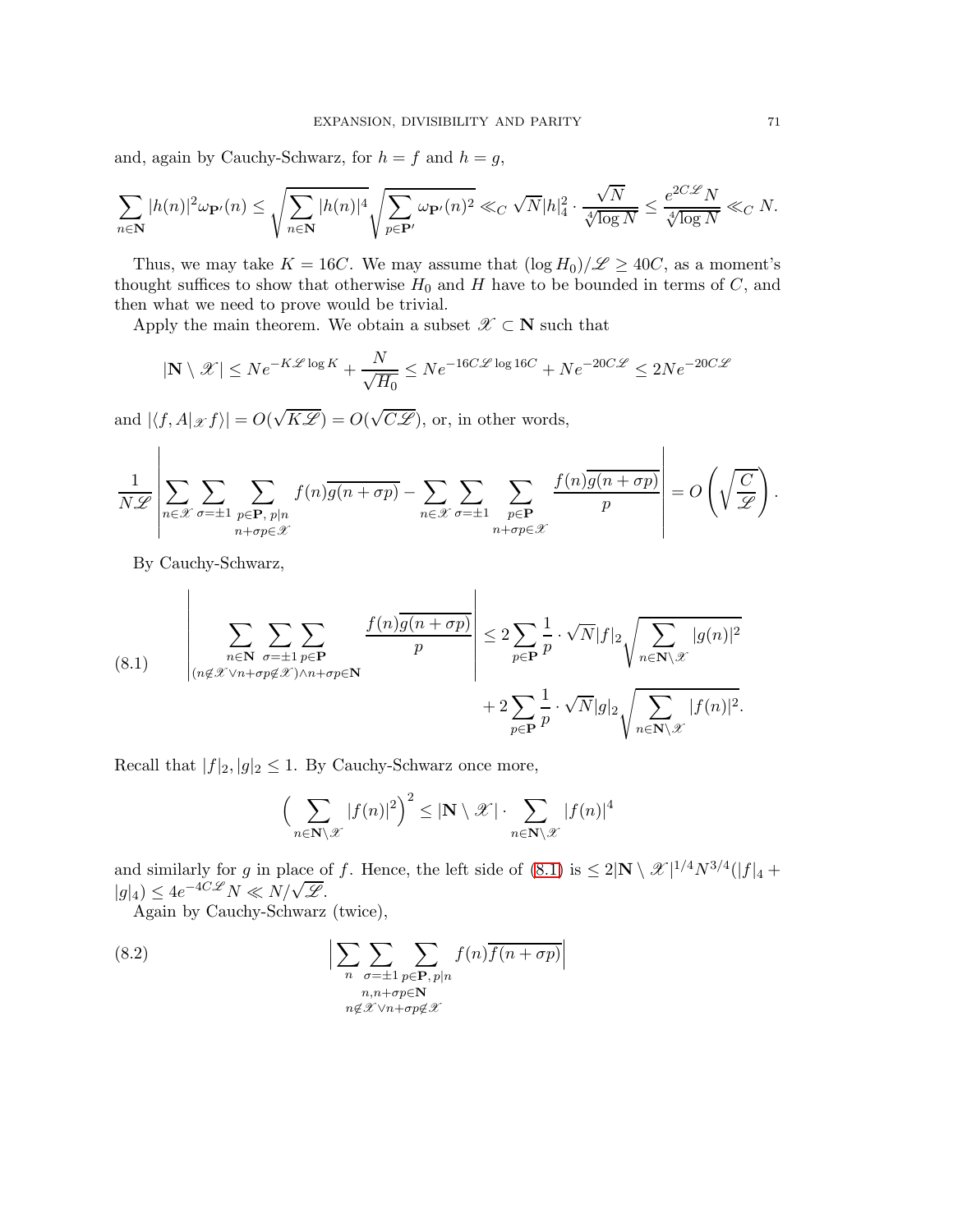and, again by Cauchy-Schwarz, for $h = f$ and $h = g$,

$$\sum_{n\in\mathbf{N}} |h(n)|^2 \omega_{\mathbf{P}'}(n) \leq \sqrt{\sum_{n\in\mathbf{N}} |h(n)|^4} \sqrt{\sum_{p\in\mathbf{P}'} \omega_{\mathbf{P}'}(n)^2} \ll_C \sqrt{N}|h|_4^2 \cdot \frac{\sqrt{N}}{\sqrt[4]{\log N}} \leq \frac{e^{2C\mathscr{L}} N}{\sqrt[4]{\log N}} \ll_C N.$$

Thus, we may take $K = 16C$. We may assume that $(\log H_0)/\mathscr{L} \geq 40C$, as a moment's thought suffices to show that otherwise $H_0$ and $H$ have to be bounded in terms of $C$, and then what we need to prove would be trivial.

Apply the main theorem. We obtain a subset $\mathscr{X} \subset \mathbf{N}$ such that

$$|\mathbf{N} \setminus \mathscr{X}| \leq N e^{-K\mathscr{L}\log K} + \frac{N}{\sqrt{H_0}} \leq N e^{-16C\mathscr{L}\log 16C} + N e^{-20C\mathscr{L}} \leq 2N e^{-20C\mathscr{L}}$$

and $|\langle f, A|_{\mathscr{X}} f\rangle| = O(\sqrt{K\mathscr{L}}) = O(\sqrt{C\mathscr{L}})$, or, in other words,

$$\frac{1}{N\mathscr{L}} \left| \sum_{n\in\mathscr{X}} \sum_{\sigma=\pm1} \sum_{\substack{p\in\mathbf{P},\, p|n \\ n+\sigma p\in\mathscr{X}}} f(n)\overline{g(n+\sigma p)} - \sum_{n\in\mathscr{X}} \sum_{\sigma=\pm1} \sum_{\substack{p\in\mathbf{P} \\ n+\sigma p\in\mathscr{X}}} \frac{f(n)\overline{g(n+\sigma p)}}{p} \right| = O\left(\sqrt{\frac{C}{\mathscr{L}}}\right).$$

By Cauchy-Schwarz,

$$\left| \sum_{\substack{n\in\mathbf{N} \\ (n\notin\mathscr{X} \vee n+\sigma p\notin\mathscr{X}) \wedge n+\sigma p\in\mathbf{N}}} \sum_{\sigma=\pm1} \sum_{p\in\mathbf{P}} \frac{f(n)\overline{g(n+\sigma p)}}{p} \right| \leq 2\sum_{p\in\mathbf{P}} \frac{1}{p} \cdot \sqrt{N}|f|_2 \sqrt{\sum_{n\in\mathbf{N}\setminus\mathscr{X}} |g(n)|^2} + 2\sum_{p\in\mathbf{P}} \frac{1}{p} \cdot \sqrt{N}|g|_2 \sqrt{\sum_{n\in\mathbf{N}\setminus\mathscr{X}} |f(n)|^2}. \tag{8.1}$$

Recall that $|f|_2, |g|_2 \leq 1$. By Cauchy-Schwarz once more,

$$\Big(\sum_{n\in\mathbf{N}\setminus\mathscr{X}} |f(n)|^2\Big)^2 \leq |\mathbf{N} \setminus \mathscr{X}| \cdot \sum_{n\in\mathbf{N}\setminus\mathscr{X}} |f(n)|^4$$

and similarly for $g$ in place of $f$. Hence, the left side of (8.1) is $\leq 2|\mathbf{N} \setminus \mathscr{X}|^{1/4} N^{3/4}(|f|_4 + |g|_4) \leq 4e^{-4C\mathscr{L}} N \ll N/\sqrt{\mathscr{L}}$.

Again by Cauchy-Schwarz (twice),

$$\Big| \sum_{\substack{n \\ n,n+\sigma p\in\mathbf{N} \\ n\notin\mathscr{X} \vee n+\sigma p\notin\mathscr{X}}} \sum_{\sigma=\pm1} \sum_{p\in\mathbf{P},\, p|n} f(n)\overline{f(n+\sigma p)} \Big| \tag{8.2}$$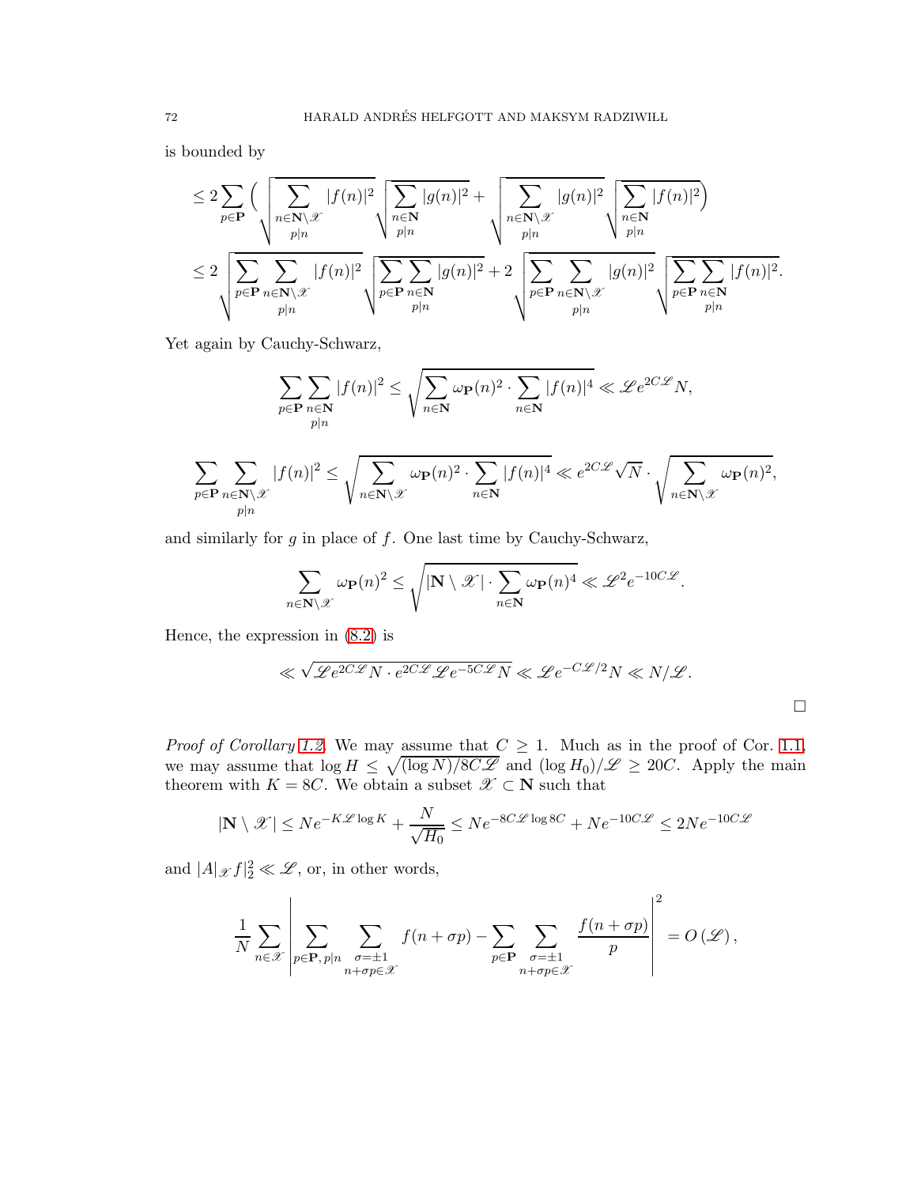is bounded by

$$\leq 2\sum_{p\in\mathbf{P}}\Bigg(\sqrt{\sum_{\substack{n\in\mathbf{N}\setminus\mathscr{X}\\ p|n}}|f(n)|^2}\sqrt{\sum_{\substack{n\in\mathbf{N}\\ p|n}}|g(n)|^2}+\sqrt{\sum_{\substack{n\in\mathbf{N}\setminus\mathscr{X}\\ p|n}}|g(n)|^2}\sqrt{\sum_{\substack{n\in\mathbf{N}\\ p|n}}|f(n)|^2}\Bigg)$$

$$\leq 2\sqrt{\sum_{p\in\mathbf{P}}\sum_{\substack{n\in\mathbf{N}\setminus\mathscr{X}\\ p|n}}|f(n)|^2}\sqrt{\sum_{p\in\mathbf{P}}\sum_{\substack{n\in\mathbf{N}\\ p|n}}|g(n)|^2}+2\sqrt{\sum_{p\in\mathbf{P}}\sum_{\substack{n\in\mathbf{N}\setminus\mathscr{X}\\ p|n}}|g(n)|^2}\sqrt{\sum_{p\in\mathbf{P}}\sum_{\substack{n\in\mathbf{N}\\ p|n}}|f(n)|^2}.$$

Yet again by Cauchy-Schwarz,

$$\sum_{p\in\mathbf{P}}\sum_{\substack{n\in\mathbf{N}\\ p|n}}|f(n)|^2\leq\sqrt{\sum_{n\in\mathbf{N}}\omega_{\mathbf{P}}(n)^2\cdot\sum_{n\in\mathbf{N}}|f(n)|^4}\ll\mathscr{L}e^{2C\mathscr{L}}N,$$

$$\sum_{p\in\mathbf{P}}\sum_{\substack{n\in\mathbf{N}\setminus\mathscr{X}\\ p|n}}|f(n)|^2\leq\sqrt{\sum_{n\in\mathbf{N}\setminus\mathscr{X}}\omega_{\mathbf{P}}(n)^2\cdot\sum_{n\in\mathbf{N}}|f(n)|^4}\ll e^{2C\mathscr{L}}\sqrt{N}\cdot\sqrt{\sum_{n\in\mathbf{N}\setminus\mathscr{X}}\omega_{\mathbf{P}}(n)^2},$$

and similarly for $g$ in place of $f$. One last time by Cauchy-Schwarz,

$$\sum_{n\in\mathbf{N}\setminus\mathscr{X}}\omega_{\mathbf{P}}(n)^2\leq\sqrt{|\mathbf{N}\setminus\mathscr{X}|\cdot\sum_{n\in\mathbf{N}}\omega_{\mathbf{P}}(n)^4}\ll\mathscr{L}^2e^{-10C\mathscr{L}}.$$

Hence, the expression in (8.2) is

$$\ll\sqrt{\mathscr{L}e^{2C\mathscr{L}}N\cdot e^{2C\mathscr{L}}\mathscr{L}e^{-5C\mathscr{L}}N}\ll\mathscr{L}e^{-C\mathscr{L}/2}N\ll N/\mathscr{L}.$$

$\square$

*Proof of Corollary 1.2.* We may assume that $C\geq 1$. Much as in the proof of Cor. 1.1, we may assume that $\log H\leq\sqrt{(\log N)/8C\mathscr{L}}$ and $(\log H_0)/\mathscr{L}\geq 20C$. Apply the main theorem with $K=8C$. We obtain a subset $\mathscr{X}\subset\mathbf{N}$ such that

$$|\mathbf{N}\setminus\mathscr{X}|\leq Ne^{-K\mathscr{L}\log K}+\frac{N}{\sqrt{H_0}}\leq Ne^{-8C\mathscr{L}\log 8C}+Ne^{-10C\mathscr{L}}\leq 2Ne^{-10C\mathscr{L}}$$

and $|A|_{\mathscr{X}}f|_2^2\ll\mathscr{L}$, or, in other words,

$$\frac{1}{N}\sum_{n\in\mathscr{X}}\left|\sum_{p\in\mathbf{P},\,p|n}\sum_{\substack{\sigma=\pm1\\ n+\sigma p\in\mathscr{X}}}f(n+\sigma p)-\sum_{p\in\mathbf{P}}\sum_{\substack{\sigma=\pm1\\ n+\sigma p\in\mathscr{X}}}\frac{f(n+\sigma p)}{p}\right|^2=O\left(\mathscr{L}\right),$$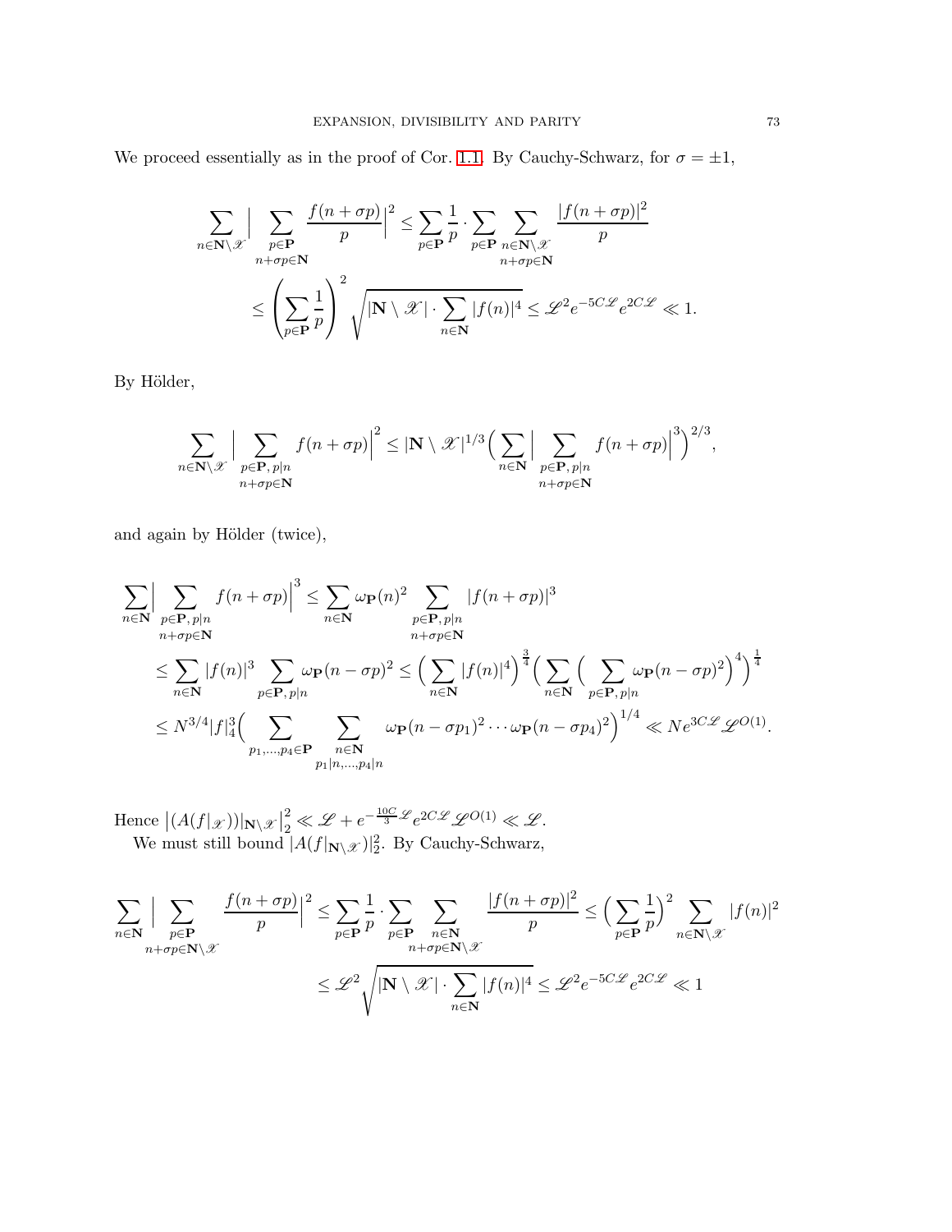We proceed essentially as in the proof of Cor. 1.1. By Cauchy-Schwarz, for $\sigma = \pm 1$,

$$\sum_{n \in \mathbf{N} \setminus \mathscr{X}} \Big| \sum_{\substack{p \in \mathbf{P} \\ n+\sigma p \in \mathbf{N}}} \frac{f(n+\sigma p)}{p} \Big|^2 \leq \sum_{p \in \mathbf{P}} \frac{1}{p} \cdot \sum_{p \in \mathbf{P}} \sum_{\substack{n \in \mathbf{N} \setminus \mathscr{X} \\ n+\sigma p \in \mathbf{N}}} \frac{|f(n+\sigma p)|^2}{p}$$
$$\leq \left( \sum_{p \in \mathbf{P}} \frac{1}{p} \right)^2 \sqrt{|\mathbf{N} \setminus \mathscr{X}| \cdot \sum_{n \in \mathbf{N}} |f(n)|^4} \leq \mathscr{L}^2 e^{-5C\mathscr{L}} e^{2C\mathscr{L}} \ll 1.$$

By Hölder,

$$\sum_{n \in \mathbf{N} \setminus \mathscr{X}} \Big| \sum_{\substack{p \in \mathbf{P},\, p|n \\ n+\sigma p \in \mathbf{N}}} f(n+\sigma p) \Big|^2 \leq |\mathbf{N} \setminus \mathscr{X}|^{1/3} \Big( \sum_{n \in \mathbf{N}} \Big| \sum_{\substack{p \in \mathbf{P},\, p|n \\ n+\sigma p \in \mathbf{N}}} f(n+\sigma p) \Big|^3 \Big)^{2/3},$$

and again by Hölder (twice),

$$\sum_{n \in \mathbf{N}} \Big| \sum_{\substack{p \in \mathbf{P},\, p|n \\ n+\sigma p \in \mathbf{N}}} f(n+\sigma p) \Big|^3 \leq \sum_{n \in \mathbf{N}} \omega_{\mathbf{P}}(n)^2 \sum_{\substack{p \in \mathbf{P},\, p|n \\ n+\sigma p \in \mathbf{N}}} |f(n+\sigma p)|^3$$
$$\leq \sum_{n \in \mathbf{N}} |f(n)|^3 \sum_{p \in \mathbf{P},\, p|n} \omega_{\mathbf{P}}(n-\sigma p)^2 \leq \Big( \sum_{n \in \mathbf{N}} |f(n)|^4 \Big)^{\frac{3}{4}} \Big( \sum_{n \in \mathbf{N}} \Big( \sum_{p \in \mathbf{P},\, p|n} \omega_{\mathbf{P}}(n-\sigma p)^2 \Big)^4 \Big)^{\frac{1}{4}}$$
$$\leq N^{3/4} |f|_4^3 \Big( \sum_{p_1, \dots, p_4 \in \mathbf{P}} \sum_{\substack{n \in \mathbf{N} \\ p_1|n, \dots, p_4|n}} \omega_{\mathbf{P}}(n-\sigma p_1)^2 \cdots \omega_{\mathbf{P}}(n-\sigma p_4)^2 \Big)^{1/4} \ll N e^{3C\mathscr{L}} \mathscr{L}^{O(1)}.$$

Hence $\left|(A(f|_{\mathscr{X}}))|_{\mathbf{N}\setminus\mathscr{X}}\right|_2^2 \ll \mathscr{L} + e^{-\frac{10C}{3}\mathscr{L}} e^{2C\mathscr{L}} \mathscr{L}^{O(1)} \ll \mathscr{L}$.

We must still bound $|A(f|_{\mathbf{N}\setminus\mathscr{X}})|_2^2$. By Cauchy-Schwarz,

$$\sum_{n \in \mathbf{N}} \Big| \sum_{\substack{p \in \mathbf{P} \\ n+\sigma p \in \mathbf{N} \setminus \mathscr{X}}} \frac{f(n+\sigma p)}{p} \Big|^2 \leq \sum_{p \in \mathbf{P}} \frac{1}{p} \cdot \sum_{p \in \mathbf{P}} \sum_{\substack{n \in \mathbf{N} \\ n+\sigma p \in \mathbf{N} \setminus \mathscr{X}}} \frac{|f(n+\sigma p)|^2}{p} \leq \Big( \sum_{p \in \mathbf{P}} \frac{1}{p} \Big)^2 \sum_{n \in \mathbf{N} \setminus \mathscr{X}} |f(n)|^2$$
$$\leq \mathscr{L}^2 \sqrt{|\mathbf{N} \setminus \mathscr{X}| \cdot \sum_{n \in \mathbf{N}} |f(n)|^4} \leq \mathscr{L}^2 e^{-5C\mathscr{L}} e^{2C\mathscr{L}} \ll 1$$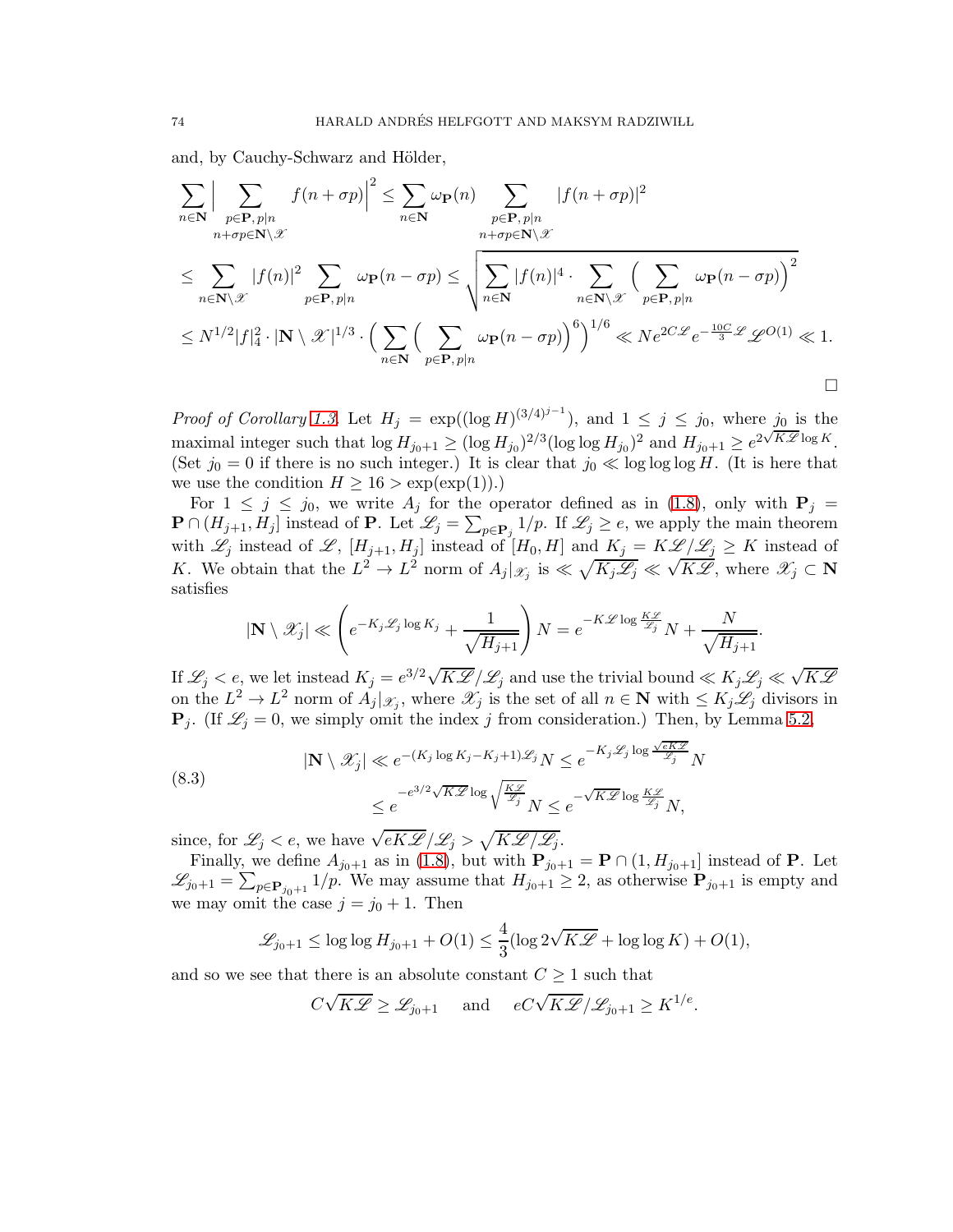and, by Cauchy-Schwarz and Hölder,

$$\sum_{n\in\mathbf{N}}\Big|\sum_{\substack{p\in\mathbf{P},\, p|n\\ n+\sigma p\in\mathbf{N}\setminus\mathscr{X}}} f(n+\sigma p)\Big|^2 \leq \sum_{n\in\mathbf{N}}\omega_{\mathbf{P}}(n)\sum_{\substack{p\in\mathbf{P},\, p|n\\ n+\sigma p\in\mathbf{N}\setminus\mathscr{X}}}|f(n+\sigma p)|^2$$

$$\leq \sum_{n\in\mathbf{N}\setminus\mathscr{X}}|f(n)|^2\sum_{p\in\mathbf{P},\, p|n}\omega_{\mathbf{P}}(n-\sigma p) \leq \sqrt{\sum_{n\in\mathbf{N}}|f(n)|^4\cdot\sum_{n\in\mathbf{N}\setminus\mathscr{X}}\Big(\sum_{p\in\mathbf{P},\, p|n}\omega_{\mathbf{P}}(n-\sigma p)\Big)^2}$$

$$\leq N^{1/2}|f|_4^2\cdot|\mathbf{N}\setminus\mathscr{X}|^{1/3}\cdot\Big(\sum_{n\in\mathbf{N}}\Big(\sum_{p\in\mathbf{P},\, p|n}\omega_{\mathbf{P}}(n-\sigma p)\Big)^6\Big)^{1/6} \ll Ne^{2C\mathscr{L}}e^{-\frac{10C}{3}\mathscr{L}}\mathscr{L}^{O(1)} \ll 1.$$

□

*Proof of Corollary 1.3.* Let $H_j = \exp((\log H)^{(3/4)^{j-1}})$, and $1 \leq j \leq j_0$, where $j_0$ is the maximal integer such that $\log H_{j_0+1} \geq (\log H_{j_0})^{2/3}(\log\log H_{j_0})^2$ and $H_{j_0+1} \geq e^{2\sqrt{K\mathscr{L}}\log K}$. (Set $j_0 = 0$ if there is no such integer.) It is clear that $j_0 \ll \log\log\log H$. (It is here that we use the condition $H \geq 16 > \exp(\exp(1))$.)

For $1 \leq j \leq j_0$, we write $A_j$ for the operator defined as in (1.8), only with $\mathbf{P}_j = \mathbf{P}\cap(H_{j+1}, H_j]$ instead of $\mathbf{P}$. Let $\mathscr{L}_j = \sum_{p\in\mathbf{P}_j} 1/p$. If $\mathscr{L}_j \geq e$, we apply the main theorem with $\mathscr{L}_j$ instead of $\mathscr{L}$, $[H_{j+1}, H_j]$ instead of $[H_0, H]$ and $K_j = K\mathscr{L}/\mathscr{L}_j \geq K$ instead of $K$. We obtain that the $L^2\to L^2$ norm of $A_j|_{\mathscr{X}_j}$ is $\ll\sqrt{K_j\mathscr{L}_j}\ll\sqrt{K\mathscr{L}}$, where $\mathscr{X}_j\subset\mathbf{N}$ satisfies

$$|\mathbf{N}\setminus\mathscr{X}_j| \ll \left(e^{-K_j\mathscr{L}_j\log K_j} + \frac{1}{\sqrt{H_{j+1}}}\right)N = e^{-K\mathscr{L}\log\frac{K\mathscr{L}}{\mathscr{L}_j}}N + \frac{N}{\sqrt{H_{j+1}}}.$$

If $\mathscr{L}_j < e$, we let instead $K_j = e^{3/2}\sqrt{K\mathscr{L}}/\mathscr{L}_j$ and use the trivial bound $\ll K_j\mathscr{L}_j\ll\sqrt{K\mathscr{L}}$ on the $L^2\to L^2$ norm of $A_j|_{\mathscr{X}_j}$, where $\mathscr{X}_j$ is the set of all $n\in\mathbf{N}$ with $\leq K_j\mathscr{L}_j$ divisors in $\mathbf{P}_j$. (If $\mathscr{L}_j = 0$, we simply omit the index $j$ from consideration.) Then, by Lemma 5.2,

$$\begin{aligned}|\mathbf{N}\setminus\mathscr{X}_j| &\ll e^{-(K_j\log K_j - K_j+1)\mathscr{L}_j}N \leq e^{-K_j\mathscr{L}_j\log\frac{\sqrt{eK\mathscr{L}}}{\mathscr{L}_j}}N\\ &\leq e^{-e^{3/2}\sqrt{K\mathscr{L}}\log\sqrt{\frac{K\mathscr{L}}{\mathscr{L}_j}}}N \leq e^{-\sqrt{K\mathscr{L}}\log\frac{K\mathscr{L}}{\mathscr{L}_j}}N,\end{aligned}\tag{8.3}$$

since, for $\mathscr{L}_j < e$, we have $\sqrt{eK\mathscr{L}}/\mathscr{L}_j > \sqrt{K\mathscr{L}/\mathscr{L}_j}$.

Finally, we define $A_{j_0+1}$ as in (1.8), but with $\mathbf{P}_{j_0+1} = \mathbf{P}\cap(1, H_{j_0+1}]$ instead of $\mathbf{P}$. Let $\mathscr{L}_{j_0+1} = \sum_{p\in\mathbf{P}_{j_0+1}} 1/p$. We may assume that $H_{j_0+1}\geq 2$, as otherwise $\mathbf{P}_{j_0+1}$ is empty and we may omit the case $j = j_0+1$. Then

$$\mathscr{L}_{j_0+1} \leq \log\log H_{j_0+1} + O(1) \leq \frac{4}{3}(\log 2\sqrt{K\mathscr{L}} + \log\log K) + O(1),$$

and so we see that there is an absolute constant $C\geq 1$ such that

$$C\sqrt{K\mathscr{L}} \geq \mathscr{L}_{j_0+1} \quad\text{ and }\quad eC\sqrt{K\mathscr{L}}/\mathscr{L}_{j_0+1} \geq K^{1/e}.$$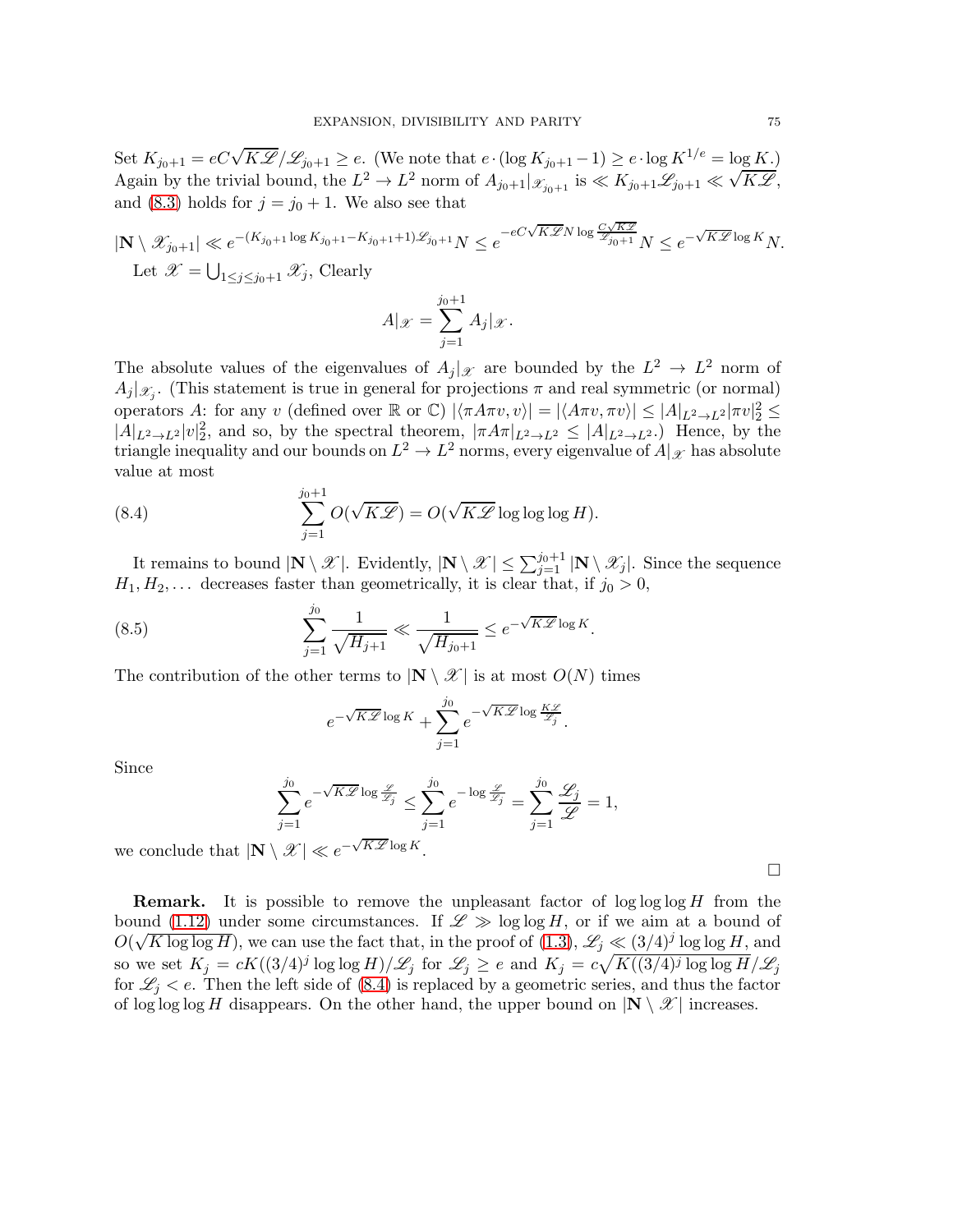Set $K_{j_0+1} = eC\sqrt{K\mathscr{L}}/\mathscr{L}_{j_0+1} \geq e$. (We note that $e \cdot (\log K_{j_0+1} - 1) \geq e \cdot \log K^{1/e} = \log K$.) Again by the trivial bound, the $L^2 \to L^2$ norm of $A_{j_0+1}|_{\mathscr{X}_{j_0+1}}$ is $\ll K_{j_0+1}\mathscr{L}_{j_0+1} \ll \sqrt{K\mathscr{L}}$, and (8.3) holds for $j = j_0 + 1$. We also see that

$$|\mathbf{N} \setminus \mathscr{X}_{j_0+1}| \ll e^{-(K_{j_0+1}\log K_{j_0+1} - K_{j_0+1}+1)\mathscr{L}_{j_0+1}} N \leq e^{-eC\sqrt{K\mathscr{L}}N \log \frac{C\sqrt{K\mathscr{L}}}{\mathscr{L}_{j_0+1}}} N \leq e^{-\sqrt{K\mathscr{L}}\log K} N.$$

Let $\mathscr{X} = \bigcup_{1 \leq j \leq j_0+1} \mathscr{X}_j$, Clearly

$$A|_{\mathscr{X}} = \sum_{j=1}^{j_0+1} A_j|_{\mathscr{X}}.$$

The absolute values of the eigenvalues of $A_j|_{\mathscr{X}}$ are bounded by the $L^2 \to L^2$ norm of $A_j|_{\mathscr{X}_j}$. (This statement is true in general for projections $\pi$ and real symmetric (or normal) operators $A$: for any $v$ (defined over $\mathbb{R}$ or $\mathbb{C}$) $|\langle \pi A \pi v, v\rangle| = |\langle A\pi v, \pi v\rangle| \leq |A|_{L^2 \to L^2} |\pi v|_2^2 \leq |A|_{L^2\to L^2}|v|_2^2$, and so, by the spectral theorem, $|\pi A \pi|_{L^2 \to L^2} \leq |A|_{L^2 \to L^2}$.) Hence, by the triangle inequality and our bounds on $L^2 \to L^2$ norms, every eigenvalue of $A|_{\mathscr{X}}$ has absolute value at most

$$\sum_{j=1}^{j_0+1} O(\sqrt{K\mathscr{L}}) = O(\sqrt{K\mathscr{L}} \log\log\log H). \tag{8.4}$$

It remains to bound $|\mathbf{N} \setminus \mathscr{X}|$. Evidently, $|\mathbf{N} \setminus \mathscr{X}| \leq \sum_{j=1}^{j_0+1} |\mathbf{N} \setminus \mathscr{X}_j|$. Since the sequence $H_1, H_2, \ldots$ decreases faster than geometrically, it is clear that, if $j_0 > 0$,

$$\sum_{j=1}^{j_0} \frac{1}{\sqrt{H_{j+1}}} \ll \frac{1}{\sqrt{H_{j_0+1}}} \leq e^{-\sqrt{K\mathscr{L}}\log K}. \tag{8.5}$$

The contribution of the other terms to $|\mathbf{N} \setminus \mathscr{X}|$ is at most $O(N)$ times

$$e^{-\sqrt{K\mathscr{L}}\log K} + \sum_{j=1}^{j_0} e^{-\sqrt{K\mathscr{L}}\log \frac{K\mathscr{L}}{\mathscr{L}_j}}.$$

Since

$$\sum_{j=1}^{j_0} e^{-\sqrt{K\mathscr{L}}\log\frac{\mathscr{L}}{\mathscr{L}_j}} \leq \sum_{j=1}^{j_0} e^{-\log \frac{\mathscr{L}}{\mathscr{L}_j}} = \sum_{j=1}^{j_0} \frac{\mathscr{L}_j}{\mathscr{L}} = 1,$$

we conclude that $|\mathbf{N} \setminus \mathscr{X}| \ll e^{-\sqrt{K\mathscr{L}}\log K}$.

$\square$

**Remark.** It is possible to remove the unpleasant factor of $\log\log\log H$ from the bound (1.12) under some circumstances. If $\mathscr{L} \gg \log\log H$, or if we aim at a bound of $O(\sqrt{K \log\log H})$, we can use the fact that, in the proof of (1.3), $\mathscr{L}_j \ll (3/4)^j \log\log H$, and so we set $K_j = cK((3/4)^j \log\log H)/\mathscr{L}_j$ for $\mathscr{L}_j \geq e$ and $K_j = c\sqrt{K((3/4)^j \log\log H/\mathscr{L}_j}$ for $\mathscr{L}_j < e$. Then the left side of (8.4) is replaced by a geometric series, and thus the factor of $\log\log\log H$ disappears. On the other hand, the upper bound on $|\mathbf{N} \setminus \mathscr{X}|$ increases.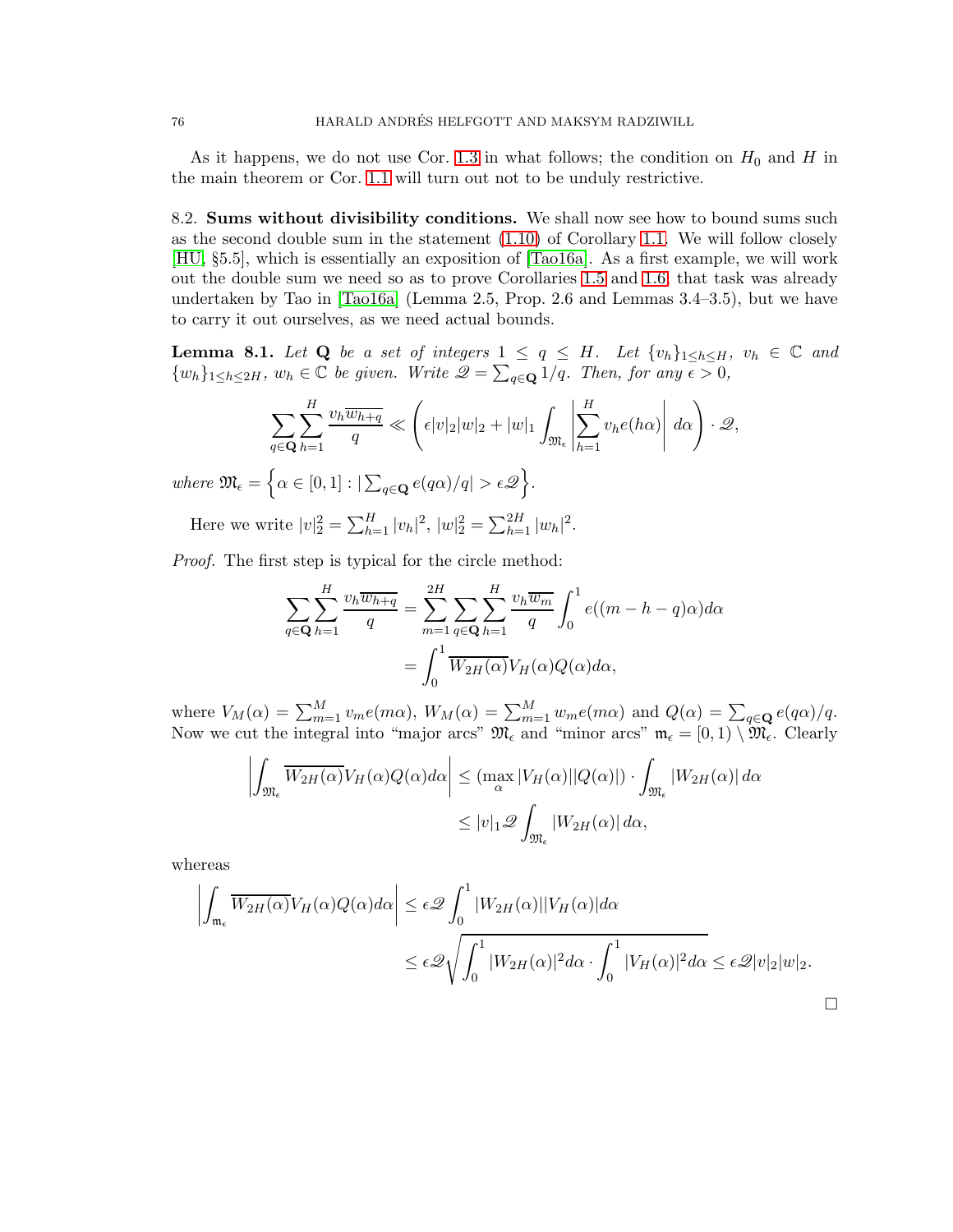As it happens, we do not use Cor. 1.3 in what follows; the condition on $H_0$ and $H$ in the main theorem or Cor. 1.1 will turn out not to be unduly restrictive.

8.2. **Sums without divisibility conditions.** We shall now see how to bound sums such as the second double sum in the statement (1.10) of Corollary 1.1. We will follow closely [HU, §5.5], which is essentially an exposition of [Tao16a]. As a first example, we will work out the double sum we need so as to prove Corollaries 1.5 and 1.6; that task was already undertaken by Tao in [Tao16a] (Lemma 2.5, Prop. 2.6 and Lemmas 3.4–3.5), but we have to carry it out ourselves, as we need actual bounds.

**Lemma 8.1.** *Let $\mathbf{Q}$ be a set of integers $1 \leq q \leq H$. Let $\{v_h\}_{1\leq h\leq H}$, $v_h \in \mathbb{C}$ and $\{w_h\}_{1\leq h\leq 2H}$, $w_h \in \mathbb{C}$ be given. Write $\mathscr{Q} = \sum_{q\in\mathbf{Q}} 1/q$. Then, for any $\epsilon > 0$,*

$$\sum_{q\in\mathbf{Q}}\sum_{h=1}^{H} \frac{v_h \overline{w_{h+q}}}{q} \ll \left(\epsilon|v|_2|w|_2 + |w|_1 \int_{\mathfrak{M}_\epsilon} \left|\sum_{h=1}^{H} v_h e(h\alpha)\right| d\alpha\right) \cdot \mathscr{Q},$$

*where $\mathfrak{M}_\epsilon = \left\{\alpha \in [0,1] : |\sum_{q\in\mathbf{Q}} e(q\alpha)/q| > \epsilon\mathscr{Q}\right\}$.*

Here we write $|v|_2^2 = \sum_{h=1}^{H} |v_h|^2$, $|w|_2^2 = \sum_{h=1}^{2H} |w_h|^2$.

*Proof.* The first step is typical for the circle method:

$$\begin{aligned}
\sum_{q\in\mathbf{Q}}\sum_{h=1}^{H} \frac{v_h \overline{w_{h+q}}}{q} &= \sum_{m=1}^{2H}\sum_{q\in\mathbf{Q}}\sum_{h=1}^{H} \frac{v_h \overline{w_m}}{q} \int_0^1 e((m-h-q)\alpha)d\alpha \\
&= \int_0^1 \overline{W_{2H}(\alpha)} V_H(\alpha) Q(\alpha) d\alpha,
\end{aligned}$$

where $V_M(\alpha) = \sum_{m=1}^{M} v_m e(m\alpha)$, $W_M(\alpha) = \sum_{m=1}^{M} w_m e(m\alpha)$ and $Q(\alpha) = \sum_{q\in\mathbf{Q}} e(q\alpha)/q$. Now we cut the integral into "major arcs" $\mathfrak{M}_\epsilon$ and "minor arcs" $\mathfrak{m}_\epsilon = [0,1) \setminus \mathfrak{M}_\epsilon$. Clearly

$$\begin{aligned}
\left|\int_{\mathfrak{M}_\epsilon} \overline{W_{2H}(\alpha)} V_H(\alpha) Q(\alpha) d\alpha\right| &\leq (\max_\alpha |V_H(\alpha)||Q(\alpha)|) \cdot \int_{\mathfrak{M}_\epsilon} |W_{2H}(\alpha)|\, d\alpha \\
&\leq |v|_1 \mathscr{Q} \int_{\mathfrak{M}_\epsilon} |W_{2H}(\alpha)|\, d\alpha,
\end{aligned}$$

whereas

$$\begin{aligned}
\left|\int_{\mathfrak{m}_\epsilon} \overline{W_{2H}(\alpha)} V_H(\alpha) Q(\alpha) d\alpha\right| &\leq \epsilon\mathscr{Q} \int_0^1 |W_{2H}(\alpha)||V_H(\alpha)| d\alpha \\
&\leq \epsilon\mathscr{Q} \sqrt{\int_0^1 |W_{2H}(\alpha)|^2 d\alpha \cdot \int_0^1 |V_H(\alpha)|^2 d\alpha} \leq \epsilon\mathscr{Q}|v|_2|w|_2.
\end{aligned}$$

□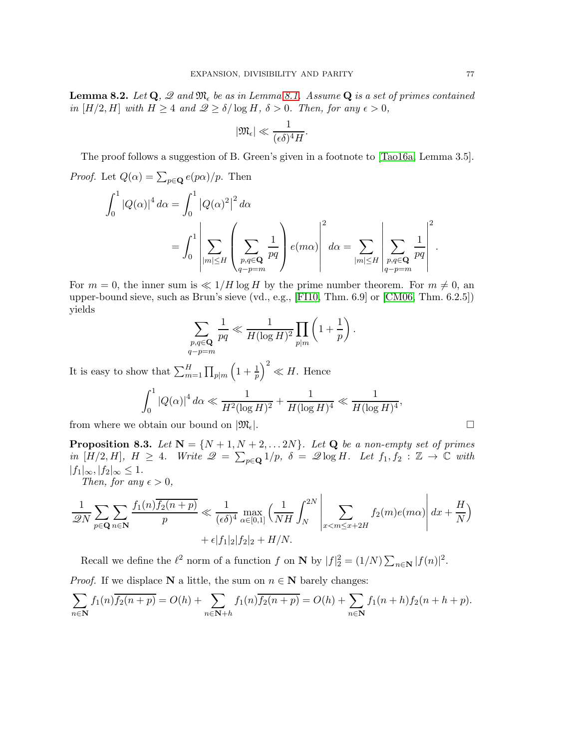**Lemma 8.2.** *Let* $\mathbf{Q}$*,* $\mathscr{Q}$ *and* $\mathfrak{M}_\epsilon$ *be as in Lemma 8.1. Assume* $\mathbf{Q}$ *is a set of primes contained in* $[H/2, H]$ *with* $H \geq 4$ *and* $\mathscr{Q} \geq \delta/\log H$*,* $\delta > 0$*. Then, for any* $\epsilon > 0$*,*

$$|\mathfrak{M}_\epsilon| \ll \frac{1}{(\epsilon\delta)^4 H}.$$

The proof follows a suggestion of B. Green's given in a footnote to [Tao16a, Lemma 3.5].

*Proof.* Let $Q(\alpha) = \sum_{p\in\mathbf{Q}} e(p\alpha)/p$. Then

$$\begin{aligned}\int_0^1 |Q(\alpha)|^4\, d\alpha &= \int_0^1 \left|Q(\alpha)^2\right|^2 d\alpha \\ &= \int_0^1 \left| \sum_{|m|\leq H} \left( \sum_{\substack{p,q\in\mathbf{Q}\\ q-p=m}} \frac{1}{pq}\right) e(m\alpha)\right|^2 d\alpha = \sum_{|m|\leq H} \left| \sum_{\substack{p,q\in\mathbf{Q}\\ q-p=m}} \frac{1}{pq}\right|^2.\end{aligned}$$

For $m = 0$, the inner sum is $\ll 1/H\log H$ by the prime number theorem. For $m \neq 0$, an upper-bound sieve, such as Brun's sieve (vd., e.g., [FI10, Thm. 6.9] or [CM06, Thm. 6.2.5]) yields

$$\sum_{\substack{p,q\in\mathbf{Q}\\ q-p=m}} \frac{1}{pq} \ll \frac{1}{H(\log H)^2}\prod_{p|m}\left(1+\frac{1}{p}\right).$$

It is easy to show that $\sum_{m=1}^{H}\prod_{p|m}\left(1+\frac{1}{p}\right)^2 \ll H$. Hence

$$\int_0^1 |Q(\alpha)|^4\, d\alpha \ll \frac{1}{H^2(\log H)^2} + \frac{1}{H(\log H)^4} \ll \frac{1}{H(\log H)^4},$$

from where we obtain our bound on $|\mathfrak{M}_\epsilon|$. $\square$

**Proposition 8.3.** *Let* $\mathbf{N} = \{N+1, N+2, \dots 2N\}$*. Let* $\mathbf{Q}$ *be a non-empty set of primes in* $[H/2, H]$*,* $H \geq 4$*. Write* $\mathscr{Q} = \sum_{p\in\mathbf{Q}} 1/p$*,* $\delta = \mathscr{Q}\log H$*. Let* $f_1, f_2 : \mathbb{Z} \to \mathbb{C}$ *with* $|f_1|_\infty, |f_2|_\infty \leq 1$*.*

*Then, for any* $\epsilon > 0$*,*

$$\begin{aligned}\frac{1}{\mathscr{Q}N}\sum_{p\in\mathbf{Q}}\sum_{n\in\mathbf{N}} \frac{f_1(n)\overline{f_2(n+p)}}{p} &\ll \frac{1}{(\epsilon\delta)^4}\max_{\alpha\in[0,1]}\Big(\frac{1}{NH}\int_N^{2N}\left|\sum_{x<m\leq x+2H} f_2(m)e(m\alpha)\right| dx + \frac{H}{N}\Big) \\ &\quad + \epsilon|f_1|_2|f_2|_2 + H/N.\end{aligned}$$

Recall we define the $\ell^2$ norm of a function $f$ on $\mathbf{N}$ by $|f|_2^2 = (1/N)\sum_{n\in\mathbf{N}}|f(n)|^2$.

*Proof.* If we displace $\mathbf{N}$ a little, the sum on $n \in \mathbf{N}$ barely changes:

$$\sum_{n\in\mathbf{N}} f_1(n)\overline{f_2(n+p)} = O(h) + \sum_{n\in\mathbf{N}+h} f_1(n)\overline{f_2(n+p)} = O(h) + \sum_{n\in\mathbf{N}} f_1(n+h)f_2(n+h+p).$$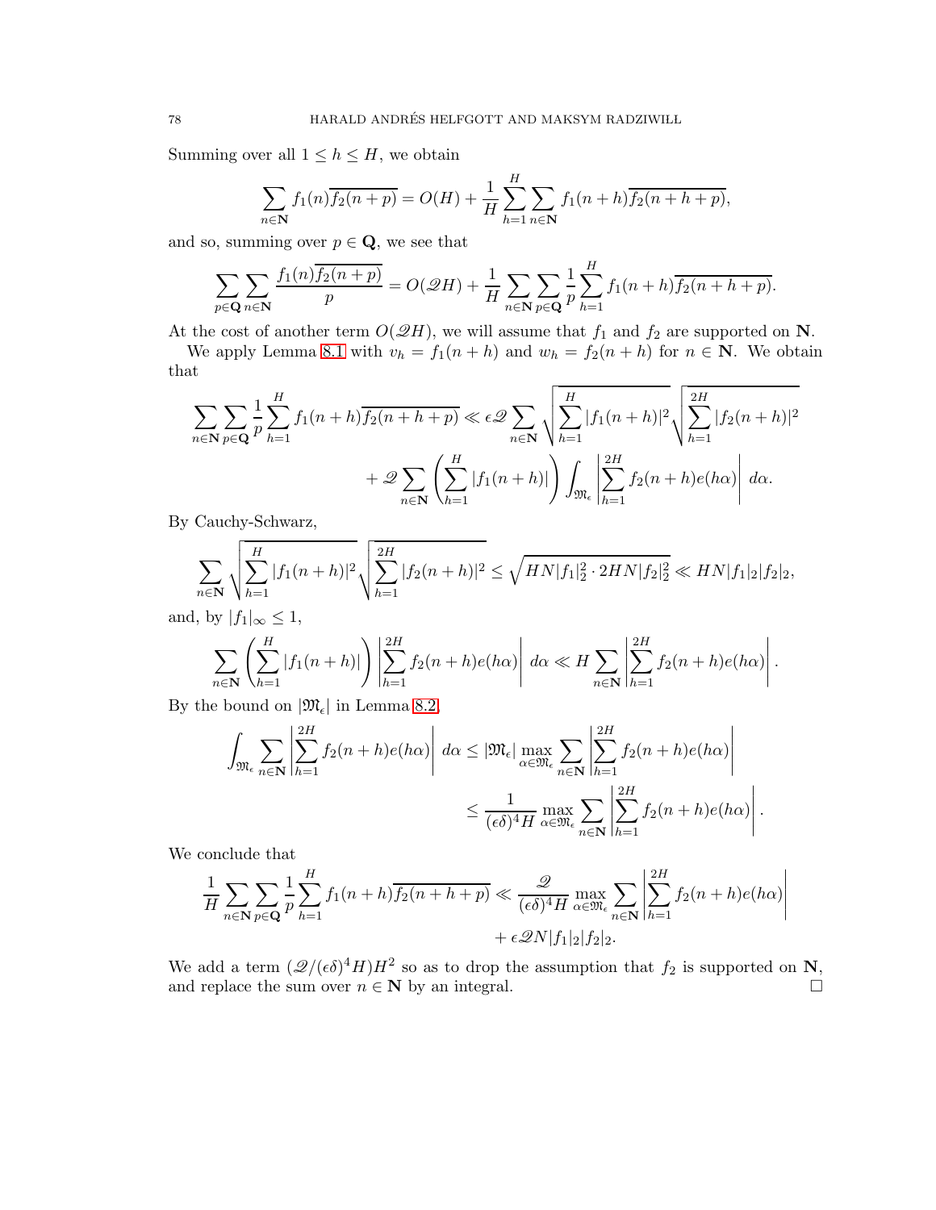Summing over all $1 \leq h \leq H$, we obtain

$$\sum_{n \in \mathbf{N}} f_1(n) \overline{f_2(n+p)} = O(H) + \frac{1}{H} \sum_{h=1}^{H} \sum_{n \in \mathbf{N}} f_1(n+h) \overline{f_2(n+h+p)},$$

and so, summing over $p \in \mathbf{Q}$, we see that

$$\sum_{p \in \mathbf{Q}} \sum_{n \in \mathbf{N}} \frac{f_1(n) \overline{f_2(n+p)}}{p} = O(\mathscr{Q} H) + \frac{1}{H} \sum_{n \in \mathbf{N}} \sum_{p \in \mathbf{Q}} \frac{1}{p} \sum_{h=1}^{H} f_1(n+h) \overline{f_2(n+h+p)}.$$

At the cost of another term $O(\mathscr{Q}H)$, we will assume that $f_1$ and $f_2$ are supported on $\mathbf{N}$.

We apply Lemma 8.1 with $v_h = f_1(n+h)$ and $w_h = f_2(n+h)$ for $n \in \mathbf{N}$. We obtain that

$$\sum_{n \in \mathbf{N}} \sum_{p \in \mathbf{Q}} \frac{1}{p} \sum_{h=1}^{H} f_1(n+h) \overline{f_2(n+h+p)} \ll \epsilon \mathscr{Q} \sum_{n \in \mathbf{N}} \sqrt{\sum_{h=1}^{H} |f_1(n+h)|^2} \sqrt{\sum_{h=1}^{2H} |f_2(n+h)|^2}$$
$$+ \mathscr{Q} \sum_{n \in \mathbf{N}} \left( \sum_{h=1}^{H} |f_1(n+h)| \right) \int_{\mathfrak{M}_\epsilon} \left| \sum_{h=1}^{2H} f_2(n+h) e(h\alpha) \right| d\alpha.$$

By Cauchy-Schwarz,

$$\sum_{n \in \mathbf{N}} \sqrt{\sum_{h=1}^{H} |f_1(n+h)|^2} \sqrt{\sum_{h=1}^{2H} |f_2(n+h)|^2} \leq \sqrt{HN|f_1|_2^2 \cdot 2HN|f_2|_2^2} \ll HN|f_1|_2|f_2|_2,$$

and, by $|f_1|_\infty \leq 1$,

$$\sum_{n \in \mathbf{N}} \left( \sum_{h=1}^{H} |f_1(n+h)| \right) \left| \sum_{h=1}^{2H} f_2(n+h) e(h\alpha) \right| d\alpha \ll H \sum_{n \in \mathbf{N}} \left| \sum_{h=1}^{2H} f_2(n+h) e(h\alpha) \right|.$$

By the bound on $|\mathfrak{M}_\epsilon|$ in Lemma 8.2,

$$\int_{\mathfrak{M}_\epsilon} \sum_{n \in \mathbf{N}} \left| \sum_{h=1}^{2H} f_2(n+h) e(h\alpha) \right| d\alpha \leq |\mathfrak{M}_\epsilon| \max_{\alpha \in \mathfrak{M}_\epsilon} \sum_{n \in \mathbf{N}} \left| \sum_{h=1}^{2H} f_2(n+h) e(h\alpha) \right|$$
$$\leq \frac{1}{(\epsilon\delta)^4 H} \max_{\alpha \in \mathfrak{M}_\epsilon} \sum_{n \in \mathbf{N}} \left| \sum_{h=1}^{2H} f_2(n+h) e(h\alpha) \right|.$$

We conclude that

$$\frac{1}{H} \sum_{n \in \mathbf{N}} \sum_{p \in \mathbf{Q}} \frac{1}{p} \sum_{h=1}^{H} f_1(n+h) \overline{f_2(n+h+p)} \ll \frac{\mathscr{Q}}{(\epsilon\delta)^4 H} \max_{\alpha \in \mathfrak{M}_\epsilon} \sum_{n \in \mathbf{N}} \left| \sum_{h=1}^{2H} f_2(n+h) e(h\alpha) \right|$$
$$+ \epsilon \mathscr{Q} N |f_1|_2 |f_2|_2.$$

We add a term $(\mathscr{Q}/(\epsilon\delta)^4 H) H^2$ so as to drop the assumption that $f_2$ is supported on $\mathbf{N}$, and replace the sum over $n \in \mathbf{N}$ by an integral. $\square$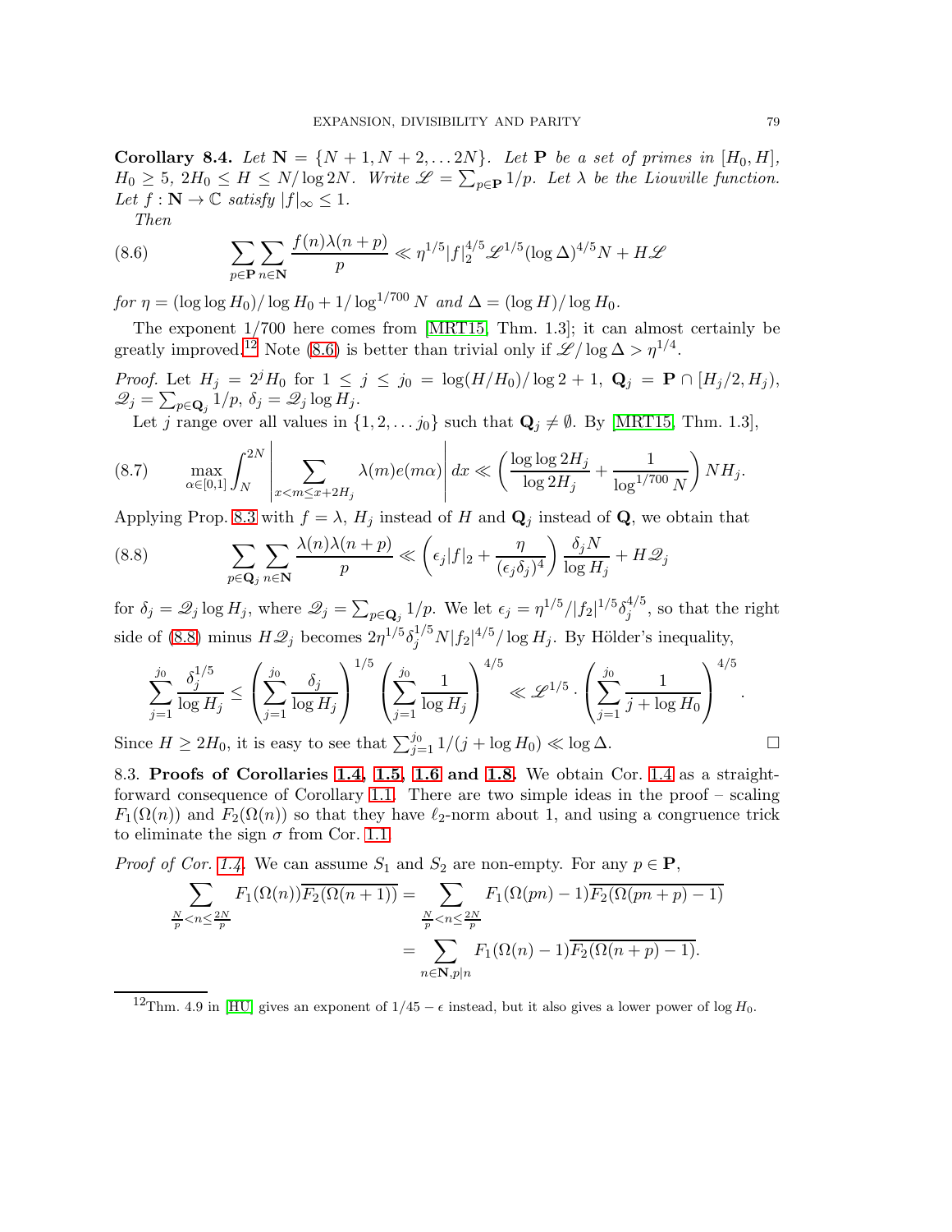**Corollary 8.4.** *Let $\mathbf{N} = \{N+1, N+2, \dots 2N\}$. Let $\mathbf{P}$ be a set of primes in $[H_0, H]$, $H_0 \geq 5$, $2H_0 \leq H \leq N/\log 2N$. Write $\mathscr{L} = \sum_{p\in\mathbf{P}} 1/p$. Let $\lambda$ be the Liouville function. Let $f : \mathbf{N} \to \mathbb{C}$ satisfy $|f|_\infty \leq 1$.*

*Then*

$$\sum_{p\in\mathbf{P}} \sum_{n\in\mathbf{N}} \frac{f(n)\lambda(n+p)}{p} \ll \eta^{1/5}|f|_2^{4/5}\mathscr{L}^{1/5}(\log\Delta)^{4/5}N + H\mathscr{L} \tag{8.6}$$

*for $\eta = (\log\log H_0)/\log H_0 + 1/\log^{1/700} N$ and $\Delta = (\log H)/\log H_0$.*

The exponent $1/700$ here comes from [MRT15, Thm. 1.3]; it can almost certainly be greatly improved.[12] Note (8.6) is better than trivial only if $\mathscr{L}/\log\Delta > \eta^{1/4}$.

*Proof.* Let $H_j = 2^j H_0$ for $1 \leq j \leq j_0 = \log(H/H_0)/\log 2 + 1$, $\mathbf{Q}_j = \mathbf{P} \cap [H_j/2, H_j)$, $\mathscr{Q}_j = \sum_{p\in\mathbf{Q}_j} 1/p$, $\delta_j = \mathscr{Q}_j \log H_j$.

Let $j$ range over all values in $\{1, 2, \dots j_0\}$ such that $\mathbf{Q}_j \neq \emptyset$. By [MRT15, Thm. 1.3],

$$\max_{\alpha\in[0,1]} \int_N^{2N} \left| \sum_{x<m\leq x+2H_j} \lambda(m)e(m\alpha) \right| dx \ll \left( \frac{\log\log 2H_j}{\log 2H_j} + \frac{1}{\log^{1/700} N} \right) NH_j. \tag{8.7}$$

Applying Prop. 8.3 with $f = \lambda$, $H_j$ instead of $H$ and $\mathbf{Q}_j$ instead of $\mathbf{Q}$, we obtain that

$$\sum_{p\in\mathbf{Q}_j} \sum_{n\in\mathbf{N}} \frac{\lambda(n)\lambda(n+p)}{p} \ll \left( \epsilon_j |f|_2 + \frac{\eta}{(\epsilon_j\delta_j)^4} \right) \frac{\delta_j N}{\log H_j} + H\mathscr{Q}_j \tag{8.8}$$

for $\delta_j = \mathscr{Q}_j \log H_j$, where $\mathscr{Q}_j = \sum_{p\in\mathbf{Q}_j} 1/p$. We let $\epsilon_j = \eta^{1/5}/|f_2|^{1/5}\delta_j^{4/5}$, so that the right side of (8.8) minus $H\mathscr{Q}_j$ becomes $2\eta^{1/5}\delta_j^{1/5}N|f_2|^{4/5}/\log H_j$. By Hölder's inequality,

$$\sum_{j=1}^{j_0} \frac{\delta_j^{1/5}}{\log H_j} \leq \left( \sum_{j=1}^{j_0} \frac{\delta_j}{\log H_j} \right)^{1/5} \left( \sum_{j=1}^{j_0} \frac{1}{\log H_j} \right)^{4/5} \ll \mathscr{L}^{1/5} \cdot \left( \sum_{j=1}^{j_0} \frac{1}{j + \log H_0} \right)^{4/5}.$$

Since $H \geq 2H_0$, it is easy to see that $\sum_{j=1}^{j_0} 1/(j + \log H_0) \ll \log\Delta$. $\square$

8.3. **Proofs of Corollaries 1.4, 1.5, 1.6 and 1.8.** We obtain Cor. 1.4 as a straightforward consequence of Corollary 1.1. There are two simple ideas in the proof – scaling $F_1(\Omega(n))$ and $F_2(\Omega(n))$ so that they have $\ell_2$-norm about 1, and using a congruence trick to eliminate the sign $\sigma$ from Cor. 1.1.

*Proof of Cor. 1.4.* We can assume $S_1$ and $S_2$ are non-empty. For any $p \in \mathbf{P}$,

$$\begin{aligned}
\sum_{\frac{N}{p}<n\leq\frac{2N}{p}} F_1(\Omega(n))\overline{F_2(\Omega(n+1))} &= \sum_{\frac{N}{p}<n\leq\frac{2N}{p}} F_1(\Omega(pn)-1)\overline{F_2(\Omega(pn+p)-1)} \\
&= \sum_{n\in\mathbf{N}, p|n} F_1(\Omega(n)-1)\overline{F_2(\Omega(n+p)-1)}.
\end{aligned}$$

[12] Thm. 4.9 in [HU] gives an exponent of $1/45 - \epsilon$ instead, but it also gives a lower power of $\log H_0$.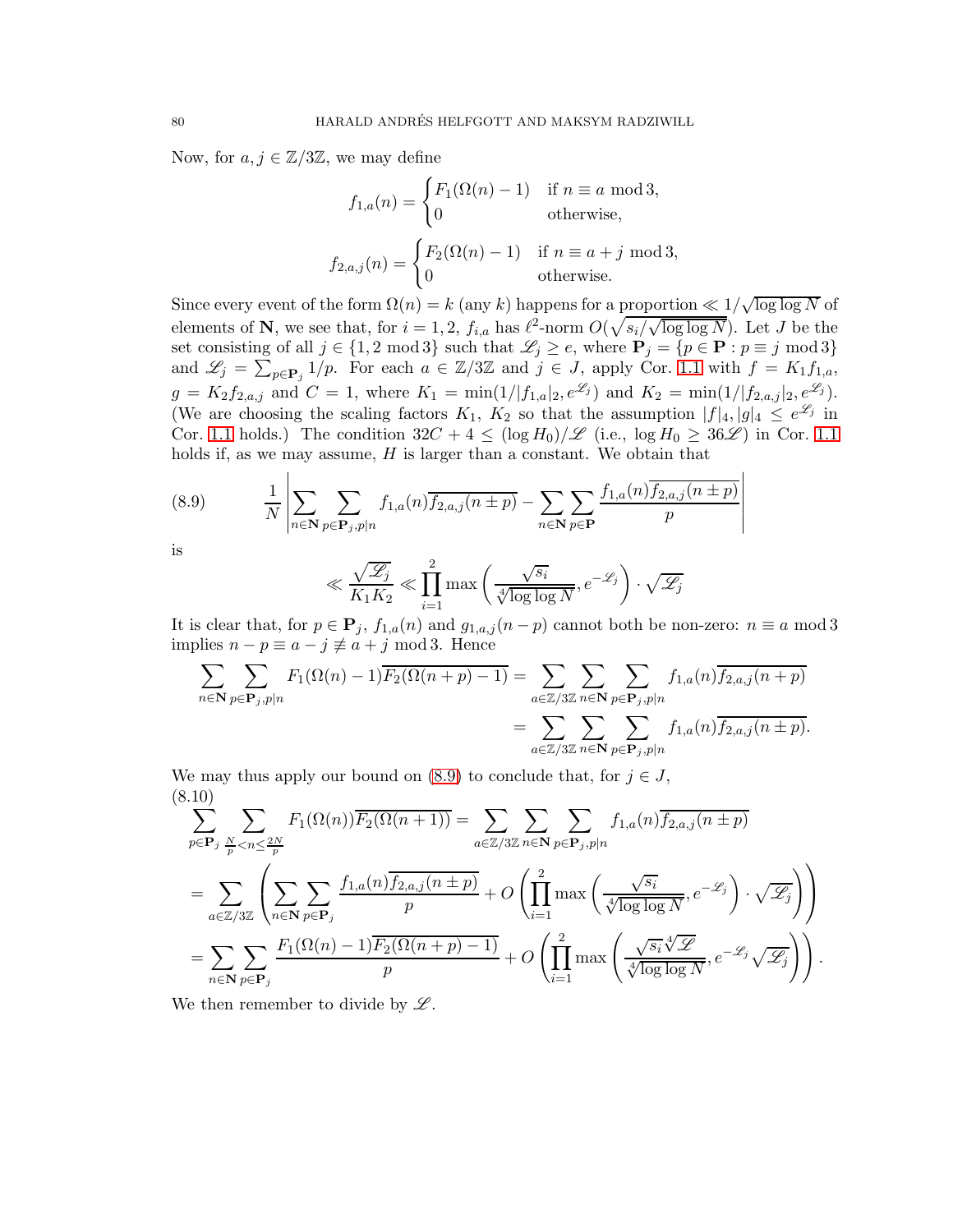Now, for $a, j \in \mathbb{Z}/3\mathbb{Z}$, we may define

$$f_{1,a}(n) = \begin{cases} F_1(\Omega(n) - 1) & \text{if } n \equiv a \bmod 3, \\ 0 & \text{otherwise,} \end{cases}$$

$$f_{2,a,j}(n) = \begin{cases} F_2(\Omega(n) - 1) & \text{if } n \equiv a + j \bmod 3, \\ 0 & \text{otherwise.} \end{cases}$$

Since every event of the form $\Omega(n) = k$ (any $k$) happens for a proportion $\ll 1/\sqrt{\log \log N}$ of elements of $\mathbf{N}$, we see that, for $i = 1, 2$, $f_{i,a}$ has $\ell^2$-norm $O(\sqrt{s_i/\sqrt{\log \log N}})$. Let $J$ be the set consisting of all $j \in \{1, 2 \bmod 3\}$ such that $\mathscr{L}_j \geq e$, where $\mathbf{P}_j = \{p \in \mathbf{P} : p \equiv j \bmod 3\}$ and $\mathscr{L}_j = \sum_{p \in \mathbf{P}_j} 1/p$. For each $a \in \mathbb{Z}/3\mathbb{Z}$ and $j \in J$, apply Cor. 1.1 with $f = K_1 f_{1,a}$, $g = K_2 f_{2,a,j}$ and $C = 1$, where $K_1 = \min(1/|f_{1,a}|_2, e^{\mathscr{L}_j})$ and $K_2 = \min(1/|f_{2,a,j}|_2, e^{\mathscr{L}_j})$. (We are choosing the scaling factors $K_1$, $K_2$ so that the assumption $|f|_4, |g|_4 \leq e^{\mathscr{L}_j}$ in Cor. 1.1 holds.) The condition $32C + 4 \leq (\log H_0)/\mathscr{L}$ (i.e., $\log H_0 \geq 36\mathscr{L}$) in Cor. 1.1 holds if, as we may assume, $H$ is larger than a constant. We obtain that

$$\frac{1}{N} \left| \sum_{n \in \mathbf{N}} \sum_{p \in \mathbf{P}_j, p | n} f_{1,a}(n) \overline{f_{2,a,j}(n \pm p)} - \sum_{n \in \mathbf{N}} \sum_{p \in \mathbf{P}} \frac{f_{1,a}(n) \overline{f_{2,a,j}(n \pm p)}}{p} \right| \tag{8.9}$$

is

$$\ll \frac{\sqrt{\mathscr{L}_j}}{K_1 K_2} \ll \prod_{i=1}^{2} \max\left( \frac{\sqrt{s_i}}{\sqrt[4]{\log \log N}}, e^{-\mathscr{L}_j} \right) \cdot \sqrt{\mathscr{L}_j}$$

It is clear that, for $p \in \mathbf{P}_j$, $f_{1,a}(n)$ and $g_{1,a,j}(n-p)$ cannot both be non-zero: $n \equiv a \bmod 3$ implies $n - p \equiv a - j \not\equiv a + j \bmod 3$. Hence

$$\begin{aligned} \sum_{n \in \mathbf{N}} \sum_{p \in \mathbf{P}_j, p | n} F_1(\Omega(n) - 1) \overline{F_2(\Omega(n + p) - 1)} &= \sum_{a \in \mathbb{Z}/3\mathbb{Z}} \sum_{n \in \mathbf{N}} \sum_{p \in \mathbf{P}_j, p | n} f_{1,a}(n) \overline{f_{2,a,j}(n + p)} \\ &= \sum_{a \in \mathbb{Z}/3\mathbb{Z}} \sum_{n \in \mathbf{N}} \sum_{p \in \mathbf{P}_j, p | n} f_{1,a}(n) \overline{f_{2,a,j}(n \pm p)}. \end{aligned}$$

We may thus apply our bound on (8.9) to conclude that, for $j \in J$,

$$\begin{aligned} &\sum_{p \in \mathbf{P}_j} \sum_{\frac{N}{p} < n \leq \frac{2N}{p}} F_1(\Omega(n)) \overline{F_2(\Omega(n + 1))} = \sum_{a \in \mathbb{Z}/3\mathbb{Z}} \sum_{n \in \mathbf{N}} \sum_{p \in \mathbf{P}_j, p | n} f_{1,a}(n) \overline{f_{2,a,j}(n \pm p)} \\ &= \sum_{a \in \mathbb{Z}/3\mathbb{Z}} \left( \sum_{n \in \mathbf{N}} \sum_{p \in \mathbf{P}_j} \frac{f_{1,a}(n) \overline{f_{2,a,j}(n \pm p)}}{p} + O\left( \prod_{i=1}^{2} \max\left( \frac{\sqrt{s_i}}{\sqrt[4]{\log \log N}}, e^{-\mathscr{L}_j} \right) \cdot \sqrt{\mathscr{L}_j} \right) \right) \\ &= \sum_{n \in \mathbf{N}} \sum_{p \in \mathbf{P}_j} \frac{F_1(\Omega(n) - 1) \overline{F_2(\Omega(n + p) - 1)}}{p} + O\left( \prod_{i=1}^{2} \max\left( \frac{\sqrt{s_i} \sqrt[4]{\mathscr{L}}}{\sqrt[4]{\log \log N}}, e^{-\mathscr{L}_j} \sqrt{\mathscr{L}_j} \right) \right). \end{aligned} \tag{8.10}$$

We then remember to divide by $\mathscr{L}$.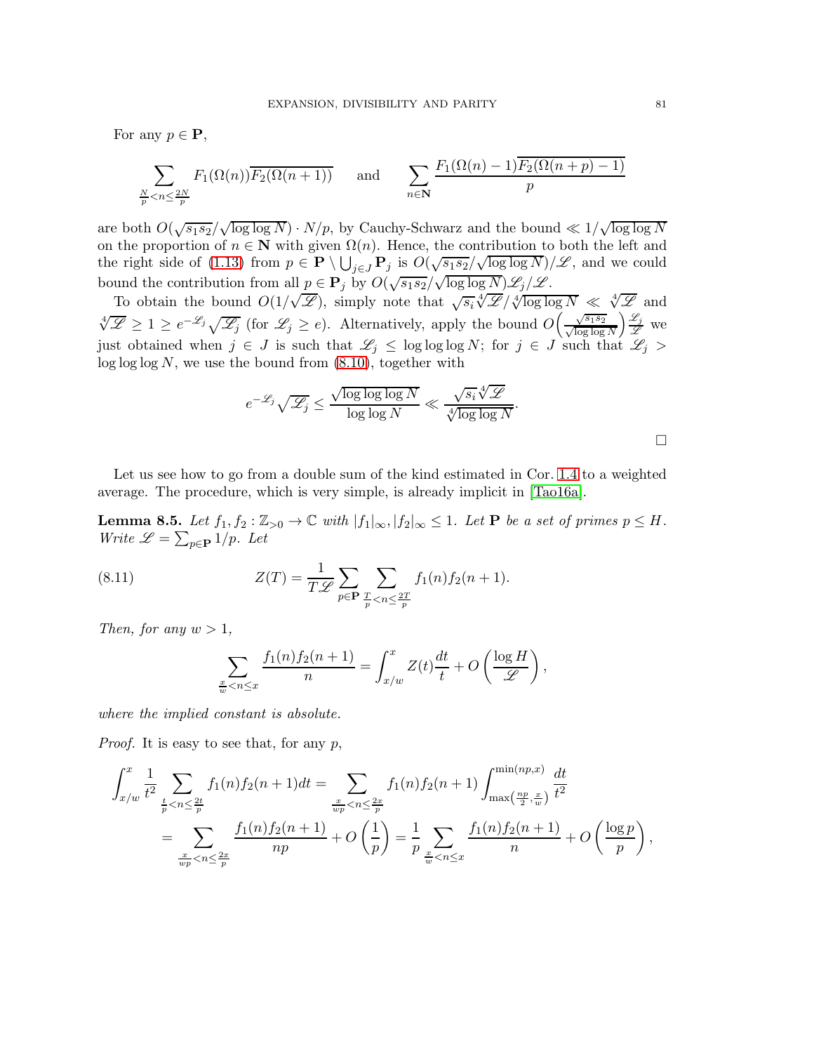For any $p \in \mathbf{P}$,

$$\sum_{\frac{N}{p}<n\leq \frac{2N}{p}} F_1(\Omega(n))\overline{F_2(\Omega(n+1))} \quad \text{ and } \quad \sum_{n\in\mathbf{N}} \frac{F_1(\Omega(n)-1)\overline{F_2(\Omega(n+p)-1)}}{p}$$

are both $O(\sqrt{s_1 s_2}/\sqrt{\log\log N}) \cdot N/p$, by Cauchy-Schwarz and the bound $\ll 1/\sqrt{\log\log N}$ on the proportion of $n \in \mathbf{N}$ with given $\Omega(n)$. Hence, the contribution to both the left and the right side of (1.13) from $p \in \mathbf{P} \setminus \bigcup_{j\in J} \mathbf{P}_j$ is $O(\sqrt{s_1 s_2}/\sqrt{\log\log N})/\mathscr{L}$, and we could bound the contribution from all $p \in \mathbf{P}_j$ by $O(\sqrt{s_1 s_2}/\sqrt{\log\log N})\mathscr{L}_j/\mathscr{L}$.

To obtain the bound $O(1/\sqrt{\mathscr{L}})$, simply note that $\sqrt{s_i}\sqrt[4]{\mathscr{L}}/\sqrt[4]{\log\log N} \ll \sqrt[4]{\mathscr{L}}$ and $\sqrt[4]{\mathscr{L}} \geq 1 \geq e^{-\mathscr{L}_j}\sqrt{\mathscr{L}_j}$ (for $\mathscr{L}_j \geq e$). Alternatively, apply the bound $O\Big(\frac{\sqrt{s_1 s_2}}{\sqrt{\log\log N}}\Big)\frac{\mathscr{L}_j}{\mathscr{L}}$ we just obtained when $j \in J$ is such that $\mathscr{L}_j \leq \log\log\log N$; for $j \in J$ such that $\mathscr{L}_j > \log\log\log N$, we use the bound from (8.10), together with

$$e^{-\mathscr{L}_j}\sqrt{\mathscr{L}_j} \leq \frac{\sqrt{\log\log\log N}}{\log\log N} \ll \frac{\sqrt{s_i}\sqrt[4]{\mathscr{L}}}{\sqrt[4]{\log\log N}}.$$

□

Let us see how to go from a double sum of the kind estimated in Cor. 1.4 to a weighted average. The procedure, which is very simple, is already implicit in [Tao16a].

**Lemma 8.5.** *Let $f_1, f_2 : \mathbb{Z}_{>0} \to \mathbb{C}$ with $|f_1|_\infty, |f_2|_\infty \leq 1$. Let $\mathbf{P}$ be a set of primes $p \leq H$. Write $\mathscr{L} = \sum_{p\in\mathbf{P}} 1/p$. Let*

$$Z(T) = \frac{1}{T\mathscr{L}} \sum_{p\in\mathbf{P}} \sum_{\frac{T}{p}<n\leq\frac{2T}{p}} f_1(n) f_2(n+1). \tag{8.11}$$

*Then, for any $w > 1$,*

$$\sum_{\frac{x}{w}<n\leq x} \frac{f_1(n) f_2(n+1)}{n} = \int_{x/w}^{x} Z(t)\frac{dt}{t} + O\left(\frac{\log H}{\mathscr{L}}\right),$$

*where the implied constant is absolute.*

*Proof.* It is easy to see that, for any $p$,

$$\begin{aligned}
\int_{x/w}^{x} \frac{1}{t^2} \sum_{\frac{t}{p}<n\leq\frac{2t}{p}} f_1(n)f_2(n+1)dt &= \sum_{\frac{x}{wp}<n\leq\frac{2x}{p}} f_1(n)f_2(n+1)\int_{\max\left(\frac{np}{2},\frac{x}{w}\right)}^{\min(np,x)} \frac{dt}{t^2} \\
&= \sum_{\frac{x}{wp}<n\leq\frac{2x}{p}} \frac{f_1(n)f_2(n+1)}{np} + O\left(\frac{1}{p}\right) = \frac{1}{p}\sum_{\frac{x}{w}<n\leq x} \frac{f_1(n)f_2(n+1)}{n} + O\left(\frac{\log p}{p}\right),
\end{aligned}$$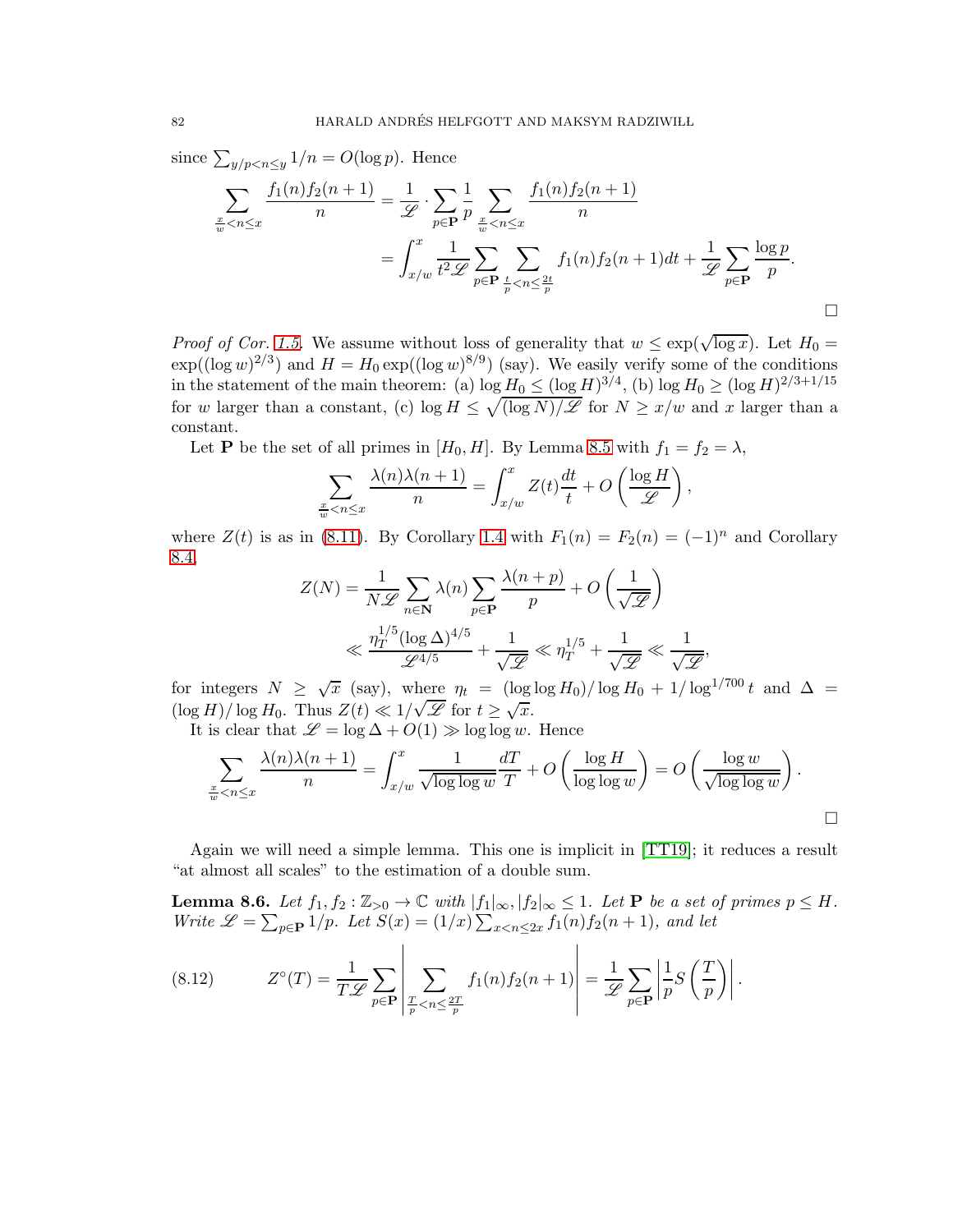since $\sum_{y/p<n\le y} 1/n = O(\log p)$. Hence

$$\sum_{\frac{x}{w}<n\le x} \frac{f_1(n)f_2(n+1)}{n} = \frac{1}{\mathscr{L}} \cdot \sum_{p\in\mathbf{P}} \frac{1}{p} \sum_{\frac{x}{w}<n\le x} \frac{f_1(n)f_2(n+1)}{n}$$
$$= \int_{x/w}^{x} \frac{1}{t^2\mathscr{L}} \sum_{p\in\mathbf{P}} \sum_{\frac{t}{p}<n\le\frac{2t}{p}} f_1(n)f_2(n+1)dt + \frac{1}{\mathscr{L}}\sum_{p\in\mathbf{P}} \frac{\log p}{p}.$$

□

*Proof of Cor. 1.5.* We assume without loss of generality that $w \le \exp(\sqrt{\log x})$. Let $H_0 = \exp((\log w)^{2/3})$ and $H = H_0 \exp((\log w)^{8/9})$ (say). We easily verify some of the conditions in the statement of the main theorem: (a) $\log H_0 \le (\log H)^{3/4}$, (b) $\log H_0 \ge (\log H)^{2/3+1/15}$ for $w$ larger than a constant, (c) $\log H \le \sqrt{(\log N)/\mathscr{L}}$ for $N \ge x/w$ and $x$ larger than a constant.

Let $\mathbf{P}$ be the set of all primes in $[H_0, H]$. By Lemma 8.5 with $f_1 = f_2 = \lambda$,

$$\sum_{\frac{x}{w}<n\le x} \frac{\lambda(n)\lambda(n+1)}{n} = \int_{x/w}^{x} Z(t)\frac{dt}{t} + O\left(\frac{\log H}{\mathscr{L}}\right),$$

where $Z(t)$ is as in (8.11). By Corollary 1.4 with $F_1(n) = F_2(n) = (-1)^n$ and Corollary 8.4,

$$Z(N) = \frac{1}{N\mathscr{L}} \sum_{n\in\mathbf{N}} \lambda(n) \sum_{p\in\mathbf{P}} \frac{\lambda(n+p)}{p} + O\left(\frac{1}{\sqrt{\mathscr{L}}}\right)$$
$$\ll \frac{\eta_T^{1/5}(\log\Delta)^{4/5}}{\mathscr{L}^{4/5}} + \frac{1}{\sqrt{\mathscr{L}}} \ll \eta_T^{1/5} + \frac{1}{\sqrt{\mathscr{L}}} \ll \frac{1}{\sqrt{\mathscr{L}}},$$

for integers $N \ge \sqrt{x}$ (say), where $\eta_t = (\log\log H_0)/\log H_0 + 1/\log^{1/700} t$ and $\Delta = (\log H)/\log H_0$. Thus $Z(t) \ll 1/\sqrt{\mathscr{L}}$ for $t \ge \sqrt{x}$.

It is clear that $\mathscr{L} = \log\Delta + O(1) \gg \log\log w$. Hence

$$\sum_{\frac{x}{w}<n\le x} \frac{\lambda(n)\lambda(n+1)}{n} = \int_{x/w}^{x} \frac{1}{\sqrt{\log\log w}} \frac{dT}{T} + O\left(\frac{\log H}{\log\log w}\right) = O\left(\frac{\log w}{\sqrt{\log\log w}}\right).$$

□

Again we will need a simple lemma. This one is implicit in [TT19]; it reduces a result "at almost all scales" to the estimation of a double sum.

**Lemma 8.6.** *Let $f_1, f_2 : \mathbb{Z}_{>0} \to \mathbb{C}$ with $|f_1|_\infty, |f_2|_\infty \le 1$. Let $\mathbf{P}$ be a set of primes $p \le H$. Write $\mathscr{L} = \sum_{p\in\mathbf{P}} 1/p$. Let $S(x) = (1/x)\sum_{x<n\le 2x} f_1(n)f_2(n+1)$, and let*

$$Z^\circ(T) = \frac{1}{T\mathscr{L}} \sum_{p\in\mathbf{P}} \left| \sum_{\frac{T}{p}<n\le\frac{2T}{p}} f_1(n)f_2(n+1) \right| = \frac{1}{\mathscr{L}} \sum_{p\in\mathbf{P}} \left| \frac{1}{p} S\left(\frac{T}{p}\right) \right|. \tag{8.12}$$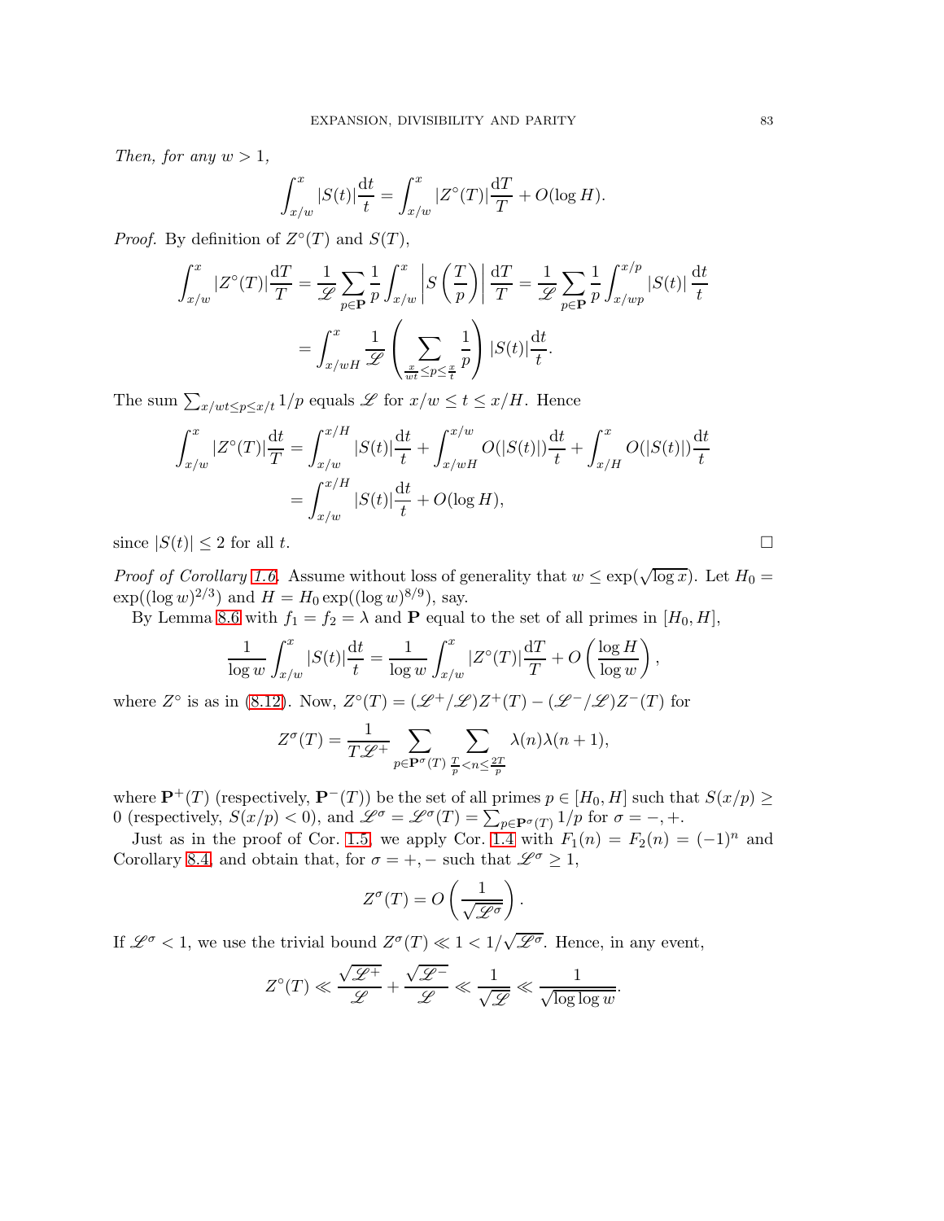*Then, for any $w > 1$,*

$$\int_{x/w}^{x} |S(t)| \frac{\mathrm{d}t}{t} = \int_{x/w}^{x} |Z^\circ(T)| \frac{\mathrm{d}T}{T} + O(\log H).$$

*Proof.* By definition of $Z^\circ(T)$ and $S(T)$,

$$\begin{aligned}
\int_{x/w}^{x} |Z^\circ(T)| \frac{\mathrm{d}T}{T} &= \frac{1}{\mathscr{L}} \sum_{p \in \mathbf{P}} \frac{1}{p} \int_{x/w}^{x} \left| S\left(\frac{T}{p}\right) \right| \frac{\mathrm{d}T}{T} = \frac{1}{\mathscr{L}} \sum_{p \in \mathbf{P}} \frac{1}{p} \int_{x/wp}^{x/p} |S(t)| \frac{\mathrm{d}t}{t} \\
&= \int_{x/wH}^{x} \frac{1}{\mathscr{L}} \left( \sum_{\frac{x}{wt} \le p \le \frac{x}{t}} \frac{1}{p} \right) |S(t)| \frac{\mathrm{d}t}{t}.
\end{aligned}$$

The sum $\sum_{x/wt \le p \le x/t} 1/p$ equals $\mathscr{L}$ for $x/w \le t \le x/H$. Hence

$$\begin{aligned}
\int_{x/w}^{x} |Z^\circ(T)| \frac{\mathrm{d}T}{T} &= \int_{x/w}^{x/H} |S(t)| \frac{\mathrm{d}t}{t} + \int_{x/wH}^{x/w} O(|S(t)|) \frac{\mathrm{d}t}{t} + \int_{x/H}^{x} O(|S(t)|) \frac{\mathrm{d}t}{t} \\
&= \int_{x/w}^{x/H} |S(t)| \frac{\mathrm{d}t}{t} + O(\log H),
\end{aligned}$$

since $|S(t)| \le 2$ for all $t$. $\square$

*Proof of Corollary 1.6.* Assume without loss of generality that $w \le \exp(\sqrt{\log x})$. Let $H_0 = \exp((\log w)^{2/3})$ and $H = H_0 \exp((\log w)^{8/9})$, say.

By Lemma 8.6 with $f_1 = f_2 = \lambda$ and $\mathbf{P}$ equal to the set of all primes in $[H_0, H]$,

$$\frac{1}{\log w} \int_{x/w}^{x} |S(t)| \frac{\mathrm{d}t}{t} = \frac{1}{\log w} \int_{x/w}^{x} |Z^\circ(T)| \frac{\mathrm{d}T}{T} + O\left(\frac{\log H}{\log w}\right),$$

where $Z^\circ$ is as in (8.12). Now, $Z^\circ(T) = (\mathscr{L}^+/\mathscr{L}) Z^+(T) - (\mathscr{L}^-/\mathscr{L}) Z^-(T)$ for

$$Z^\sigma(T) = \frac{1}{T \mathscr{L}^+} \sum_{p \in \mathbf{P}^\sigma(T)} \sum_{\frac{T}{p} < n \le \frac{2T}{p}} \lambda(n) \lambda(n+1),$$

where $\mathbf{P}^+(T)$ (respectively, $\mathbf{P}^-(T)$) be the set of all primes $p \in [H_0, H]$ such that $S(x/p) \ge 0$ (respectively, $S(x/p) < 0$), and $\mathscr{L}^\sigma = \mathscr{L}^\sigma(T) = \sum_{p \in \mathbf{P}^\sigma(T)} 1/p$ for $\sigma = -, +$.

Just as in the proof of Cor. 1.5, we apply Cor. 1.4 with $F_1(n) = F_2(n) = (-1)^n$ and Corollary 8.4, and obtain that, for $\sigma = +, -$ such that $\mathscr{L}^\sigma \ge 1$,

$$Z^\sigma(T) = O\left(\frac{1}{\sqrt{\mathscr{L}^\sigma}}\right).$$

If $\mathscr{L}^\sigma < 1$, we use the trivial bound $Z^\sigma(T) \ll 1 < 1/\sqrt{\mathscr{L}^\sigma}$. Hence, in any event,

$$Z^\circ(T) \ll \frac{\sqrt{\mathscr{L}^+}}{\mathscr{L}} + \frac{\sqrt{\mathscr{L}^-}}{\mathscr{L}} \ll \frac{1}{\sqrt{\mathscr{L}}} \ll \frac{1}{\sqrt{\log \log w}}.$$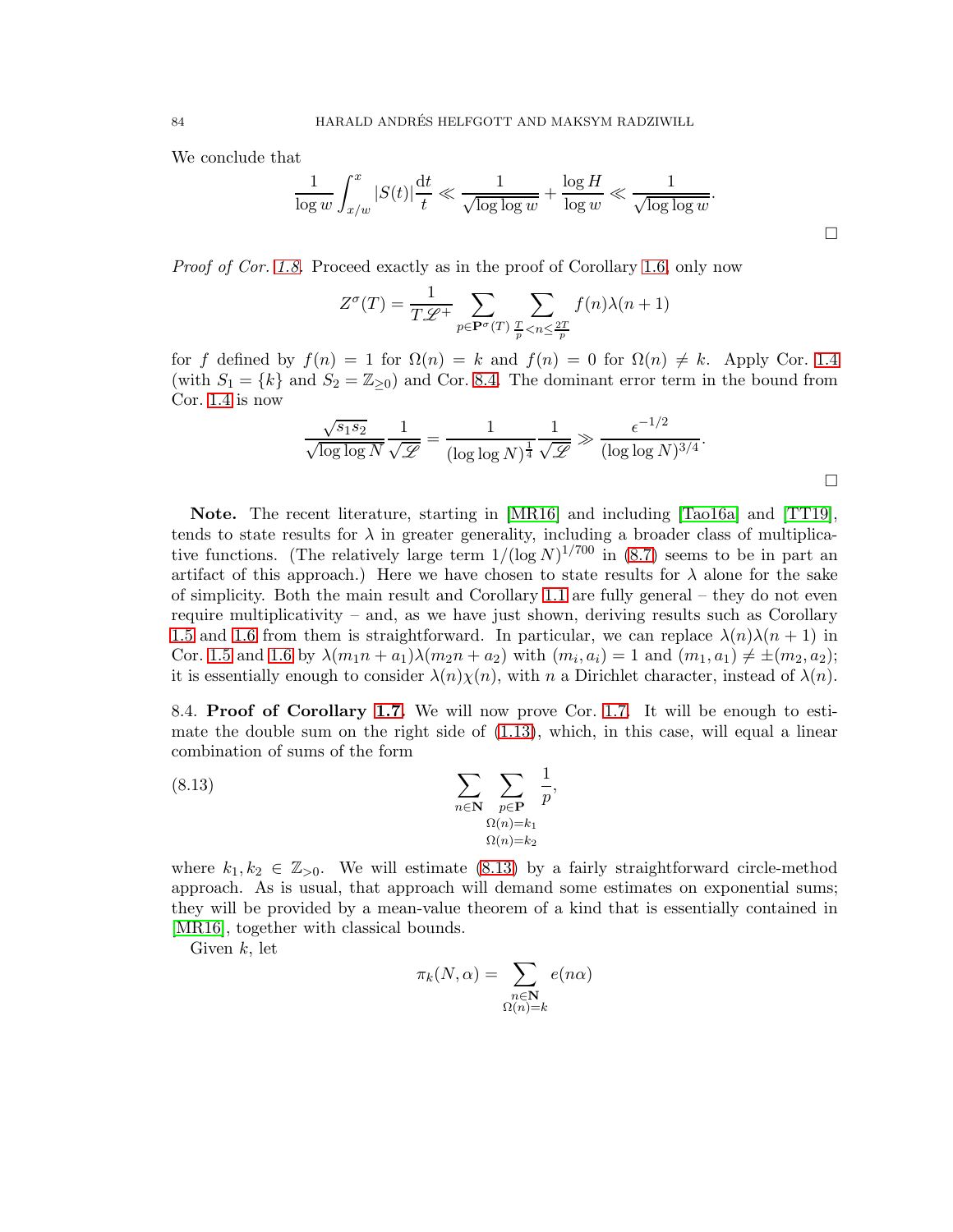We conclude that

$$\frac{1}{\log w}\int_{x/w}^{x} |S(t)|\frac{\mathrm{d}t}{t} \ll \frac{1}{\sqrt{\log\log w}} + \frac{\log H}{\log w} \ll \frac{1}{\sqrt{\log\log w}}.$$

□

*Proof of Cor. 1.8.* Proceed exactly as in the proof of Corollary 1.6, only now

$$Z^{\sigma}(T) = \frac{1}{T\mathscr{L}^{+}} \sum_{p\in\mathbf{P}^{\sigma}(T)} \sum_{\frac{T}{p}<n\leq\frac{2T}{p}} f(n)\lambda(n+1)$$

for $f$ defined by $f(n)=1$ for $\Omega(n)=k$ and $f(n)=0$ for $\Omega(n)\neq k$. Apply Cor. 1.4 (with $S_1=\{k\}$ and $S_2=\mathbb{Z}_{\geq 0}$) and Cor. 8.4. The dominant error term in the bound from Cor. 1.4 is now

$$\frac{\sqrt{s_1 s_2}}{\sqrt{\log\log N}}\frac{1}{\sqrt{\mathscr{L}}} = \frac{1}{(\log\log N)^{\frac{1}{4}}}\frac{1}{\sqrt{\mathscr{L}}} \gg \frac{\epsilon^{-1/2}}{(\log\log N)^{3/4}}.$$

□

**Note.** The recent literature, starting in [MR16] and including [Tao16a] and [TT19], tends to state results for $\lambda$ in greater generality, including a broader class of multiplicative functions. (The relatively large term $1/(\log N)^{1/700}$ in (8.7) seems to be in part an artifact of this approach.) Here we have chosen to state results for $\lambda$ alone for the sake of simplicity. Both the main result and Corollary 1.1 are fully general – they do not even require multiplicativity – and, as we have just shown, deriving results such as Corollary 1.5 and 1.6 from them is straightforward. In particular, we can replace $\lambda(n)\lambda(n+1)$ in Cor. 1.5 and 1.6 by $\lambda(m_1 n+a_1)\lambda(m_2 n+a_2)$ with $(m_i,a_i)=1$ and $(m_1,a_1)\neq\pm(m_2,a_2)$; it is essentially enough to consider $\lambda(n)\chi(n)$, with $n$ a Dirichlet character, instead of $\lambda(n)$.

8.4. **Proof of Corollary 1.7.** We will now prove Cor. 1.7. It will be enough to estimate the double sum on the right side of (1.13), which, in this case, will equal a linear combination of sums of the form

$$\sum_{\substack{n\in\mathbf{N}\\ \Omega(n)=k_1\\ \Omega(n)=k_2}} \sum_{p\in\mathbf{P}} \frac{1}{p}, \tag{8.13}$$

where $k_1,k_2\in\mathbb{Z}_{>0}$. We will estimate (8.13) by a fairly straightforward circle-method approach. As is usual, that approach will demand some estimates on exponential sums; they will be provided by a mean-value theorem of a kind that is essentially contained in [MR16], together with classical bounds.

Given $k$, let

$$\pi_k(N,\alpha) = \sum_{\substack{n\in\mathbf{N}\\ \Omega(n)=k}} e(n\alpha)$$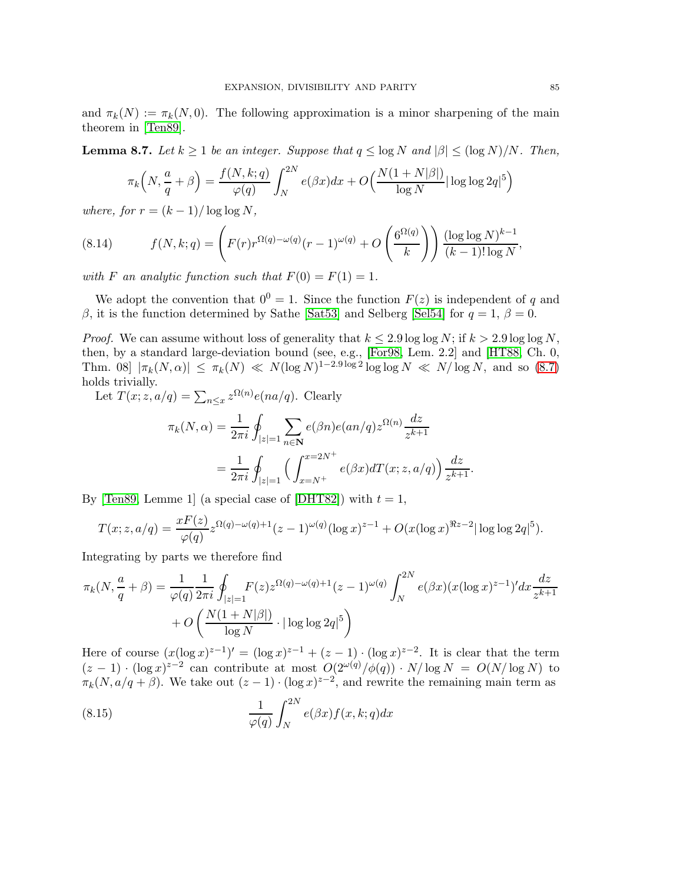and $\pi_k(N) := \pi_k(N, 0)$. The following approximation is a minor sharpening of the main theorem in [Ten89].

**Lemma 8.7.** *Let $k \geq 1$ be an integer. Suppose that $q \leq \log N$ and $|\beta| \leq (\log N)/N$. Then,*

$$\pi_k\Big(N, \frac{a}{q} + \beta\Big) = \frac{f(N, k; q)}{\varphi(q)} \int_N^{2N} e(\beta x) dx + O\Big(\frac{N(1 + N|\beta|)}{\log N} |\log\log 2q|^5\Big)$$

*where, for $r = (k-1)/\log\log N$,*

$$f(N, k; q) = \left(F(r) r^{\Omega(q) - \omega(q)} (r-1)^{\omega(q)} + O\left(\frac{6^{\Omega(q)}}{k}\right)\right) \frac{(\log\log N)^{k-1}}{(k-1)! \log N}, \tag{8.14}$$

*with $F$ an analytic function such that $F(0) = F(1) = 1$.*

We adopt the convention that $0^0 = 1$. Since the function $F(z)$ is independent of $q$ and $\beta$, it is the function determined by Sathe [Sat53] and Selberg [Sel54] for $q = 1$, $\beta = 0$.

*Proof.* We can assume without loss of generality that $k \leq 2.9 \log\log N$; if $k > 2.9 \log\log N$, then, by a standard large-deviation bound (see, e.g., [For98, Lem. 2.2] and [HT88, Ch. 0, Thm. 08]) $|\pi_k(N, \alpha)| \leq \pi_k(N) \ll N(\log N)^{1 - 2.9 \log 2} \log\log N \ll N/\log N$, and so (8.7) holds trivially.

Let $T(x; z, a/q) = \sum_{n \leq x} z^{\Omega(n)} e(na/q)$. Clearly

$$\begin{aligned}
\pi_k(N, \alpha) &= \frac{1}{2\pi i} \oint_{|z|=1} \sum_{n \in \mathbf{N}} e(\beta n) e(an/q) z^{\Omega(n)} \frac{dz}{z^{k+1}} \\
&= \frac{1}{2\pi i} \oint_{|z|=1} \Big(\int_{x=N^+}^{x=2N^+} e(\beta x) dT(x; z, a/q)\Big) \frac{dz}{z^{k+1}}.
\end{aligned}$$

By [Ten89, Lemme 1] (a special case of [DHT82]) with $t = 1$,

$$T(x; z, a/q) = \frac{xF(z)}{\varphi(q)} z^{\Omega(q) - \omega(q) + 1} (z-1)^{\omega(q)} (\log x)^{z-1} + O(x(\log x)^{\Re z - 2} |\log\log 2q|^5).$$

Integrating by parts we therefore find

$$\begin{aligned}
\pi_k(N, \frac{a}{q} + \beta) = \frac{1}{\varphi(q)} \frac{1}{2\pi i} \oint_{|z|=1} F(z) z^{\Omega(q) - \omega(q) + 1} (z-1)^{\omega(q)} \int_N^{2N} e(\beta x) (x (\log x)^{z-1})' dx \frac{dz}{z^{k+1}} \\
+ O\left(\frac{N(1 + N|\beta|)}{\log N} \cdot |\log\log 2q|^5\right)
\end{aligned}$$

Here of course $(x(\log x)^{z-1})' = (\log x)^{z-1} + (z-1) \cdot (\log x)^{z-2}$. It is clear that the term $(z-1) \cdot (\log x)^{z-2}$ can contribute at most $O(2^{\omega(q)}/\phi(q)) \cdot N/\log N = O(N/\log N)$ to $\pi_k(N, a/q + \beta)$. We take out $(z-1) \cdot (\log x)^{z-2}$, and rewrite the remaining main term as

$$\frac{1}{\varphi(q)} \int_N^{2N} e(\beta x) f(x, k; q) dx \tag{8.15}$$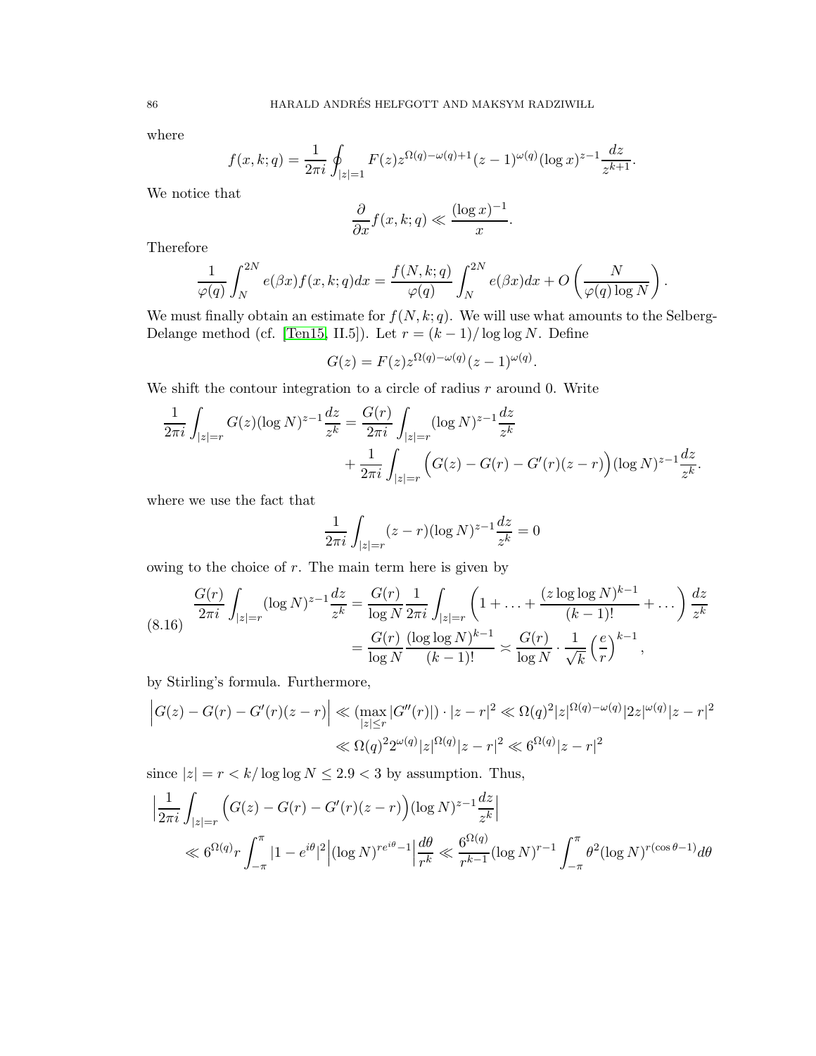where

$$f(x,k;q) = \frac{1}{2\pi i} \oint_{|z|=1} F(z) z^{\Omega(q)-\omega(q)+1} (z-1)^{\omega(q)} (\log x)^{z-1} \frac{dz}{z^{k+1}}.$$

We notice that

$$\frac{\partial}{\partial x} f(x,k;q) \ll \frac{(\log x)^{-1}}{x}.$$

Therefore

$$\frac{1}{\varphi(q)} \int_N^{2N} e(\beta x) f(x,k;q) dx = \frac{f(N,k;q)}{\varphi(q)} \int_N^{2N} e(\beta x) dx + O\left(\frac{N}{\varphi(q)\log N}\right).$$

We must finally obtain an estimate for $f(N,k;q)$. We will use what amounts to the Selberg-Delange method (cf. [Ten15, II.5]). Let $r = (k-1)/\log\log N$. Define

$$G(z) = F(z) z^{\Omega(q)-\omega(q)} (z-1)^{\omega(q)}.$$

We shift the contour integration to a circle of radius $r$ around 0. Write

$$\begin{aligned}
\frac{1}{2\pi i} \int_{|z|=r} G(z) (\log N)^{z-1} \frac{dz}{z^k} &= \frac{G(r)}{2\pi i} \int_{|z|=r} (\log N)^{z-1} \frac{dz}{z^k} \\
&\quad + \frac{1}{2\pi i} \int_{|z|=r} \Big(G(z) - G(r) - G'(r)(z-r)\Big) (\log N)^{z-1} \frac{dz}{z^k}.
\end{aligned}$$

where we use the fact that

$$\frac{1}{2\pi i} \int_{|z|=r} (z-r)(\log N)^{z-1} \frac{dz}{z^k} = 0$$

owing to the choice of $r$. The main term here is given by

$$\begin{aligned}
\frac{G(r)}{2\pi i} \int_{|z|=r} (\log N)^{z-1} \frac{dz}{z^k} &= \frac{G(r)}{\log N} \frac{1}{2\pi i} \int_{|z|=r} \left(1 + \ldots + \frac{(z \log\log N)^{k-1}}{(k-1)!} + \ldots\right) \frac{dz}{z^k} \\
&= \frac{G(r)}{\log N} \frac{(\log\log N)^{k-1}}{(k-1)!} \asymp \frac{G(r)}{\log N} \cdot \frac{1}{\sqrt{k}} \left(\frac{e}{r}\right)^{k-1},
\end{aligned} \tag{8.16}$$

by Stirling's formula. Furthermore,

$$\begin{aligned}
\Big|G(z) - G(r) - G'(r)(z-r)\Big| &\ll (\max_{|z|\le r} |G''(r)|) \cdot |z-r|^2 \ll \Omega(q)^2 |z|^{\Omega(q)-\omega(q)} |2z|^{\omega(q)} |z-r|^2 \\
&\ll \Omega(q)^2 2^{\omega(q)} |z|^{\Omega(q)} |z-r|^2 \ll 6^{\Omega(q)} |z-r|^2
\end{aligned}$$

since $|z| = r < k/\log\log N \le 2.9 < 3$ by assumption. Thus,

$$\begin{aligned}
&\Big| \frac{1}{2\pi i} \int_{|z|=r} \Big(G(z) - G(r) - G'(r)(z-r)\Big) (\log N)^{z-1} \frac{dz}{z^k} \Big| \\
&\quad \ll 6^{\Omega(q)} r \int_{-\pi}^{\pi} |1 - e^{i\theta}|^2 \Big| (\log N)^{re^{i\theta}-1} \Big| \frac{d\theta}{r^k} \ll \frac{6^{\Omega(q)}}{r^{k-1}} (\log N)^{r-1} \int_{-\pi}^{\pi} \theta^2 (\log N)^{r(\cos\theta - 1)} d\theta
\end{aligned}$$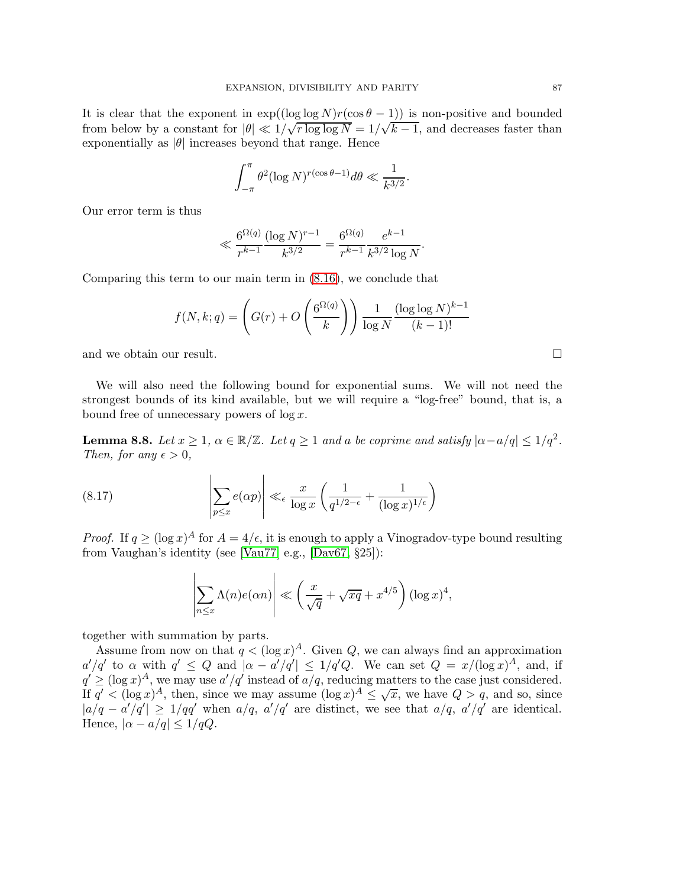It is clear that the exponent in $\exp((\log\log N)r(\cos\theta - 1))$ is non-positive and bounded from below by a constant for $|\theta| \ll 1/\sqrt{r\log\log N} = 1/\sqrt{k-1}$, and decreases faster than exponentially as $|\theta|$ increases beyond that range. Hence

$$\int_{-\pi}^{\pi} \theta^2 (\log N)^{r(\cos\theta - 1)} d\theta \ll \frac{1}{k^{3/2}}.$$

Our error term is thus

$$\ll \frac{6^{\Omega(q)}}{r^{k-1}} \frac{(\log N)^{r-1}}{k^{3/2}} = \frac{6^{\Omega(q)}}{r^{k-1}} \frac{e^{k-1}}{k^{3/2}\log N}.$$

Comparing this term to our main term in (8.16), we conclude that

$$f(N,k;q) = \left(G(r) + O\left(\frac{6^{\Omega(q)}}{k}\right)\right) \frac{1}{\log N} \frac{(\log\log N)^{k-1}}{(k-1)!}$$

and we obtain our result. □

We will also need the following bound for exponential sums. We will not need the strongest bounds of its kind available, but we will require a "log-free" bound, that is, a bound free of unnecessary powers of $\log x$.

**Lemma 8.8.** *Let $x \geq 1$, $\alpha \in \mathbb{R}/\mathbb{Z}$. Let $q \geq 1$ and $a$ be coprime and satisfy $|\alpha - a/q| \leq 1/q^2$. Then, for any $\epsilon > 0$,*

$$\left|\sum_{p\leq x} e(\alpha p)\right| \ll_\epsilon \frac{x}{\log x}\left(\frac{1}{q^{1/2-\epsilon}} + \frac{1}{(\log x)^{1/\epsilon}}\right) \tag{8.17}$$

*Proof.* If $q \geq (\log x)^A$ for $A = 4/\epsilon$, it is enough to apply a Vinogradov-type bound resulting from Vaughan's identity (see [Vau77] e.g., [Dav67, §25]):

$$\left|\sum_{n\leq x} \Lambda(n) e(\alpha n)\right| \ll \left(\frac{x}{\sqrt{q}} + \sqrt{xq} + x^{4/5}\right)(\log x)^4,$$

together with summation by parts.

Assume from now on that $q < (\log x)^A$. Given $Q$, we can always find an approximation $a'/q'$ to $\alpha$ with $q' \leq Q$ and $|\alpha - a'/q'| \leq 1/q'Q$. We can set $Q = x/(\log x)^A$, and, if $q' \geq (\log x)^A$, we may use $a'/q'$ instead of $a/q$, reducing matters to the case just considered. If $q' < (\log x)^A$, then, since we may assume $(\log x)^A \leq \sqrt{x}$, we have $Q > q$, and so, since $|a/q - a'/q'| \geq 1/qq'$ when $a/q$, $a'/q'$ are distinct, we see that $a/q$, $a'/q'$ are identical. Hence, $|\alpha - a/q| \leq 1/qQ$.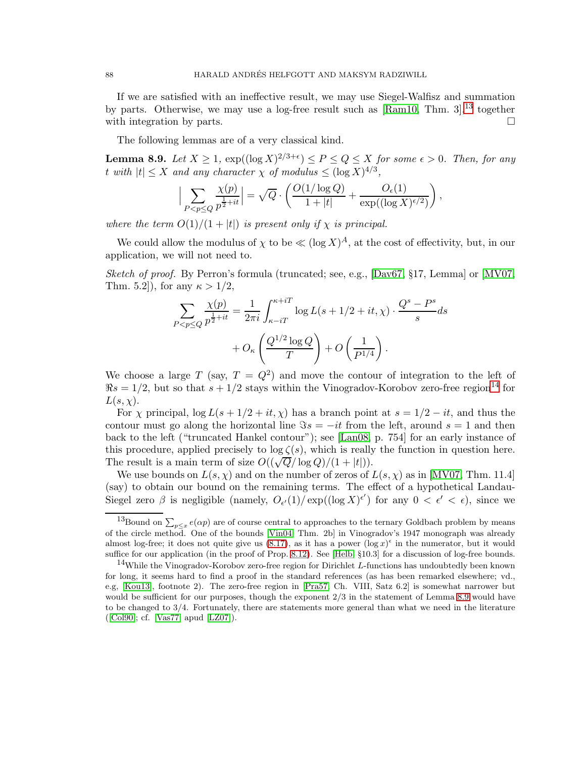If we are satisfied with an ineffective result, we may use Siegel-Walfisz and summation by parts. Otherwise, we may use a log-free result such as [Ram10, Thm. 3],[13] together with integration by parts. □

The following lemmas are of a very classical kind.

**Lemma 8.9.** *Let $X \geq 1$, $\exp((\log X)^{2/3+\epsilon}) \leq P \leq Q \leq X$ for some $\epsilon > 0$. Then, for any $t$ with $|t| \leq X$ and any character $\chi$ of modulus $\leq (\log X)^{4/3}$,*

$$\Big| \sum_{P < p \leq Q} \frac{\chi(p)}{p^{\frac{1}{2}+it}} \Big| = \sqrt{Q} \cdot \left( \frac{O(1/\log Q)}{1+|t|} + \frac{O_\epsilon(1)}{\exp((\log X)^{\epsilon/2})} \right),$$

*where the term $O(1)/(1+|t|)$ is present only if $\chi$ is principal.*

We could allow the modulus of $\chi$ to be $\ll (\log X)^A$, at the cost of effectivity, but, in our application, we will not need to.

*Sketch of proof.* By Perron's formula (truncated; see, e.g., [Dav67, §17, Lemma] or [MV07, Thm. 5.2]), for any $\kappa > 1/2$,

$$\sum_{P < p \leq Q} \frac{\chi(p)}{p^{\frac{1}{2}+it}} = \frac{1}{2\pi i} \int_{\kappa - iT}^{\kappa + iT} \log L(s + 1/2 + it, \chi) \cdot \frac{Q^s - P^s}{s} ds$$
$$+ O_\kappa \left( \frac{Q^{1/2} \log Q}{T} \right) + O\left( \frac{1}{P^{1/4}} \right).$$

We choose a large $T$ (say, $T = Q^2$) and move the contour of integration to the left of $\Re s = 1/2$, but so that $s + 1/2$ stays within the Vinogradov-Korobov zero-free region[14] for $L(s, \chi)$.

For $\chi$ principal, $\log L(s + 1/2 + it, \chi)$ has a branch point at $s = 1/2 - it$, and thus the contour must go along the horizontal line $\Im s = -it$ from the left, around $s = 1$ and then back to the left ("truncated Hankel contour"); see [Lan08, p. 754] for an early instance of this procedure, applied precisely to $\log \zeta(s)$, which is really the function in question here. The result is a main term of size $O((\sqrt{Q}/\log Q)/(1 + |t|))$.

We use bounds on $L(s, \chi)$ and on the number of zeros of $L(s, \chi)$ as in [MV07, Thm. 11.4] (say) to obtain our bound on the remaining terms. The effect of a hypothetical Landau-Siegel zero $\beta$ is negligible (namely, $O_{\epsilon'}(1)/\exp((\log X)^{\epsilon'})$ for any $0 < \epsilon' < \epsilon$), since we

[13] Bound on $\sum_{p \leq x} e(\alpha p)$ are of course central to approaches to the ternary Goldbach problem by means of the circle method. One of the bounds [Vin04, Thm. 2b] in Vinogradov's 1947 monograph was already almost log-free; it does not quite give us (8.17), as it has a power $(\log x)^\epsilon$ in the numerator, but it would suffice for our application (in the proof of Prop. 8.12). See [Helb, §10.3] for a discussion of log-free bounds.

[14] While the Vinogradov-Korobov zero-free region for Dirichlet $L$-functions has undoubtedly been known for long, it seems hard to find a proof in the standard references (as has been remarked elsewhere; vd., e.g, [Kou13], footnote 2). The zero-free region in [Pra57, Ch. VIII, Satz 6.2] is somewhat narrower but would be sufficient for our purposes, though the exponent $2/3$ in the statement of Lemma 8.9 would have to be changed to $3/4$. Fortunately, there are statements more general than what we need in the literature ([Col90]; cf. [Vas77] apud [LZ07]).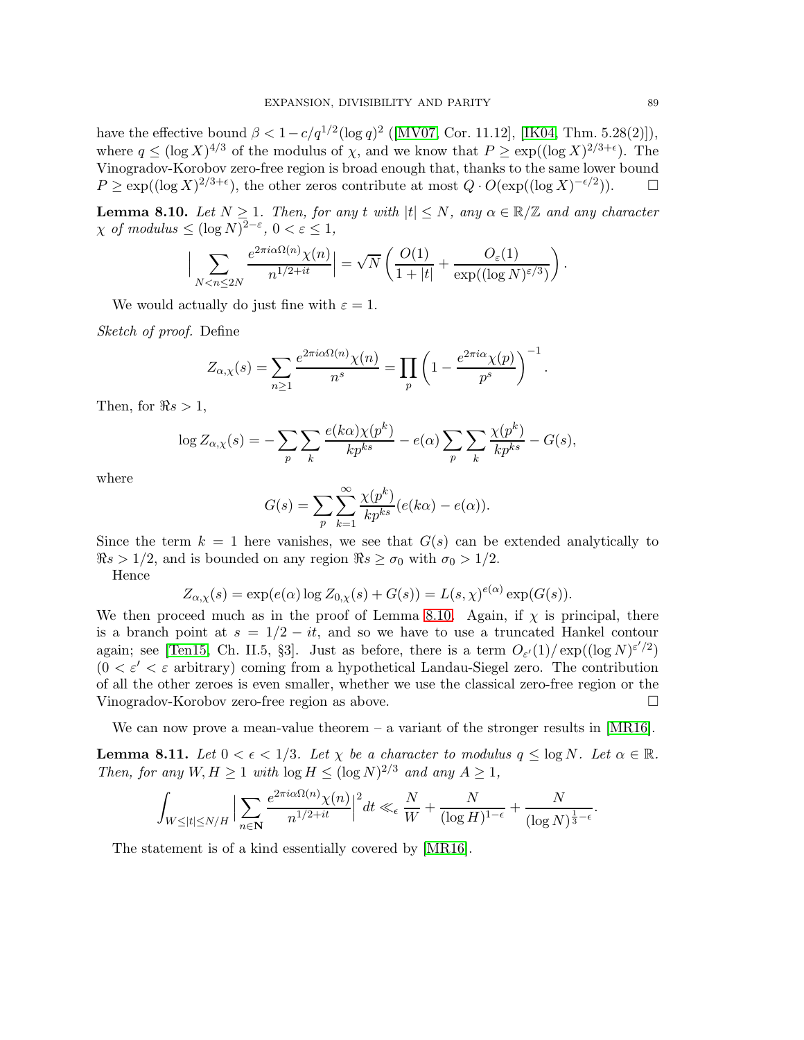have the effective bound $\beta < 1 - c/q^{1/2}(\log q)^2$ ([MV07, Cor. 11.12], [IK04, Thm. 5.28(2)]), where $q \leq (\log X)^{4/3}$ of the modulus of $\chi$, and we know that $P \geq \exp((\log X)^{2/3+\epsilon})$. The Vinogradov-Korobov zero-free region is broad enough that, thanks to the same lower bound $P \geq \exp((\log X)^{2/3+\epsilon})$, the other zeros contribute at most $Q \cdot O(\exp((\log X)^{-\epsilon/2}))$. $\square$

**Lemma 8.10.** *Let $N \geq 1$. Then, for any $t$ with $|t| \leq N$, any $\alpha \in \mathbb{R}/\mathbb{Z}$ and any character $\chi$ of modulus $\leq (\log N)^{2-\varepsilon}$, $0 < \varepsilon \leq 1$,*

$$\Big| \sum_{N < n \leq 2N} \frac{e^{2\pi i \alpha \Omega(n)} \chi(n)}{n^{1/2+it}} \Big| = \sqrt{N} \left( \frac{O(1)}{1+|t|} + \frac{O_\varepsilon(1)}{\exp((\log N)^{\varepsilon/3})} \right).$$

We would actually do just fine with $\varepsilon = 1$.

*Sketch of proof.* Define

$$Z_{\alpha,\chi}(s) = \sum_{n \geq 1} \frac{e^{2\pi i \alpha \Omega(n)} \chi(n)}{n^s} = \prod_p \left(1 - \frac{e^{2\pi i \alpha} \chi(p)}{p^s}\right)^{-1}.$$

Then, for $\Re s > 1$,

$$\log Z_{\alpha,\chi}(s) = -\sum_p \sum_k \frac{e(k\alpha)\chi(p^k)}{kp^{ks}} - e(\alpha) \sum_p \sum_k \frac{\chi(p^k)}{kp^{ks}} - G(s),$$

where

$$G(s) = \sum_p \sum_{k=1}^{\infty} \frac{\chi(p^k)}{kp^{ks}} (e(k\alpha) - e(\alpha)).$$

Since the term $k = 1$ here vanishes, we see that $G(s)$ can be extended analytically to $\Re s > 1/2$, and is bounded on any region $\Re s \geq \sigma_0$ with $\sigma_0 > 1/2$.

Hence

$$Z_{\alpha,\chi}(s) = \exp(e(\alpha) \log Z_{0,\chi}(s) + G(s)) = L(s,\chi)^{e(\alpha)} \exp(G(s)).$$

We then proceed much as in the proof of Lemma 8.10. Again, if $\chi$ is principal, there is a branch point at $s = 1/2 - it$, and so we have to use a truncated Hankel contour again; see [Ten15, Ch. II.5, §3]. Just as before, there is a term $O_{\varepsilon'}(1)/\exp((\log N)^{\varepsilon'/2})$ ($0 < \varepsilon' < \varepsilon$ arbitrary) coming from a hypothetical Landau-Siegel zero. The contribution of all the other zeroes is even smaller, whether we use the classical zero-free region or the Vinogradov-Korobov zero-free region as above. $\square$

We can now prove a mean-value theorem – a variant of the stronger results in [MR16].

**Lemma 8.11.** *Let $0 < \epsilon < 1/3$. Let $\chi$ be a character to modulus $q \leq \log N$. Let $\alpha \in \mathbb{R}$. Then, for any $W, H \geq 1$ with $\log H \leq (\log N)^{2/3}$ and any $A \geq 1$,*

$$\int_{W \leq |t| \leq N/H} \Big| \sum_{n \in \mathbf{N}} \frac{e^{2\pi i \alpha \Omega(n)} \chi(n)}{n^{1/2+it}} \Big|^2 dt \ll_\epsilon \frac{N}{W} + \frac{N}{(\log H)^{1-\epsilon}} + \frac{N}{(\log N)^{\frac{1}{3}-\epsilon}}.$$

The statement is of a kind essentially covered by [MR16].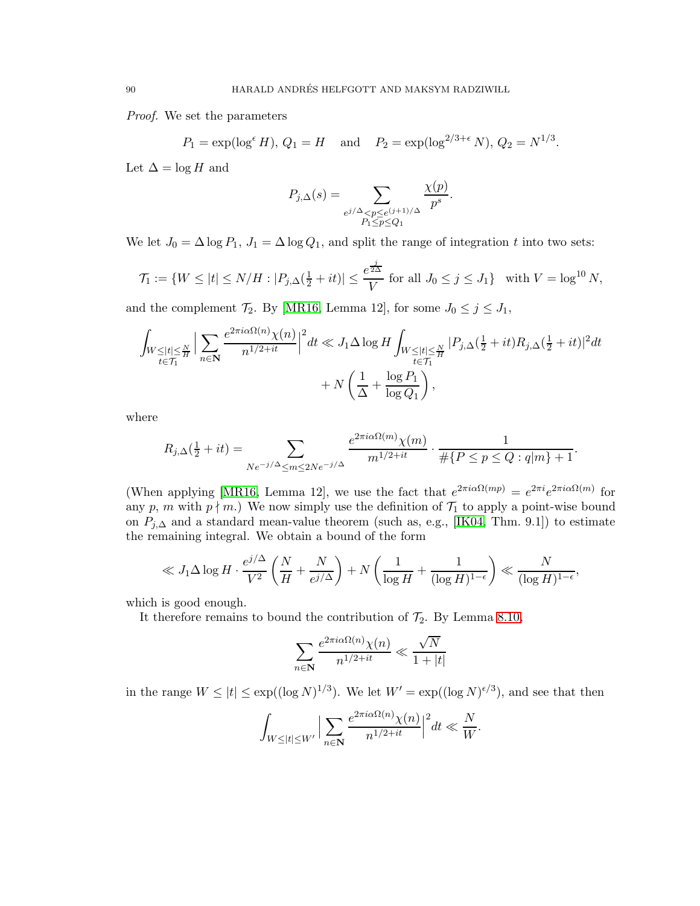*Proof.* We set the parameters

$$P_1 = \exp(\log^{\epsilon} H),\ Q_1 = H \quad \text{and} \quad P_2 = \exp(\log^{2/3+\epsilon} N),\ Q_2 = N^{1/3}.$$

Let $\Delta = \log H$ and

$$P_{j,\Delta}(s) = \sum_{\substack{e^{j/\Delta} < p \leq e^{(j+1)/\Delta} \\ P_1 \leq p \leq Q_1}} \frac{\chi(p)}{p^s}.$$

We let $J_0 = \Delta \log P_1$, $J_1 = \Delta \log Q_1$, and split the range of integration $t$ into two sets:

$$\mathcal{T}_1 := \{W \leq |t| \leq N/H : |P_{j,\Delta}(\tfrac{1}{2} + it)| \leq \frac{e^{\frac{j}{2\Delta}}}{V} \text{ for all } J_0 \leq j \leq J_1\} \quad \text{with } V = \log^{10} N,$$

and the complement $\mathcal{T}_2$. By [MR16, Lemma 12], for some $J_0 \leq j \leq J_1$,

$$\int_{\substack{W \leq |t| \leq \frac{N}{H} \\ t \in \mathcal{T}_1}} \Big| \sum_{n \in \mathbf{N}} \frac{e^{2\pi i \alpha \Omega(n)} \chi(n)}{n^{1/2+it}} \Big|^2 dt \ll J_1 \Delta \log H \int_{\substack{W \leq |t| \leq \frac{N}{H} \\ t \in \mathcal{T}_1}} |P_{j,\Delta}(\tfrac{1}{2} + it) R_{j,\Delta}(\tfrac{1}{2} + it)|^2 dt$$
$$+ N \left( \frac{1}{\Delta} + \frac{\log P_1}{\log Q_1} \right),$$

where

$$R_{j,\Delta}(\tfrac{1}{2} + it) = \sum_{Ne^{-j/\Delta} \leq m \leq 2Ne^{-j/\Delta}} \frac{e^{2\pi i \alpha \Omega(m)} \chi(m)}{m^{1/2+it}} \cdot \frac{1}{\#\{P \leq p \leq Q : q | m\} + 1}.$$

(When applying [MR16, Lemma 12], we use the fact that $e^{2\pi i \alpha \Omega(mp)} = e^{2\pi i} e^{2\pi i \alpha \Omega(m)}$ for any $p$, $m$ with $p \nmid m$.) We now simply use the definition of $\mathcal{T}_1$ to apply a point-wise bound on $P_{j,\Delta}$ and a standard mean-value theorem (such as, e.g., [IK04, Thm. 9.1]) to estimate the remaining integral. We obtain a bound of the form

$$\ll J_1 \Delta \log H \cdot \frac{e^{j/\Delta}}{V^2} \left( \frac{N}{H} + \frac{N}{e^{j/\Delta}} \right) + N \left( \frac{1}{\log H} + \frac{1}{(\log H)^{1-\epsilon}} \right) \ll \frac{N}{(\log H)^{1-\epsilon}},$$

which is good enough.

It therefore remains to bound the contribution of $\mathcal{T}_2$. By Lemma 8.10,

$$\sum_{n \in \mathbf{N}} \frac{e^{2\pi i \alpha \Omega(n)} \chi(n)}{n^{1/2+it}} \ll \frac{\sqrt{N}}{1 + |t|}$$

in the range $W \leq |t| \leq \exp((\log N)^{1/3})$. We let $W' = \exp((\log N)^{\epsilon/3})$, and see that then

$$\int_{W \leq |t| \leq W'} \Big| \sum_{n \in \mathbf{N}} \frac{e^{2\pi i \alpha \Omega(n)} \chi(n)}{n^{1/2+it}} \Big|^2 dt \ll \frac{N}{W}.$$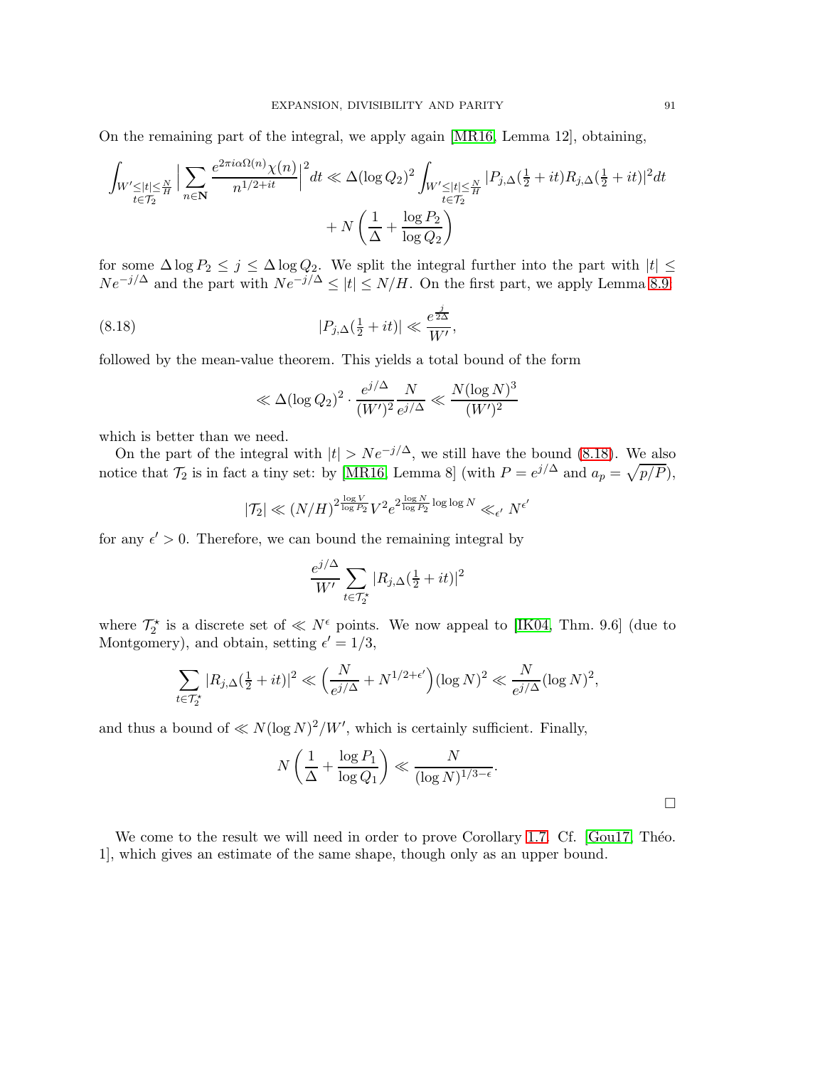On the remaining part of the integral, we apply again [MR16, Lemma 12], obtaining,

$$\int_{\substack{W'\le|t|\le\frac{N}{H}\\ t\in\mathcal{T}_2}}\Big|\sum_{n\in\mathbf{N}}\frac{e^{2\pi i\alpha\Omega(n)}\chi(n)}{n^{1/2+it}}\Big|^2dt \ll \Delta(\log Q_2)^2\int_{\substack{W'\le|t|\le\frac{N}{H}\\ t\in\mathcal{T}_2}}|P_{j,\Delta}(\tfrac12+it)R_{j,\Delta}(\tfrac12+it)|^2dt$$
$$+N\left(\frac{1}{\Delta}+\frac{\log P_2}{\log Q_2}\right)$$

for some $\Delta\log P_2\le j\le\Delta\log Q_2$. We split the integral further into the part with $|t|\le Ne^{-j/\Delta}$ and the part with $Ne^{-j/\Delta}\le|t|\le N/H$. On the first part, we apply Lemma 8.9

$$|P_{j,\Delta}(\tfrac12+it)|\ll\frac{e^{\frac{j}{2\Delta}}}{W'},\tag{8.18}$$

followed by the mean-value theorem. This yields a total bound of the form

$$\ll\Delta(\log Q_2)^2\cdot\frac{e^{j/\Delta}}{(W')^2}\frac{N}{e^{j/\Delta}}\ll\frac{N(\log N)^3}{(W')^2}$$

which is better than we need.

On the part of the integral with $|t|>Ne^{-j/\Delta}$, we still have the bound (8.18). We also notice that $\mathcal{T}_2$ is in fact a tiny set: by [MR16, Lemma 8] (with $P=e^{j/\Delta}$ and $a_p=\sqrt{p/P}$),

$$|\mathcal{T}_2|\ll(N/H)^{2\frac{\log V}{\log P_2}}V^2e^{2\frac{\log N}{\log P_2}\log\log N}\ll_{\epsilon'}N^{\epsilon'}$$

for any $\epsilon'>0$. Therefore, we can bound the remaining integral by

$$\frac{e^{j/\Delta}}{W'}\sum_{t\in\mathcal{T}_2^\star}|R_{j,\Delta}(\tfrac12+it)|^2$$

where $\mathcal{T}_2^\star$ is a discrete set of $\ll N^\epsilon$ points. We now appeal to [IK04, Thm. 9.6] (due to Montgomery), and obtain, setting $\epsilon'=1/3$,

$$\sum_{t\in\mathcal{T}_2^\star}|R_{j,\Delta}(\tfrac12+it)|^2\ll\left(\frac{N}{e^{j/\Delta}}+N^{1/2+\epsilon'}\right)(\log N)^2\ll\frac{N}{e^{j/\Delta}}(\log N)^2,$$

and thus a bound of $\ll N(\log N)^2/W'$, which is certainly sufficient. Finally,

$$N\left(\frac{1}{\Delta}+\frac{\log P_1}{\log Q_1}\right)\ll\frac{N}{(\log N)^{1/3-\epsilon}}.$$

□

We come to the result we will need in order to prove Corollary 1.7. Cf. [Gou17, Théo. 1], which gives an estimate of the same shape, though only as an upper bound.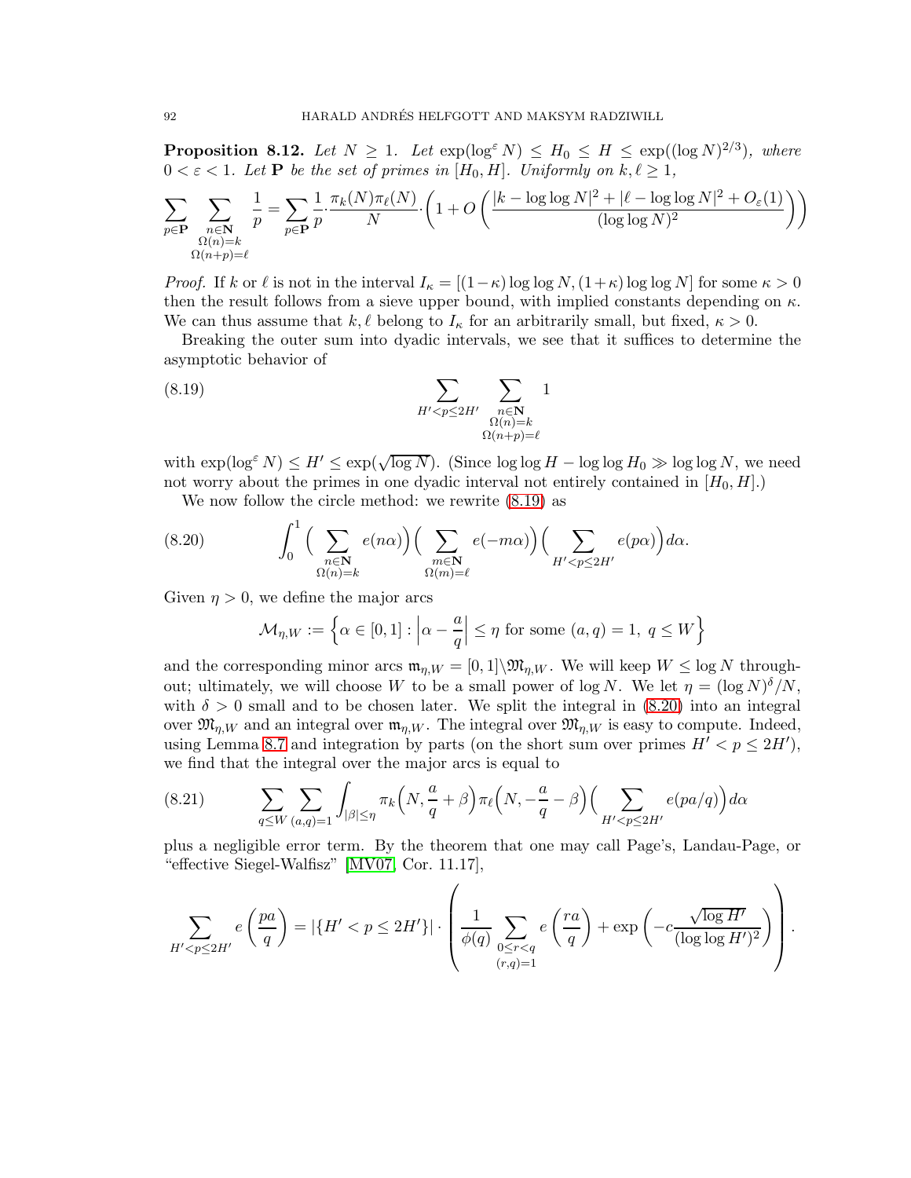**Proposition 8.12.** *Let $N \geq 1$. Let $\exp(\log^\varepsilon N) \leq H_0 \leq H \leq \exp((\log N)^{2/3})$, where $0 < \varepsilon < 1$. Let $\mathbf{P}$ be the set of primes in $[H_0, H]$. Uniformly on $k, \ell \geq 1$,*

$$\sum_{p \in \mathbf{P}} \sum_{\substack{n \in \mathbf{N} \\ \Omega(n)=k \\ \Omega(n+p)=\ell}} \frac{1}{p} = \sum_{p \in \mathbf{P}} \frac{1}{p} \cdot \frac{\pi_k(N)\pi_\ell(N)}{N} \cdot \left(1 + O\left(\frac{|k - \log\log N|^2 + |\ell - \log\log N|^2 + O_\varepsilon(1)}{(\log\log N)^2}\right)\right)$$

*Proof.* If $k$ or $\ell$ is not in the interval $I_\kappa = [(1-\kappa)\log\log N, (1+\kappa)\log\log N]$ for some $\kappa > 0$ then the result follows from a sieve upper bound, with implied constants depending on $\kappa$. We can thus assume that $k, \ell$ belong to $I_\kappa$ for an arbitrarily small, but fixed, $\kappa > 0$.

Breaking the outer sum into dyadic intervals, we see that it suffices to determine the asymptotic behavior of

$$\sum_{H' < p \leq 2H'} \sum_{\substack{n \in \mathbf{N} \\ \Omega(n)=k \\ \Omega(n+p)=\ell}} 1 \tag{8.19}$$

with $\exp(\log^\varepsilon N) \leq H' \leq \exp(\sqrt{\log N})$. (Since $\log\log H - \log\log H_0 \gg \log\log N$, we need not worry about the primes in one dyadic interval not entirely contained in $[H_0, H]$.)

We now follow the circle method: we rewrite (8.19) as

$$\int_0^1 \Big( \sum_{\substack{n \in \mathbf{N} \\ \Omega(n)=k}} e(n\alpha) \Big) \Big( \sum_{\substack{m \in \mathbf{N} \\ \Omega(m)=\ell}} e(-m\alpha) \Big) \Big( \sum_{H' < p \leq 2H'} e(p\alpha) \Big) d\alpha. \tag{8.20}$$

Given $\eta > 0$, we define the major arcs

$$\mathcal{M}_{\eta,W} := \left\{ \alpha \in [0,1] : \left|\alpha - \frac{a}{q}\right| \leq \eta \text{ for some } (a,q) = 1,\ q \leq W \right\}$$

and the corresponding minor arcs $\mathfrak{m}_{\eta,W} = [0,1] \backslash \mathfrak{M}_{\eta,W}$. We will keep $W \leq \log N$ throughout; ultimately, we will choose $W$ to be a small power of $\log N$. We let $\eta = (\log N)^\delta / N$, with $\delta > 0$ small and to be chosen later. We split the integral in (8.20) into an integral over $\mathfrak{M}_{\eta,W}$ and an integral over $\mathfrak{m}_{\eta,W}$. The integral over $\mathfrak{M}_{\eta,W}$ is easy to compute. Indeed, using Lemma 8.7 and integration by parts (on the short sum over primes $H' < p \leq 2H'$), we find that the integral over the major arcs is equal to

$$\sum_{q \leq W} \sum_{(a,q)=1} \int_{|\beta| \leq \eta} \pi_k\Big(N, \frac{a}{q} + \beta\Big) \pi_\ell\Big(N, -\frac{a}{q} - \beta\Big) \Big( \sum_{H' < p \leq 2H'} e(pa/q) \Big) d\alpha \tag{8.21}$$

plus a negligible error term. By the theorem that one may call Page's, Landau-Page, or "effective Siegel-Walfisz" [MV07, Cor. 11.17],

$$\sum_{H' < p \leq 2H'} e\left(\frac{pa}{q}\right) = |\{H' < p \leq 2H'\}| \cdot \left( \frac{1}{\phi(q)} \sum_{\substack{0 \leq r < q \\ (r,q)=1}} e\left(\frac{ra}{q}\right) + \exp\left(-c\frac{\sqrt{\log H'}}{(\log\log H')^2}\right) \right).$$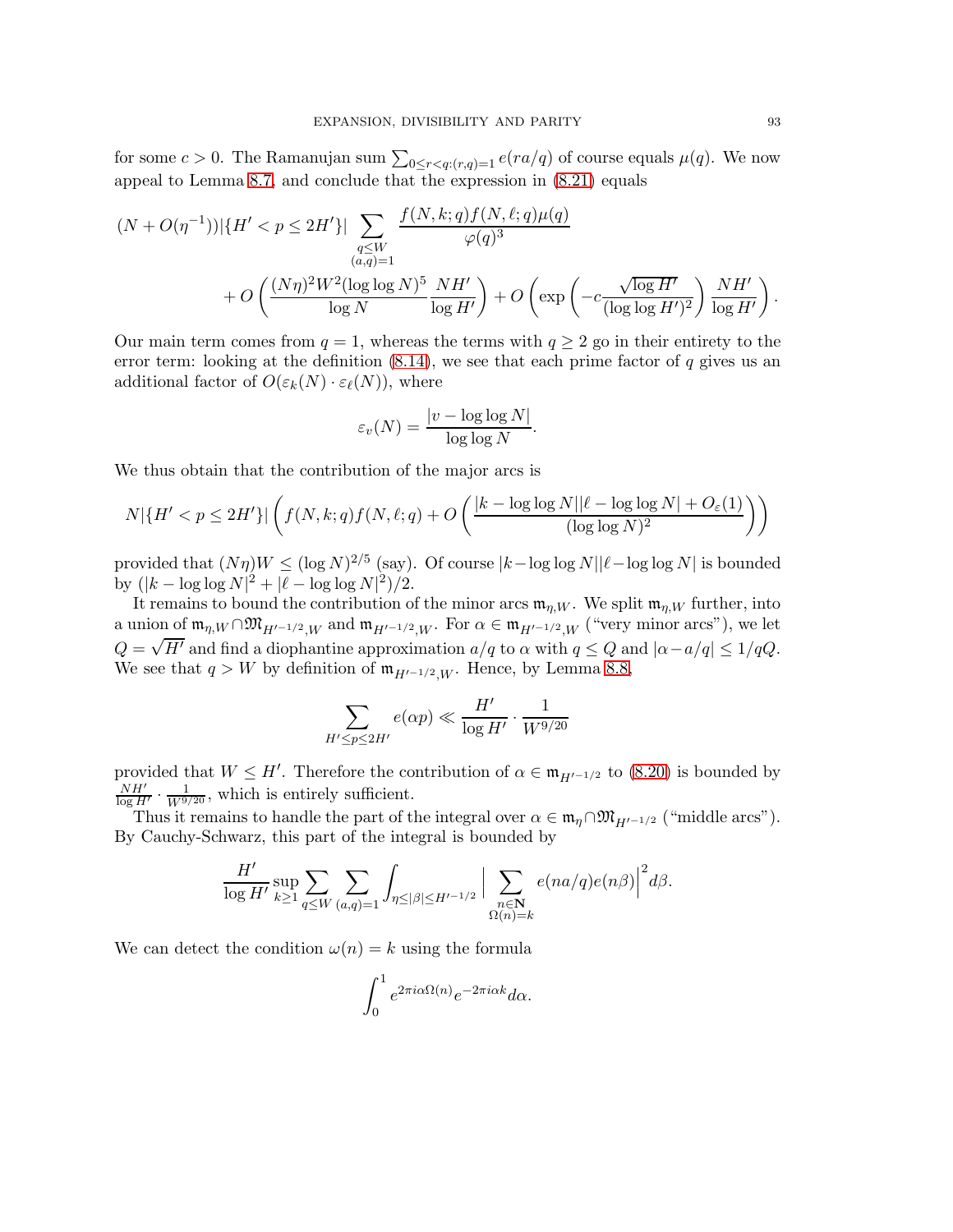for some $c > 0$. The Ramanujan sum $\sum_{0 \le r < q : (r,q)=1} e(ra/q)$ of course equals $\mu(q)$. We now appeal to Lemma 8.7, and conclude that the expression in (8.21) equals

$$(N + O(\eta^{-1}))|\{H' < p \le 2H'\}| \sum_{\substack{q \le W \\ (a,q)=1}} \frac{f(N,k;q) f(N,\ell;q) \mu(q)}{\varphi(q)^3}$$
$$+ O\left( \frac{(N\eta)^2 W^2 (\log\log N)^5}{\log N} \frac{NH'}{\log H'} \right) + O\left( \exp\left( -c \frac{\sqrt{\log H'}}{(\log\log H')^2} \right) \frac{NH'}{\log H'} \right).$$

Our main term comes from $q = 1$, whereas the terms with $q \ge 2$ go in their entirety to the error term: looking at the definition (8.14), we see that each prime factor of $q$ gives us an additional factor of $O(\varepsilon_k(N) \cdot \varepsilon_\ell(N))$, where

$$\varepsilon_v(N) = \frac{|v - \log\log N|}{\log\log N}.$$

We thus obtain that the contribution of the major arcs is

$$N|\{H' < p \le 2H'\}| \left( f(N,k;q) f(N,\ell;q) + O\left( \frac{|k - \log\log N||\ell - \log\log N| + O_\varepsilon(1)}{(\log\log N)^2} \right) \right)$$

provided that $(N\eta)W \le (\log N)^{2/5}$ (say). Of course $|k - \log\log N||\ell - \log\log N|$ is bounded by $(|k - \log\log N|^2 + |\ell - \log\log N|^2)/2$.

It remains to bound the contribution of the minor arcs $\mathfrak{m}_{\eta,W}$. We split $\mathfrak{m}_{\eta,W}$ further, into a union of $\mathfrak{m}_{\eta,W} \cap \mathfrak{M}_{H'^{-1/2},W}$ and $\mathfrak{m}_{H'^{-1/2},W}$. For $\alpha \in \mathfrak{m}_{H'^{-1/2},W}$ ("very minor arcs"), we let $Q = \sqrt{H'}$ and find a diophantine approximation $a/q$ to $\alpha$ with $q \le Q$ and $|\alpha - a/q| \le 1/qQ$. We see that $q > W$ by definition of $\mathfrak{m}_{H'^{-1/2},W}$. Hence, by Lemma 8.8,

$$\sum_{H' \le p \le 2H'} e(\alpha p) \ll \frac{H'}{\log H'} \cdot \frac{1}{W^{9/20}}$$

provided that $W \le H'$. Therefore the contribution of $\alpha \in \mathfrak{m}_{H'^{-1/2}}$ to (8.20) is bounded by $\frac{NH'}{\log H'} \cdot \frac{1}{W^{9/20}}$, which is entirely sufficient.

Thus it remains to handle the part of the integral over $\alpha \in \mathfrak{m}_\eta \cap \mathfrak{M}_{H'^{-1/2}}$ ("middle arcs"). By Cauchy-Schwarz, this part of the integral is bounded by

$$\frac{H'}{\log H'} \sup_{k \ge 1} \sum_{q \le W} \sum_{(a,q)=1} \int_{\eta \le |\beta| \le H'^{-1/2}} \Big| \sum_{\substack{n \in \mathbf{N} \\ \Omega(n)=k}} e(na/q) e(n\beta) \Big|^2 d\beta.$$

We can detect the condition $\omega(n) = k$ using the formula

$$\int_0^1 e^{2\pi i \alpha \Omega(n)} e^{-2\pi i \alpha k} d\alpha.$$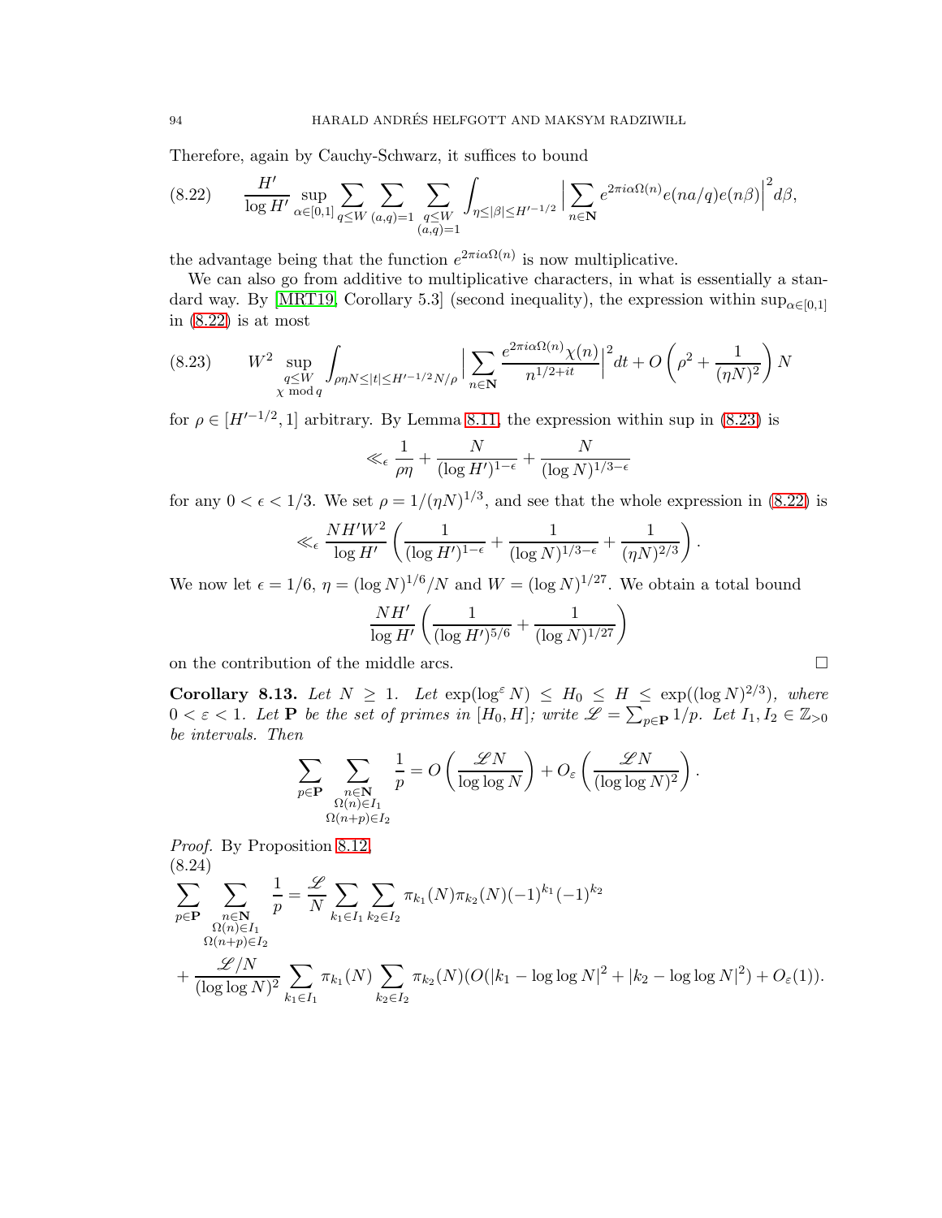Therefore, again by Cauchy-Schwarz, it suffices to bound

$$\frac{H'}{\log H'} \sup_{\alpha\in[0,1]} \sum_{q\le W} \sum_{(a,q)=1} \sum_{\substack{q\le W\\(a,q)=1}} \int_{\eta\le|\beta|\le H'^{-1/2}} \Big|\sum_{n\in\mathbf{N}} e^{2\pi i\alpha\Omega(n)} e(na/q) e(n\beta)\Big|^2 d\beta, \tag{8.22}$$

the advantage being that the function $e^{2\pi i\alpha\Omega(n)}$ is now multiplicative.

We can also go from additive to multiplicative characters, in what is essentially a standard way. By [MRT19, Corollary 5.3] (second inequality), the expression within $\sup_{\alpha\in[0,1]}$ in (8.22) is at most

$$W^2 \sup_{\substack{q\le W\\ \chi \bmod q}} \int_{\rho\eta N\le|t|\le H'^{-1/2}N/\rho} \Big|\sum_{n\in\mathbf{N}} \frac{e^{2\pi i\alpha\Omega(n)}\chi(n)}{n^{1/2+it}}\Big|^2 dt + O\left(\rho^2 + \frac{1}{(\eta N)^2}\right) N \tag{8.23}$$

for $\rho \in [H'^{-1/2}, 1]$ arbitrary. By Lemma 8.11, the expression within sup in (8.23) is

$$\ll_\epsilon \frac{1}{\rho\eta} + \frac{N}{(\log H')^{1-\epsilon}} + \frac{N}{(\log N)^{1/3-\epsilon}}$$

for any $0<\epsilon<1/3$. We set $\rho = 1/(\eta N)^{1/3}$, and see that the whole expression in (8.22) is

$$\ll_\epsilon \frac{NH'W^2}{\log H'}\left(\frac{1}{(\log H')^{1-\epsilon}} + \frac{1}{(\log N)^{1/3-\epsilon}} + \frac{1}{(\eta N)^{2/3}}\right).$$

We now let $\epsilon = 1/6$, $\eta = (\log N)^{1/6}/N$ and $W = (\log N)^{1/27}$. We obtain a total bound

$$\frac{NH'}{\log H'}\left(\frac{1}{(\log H')^{5/6}} + \frac{1}{(\log N)^{1/27}}\right)$$

on the contribution of the middle arcs. □

**Corollary 8.13.** *Let $N \ge 1$. Let $\exp(\log^\varepsilon N) \le H_0 \le H \le \exp((\log N)^{2/3})$, where $0<\varepsilon<1$. Let $\mathbf{P}$ be the set of primes in $[H_0, H]$; write $\mathscr{L} = \sum_{p\in\mathbf{P}} 1/p$. Let $I_1, I_2 \in \mathbb{Z}_{>0}$ be intervals. Then*

$$\sum_{p\in\mathbf{P}} \sum_{\substack{n\in\mathbf{N}\\ \Omega(n)\in I_1\\ \Omega(n+p)\in I_2}} \frac{1}{p} = O\left(\frac{\mathscr{L}N}{\log\log N}\right) + O_\varepsilon\left(\frac{\mathscr{L}N}{(\log\log N)^2}\right).$$

*Proof.* By Proposition 8.12,

$$\sum_{p\in\mathbf{P}} \sum_{\substack{n\in\mathbf{N}\\ \Omega(n)\in I_1\\ \Omega(n+p)\in I_2}} \frac{1}{p} = \frac{\mathscr{L}}{N} \sum_{k_1\in I_1}\sum_{k_2\in I_2} \pi_{k_1}(N)\pi_{k_2}(N)(-1)^{k_1}(-1)^{k_2}$$
$$+ \frac{\mathscr{L}/N}{(\log\log N)^2} \sum_{k_1\in I_1} \pi_{k_1}(N) \sum_{k_2\in I_2} \pi_{k_2}(N)(O(|k_1-\log\log N|^2 + |k_2-\log\log N|^2) + O_\varepsilon(1)). \tag{8.24}$$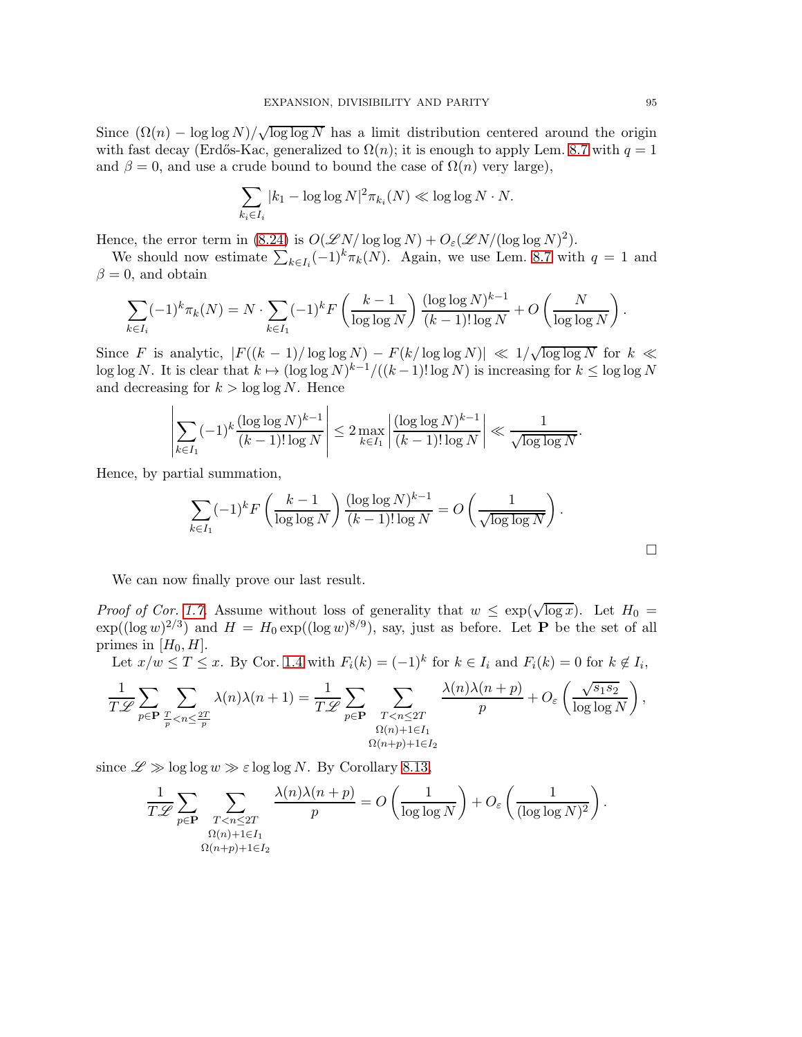Since $(\Omega(n) - \log\log N)/\sqrt{\log\log N}$ has a limit distribution centered around the origin with fast decay (Erdős-Kac, generalized to $\Omega(n)$; it is enough to apply Lem. 8.7 with $q = 1$ and $\beta = 0$, and use a crude bound to bound the case of $\Omega(n)$ very large),

$$\sum_{k_i \in I_i} |k_1 - \log\log N|^2 \pi_{k_i}(N) \ll \log\log N \cdot N.$$

Hence, the error term in (8.24) is $O(\mathscr{L}N/\log\log N) + O_\varepsilon(\mathscr{L}N/(\log\log N)^2)$.

We should now estimate $\sum_{k \in I_i} (-1)^k \pi_k(N)$. Again, we use Lem. 8.7 with $q = 1$ and $\beta = 0$, and obtain

$$\sum_{k \in I_i} (-1)^k \pi_k(N) = N \cdot \sum_{k \in I_1} (-1)^k F\left(\frac{k-1}{\log\log N}\right) \frac{(\log\log N)^{k-1}}{(k-1)!\log N} + O\left(\frac{N}{\log\log N}\right).$$

Since $F$ is analytic, $|F((k-1)/\log\log N) - F(k/\log\log N)| \ll 1/\sqrt{\log\log N}$ for $k \ll \log\log N$. It is clear that $k \mapsto (\log\log N)^{k-1}/((k-1)!\log N)$ is increasing for $k \leq \log\log N$ and decreasing for $k > \log\log N$. Hence

$$\left|\sum_{k \in I_1} (-1)^k \frac{(\log\log N)^{k-1}}{(k-1)!\log N}\right| \leq 2\max_{k \in I_1} \left|\frac{(\log\log N)^{k-1}}{(k-1)!\log N}\right| \ll \frac{1}{\sqrt{\log\log N}}.$$

Hence, by partial summation,

$$\sum_{k \in I_1} (-1)^k F\left(\frac{k-1}{\log\log N}\right) \frac{(\log\log N)^{k-1}}{(k-1)!\log N} = O\left(\frac{1}{\sqrt{\log\log N}}\right).$$

□

We can now finally prove our last result.

*Proof of Cor. 1.7.* Assume without loss of generality that $w \leq \exp(\sqrt{\log x})$. Let $H_0 = \exp((\log w)^{2/3})$ and $H = H_0 \exp((\log w)^{8/9})$, say, just as before. Let $\mathbf{P}$ be the set of all primes in $[H_0, H]$.

Let $x/w \leq T \leq x$. By Cor. 1.4 with $F_i(k) = (-1)^k$ for $k \in I_i$ and $F_i(k) = 0$ for $k \notin I_i$,

$$\frac{1}{T\mathscr{L}} \sum_{p \in \mathbf{P}} \sum_{\frac{T}{p} < n \leq \frac{2T}{p}} \lambda(n)\lambda(n+1) = \frac{1}{T\mathscr{L}} \sum_{p \in \mathbf{P}} \sum_{\substack{T < n \leq 2T \\ \Omega(n)+1 \in I_1 \\ \Omega(n+p)+1 \in I_2}} \frac{\lambda(n)\lambda(n+p)}{p} + O_\varepsilon\left(\frac{\sqrt{s_1 s_2}}{\log\log N}\right),$$

since $\mathscr{L} \gg \log\log w \gg \varepsilon \log\log N$. By Corollary 8.13,

$$\frac{1}{T\mathscr{L}} \sum_{p \in \mathbf{P}} \sum_{\substack{T < n \leq 2T \\ \Omega(n)+1 \in I_1 \\ \Omega(n+p)+1 \in I_2}} \frac{\lambda(n)\lambda(n+p)}{p} = O\left(\frac{1}{\log\log N}\right) + O_\varepsilon\left(\frac{1}{(\log\log N)^2}\right).$$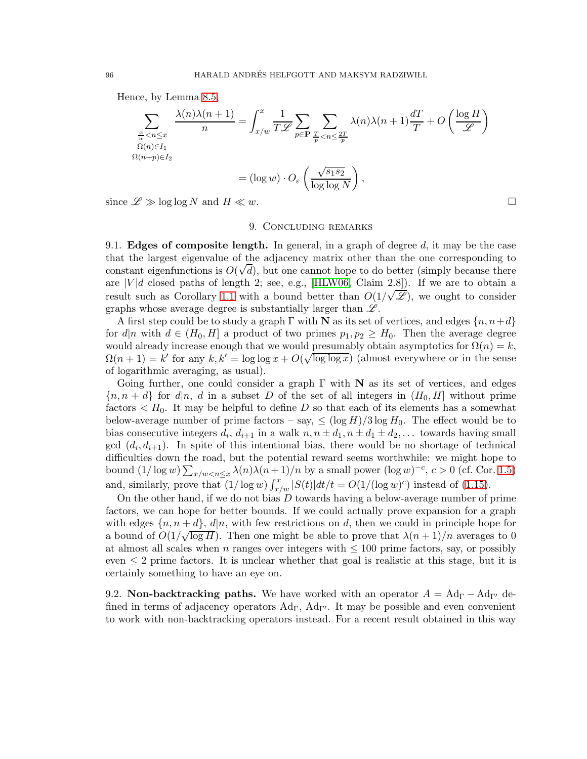Hence, by Lemma 8.5,

$$\sum_{\substack{\frac{x}{w}<n\leq x\\ \Omega(n)\in I_1\\ \Omega(n+p)\in I_2}} \frac{\lambda(n)\lambda(n+1)}{n} = \int_{x/w}^{x} \frac{1}{T\mathscr{L}} \sum_{p\in\mathbf{P}} \sum_{\frac{T}{p}<n\leq\frac{2T}{p}} \lambda(n)\lambda(n+1)\frac{dT}{T} + O\left(\frac{\log H}{\mathscr{L}}\right)$$

$$= (\log w)\cdot O_\varepsilon\left(\frac{\sqrt{s_1 s_2}}{\log\log N}\right),$$

since $\mathscr{L} \gg \log\log N$ and $H \ll w$. $\square$

## 9. Concluding remarks

**9.1. Edges of composite length.** In general, in a graph of degree $d$, it may be the case that the largest eigenvalue of the adjacency matrix other than the one corresponding to constant eigenfunctions is $O(\sqrt{d})$, but one cannot hope to do better (simply because there are $|V|d$ closed paths of length 2; see, e.g., [HLW06, Claim 2.8]). If we are to obtain a result such as Corollary 1.1 with a bound better than $O(1/\sqrt{\mathscr{L}})$, we ought to consider graphs whose average degree is substantially larger than $\mathscr{L}$.

A first step could be to study a graph $\Gamma$ with $\mathbf{N}$ as its set of vertices, and edges $\{n, n+d\}$ for $d|n$ with $d \in (H_0, H]$ a product of two primes $p_1, p_2 \geq H_0$. Then the average degree would already increase enough that we would presumably obtain asymptotics for $\Omega(n) = k$, $\Omega(n+1) = k'$ for any $k, k' = \log\log x + O(\sqrt{\log\log x})$ (almost everywhere or in the sense of logarithmic averaging, as usual).

Going further, one could consider a graph $\Gamma$ with $\mathbf{N}$ as its set of vertices, and edges $\{n, n+d\}$ for $d|n$, $d$ in a subset $D$ of the set of all integers in $(H_0, H]$ without prime factors $< H_0$. It may be helpful to define $D$ so that each of its elements has a somewhat below-average number of prime factors – say, $\leq (\log H)/3\log H_0$. The effect would be to bias consecutive integers $d_i$, $d_{i+1}$ in a walk $n, n\pm d_1, n\pm d_1 \pm d_2, \ldots$ towards having small gcd $(d_i, d_{i+1})$. In spite of this intentional bias, there would be no shortage of technical difficulties down the road, but the potential reward seems worthwhile: we might hope to bound $(1/\log w)\sum_{x/w<n\leq x} \lambda(n)\lambda(n+1)/n$ by a small power $(\log w)^{-c}$, $c > 0$ (cf. Cor. 1.5) and, similarly, prove that $(1/\log w)\int_{x/w}^{x} |S(t)| dt/t = O(1/(\log w)^c)$ instead of (1.15).

On the other hand, if we do not bias $D$ towards having a below-average number of prime factors, we can hope for better bounds. If we could actually prove expansion for a graph with edges $\{n, n+d\}$, $d|n$, with few restrictions on $d$, then we could in principle hope for a bound of $O(1/\sqrt{\log H})$. Then one might be able to prove that $\lambda(n+1)/n$ averages to 0 at almost all scales when $n$ ranges over integers with $\leq 100$ prime factors, say, or possibly even $\leq 2$ prime factors. It is unclear whether that goal is realistic at this stage, but it is certainly something to have an eye on.

**9.2. Non-backtracking paths.** We have worked with an operator $A = \mathrm{Ad}_\Gamma - \mathrm{Ad}_{\Gamma'}$ defined in terms of adjacency operators $\mathrm{Ad}_\Gamma$, $\mathrm{Ad}_{\Gamma'}$. It may be possible and even convenient to work with non-backtracking operators instead. For a recent result obtained in this way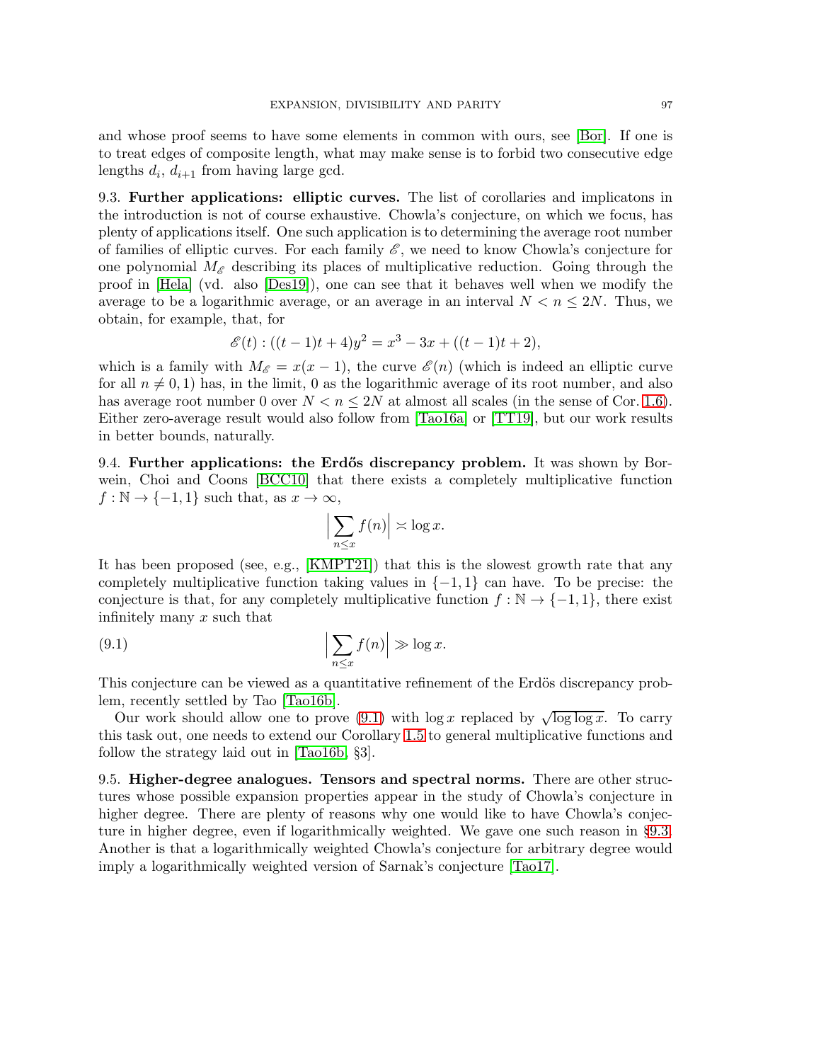and whose proof seems to have some elements in common with ours, see [Bor]. If one is to treat edges of composite length, what may make sense is to forbid two consecutive edge lengths $d_i$, $d_{i+1}$ from having large gcd.

9.3. **Further applications: elliptic curves.** The list of corollaries and implicatons in the introduction is not of course exhaustive. Chowla's conjecture, on which we focus, has plenty of applications itself. One such application is to determining the average root number of families of elliptic curves. For each family $\mathscr{E}$, we need to know Chowla's conjecture for one polynomial $M_{\mathscr{E}}$ describing its places of multiplicative reduction. Going through the proof in [Hela] (vd. also [Des19]), one can see that it behaves well when we modify the average to be a logarithmic average, or an average in an interval $N < n \leq 2N$. Thus, we obtain, for example, that, for

$$\mathscr{E}(t) : ((t-1)t+4)y^2 = x^3 - 3x + ((t-1)t+2),$$

which is a family with $M_{\mathscr{E}} = x(x-1)$, the curve $\mathscr{E}(n)$ (which is indeed an elliptic curve for all $n \neq 0, 1$) has, in the limit, 0 as the logarithmic average of its root number, and also has average root number 0 over $N < n \leq 2N$ at almost all scales (in the sense of Cor. 1.6). Either zero-average result would also follow from [Tao16a] or [TT19], but our work results in better bounds, naturally.

9.4. **Further applications: the Erdős discrepancy problem.** It was shown by Borwein, Choi and Coons [BCC10] that there exists a completely multiplicative function $f : \mathbb{N} \to \{-1, 1\}$ such that, as $x \to \infty$,

$$\Big|\sum_{n \leq x} f(n)\Big| \asymp \log x.$$

It has been proposed (see, e.g., [KMPT21]) that this is the slowest growth rate that any completely multiplicative function taking values in $\{-1, 1\}$ can have. To be precise: the conjecture is that, for any completely multiplicative function $f : \mathbb{N} \to \{-1, 1\}$, there exist infinitely many $x$ such that

$$\Big|\sum_{n \leq x} f(n)\Big| \gg \log x. \tag{9.1}$$

This conjecture can be viewed as a quantitative refinement of the Erdös discrepancy problem, recently settled by Tao [Tao16b].

Our work should allow one to prove (9.1) with $\log x$ replaced by $\sqrt{\log \log x}$. To carry this task out, one needs to extend our Corollary 1.5 to general multiplicative functions and follow the strategy laid out in [Tao16b, §3].

9.5. **Higher-degree analogues. Tensors and spectral norms.** There are other structures whose possible expansion properties appear in the study of Chowla's conjecture in higher degree. There are plenty of reasons why one would like to have Chowla's conjecture in higher degree, even if logarithmically weighted. We gave one such reason in §9.3. Another is that a logarithmically weighted Chowla's conjecture for arbitrary degree would imply a logarithmically weighted version of Sarnak's conjecture [Tao17].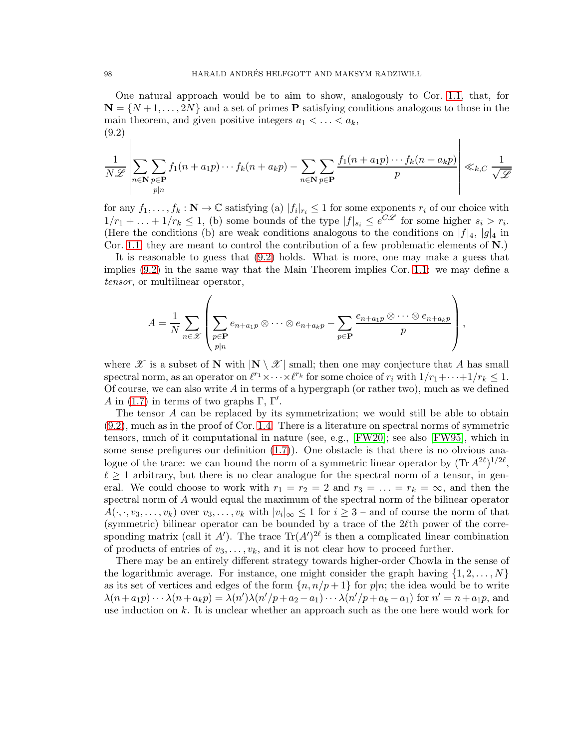One natural approach would be to aim to show, analogously to Cor. 1.1, that, for $\mathbf{N} = \{N+1, \dots, 2N\}$ and a set of primes $\mathbf{P}$ satisfying conditions analogous to those in the main theorem, and given positive integers $a_1 < \dots < a_k$,

(9.2)
$$\frac{1}{N\mathscr{L}} \left| \sum_{n\in\mathbf{N}} \sum_{\substack{p\in\mathbf{P}\\ p|n}} f_1(n+a_1p)\cdots f_k(n+a_kp) - \sum_{n\in\mathbf{N}} \sum_{p\in\mathbf{P}} \frac{f_1(n+a_1p)\cdots f_k(n+a_kp)}{p} \right| \ll_{k,C} \frac{1}{\sqrt{\mathscr{L}}}$$

for any $f_1, \dots, f_k : \mathbf{N} \to \mathbb{C}$ satisfying (a) $|f_i|_{r_i} \leq 1$ for some exponents $r_i$ of our choice with $1/r_1 + \dots + 1/r_k \leq 1$, (b) some bounds of the type $|f|_{s_i} \leq e^{C\mathscr{L}}$ for some higher $s_i > r_i$. (Here the conditions (b) are weak conditions analogous to the conditions on $|f|_4$, $|g|_4$ in Cor. 1.1; they are meant to control the contribution of a few problematic elements of $\mathbf{N}$.)

It is reasonable to guess that (9.2) holds. What is more, one may make a guess that implies (9.2) in the same way that the Main Theorem implies Cor. 1.1: we may define a *tensor*, or multilinear operator,

$$A = \frac{1}{N} \sum_{n\in\mathscr{X}} \left( \sum_{\substack{p\in\mathbf{P}\\ p|n}} e_{n+a_1p} \otimes \cdots \otimes e_{n+a_kp} - \sum_{p\in\mathbf{P}} \frac{e_{n+a_1p} \otimes \cdots \otimes e_{n+a_kp}}{p} \right),$$

where $\mathscr{X}$ is a subset of $\mathbf{N}$ with $|\mathbf{N} \setminus \mathscr{X}|$ small; then one may conjecture that $A$ has small spectral norm, as an operator on $\ell^{r_1} \times \cdots \times \ell^{r_k}$ for some choice of $r_i$ with $1/r_1 + \cdots + 1/r_k \leq 1$. Of course, we can also write $A$ in terms of a hypergraph (or rather two), much as we defined $A$ in (1.7) in terms of two graphs $\Gamma$, $\Gamma'$.

The tensor $A$ can be replaced by its symmetrization; we would still be able to obtain (9.2), much as in the proof of Cor. 1.4. There is a literature on spectral norms of symmetric tensors, much of it computational in nature (see, e.g., [FW20]; see also [FW95], which in some sense prefigures our definition (1.7)). One obstacle is that there is no obvious analogue of the trace: we can bound the norm of a symmetric linear operator by $(\operatorname{Tr} A^{2\ell})^{1/2\ell}$, $\ell \geq 1$ arbitrary, but there is no clear analogue for the spectral norm of a tensor, in general. We could choose to work with $r_1 = r_2 = 2$ and $r_3 = \ldots = r_k = \infty$, and then the spectral norm of $A$ would equal the maximum of the spectral norm of the bilinear operator $A(\cdot, \cdot, v_3, \dots, v_k)$ over $v_3, \dots, v_k$ with $|v_i|_\infty \leq 1$ for $i \geq 3$ – and of course the norm of that (symmetric) bilinear operator can be bounded by a trace of the $2\ell$th power of the corresponding matrix (call it $A'$). The trace $\operatorname{Tr}(A')^{2\ell}$ is then a complicated linear combination of products of entries of $v_3, \dots, v_k$, and it is not clear how to proceed further.

There may be an entirely different strategy towards higher-order Chowla in the sense of the logarithmic average. For instance, one might consider the graph having $\{1, 2, \dots, N\}$ as its set of vertices and edges of the form $\{n, n/p+1\}$ for $p|n$; the idea would be to write $\lambda(n+a_1p)\cdots\lambda(n+a_kp) = \lambda(n')\lambda(n'/p+a_2-a_1)\cdots\lambda(n'/p+a_k-a_1)$ for $n' = n+a_1p$, and use induction on $k$. It is unclear whether an approach such as the one here would work for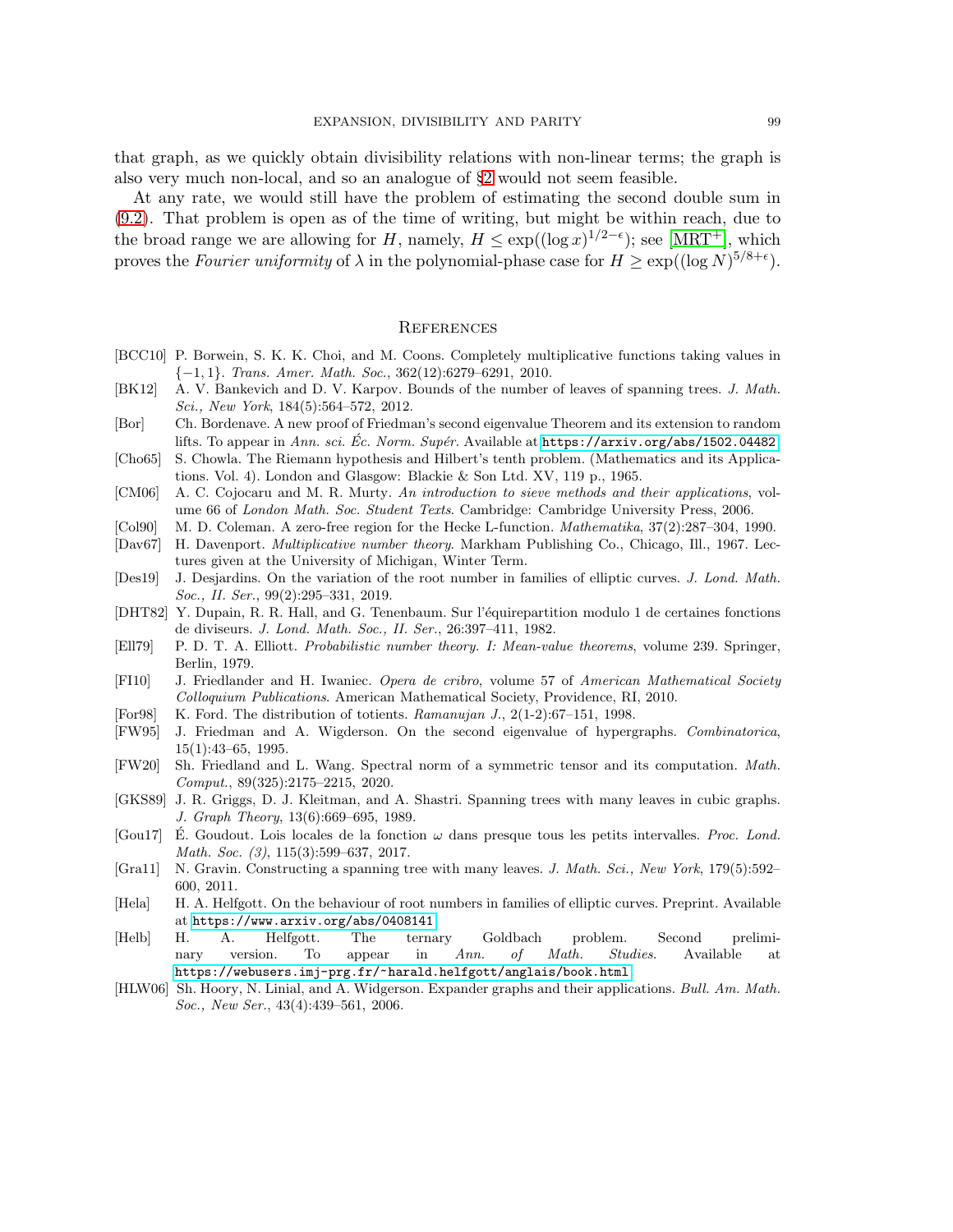that graph, as we quickly obtain divisibility relations with non-linear terms; the graph is also very much non-local, and so an analogue of §2 would not seem feasible.

At any rate, we would still have the problem of estimating the second double sum in (9.2). That problem is open as of the time of writing, but might be within reach, due to the broad range we are allowing for $H$, namely, $H \leq \exp((\log x)^{1/2-\epsilon})$; see [MRT+], which proves the *Fourier uniformity* of $\lambda$ in the polynomial-phase case for $H \geq \exp((\log N)^{5/8+\epsilon})$.

## References

[BCC10] P. Borwein, S. K. K. Choi, and M. Coons. Completely multiplicative functions taking values in $\{-1, 1\}$. *Trans. Amer. Math. Soc.*, 362(12):6279–6291, 2010.

[BK12] A. V. Bankevich and D. V. Karpov. Bounds of the number of leaves of spanning trees. *J. Math. Sci., New York*, 184(5):564–572, 2012.

[Bor] Ch. Bordenave. A new proof of Friedman's second eigenvalue Theorem and its extension to random lifts. To appear in *Ann. sci. Éc. Norm. Supér.* Available at https://arxiv.org/abs/1502.04482.

[Cho65] S. Chowla. The Riemann hypothesis and Hilbert's tenth problem. (Mathematics and its Applications. Vol. 4). London and Glasgow: Blackie & Son Ltd. XV, 119 p., 1965.

[CM06] A. C. Cojocaru and M. R. Murty. *An introduction to sieve methods and their applications*, volume 66 of *London Math. Soc. Student Texts*. Cambridge: Cambridge University Press, 2006.

[Col90] M. D. Coleman. A zero-free region for the Hecke L-function. *Mathematika*, 37(2):287–304, 1990.

[Dav67] H. Davenport. *Multiplicative number theory*. Markham Publishing Co., Chicago, Ill., 1967. Lectures given at the University of Michigan, Winter Term.

[Des19] J. Desjardins. On the variation of the root number in families of elliptic curves. *J. Lond. Math. Soc., II. Ser.*, 99(2):295–331, 2019.

[DHT82] Y. Dupain, R. R. Hall, and G. Tenenbaum. Sur l'équirepartition modulo 1 de certaines fonctions de diviseurs. *J. Lond. Math. Soc., II. Ser.*, 26:397–411, 1982.

[Ell79] P. D. T. A. Elliott. *Probabilistic number theory. I: Mean-value theorems*, volume 239. Springer, Berlin, 1979.

[FI10] J. Friedlander and H. Iwaniec. *Opera de cribro*, volume 57 of *American Mathematical Society Colloquium Publications*. American Mathematical Society, Providence, RI, 2010.

[For98] K. Ford. The distribution of totients. *Ramanujan J.*, 2(1-2):67–151, 1998.

[FW95] J. Friedman and A. Wigderson. On the second eigenvalue of hypergraphs. *Combinatorica*, 15(1):43–65, 1995.

[FW20] Sh. Friedland and L. Wang. Spectral norm of a symmetric tensor and its computation. *Math. Comput.*, 89(325):2175–2215, 2020.

[GKS89] J. R. Griggs, D. J. Kleitman, and A. Shastri. Spanning trees with many leaves in cubic graphs. *J. Graph Theory*, 13(6):669–695, 1989.

[Gou17] É. Goudout. Lois locales de la fonction $\omega$ dans presque tous les petits intervalles. *Proc. Lond. Math. Soc. (3)*, 115(3):599–637, 2017.

[Gra11] N. Gravin. Constructing a spanning tree with many leaves. *J. Math. Sci., New York*, 179(5):592–600, 2011.

[Hela] H. A. Helfgott. On the behaviour of root numbers in families of elliptic curves. Preprint. Available at https://www.arxiv.org/abs/0408141.

[Helb] H. A. Helfgott. The ternary Goldbach problem. Second preliminary version. To appear in *Ann. of Math. Studies*. Available at https://webusers.imj-prg.fr/~harald.helfgott/anglais/book.html.

[HLW06] Sh. Hoory, N. Linial, and A. Widgerson. Expander graphs and their applications. *Bull. Am. Math. Soc., New Ser.*, 43(4):439–561, 2006.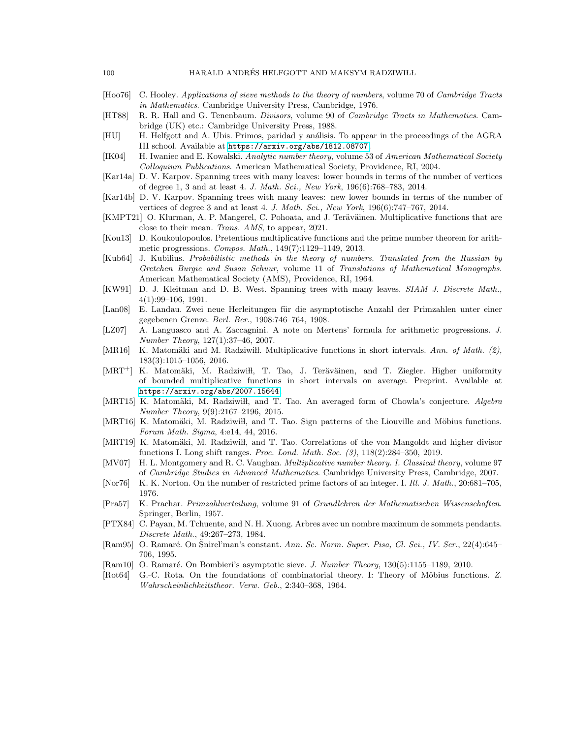[Hoo76] C. Hooley. *Applications of sieve methods to the theory of numbers*, volume 70 of *Cambridge Tracts in Mathematics*. Cambridge University Press, Cambridge, 1976.

[HT88] R. R. Hall and G. Tenenbaum. *Divisors*, volume 90 of *Cambridge Tracts in Mathematics*. Cambridge (UK) etc.: Cambridge University Press, 1988.

[HU] H. Helfgott and A. Ubis. Primos, paridad y análisis. To appear in the proceedings of the AGRA III school. Available at https://arxiv.org/abs/1812.08707.

[IK04] H. Iwaniec and E. Kowalski. *Analytic number theory*, volume 53 of *American Mathematical Society Colloquium Publications*. American Mathematical Society, Providence, RI, 2004.

[Kar14a] D. V. Karpov. Spanning trees with many leaves: lower bounds in terms of the number of vertices of degree 1, 3 and at least 4. *J. Math. Sci., New York*, 196(6):768–783, 2014.

[Kar14b] D. V. Karpov. Spanning trees with many leaves: new lower bounds in terms of the number of vertices of degree 3 and at least 4. *J. Math. Sci., New York*, 196(6):747–767, 2014.

[KMPT21] O. Klurman, A. P. Mangerel, C. Pohoata, and J. Teräväinen. Multiplicative functions that are close to their mean. *Trans. AMS*, to appear, 2021.

[Kou13] D. Koukoulopoulos. Pretentious multiplicative functions and the prime number theorem for arithmetic progressions. *Compos. Math.*, 149(7):1129–1149, 2013.

[Kub64] J. Kubilius. *Probabilistic methods in the theory of numbers. Translated from the Russian by Gretchen Burgie and Susan Schuur*, volume 11 of *Translations of Mathematical Monographs*. American Mathematical Society (AMS), Providence, RI, 1964.

[KW91] D. J. Kleitman and D. B. West. Spanning trees with many leaves. *SIAM J. Discrete Math.*, 4(1):99–106, 1991.

[Lan08] E. Landau. Zwei neue Herleitungen für die asymptotische Anzahl der Primzahlen unter einer gegebenen Grenze. *Berl. Ber.*, 1908:746–764, 1908.

[LZ07] A. Languasco and A. Zaccagnini. A note on Mertens' formula for arithmetic progressions. *J. Number Theory*, 127(1):37–46, 2007.

[MR16] K. Matomäki and M. Radziwiłł. Multiplicative functions in short intervals. *Ann. of Math. (2)*, 183(3):1015–1056, 2016.

[MRT+] K. Matomäki, M. Radziwiłł, T. Tao, J. Teräväinen, and T. Ziegler. Higher uniformity of bounded multiplicative functions in short intervals on average. Preprint. Available at https://arxiv.org/abs/2007.15644.

[MRT15] K. Matomäki, M. Radziwiłł, and T. Tao. An averaged form of Chowla's conjecture. *Algebra Number Theory*, 9(9):2167–2196, 2015.

[MRT16] K. Matomäki, M. Radziwiłł, and T. Tao. Sign patterns of the Liouville and Möbius functions. *Forum Math. Sigma*, 4:e14, 44, 2016.

[MRT19] K. Matomäki, M. Radziwiłł, and T. Tao. Correlations of the von Mangoldt and higher divisor functions I. Long shift ranges. *Proc. Lond. Math. Soc. (3)*, 118(2):284–350, 2019.

[MV07] H. L. Montgomery and R. C. Vaughan. *Multiplicative number theory. I. Classical theory*, volume 97 of *Cambridge Studies in Advanced Mathematics*. Cambridge University Press, Cambridge, 2007.

[Nor76] K. K. Norton. On the number of restricted prime factors of an integer. I. *Ill. J. Math.*, 20:681–705, 1976.

[Pra57] K. Prachar. *Primzahlverteilung*, volume 91 of *Grundlehren der Mathematischen Wissenschaften*. Springer, Berlin, 1957.

[PTX84] C. Payan, M. Tchuente, and N. H. Xuong. Arbres avec un nombre maximum de sommets pendants. *Discrete Math.*, 49:267–273, 1984.

[Ram95] O. Ramaré. On Šnirel'man's constant. *Ann. Sc. Norm. Super. Pisa, Cl. Sci., IV. Ser.*, 22(4):645–706, 1995.

[Ram10] O. Ramaré. On Bombieri's asymptotic sieve. *J. Number Theory*, 130(5):1155–1189, 2010.

[Rot64] G.-C. Rota. On the foundations of combinatorial theory. I: Theory of Möbius functions. *Z. Wahrscheinlichkeitstheor. Verw. Geb.*, 2:340–368, 1964.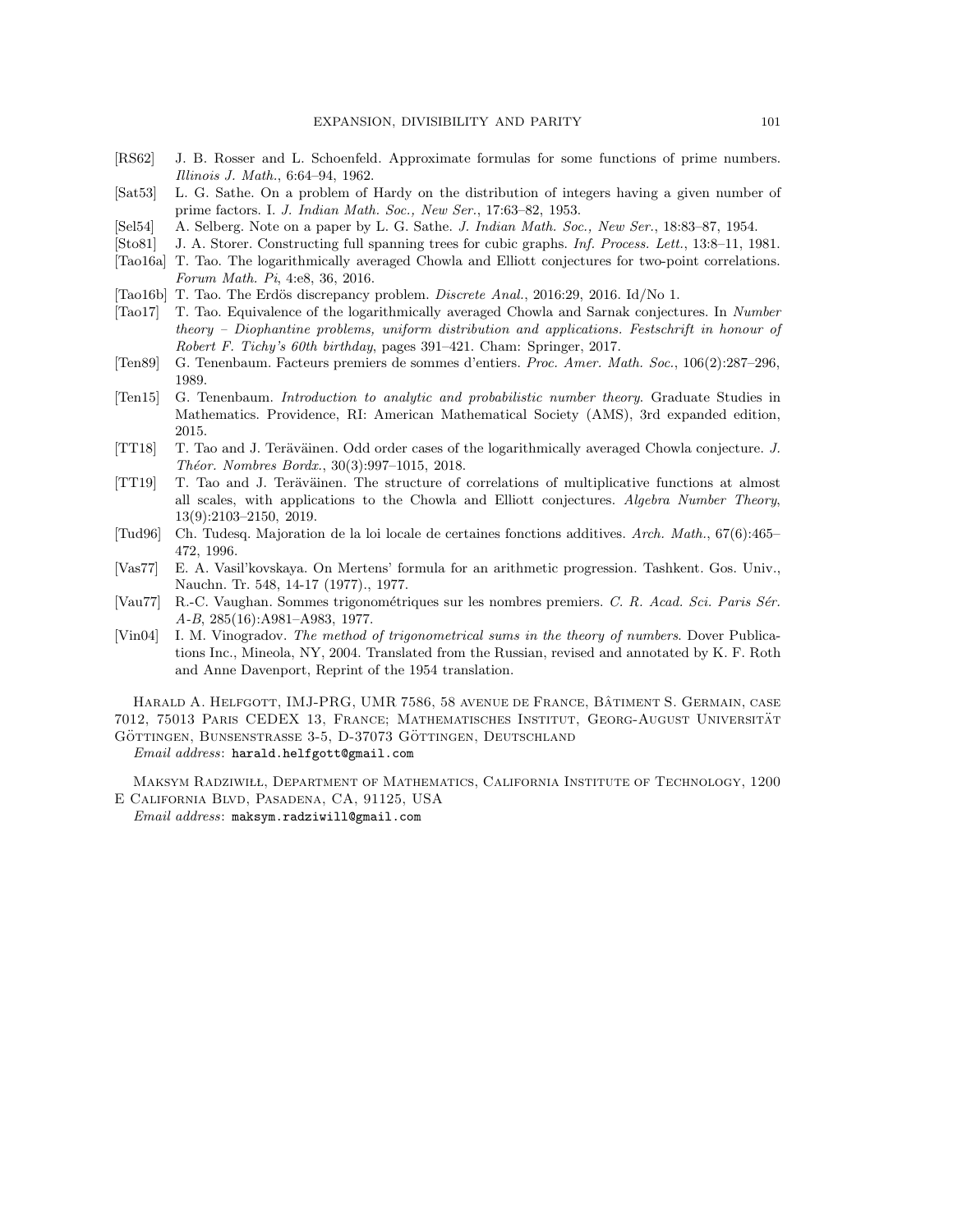[RS62] J. B. Rosser and L. Schoenfeld. Approximate formulas for some functions of prime numbers. *Illinois J. Math.*, 6:64–94, 1962.

[Sat53] L. G. Sathe. On a problem of Hardy on the distribution of integers having a given number of prime factors. I. *J. Indian Math. Soc., New Ser.*, 17:63–82, 1953.

[Sel54] A. Selberg. Note on a paper by L. G. Sathe. *J. Indian Math. Soc., New Ser.*, 18:83–87, 1954.

[Sto81] J. A. Storer. Constructing full spanning trees for cubic graphs. *Inf. Process. Lett.*, 13:8–11, 1981.

[Tao16a] T. Tao. The logarithmically averaged Chowla and Elliott conjectures for two-point correlations. *Forum Math. Pi*, 4:e8, 36, 2016.

[Tao16b] T. Tao. The Erdös discrepancy problem. *Discrete Anal.*, 2016:29, 2016. Id/No 1.

[Tao17] T. Tao. Equivalence of the logarithmically averaged Chowla and Sarnak conjectures. In *Number theory – Diophantine problems, uniform distribution and applications. Festschrift in honour of Robert F. Tichy's 60th birthday*, pages 391–421. Cham: Springer, 2017.

[Ten89] G. Tenenbaum. Facteurs premiers de sommes d'entiers. *Proc. Amer. Math. Soc.*, 106(2):287–296, 1989.

[Ten15] G. Tenenbaum. *Introduction to analytic and probabilistic number theory*. Graduate Studies in Mathematics. Providence, RI: American Mathematical Society (AMS), 3rd expanded edition, 2015.

[TT18] T. Tao and J. Teräväinen. Odd order cases of the logarithmically averaged Chowla conjecture. *J. Théor. Nombres Bordx.*, 30(3):997–1015, 2018.

[TT19] T. Tao and J. Teräväinen. The structure of correlations of multiplicative functions at almost all scales, with applications to the Chowla and Elliott conjectures. *Algebra Number Theory*, 13(9):2103–2150, 2019.

[Tud96] Ch. Tudesq. Majoration de la loi locale de certaines fonctions additives. *Arch. Math.*, 67(6):465–472, 1996.

[Vas77] E. A. Vasil'kovskaya. On Mertens' formula for an arithmetic progression. Tashkent. Gos. Univ., Nauchn. Tr. 548, 14-17 (1977)., 1977.

[Vau77] R.-C. Vaughan. Sommes trigonométriques sur les nombres premiers. *C. R. Acad. Sci. Paris Sér. A-B*, 285(16):A981–A983, 1977.

[Vin04] I. M. Vinogradov. *The method of trigonometrical sums in the theory of numbers*. Dover Publications Inc., Mineola, NY, 2004. Translated from the Russian, revised and annotated by K. F. Roth and Anne Davenport, Reprint of the 1954 translation.

Harald A. Helfgott, IMJ-PRG, UMR 7586, 58 avenue de France, Bâtiment S. Germain, case 7012, 75013 Paris CEDEX 13, France; Mathematisches Institut, Georg-August Universität Göttingen, Bunsenstrasse 3-5, D-37073 Göttingen, Deutschland

*Email address*: harald.helfgott@gmail.com

Maksym Radziwiłł, Department of Mathematics, California Institute of Technology, 1200 E California Blvd, Pasadena, CA, 91125, USA

*Email address*: maksym.radziwill@gmail.com